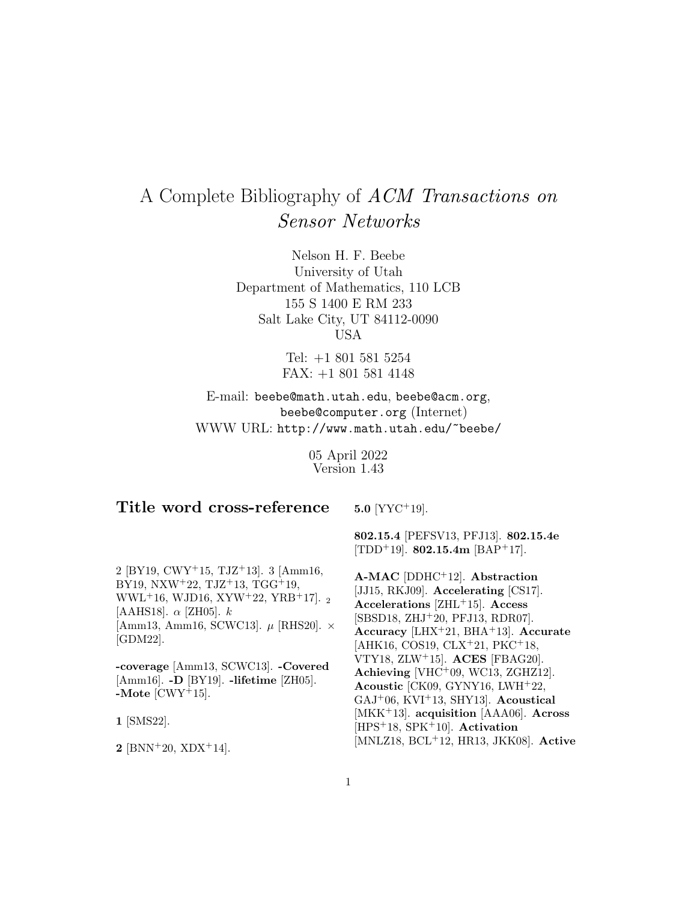# A Complete Bibliography of *ACM Transactions on Sensor Networks*

Nelson H. F. Beebe
University of Utah
Department of Mathematics, 110 LCB
155 S 1400 E RM 233
Salt Lake City, UT 84112-0090
USA

Tel: +1 801 581 5254
FAX: +1 801 581 4148

E-mail: `beebe@math.utah.edu`, `beebe@acm.org`, `beebe@computer.org` (Internet)
WWW URL: `http://www.math.utah.edu/~beebe/`

05 April 2022
Version 1.43

## Title word cross-reference

2 [BY19, CWY+15, TJZ+13]. 3 [Amm16, BY19, NXW+22, TJZ+13, TGG+19, WWL+16, WJD16, XYW+22, YRB+17]. $_2$ [AAHS18]. $\alpha$ [ZH05]. $k$ [Amm13, Amm16, SCWC13]. $\mu$ [RHS20]. $\times$ [GDM22].

**-coverage** [Amm13, SCWC13]. **-Covered** [Amm16]. **-D** [BY19]. **-lifetime** [ZH05]. **-Mote** [CWY+15].

**1** [SMS22].

**2** [BNN+20, XDX+14].

**5.0** [YYC+19].

**802.15.4** [PEFSV13, PFJ13]. **802.15.4e** [TDD+19]. **802.15.4m** [BAP+17].

**A-MAC** [DDHC+12]. **Abstraction** [JJ15, RKJ09]. **Accelerating** [CS17]. **Accelerations** [ZHL+15]. **Access** [SBSD18, ZHJ+20, PFJ13, RDR07]. **Accuracy** [LHX+21, BHA+13]. **Accurate** [AHK16, COS19, CLX+21, PKC+18, VTY18, ZLW+15]. **ACES** [FBAG20]. **Achieving** [VHC+09, WC13, ZGHZ12]. **Acoustic** [CK09, GYNY16, LWH+22, GAJ+06, KVI+13, SHY13]. **Acoustical** [MKK+13]. **acquisition** [AAA06]. **Across** [HPS+18, SPK+10]. **Activation** [MNLZ18, BCL+12, HR13, JKK08]. **Active**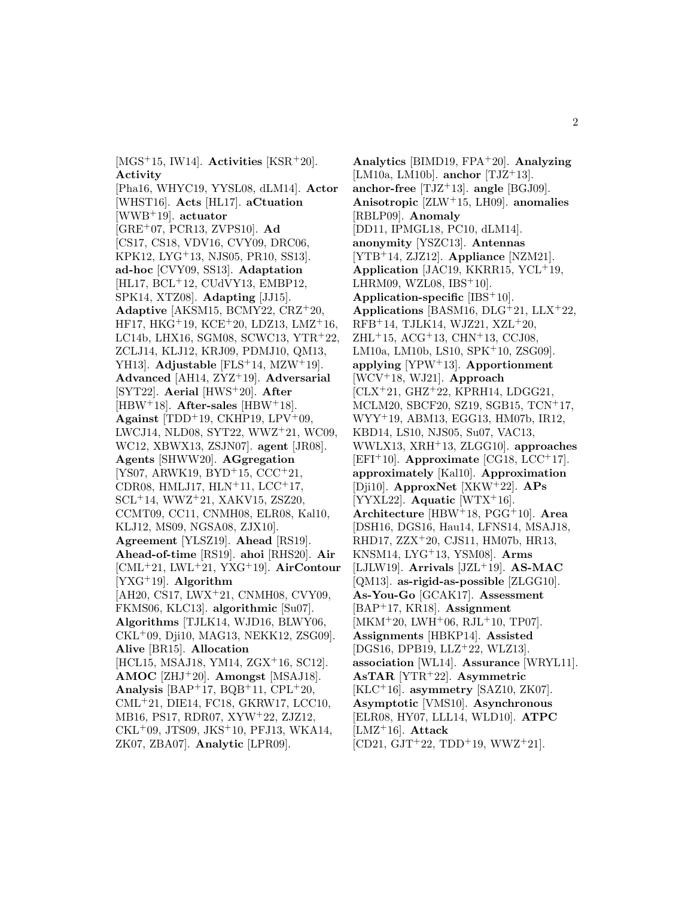[MGS+15, IW14]. **Activities** [KSR+20]. **Activity** [Pha16, WHYC19, YYSL08, dLM14]. **Actor** [WHST16]. **Acts** [HL17]. **aCtuation** [WWB+19]. **actuator** [GRE+07, PCR13, ZVPS10]. **Ad** [CS17, CS18, VDV16, CVY09, DRC06, KPK12, LYG+13, NJS05, PR10, SS13]. **ad-hoc** [CVY09, SS13]. **Adaptation** [HL17, BCL+12, CUdVY13, EMBP12, SPK14, XTZ08]. **Adapting** [JJ15]. **Adaptive** [AKSM15, BCMY22, CRZ+20, HF17, HKG+19, KCE+20, LDZ13, LMZ+16, LC14b, LHX16, SGM08, SCWC13, YTR+22, ZCLJ14, KLJ12, KRJ09, PDMJ10, QM13, YH13]. **Adjustable** [FLS+14, MZW+19]. **Advanced** [AH14, ZYZ+19]. **Adversarial** [SYT22]. **Aerial** [HWS+20]. **After** [HBW+18]. **After-sales** [HBW+18]. **Against** [TDD+19, CKHP19, LPV+09, LWCJ14, NLD08, SYT22, WWZ+21, WC09, WC12, XBWX13, ZSJN07]. **agent** [JR08]. **Agents** [SHWW20]. **AGgregation** [YS07, ARWK19, BYD+15, CCC+21, CDR08, HMLJ17, HLN+11, LCC+17, SCL+14, WWZ+21, XAKV15, ZSZ20, CCMT09, CC11, CNMH08, ELR08, Kal10, KLJ12, MS09, NGSA08, ZJX10]. **Agreement** [YLSZ19]. **Ahead** [RS19]. **Ahead-of-time** [RS19]. **ahoi** [RHS20]. **Air** [CML+21, LWL+21, YXG+19]. **AirContour** [YXG+19]. **Algorithm** [AH20, CS17, LWX+21, CNMH08, CVY09, FKMS06, KLC13]. **algorithmic** [Su07]. **Algorithms** [TJLK14, WJD16, BLWY06, CKL+09, Dji10, MAG13, NEKK12, ZSG09]. **Alive** [BR15]. **Allocation** [HCL15, MSAJ18, YM14, ZGX+16, SC12]. **AMOC** [ZHJ+20]. **Amongst** [MSAJ18]. **Analysis** [BAP+17, BQB+11, CPL+20, CML+21, DIE14, FC18, GKRW17, LCC10, MB16, PS17, RDR07, XYW+22, ZJZ12, CKL+09, JTS09, JKS+10, PFJ13, WKA14, ZK07, ZBA07]. **Analytic** [LPR09]. **Analytics** [BIMD19, FPA+20]. **Analyzing** [LM10a, LM10b]. **anchor** [TJZ+13]. **anchor-free** [TJZ+13]. **angle** [BGJ09]. **Anisotropic** [ZLW+15, LH09]. **anomalies** [RBLP09]. **Anomaly** [DD11, IPMGL18, PC10, dLM14]. **anonymity** [YSZC13]. **Antennas** [YTB+14, ZJZ12]. **Appliance** [NZM21]. **Application** [JAC19, KKRR15, YCL+19, LHRM09, WZL08, IBS+10]. **Application-specific** [IBS+10]. **Applications** [BASM16, DLG+21, LLX+22, RFB+14, TJLK14, WJZ21, XZL+20, ZHL+15, ACG+13, CHN+13, CCJ08, LM10a, LM10b, LS10, SPK+10, ZSG09]. **applying** [YPW+13]. **Apportionment** [WCV+18, WJ21]. **Approach** [CLX+21, GHZ+22, KPRH14, LDGG21, MCLM20, SBCF20, SZ19, SGB15, TCN+17, WYY+19, ABM13, EGG13, HM07b, IR12, KBD14, LS10, NJS05, Su07, VAC13, WWLX13, XRH+13, ZLGG10]. **approaches** [EFI+10]. **Approximate** [CG18, LCC+17]. **approximately** [Kal10]. **Approximation** [Dji10]. **ApproxNet** [XKW+22]. **APs** [YYXL22]. **Aquatic** [WTX+16]. **Architecture** [HBW+18, PGG+10]. **Area** [DSH16, DGS16, Hau14, LFNS14, MSAJ18, RHD17, ZZX+20, CJS11, HM07b, HR13, KNSM14, LYG+13, YSM08]. **Arms** [LJLW19]. **Arrivals** [JZL+19]. **AS-MAC** [QM13]. **as-rigid-as-possible** [ZLGG10]. **As-You-Go** [GCAK17]. **Assessment** [BAP+17, KR18]. **Assignment** [MKM+20, LWH+06, RJL+10, TP07]. **Assignments** [HBKP14]. **Assisted** [DGS16, DPB19, LLZ+22, WLZ13]. **association** [WL14]. **Assurance** [WRYL11]. **AsTAR** [YTR+22]. **Asymmetric** [KLC+16]. **asymmetry** [SAZ10, ZK07]. **Asymptotic** [VMS10]. **Asynchronous** [ELR08, HY07, LLL14, WLD10]. **ATPC** [LMZ+16]. **Attack** [CD21, GJT+22, TDD+19, WWZ+21].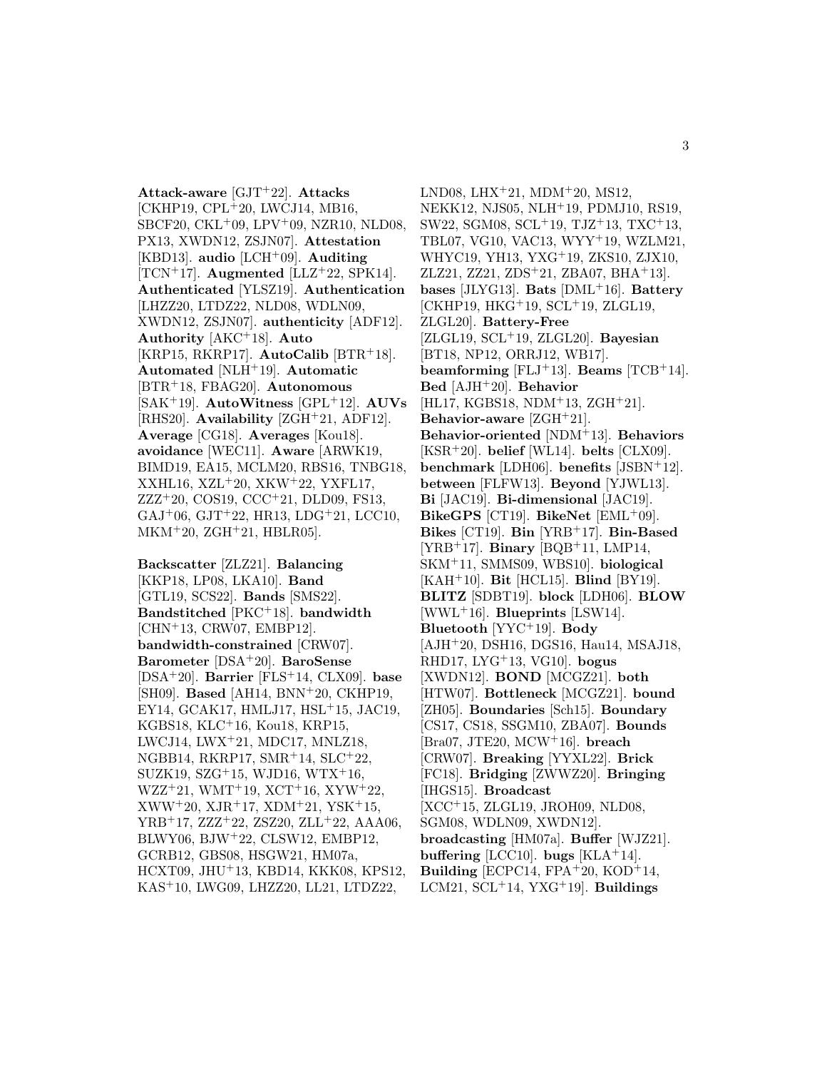**Attack-aware** [GJT[+]22]. **Attacks** [CKHP19, CPL[+]20, LWCJ14, MB16, SBCF20, CKL[+]09, LPV[+]09, NZR10, NLD08, PX13, XWDN12, ZSJN07]. **Attestation** [KBD13]. **audio** [LCH[+]09]. **Auditing** [TCN[+]17]. **Augmented** [LLZ[+]22, SPK14]. **Authenticated** [YLSZ19]. **Authentication** [LHZZ20, LTDZ22, NLD08, WDLN09, XWDN12, ZSJN07]. **authenticity** [ADF12]. **Authority** [AKC[+]18]. **Auto** [KRP15, RKRP17]. **AutoCalib** [BTR[+]18]. **Automated** [NLH[+]19]. **Automatic** [BTR[+]18, FBAG20]. **Autonomous** [SAK[+]19]. **AutoWitness** [GPL[+]12]. **AUVs** [RHS20]. **Availability** [ZGH[+]21, ADF12]. **Average** [CG18]. **Averages** [Kou18]. **avoidance** [WEC11]. **Aware** [ARWK19, BIMD19, EA15, MCLM20, RBS16, TNBG18, XXHL16, XZL[+]20, XKW[+]22, YXFL17, ZZZ[+]20, COS19, CCC[+]21, DLD09, FS13, GAJ[+]06, GJT[+]22, HR13, LDG[+]21, LCC10, MKM[+]20, ZGH[+]21, HBLR05].

**Backscatter** [ZLZ21]. **Balancing** [KKP18, LP08, LKA10]. **Band** [GTL19, SCS22]. **Bands** [SMS22]. **Bandstitched** [PKC[+]18]. **bandwidth** [CHN[+]13, CRW07, EMBP12]. **bandwidth-constrained** [CRW07]. **Barometer** [DSA[+]20]. **BaroSense** [DSA[+]20]. **Barrier** [FLS[+]14, CLX09]. **base** [SH09]. **Based** [AH14, BNN[+]20, CKHP19, EY14, GCAK17, HMLJ17, HSL[+]15, JAC19, KGBS18, KLC[+]16, Kou18, KRP15, LWCJ14, LWX[+]21, MDC17, MNLZ18, NGBB14, RKRP17, SMR[+]14, SLC[+]22, SUZK19, SZG[+]15, WJD16, WTX[+]16, WZZ[+]21, WMT[+]19, XCT[+]16, XYW[+]22, XWW[+]20, XJR[+]17, XDM[+]21, YSK[+]15, YRB[+]17, ZZZ[+]22, ZSZ20, ZLL[+]22, AAA06, BLWY06, BJW[+]22, CLSW12, EMBP12, GCRB12, GBS08, HSGW21, HM07a, HCXT09, JHU[+]13, KBD14, KKK08, KPS12, KAS[+]10, LWG09, LHZZ20, LL21, LTDZ22, LND08, LHX[+]21, MDM[+]20, MS12, NEKK12, NJS05, NLH[+]19, PDMJ10, RS19, SW22, SGM08, SCL[+]19, TJZ[+]13, TXC[+]13, TBL07, VG10, VAC13, WYY[+]19, WZLM21, WHYC19, YH13, YXG[+]19, ZKS10, ZJX10, ZLZ21, ZZ21, ZDS[+]21, ZBA07, BHA[+]13]. **bases** [JLYG13]. **Bats** [DML[+]16]. **Battery** [CKHP19, HKG[+]19, SCL[+]19, ZLGL19, ZLGL20]. **Battery-Free** [ZLGL19, SCL[+]19, ZLGL20]. **Bayesian** [BT18, NP12, ORRJ12, WB17]. **beamforming** [FLJ[+]13]. **Beams** [TCB[+]14]. **Bed** [AJH[+]20]. **Behavior** [HL17, KGBS18, NDM[+]13, ZGH[+]21]. **Behavior-aware** [ZGH[+]21]. **Behavior-oriented** [NDM[+]13]. **Behaviors** [KSR[+]20]. **belief** [WL14]. **belts** [CLX09]. **benchmark** [LDH06]. **benefits** [JSBN[+]12]. **between** [FLFW13]. **Beyond** [YJWL13]. **Bi** [JAC19]. **Bi-dimensional** [JAC19]. **BikeGPS** [CT19]. **BikeNet** [EML[+]09]. **Bikes** [CT19]. **Bin** [YRB[+]17]. **Bin-Based** [YRB[+]17]. **Binary** [BQB[+]11, LMP14, SKM[+]11, SMMS09, WBS10]. **biological** [KAH[+]10]. **Bit** [HCL15]. **Blind** [BY19]. **BLITZ** [SDBT19]. **block** [LDH06]. **BLOW** [WWL[+]16]. **Blueprints** [LSW14]. **Bluetooth** [YYC[+]19]. **Body** [AJH[+]20, DSH16, DGS16, Hau14, MSAJ18, RHD17, LYG[+]13, VG10]. **bogus** [XWDN12]. **BOND** [MCGZ21]. **both** [HTW07]. **Bottleneck** [MCGZ21]. **bound** [ZH05]. **Boundaries** [Sch15]. **Boundary** [CS17, CS18, SSGM10, ZBA07]. **Bounds** [Bra07, JTE20, MCW[+]16]. **breach** [CRW07]. **Breaking** [YYXL22]. **Brick** [FC18]. **Bridging** [ZWWZ20]. **Bringing** [IHGS15]. **Broadcast** [XCC[+]15, ZLGL19, JROH09, NLD08, SGM08, WDLN09, XWDN12]. **broadcasting** [HM07a]. **Buffer** [WJZ21]. **buffering** [LCC10]. **bugs** [KLA[+]14]. **Building** [ECPC14, FPA[+]20, KOD[+]14, LCM21, SCL[+]14, YXG[+]19]. **Buildings**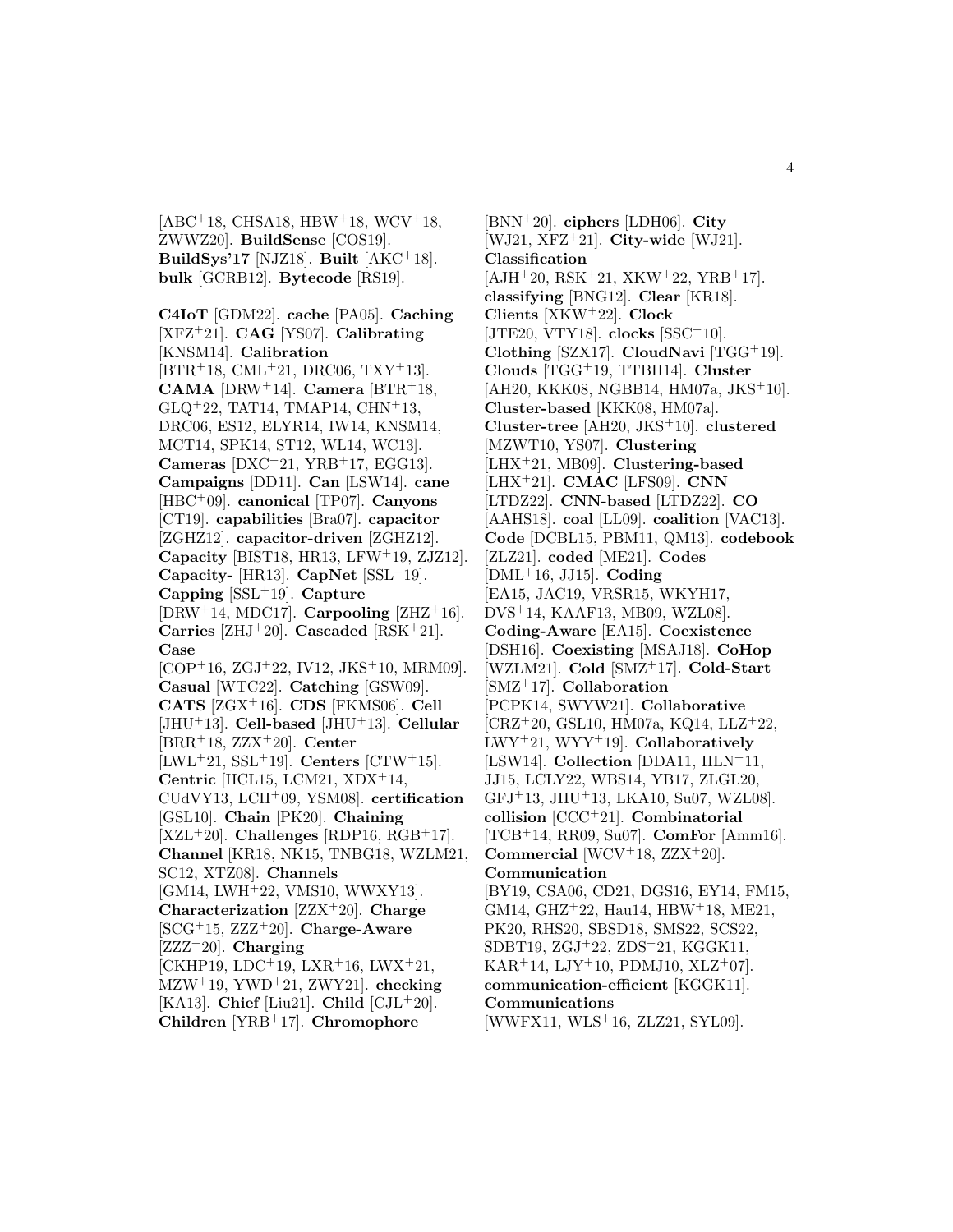[ABC[+]18, CHSA18, HBW[+]18, WCV[+]18, ZWWZ20]. **BuildSense** [COS19]. **BuildSys'17** [NJZ18]. **Built** [AKC[+]18]. **bulk** [GCRB12]. **Bytecode** [RS19].

**C4IoT** [GDM22]. **cache** [PA05]. **Caching** [XFZ[+]21]. **CAG** [YS07]. **Calibrating** [KNSM14]. **Calibration** [BTR[+]18, CML[+]21, DRC06, TXY[+]13]. **CAMA** [DRW[+]14]. **Camera** [BTR[+]18, GLQ[+]22, TAT14, TMAP14, CHN[+]13, DRC06, ES12, ELYR14, IW14, KNSM14, MCT14, SPK14, ST12, WL14, WC13]. **Cameras** [DXC[+]21, YRB[+]17, EGG13]. **Campaigns** [DD11]. **Can** [LSW14]. **cane** [HBC[+]09]. **canonical** [TP07]. **Canyons** [CT19]. **capabilities** [Bra07]. **capacitor** [ZGHZ12]. **capacitor-driven** [ZGHZ12]. **Capacity** [BIST18, HR13, LFW[+]19, ZJZ12]. **Capacity-** [HR13]. **CapNet** [SSL[+]19]. **Capping** [SSL[+]19]. **Capture** [DRW[+]14, MDC17]. **Carpooling** [ZHZ[+]16]. **Carries** [ZHJ[+]20]. **Cascaded** [RSK[+]21]. **Case** [COP[+]16, ZGJ[+]22, IV12, JKS[+]10, MRM09]. **Casual** [WTC22]. **Catching** [GSW09]. **CATS** [ZGX[+]16]. **CDS** [FKMS06]. **Cell** [JHU[+]13]. **Cell-based** [JHU[+]13]. **Cellular** [BRR[+]18, ZZX[+]20]. **Center** [LWL[+]21, SSL[+]19]. **Centers** [CTW[+]15]. **Centric** [HCL15, LCM21, XDX[+]14, CUdVY13, LCH[+]09, YSM08]. **certification** [GSL10]. **Chain** [PK20]. **Chaining** [XZL[+]20]. **Challenges** [RDP16, RGB[+]17]. **Channel** [KR18, NK15, TNBG18, WZLM21, SC12, XTZ08]. **Channels** [GM14, LWH[+]22, VMS10, WWXY13]. **Characterization** [ZZX[+]20]. **Charge** [SCG[+]15, ZZZ[+]20]. **Charge-Aware** [ZZZ[+]20]. **Charging** [CKHP19, LDC[+]19, LXR[+]16, LWX[+]21, MZW[+]19, YWD[+]21, ZWY21]. **checking** [KA13]. **Chief** [Liu21]. **Child** [CJL[+]20]. **Children** [YRB[+]17]. **Chromophore** [BNN[+]20]. **ciphers** [LDH06]. **City** [WJ21, XFZ[+]21]. **City-wide** [WJ21]. **Classification** [AJH[+]20, RSK[+]21, XKW[+]22, YRB[+]17]. **classifying** [BNG12]. **Clear** [KR18]. **Clients** [XKW[+]22]. **Clock** [JTE20, VTY18]. **clocks** [SSC[+]10]. **Clothing** [SZX17]. **CloudNavi** [TGG[+]19]. **Clouds** [TGG[+]19, TTBH14]. **Cluster** [AH20, KKK08, NGBB14, HM07a, JKS[+]10]. **Cluster-based** [KKK08, HM07a]. **Cluster-tree** [AH20, JKS[+]10]. **clustered** [MZWT10, YS07]. **Clustering** [LHX[+]21, MB09]. **Clustering-based** [LHX[+]21]. **CMAC** [LFS09]. **CNN** [LTDZ22]. **CNN-based** [LTDZ22]. **CO** [AAHS18]. **coal** [LL09]. **coalition** [VAC13]. **Code** [DCBL15, PBM11, QM13]. **codebook** [ZLZ21]. **coded** [ME21]. **Codes** [DML[+]16, JJ15]. **Coding** [EA15, JAC19, VRSR15, WKYH17, DVS[+]14, KAAF13, MB09, WZL08]. **Coding-Aware** [EA15]. **Coexistence** [DSH16]. **Coexisting** [MSAJ18]. **CoHop** [WZLM21]. **Cold** [SMZ[+]17]. **Cold-Start** [SMZ[+]17]. **Collaboration** [PCPK14, SWYW21]. **Collaborative** [CRZ[+]20, GSL10, HM07a, KQ14, LLZ[+]22, LWY[+]21, WYY[+]19]. **Collaboratively** [LSW14]. **Collection** [DDA11, HLN[+]11, JJ15, LCLY22, WBS14, YB17, ZLGL20, GFJ[+]13, JHU[+]13, LKA10, Su07, WZL08]. **collision** [CCC[+]21]. **Combinatorial** [TCB[+]14, RR09, Su07]. **ComFor** [Amm16]. **Commercial** [WCV[+]18, ZZX[+]20]. **Communication** [BY19, CSA06, CD21, DGS16, EY14, FM15, GM14, GHZ[+]22, Hau14, HBW[+]18, ME21, PK20, RHS20, SBSD18, SMS22, SCS22, SDBT19, ZGJ[+]22, ZDS[+]21, KGGK11, KAR[+]14, LJY[+]10, PDMJ10, XLZ[+]07]. **communication-efficient** [KGGK11]. **Communications** [WWFX11, WLS[+]16, ZLZ21, SYL09].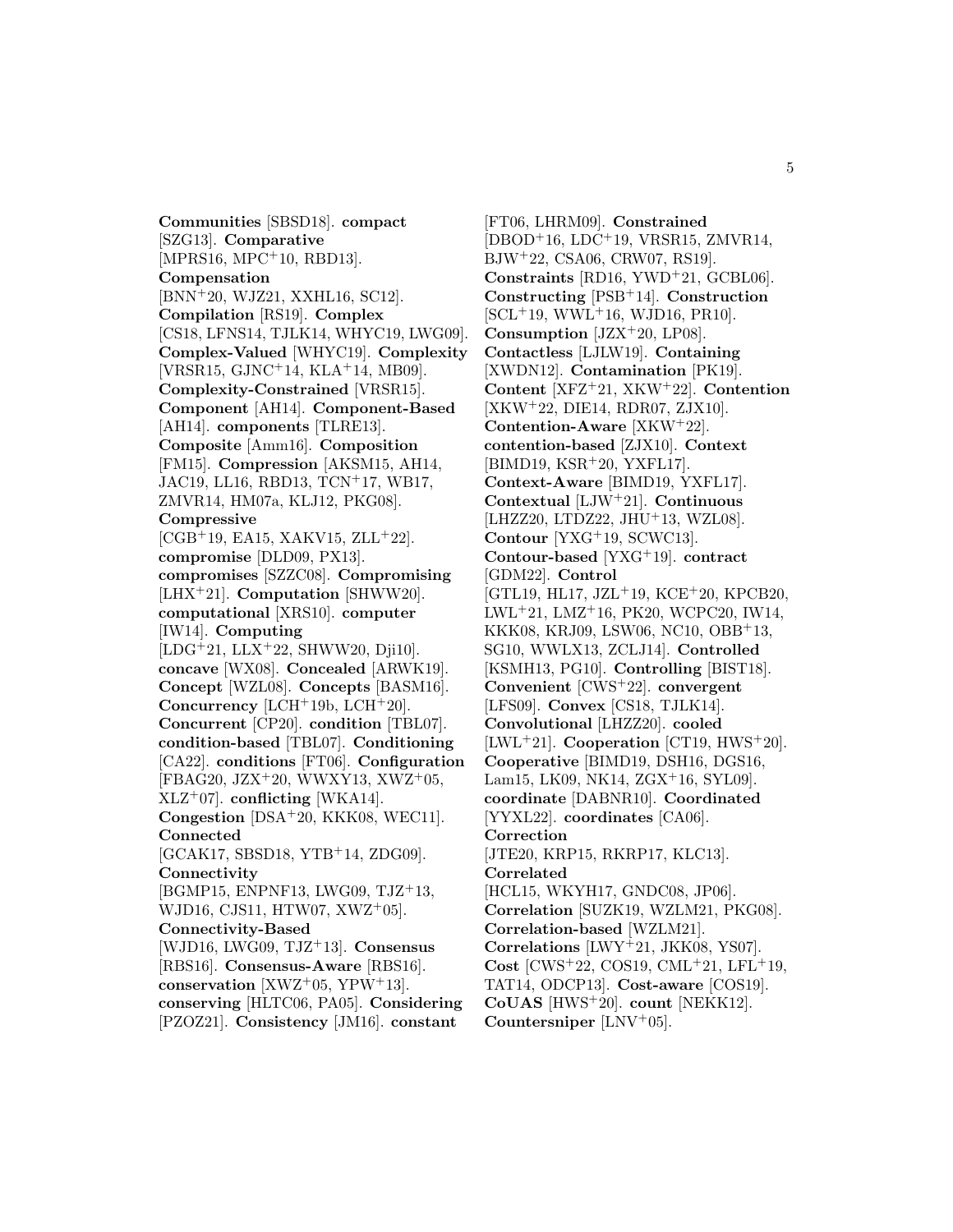**Communities** [SBSD18]. **compact** [SZG13]. **Comparative** [MPRS16, MPC+10, RBD13]. **Compensation** [BNN+20, WJZ21, XXHL16, SC12]. **Compilation** [RS19]. **Complex** [CS18, LFNS14, TJLK14, WHYC19, LWG09]. **Complex-Valued** [WHYC19]. **Complexity** [VRSR15, GJNC+14, KLA+14, MB09]. **Complexity-Constrained** [VRSR15]. **Component** [AH14]. **Component-Based** [AH14]. **components** [TLRE13]. **Composite** [Amm16]. **Composition** [FM15]. **Compression** [AKSM15, AH14, JAC19, LL16, RBD13, TCN+17, WB17, ZMVR14, HM07a, KLJ12, PKG08]. **Compressive** [CGB+19, EA15, XAKV15, ZLL+22]. **compromise** [DLD09, PX13]. **compromises** [SZZC08]. **Compromising** [LHX+21]. **Computation** [SHWW20]. **computational** [XRS10]. **computer** [IW14]. **Computing** [LDG+21, LLX+22, SHWW20, Dji10]. **concave** [WX08]. **Concealed** [ARWK19]. **Concept** [WZL08]. **Concepts** [BASM16]. **Concurrency** [LCH+19b, LCH+20]. **Concurrent** [CP20]. **condition** [TBL07]. **condition-based** [TBL07]. **Conditioning** [CA22]. **conditions** [FT06]. **Configuration** [FBAG20, JZX+20, WWXY13, XWZ+05, XLZ+07]. **conflicting** [WKA14]. **Congestion** [DSA+20, KKK08, WEC11]. **Connected** [GCAK17, SBSD18, YTB+14, ZDG09]. **Connectivity** [BGMP15, ENPNF13, LWG09, TJZ+13, WJD16, CJS11, HTW07, XWZ+05]. **Connectivity-Based** [WJD16, LWG09, TJZ+13]. **Consensus** [RBS16]. **Consensus-Aware** [RBS16]. **conservation** [XWZ+05, YPW+13]. **conserving** [HLTC06, PA05]. **Considering** [PZOZ21]. **Consistency** [JM16]. **constant** [FT06, LHRM09]. **Constrained** [DBOD+16, LDC+19, VRSR15, ZMVR14, BJW+22, CSA06, CRW07, RS19]. **Constraints** [RD16, YWD+21, GCBL06]. **Constructing** [PSB+14]. **Construction** [SCL+19, WWL+16, WJD16, PR10]. **Consumption** [JZX+20, LP08]. **Contactless** [LJLW19]. **Containing** [XWDN12]. **Contamination** [PK19]. **Content** [XFZ+21, XKW+22]. **Contention** [XKW+22, DIE14, RDR07, ZJX10]. **Contention-Aware** [XKW+22]. **contention-based** [ZJX10]. **Context** [BIMD19, KSR+20, YXFL17]. **Context-Aware** [BIMD19, YXFL17]. **Contextual** [LJW+21]. **Continuous** [LHZZ20, LTDZ22, JHU+13, WZL08]. **Contour** [YXG+19, SCWC13]. **Contour-based** [YXG+19]. **contract** [GDM22]. **Control** [GTL19, HL17, JZL+19, KCE+20, KPCB20, LWL+21, LMZ+16, PK20, WCPC20, IW14, KKK08, KRJ09, LSW06, NC10, OBB+13, SG10, WWLX13, ZCLJ14]. **Controlled** [KSMH13, PG10]. **Controlling** [BIST18]. **Convenient** [CWS+22]. **convergent** [LFS09]. **Convex** [CS18, TJLK14]. **Convolutional** [LHZZ20]. **cooled** [LWL+21]. **Cooperation** [CT19, HWS+20]. **Cooperative** [BIMD19, DSH16, DGS16, Lam15, LK09, NK14, ZGX+16, SYL09]. **coordinate** [DABNR10]. **Coordinated** [YYXL22]. **coordinates** [CA06]. **Correction** [JTE20, KRP15, RKRP17, KLC13]. **Correlated** [HCL15, WKYH17, GNDC08, JP06]. **Correlation** [SUZK19, WZLM21, PKG08]. **Correlation-based** [WZLM21]. **Correlations** [LWY+21, JKK08, YS07]. **Cost** [CWS+22, COS19, CML+21, LFL+19, TAT14, ODCP13]. **Cost-aware** [COS19]. **CoUAS** [HWS+20]. **count** [NEKK12]. **Countersniper** [LNV+05].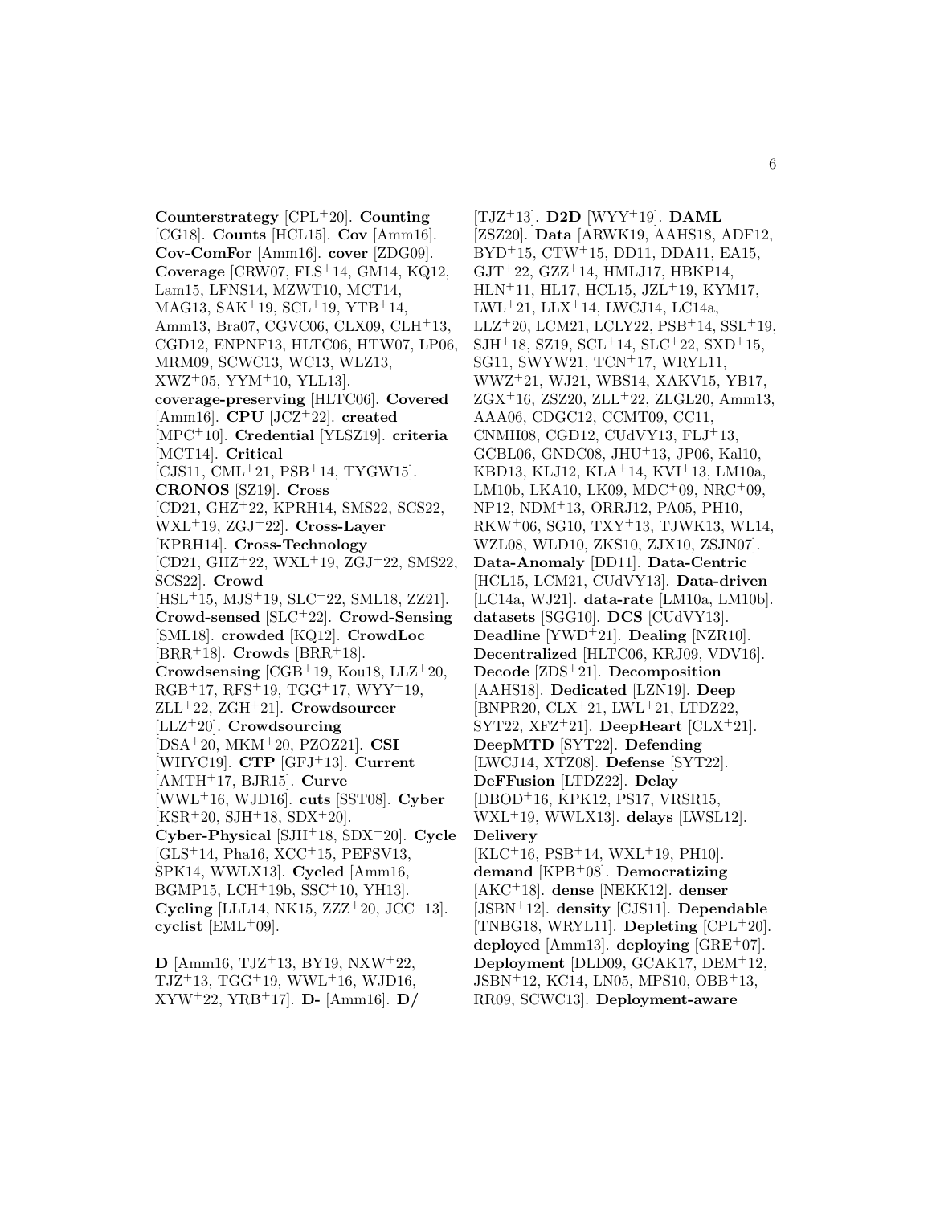**Counterstrategy** [CPL+20]. **Counting** [CG18]. **Counts** [HCL15]. **Cov** [Amm16]. **Cov-ComFor** [Amm16]. **cover** [ZDG09]. **Coverage** [CRW07, FLS+14, GM14, KQ12, Lam15, LFNS14, MZWT10, MCT14, MAG13, SAK+19, SCL+19, YTB+14, Amm13, Bra07, CGVC06, CLX09, CLH+13, CGD12, ENPNF13, HLTC06, HTW07, LP06, MRM09, SCWC13, WC13, WLZ13, XWZ+05, YYM+10, YLL13]. **coverage-preserving** [HLTC06]. **Covered** [Amm16]. **CPU** [JCZ+22]. **created** [MPC+10]. **Credential** [YLSZ19]. **criteria** [MCT14]. **Critical** [CJS11, CML+21, PSB+14, TYGW15]. **CRONOS** [SZ19]. **Cross** [CD21, GHZ+22, KPRH14, SMS22, SCS22, WXL+19, ZGJ+22]. **Cross-Layer** [KPRH14]. **Cross-Technology** [CD21, GHZ+22, WXL+19, ZGJ+22, SMS22, SCS22]. **Crowd** [HSL+15, MJS+19, SLC+22, SML18, ZZ21]. **Crowd-sensed** [SLC+22]. **Crowd-Sensing** [SML18]. **crowded** [KQ12]. **CrowdLoc** [BRR+18]. **Crowds** [BRR+18]. **Crowdsensing** [CGB+19, Kou18, LLZ+20, RGB+17, RFS+19, TGG+17, WYY+19, ZLL+22, ZGH+21]. **Crowdsourcer** [LLZ+20]. **Crowdsourcing** [DSA+20, MKM+20, PZOZ21]. **CSI** [WHYC19]. **CTP** [GFJ+13]. **Current** [AMTH+17, BJR15]. **Curve** [WWL+16, WJD16]. **cuts** [SST08]. **Cyber** [KSR+20, SJH+18, SDX+20]. **Cyber-Physical** [SJH+18, SDX+20]. **Cycle** [GLS+14, Pha16, XCC+15, PEFSV13, SPK14, WWLX13]. **Cycled** [Amm16, BGMP15, LCH+19b, SSC+10, YH13]. **Cycling** [LLL14, NK15, ZZZ+20, JCC+13]. **cyclist** [EML+09].

**D** [Amm16, TJZ+13, BY19, NXW+22, TJZ+13, TGG+19, WWL+16, WJD16, XYW+22, YRB+17]. **D-** [Amm16]. **D/** [TJZ+13]. **D2D** [WYY+19]. **DAML** [ZSZ20]. **Data** [ARWK19, AAHS18, ADF12, BYD+15, CTW+15, DD11, DDA11, EA15, GJT+22, GZZ+14, HMLJ17, HBKP14, HLN+11, HL17, HCL15, JZL+19, KYM17, LWL+21, LLX+14, LWCJ14, LC14a, LLZ+20, LCM21, LCLY22, PSB+14, SSL+19, SJH+18, SZ19, SCL+14, SLC+22, SXD+15, SG11, SWYW21, TCN+17, WRYL11, WWZ+21, WJ21, WBS14, XAKV15, YB17, ZGX+16, ZSZ20, ZLL+22, ZLGL20, Amm13, AAA06, CDGC12, CCMT09, CC11, CNMH08, CGD12, CUdVY13, FLJ+13, GCBL06, GNDC08, JHU+13, JP06, Kal10, KBD13, KLJ12, KLA+14, KVI+13, LM10a, LM10b, LKA10, LK09, MDC+09, NRC+09, NP12, NDM+13, ORRJ12, PA05, PH10, RKW+06, SG10, TXY+13, TJWK13, WL14, WZL08, WLD10, ZKS10, ZJX10, ZSJN07]. **Data-Anomaly** [DD11]. **Data-Centric** [HCL15, LCM21, CUdVY13]. **Data-driven** [LC14a, WJ21]. **data-rate** [LM10a, LM10b]. **datasets** [SGG10]. **DCS** [CUdVY13]. **Deadline** [YWD+21]. **Dealing** [NZR10]. **Decentralized** [HLTC06, KRJ09, VDV16]. **Decode** [ZDS+21]. **Decomposition** [AAHS18]. **Dedicated** [LZN19]. **Deep** [BNPR20, CLX+21, LWL+21, LTDZ22, SYT22, XFZ+21]. **DeepHeart** [CLX+21]. **DeepMTD** [SYT22]. **Defending** [LWCJ14, XTZ08]. **Defense** [SYT22]. **DeFFusion** [LTDZ22]. **Delay** [DBOD+16, KPK12, PS17, VRSR15, WXL+19, WWLX13]. **delays** [LWSL12]. **Delivery** [KLC+16, PSB+14, WXL+19, PH10]. **demand** [KPB+08]. **Democratizing** [AKC+18]. **dense** [NEKK12]. **denser** [JSBN+12]. **density** [CJS11]. **Dependable** [TNBG18, WRYL11]. **Depleting** [CPL+20]. **deployed** [Amm13]. **deploying** [GRE+07]. **Deployment** [DLD09, GCAK17, DEM+12, JSBN+12, KC14, LN05, MPS10, OBB+13, RR09, SCWC13]. **Deployment-aware**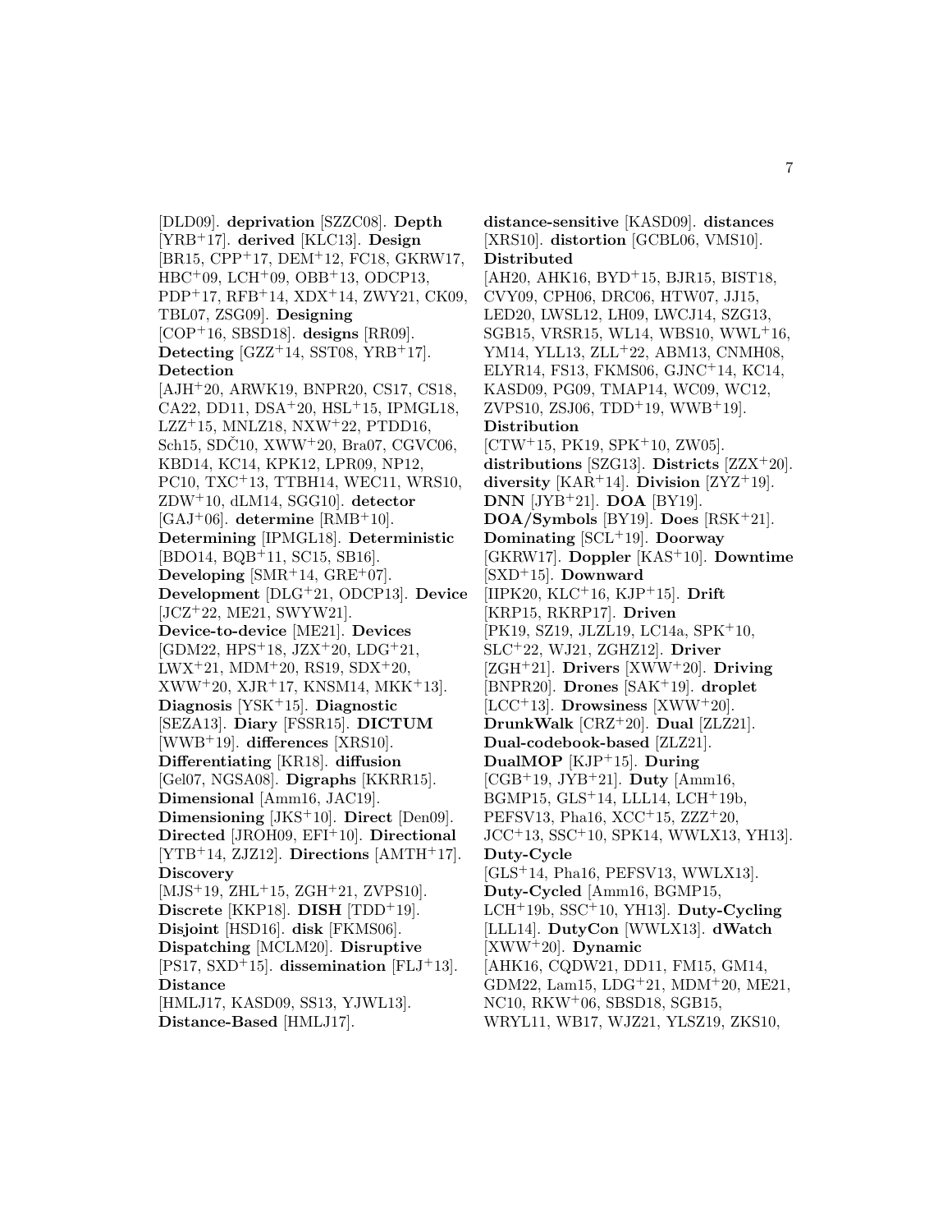[DLD09]. **deprivation** [SZZC08]. **Depth** [YRB+17]. **derived** [KLC13]. **Design** [BR15, CPP+17, DEM+12, FC18, GKRW17, HBC+09, LCH+09, OBB+13, ODCP13, PDP+17, RFB+14, XDX+14, ZWY21, CK09, TBL07, ZSG09]. **Designing** [COP+16, SBSD18]. **designs** [RR09]. **Detecting** [GZZ+14, SST08, YRB+17]. **Detection** [AJH+20, ARWK19, BNPR20, CS17, CS18, CA22, DD11, DSA+20, HSL+15, IPMGL18, LZZ+15, MNLZ18, NXW+22, PTDD16, Sch15, SDČ10, XWW+20, Bra07, CGVC06, KBD14, KC14, KPK12, LPR09, NP12, PC10, TXC+13, TTBH14, WEC11, WRS10, ZDW+10, dLM14, SGG10]. **detector** [GAJ+06]. **determine** [RMB+10]. **Determining** [IPMGL18]. **Deterministic** [BDO14, BQB+11, SC15, SB16]. **Developing** [SMR+14, GRE+07]. **Development** [DLG+21, ODCP13]. **Device** [JCZ+22, ME21, SWYW21]. **Device-to-device** [ME21]. **Devices** [GDM22, HPS+18, JZX+20, LDG+21, LWX+21, MDM+20, RS19, SDX+20, XWW+20, XJR+17, KNSM14, MKK+13]. **Diagnosis** [YSK+15]. **Diagnostic** [SEZA13]. **Diary** [FSSR15]. **DICTUM** [WWB+19]. **differences** [XRS10]. **Differentiating** [KR18]. **diffusion** [Gel07, NGSA08]. **Digraphs** [KKRR15]. **Dimensional** [Amm16, JAC19]. **Dimensioning** [JKS+10]. **Direct** [Den09]. **Directed** [JROH09, EFI+10]. **Directional** [YTB+14, ZJZ12]. **Directions** [AMTH+17]. **Discovery** [MJS+19, ZHL+15, ZGH+21, ZVPS10]. **Discrete** [KKP18]. **DISH** [TDD+19]. **Disjoint** [HSD16]. **disk** [FKMS06]. **Dispatching** [MCLM20]. **Disruptive** [PS17, SXD+15]. **dissemination** [FLJ+13]. **Distance** [HMLJ17, KASD09, SS13, YJWL13]. **Distance-Based** [HMLJ17]. **distance-sensitive** [KASD09]. **distances** [XRS10]. **distortion** [GCBL06, VMS10]. **Distributed** [AH20, AHK16, BYD+15, BJR15, BIST18, CVY09, CPH06, DRC06, HTW07, JJ15, LED20, LWSL12, LH09, LWCJ14, SZG13, SGB15, VRSR15, WL14, WBS10, WWL+16, YM14, YLL13, ZLL+22, ABM13, CNMH08, ELYR14, FS13, FKMS06, GJNC+14, KC14, KASD09, PG09, TMAP14, WC09, WC12, ZVPS10, ZSJ06, TDD+19, WWB+19]. **Distribution** [CTW+15, PK19, SPK+10, ZW05]. **distributions** [SZG13]. **Districts** [ZZX+20]. **diversity** [KAR+14]. **Division** [ZYZ+19]. **DNN** [JYB+21]. **DOA** [BY19]. **DOA/Symbols** [BY19]. **Does** [RSK+21]. **Dominating** [SCL+19]. **Doorway** [GKRW17]. **Doppler** [KAS+10]. **Downtime** [SXD+15]. **Downward** [IIPK20, KLC+16, KJP+15]. **Drift** [KRP15, RKRP17]. **Driven** [PK19, SZ19, JLZL19, LC14a, SPK+10, SLC+22, WJ21, ZGHZ12]. **Driver** [ZGH+21]. **Drivers** [XWW+20]. **Driving** [BNPR20]. **Drones** [SAK+19]. **droplet** [LCC+13]. **Drowsiness** [XWW+20]. **DrunkWalk** [CRZ+20]. **Dual** [ZLZ21]. **Dual-codebook-based** [ZLZ21]. **DualMOP** [KJP+15]. **During** [CGB+19, JYB+21]. **Duty** [Amm16, BGMP15, GLS+14, LLL14, LCH+19b, PEFSV13, Pha16, XCC+15, ZZZ+20, JCC+13, SSC+10, SPK14, WWLX13, YH13]. **Duty-Cycle** [GLS+14, Pha16, PEFSV13, WWLX13]. **Duty-Cycled** [Amm16, BGMP15, LCH+19b, SSC+10, YH13]. **Duty-Cycling** [LLL14]. **DutyCon** [WWLX13]. **dWatch** [XWW+20]. **Dynamic** [AHK16, CQDW21, DD11, FM15, GM14, GDM22, Lam15, LDG+21, MDM+20, ME21, NC10, RKW+06, SBSD18, SGB15, WRYL11, WB17, WJZ21, YLSZ19, ZKS10,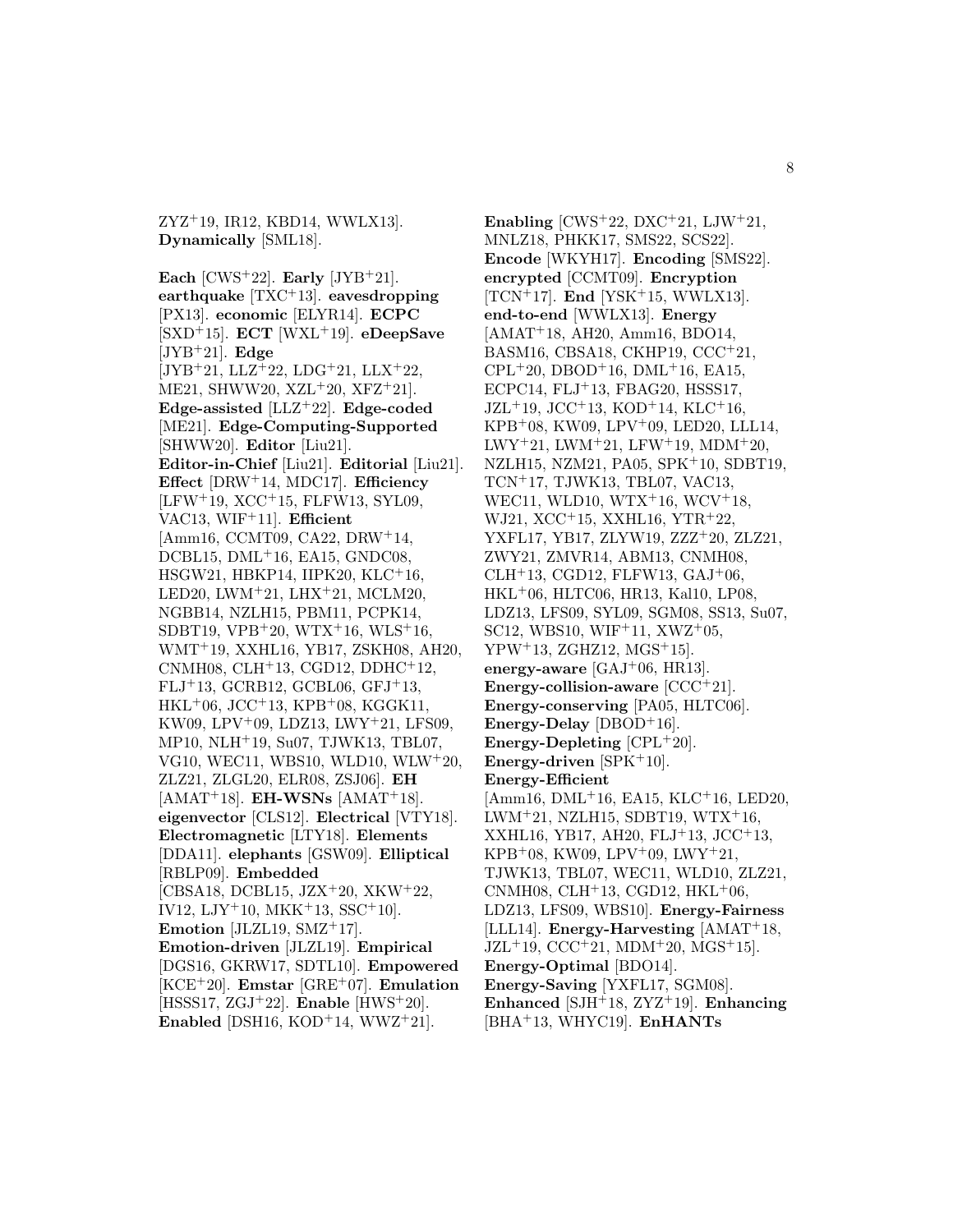ZYZ+19, IR12, KBD14, WWLX13]. **Dynamically** [SML18].

**Each** [CWS+22]. **Early** [JYB+21]. **earthquake** [TXC+13]. **eavesdropping** [PX13]. **economic** [ELYR14]. **ECPC** [SXD+15]. **ECT** [WXL+19]. **eDeepSave** [JYB+21]. **Edge** [JYB+21, LLZ+22, LDG+21, LLX+22, ME21, SHWW20, XZL+20, XFZ+21]. **Edge-assisted** [LLZ+22]. **Edge-coded** [ME21]. **Edge-Computing-Supported** [SHWW20]. **Editor** [Liu21]. **Editor-in-Chief** [Liu21]. **Editorial** [Liu21]. **Effect** [DRW+14, MDC17]. **Efficiency** [LFW+19, XCC+15, FLFW13, SYL09, VAC13, WIF+11]. **Efficient** [Amm16, CCMT09, CA22, DRW+14, DCBL15, DML+16, EA15, GNDC08, HSGW21, HBKP14, IIPK20, KLC+16, LED20, LWM+21, LHX+21, MCLM20, NGBB14, NZLH15, PBM11, PCPK14, SDBT19, VPB+20, WTX+16, WLS+16, WMT+19, XXHL16, YB17, ZSKH08, AH20, CNMH08, CLH+13, CGD12, DDHC+12, FLJ+13, GCRB12, GCBL06, GFJ+13, HKL+06, JCC+13, KPB+08, KGGK11, KW09, LPV+09, LDZ13, LWY+21, LFS09, MP10, NLH+19, Su07, TJWK13, TBL07, VG10, WEC11, WBS10, WLD10, WLW+20, ZLZ21, ZLGL20, ELR08, ZSJ06]. **EH** [AMAT+18]. **EH-WSNs** [AMAT+18]. **eigenvector** [CLS12]. **Electrical** [VTY18]. **Electromagnetic** [LTY18]. **Elements** [DDA11]. **elephants** [GSW09]. **Elliptical** [RBLP09]. **Embedded** [CBSA18, DCBL15, JZX+20, XKW+22, IV12, LJY+10, MKK+13, SSC+10]. **Emotion** [JLZL19, SMZ+17]. **Emotion-driven** [JLZL19]. **Empirical** [DGS16, GKRW17, SDTL10]. **Empowered** [KCE+20]. **Emstar** [GRE+07]. **Emulation** [HSSS17, ZGJ+22]. **Enable** [HWS+20]. **Enabled** [DSH16, KOD+14, WWZ+21].

**Enabling** [CWS+22, DXC+21, LJW+21, MNLZ18, PHKK17, SMS22, SCS22]. **Encode** [WKYH17]. **Encoding** [SMS22]. **encrypted** [CCMT09]. **Encryption** [TCN+17]. **End** [YSK+15, WWLX13]. **end-to-end** [WWLX13]. **Energy** [AMAT+18, AH20, Amm16, BDO14, BASM16, CBSA18, CKHP19, CCC+21, CPL+20, DBOD+16, DML+16, EA15, ECPC14, FLJ+13, FBAG20, HSSS17, JZL+19, JCC+13, KOD+14, KLC+16, KPB+08, KW09, LPV+09, LED20, LLL14, LWY+21, LWM+21, LFW+19, MDM+20, NZLH15, NZM21, PA05, SPK+10, SDBT19, TCN+17, TJWK13, TBL07, VAC13, WEC11, WLD10, WTX+16, WCV+18, WJ21, XCC+15, XXHL16, YTR+22, YXFL17, YB17, ZLYW19, ZZZ+20, ZLZ21, ZWY21, ZMVR14, ABM13, CNMH08, CLH+13, CGD12, FLFW13, GAJ+06, HKL+06, HLTC06, HR13, Kal10, LP08, LDZ13, LFS09, SYL09, SGM08, SS13, Su07, SC12, WBS10, WIF+11, XWZ+05, YPW+13, ZGHZ12, MGS+15]. **energy-aware** [GAJ+06, HR13]. **Energy-collision-aware** [CCC+21]. **Energy-conserving** [PA05, HLTC06]. **Energy-Delay** [DBOD+16]. **Energy-Depleting** [CPL+20]. **Energy-driven** [SPK+10]. **Energy-Efficient** [Amm16, DML+16, EA15, KLC+16, LED20, LWM+21, NZLH15, SDBT19, WTX+16, XXHL16, YB17, AH20, FLJ+13, JCC+13, KPB+08, KW09, LPV+09, LWY+21, TJWK13, TBL07, WEC11, WLD10, ZLZ21, CNMH08, CLH+13, CGD12, HKL+06, LDZ13, LFS09, WBS10]. **Energy-Fairness** [LLL14]. **Energy-Harvesting** [AMAT+18, JZL+19, CCC+21, MDM+20, MGS+15]. **Energy-Optimal** [BDO14]. **Energy-Saving** [YXFL17, SGM08]. **Enhanced** [SJH+18, ZYZ+19]. **Enhancing** [BHA+13, WHYC19]. **EnHANTs**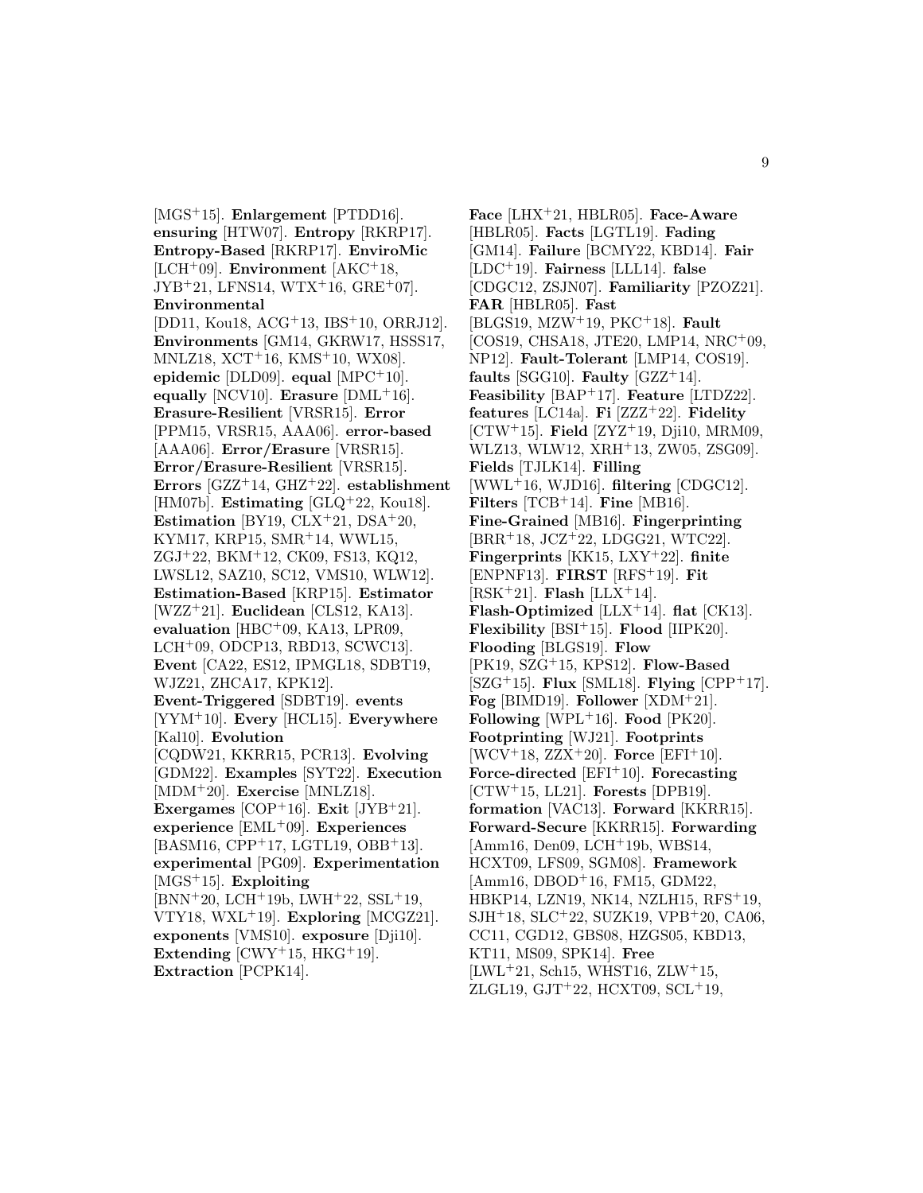[MGS+15]. **Enlargement** [PTDD16]. **ensuring** [HTW07]. **Entropy** [RKRP17]. **Entropy-Based** [RKRP17]. **EnviroMic** [LCH+09]. **Environment** [AKC+18, JYB+21, LFNS14, WTX+16, GRE+07]. **Environmental** [DD11, Kou18, ACG+13, IBS+10, ORRJ12]. **Environments** [GM14, GKRW17, HSSS17, MNLZ18, XCT+16, KMS+10, WX08]. **epidemic** [DLD09]. **equal** [MPC+10]. **equally** [NCV10]. **Erasure** [DML+16]. **Erasure-Resilient** [VRSR15]. **Error** [PPM15, VRSR15, AAA06]. **error-based** [AAA06]. **Error/Erasure** [VRSR15]. **Error/Erasure-Resilient** [VRSR15]. **Errors** [GZZ+14, GHZ+22]. **establishment** [HM07b]. **Estimating** [GLQ+22, Kou18]. **Estimation** [BY19, CLX+21, DSA+20, KYM17, KRP15, SMR+14, WWL15, ZGJ+22, BKM+12, CK09, FS13, KQ12, LWSL12, SAZ10, SC12, VMS10, WLW12]. **Estimation-Based** [KRP15]. **Estimator** [WZZ+21]. **Euclidean** [CLS12, KA13]. **evaluation** [HBC+09, KA13, LPR09, LCH+09, ODCP13, RBD13, SCWC13]. **Event** [CA22, ES12, IPMGL18, SDBT19, WJZ21, ZHCA17, KPK12]. **Event-Triggered** [SDBT19]. **events** [YYM+10]. **Every** [HCL15]. **Everywhere** [Kal10]. **Evolution** [CQDW21, KKRR15, PCR13]. **Evolving** [GDM22]. **Examples** [SYT22]. **Execution** [MDM+20]. **Exercise** [MNLZ18]. **Exergames** [COP+16]. **Exit** [JYB+21]. **experience** [EML+09]. **Experiences** [BASM16, CPP+17, LGTL19, OBB+13]. **experimental** [PG09]. **Experimentation** [MGS+15]. **Exploiting** [BNN+20, LCH+19b, LWH+22, SSL+19, VTY18, WXL+19]. **Exploring** [MCGZ21]. **exponents** [VMS10]. **exposure** [Dji10]. **Extending** [CWY+15, HKG+19]. **Extraction** [PCPK14].

**Face** [LHX+21, HBLR05]. **Face-Aware** [HBLR05]. **Facts** [LGTL19]. **Fading** [GM14]. **Failure** [BCMY22, KBD14]. **Fair** [LDC+19]. **Fairness** [LLL14]. **false** [CDGC12, ZSJN07]. **Familiarity** [PZOZ21]. **FAR** [HBLR05]. **Fast** [BLGS19, MZW+19, PKC+18]. **Fault** [COS19, CHSA18, JTE20, LMP14, NRC+09, NP12]. **Fault-Tolerant** [LMP14, COS19]. **faults** [SGG10]. **Faulty** [GZZ+14]. **Feasibility** [BAP+17]. **Feature** [LTDZ22]. **features** [LC14a]. **Fi** [ZZZ+22]. **Fidelity** [CTW+15]. **Field** [ZYZ+19, Dji10, MRM09, WLZ13, WLW12, XRH+13, ZW05, ZSG09]. **Fields** [TJLK14]. **Filling** [WWL+16, WJD16]. **filtering** [CDGC12]. **Filters** [TCB+14]. **Fine** [MB16]. **Fine-Grained** [MB16]. **Fingerprinting** [BRR+18, JCZ+22, LDGG21, WTC22]. **Fingerprints** [KK15, LXY+22]. **finite** [ENPNF13]. **FIRST** [RFS+19]. **Fit** [RSK+21]. **Flash** [LLX+14]. **Flash-Optimized** [LLX+14]. **flat** [CK13]. **Flexibility** [BSI+15]. **Flood** [IIPK20]. **Flooding** [BLGS19]. **Flow** [PK19, SZG+15, KPS12]. **Flow-Based** [SZG+15]. **Flux** [SML18]. **Flying** [CPP+17]. **Fog** [BIMD19]. **Follower** [XDM+21]. **Following** [WPL+16]. **Food** [PK20]. **Footprinting** [WJ21]. **Footprints** [WCV+18, ZZX+20]. **Force** [EFI+10]. **Force-directed** [EFI+10]. **Forecasting** [CTW+15, LL21]. **Forests** [DPB19]. **formation** [VAC13]. **Forward** [KKRR15]. **Forward-Secure** [KKRR15]. **Forwarding** [Amm16, Den09, LCH+19b, WBS14, HCXT09, LFS09, SGM08]. **Framework** [Amm16, DBOD+16, FM15, GDM22, HBKP14, LZN19, NK14, NZLH15, RFS+19, SJH+18, SLC+22, SUZK19, VPB+20, CA06, CC11, CGD12, GBS08, HZGS05, KBD13, KT11, MS09, SPK14]. **Free** [LWL+21, Sch15, WHST16, ZLW+15, ZLGL19, GJT+22, HCXT09, SCL+19,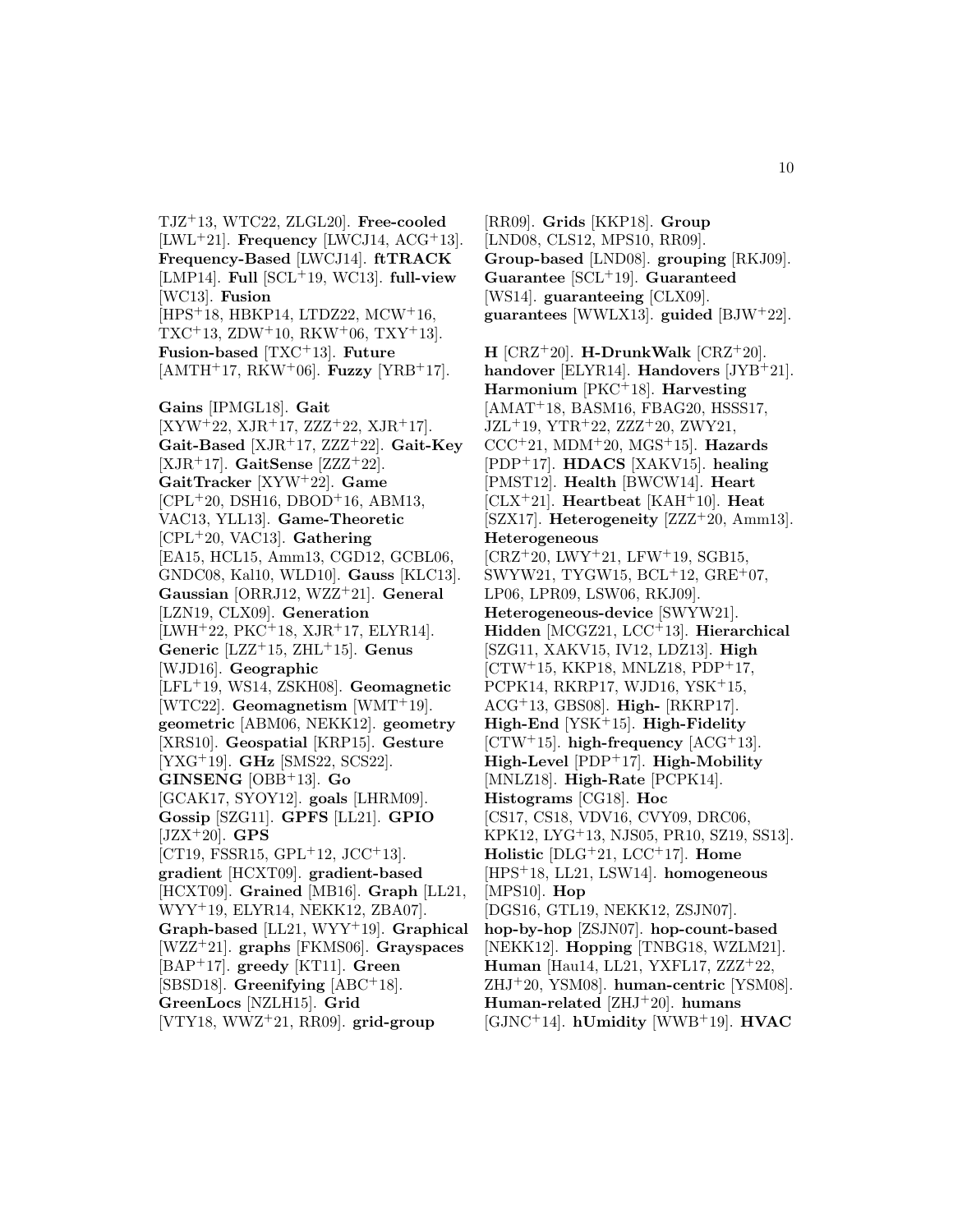TJZ[+]13, WTC22, ZLGL20]. **Free-cooled** [LWL[+]21]. **Frequency** [LWCJ14, ACG[+]13]. **Frequency-Based** [LWCJ14]. **ftTRACK** [LMP14]. **Full** [SCL[+]19, WC13]. **full-view** [WC13]. **Fusion** [HPS[+]18, HBKP14, LTDZ22, MCW[+]16, TXC[+]13, ZDW[+]10, RKW[+]06, TXY[+]13]. **Fusion-based** [TXC[+]13]. **Future** [AMTH[+]17, RKW[+]06]. **Fuzzy** [YRB[+]17].

**Gains** [IPMGL18]. **Gait** [XYW[+]22, XJR[+]17, ZZZ[+]22, XJR[+]17]. **Gait-Based** [XJR[+]17, ZZZ[+]22]. **Gait-Key** [XJR[+]17]. **GaitSense** [ZZZ[+]22]. **GaitTracker** [XYW[+]22]. **Game** [CPL[+]20, DSH16, DBOD[+]16, ABM13, VAC13, YLL13]. **Game-Theoretic** [CPL[+]20, VAC13]. **Gathering** [EA15, HCL15, Amm13, CGD12, GCBL06, GNDC08, Kal10, WLD10]. **Gauss** [KLC13]. **Gaussian** [ORRJ12, WZZ[+]21]. **General** [LZN19, CLX09]. **Generation** [LWH[+]22, PKC[+]18, XJR[+]17, ELYR14]. **Generic** [LZZ[+]15, ZHL[+]15]. **Genus** [WJD16]. **Geographic** [LFL[+]19, WS14, ZSKH08]. **Geomagnetic** [WTC22]. **Geomagnetism** [WMT[+]19]. **geometric** [ABM06, NEKK12]. **geometry** [XRS10]. **Geospatial** [KRP15]. **Gesture** [YXG[+]19]. **GHz** [SMS22, SCS22]. **GINSENG** [OBB[+]13]. **Go** [GCAK17, SYOY12]. **goals** [LHRM09]. **Gossip** [SZG11]. **GPFS** [LL21]. **GPIO** [JZX[+]20]. **GPS** [CT19, FSSR15, GPL[+]12, JCC[+]13]. **gradient** [HCXT09]. **gradient-based** [HCXT09]. **Grained** [MB16]. **Graph** [LL21, WYY[+]19, ELYR14, NEKK12, ZBA07]. **Graph-based** [LL21, WYY[+]19]. **Graphical** [WZZ[+]21]. **graphs** [FKMS06]. **Grayspaces** [BAP[+]17]. **greedy** [KT11]. **Green** [SBSD18]. **Greenifying** [ABC[+]18]. **GreenLocs** [NZLH15]. **Grid** [VTY18, WWZ[+]21, RR09]. **grid-group** [RR09]. **Grids** [KKP18]. **Group** [LND08, CLS12, MPS10, RR09]. **Group-based** [LND08]. **grouping** [RKJ09]. **Guarantee** [SCL[+]19]. **Guaranteed** [WS14]. **guaranteeing** [CLX09]. **guarantees** [WWLX13]. **guided** [BJW[+]22].

**H** [CRZ[+]20]. **H-DrunkWalk** [CRZ[+]20]. **handover** [ELYR14]. **Handovers** [JYB[+]21]. **Harmonium** [PKC[+]18]. **Harvesting** [AMAT[+]18, BASM16, FBAG20, HSSS17, JZL[+]19, YTR[+]22, ZZZ[+]20, ZWY21, CCC[+]21, MDM[+]20, MGS[+]15]. **Hazards** [PDP[+]17]. **HDACS** [XAKV15]. **healing** [PMST12]. **Health** [BWCW14]. **Heart** [CLX[+]21]. **Heartbeat** [KAH[+]10]. **Heat** [SZX17]. **Heterogeneity** [ZZZ[+]20, Amm13]. **Heterogeneous** [CRZ[+]20, LWY[+]21, LFW[+]19, SGB15, SWYW21, TYGW15, BCL[+]12, GRE[+]07, LP06, LPR09, LSW06, RKJ09]. **Heterogeneous-device** [SWYW21]. **Hidden** [MCGZ21, LCC[+]13]. **Hierarchical** [SZG11, XAKV15, IV12, LDZ13]. **High** [CTW[+]15, KKP18, MNLZ18, PDP[+]17, PCPK14, RKRP17, WJD16, YSK[+]15, ACG[+]13, GBS08]. **High-** [RKRP17]. **High-End** [YSK[+]15]. **High-Fidelity** [CTW[+]15]. **high-frequency** [ACG[+]13]. **High-Level** [PDP[+]17]. **High-Mobility** [MNLZ18]. **High-Rate** [PCPK14]. **Histograms** [CG18]. **Hoc** [CS17, CS18, VDV16, CVY09, DRC06, KPK12, LYG[+]13, NJS05, PR10, SZ19, SS13]. **Holistic** [DLG[+]21, LCC[+]17]. **Home** [HPS[+]18, LL21, LSW14]. **homogeneous** [MPS10]. **Hop** [DGS16, GTL19, NEKK12, ZSJN07]. **hop-by-hop** [ZSJN07]. **hop-count-based** [NEKK12]. **Hopping** [TNBG18, WZLM21]. **Human** [Hau14, LL21, YXFL17, ZZZ[+]22, ZHJ[+]20, YSM08]. **human-centric** [YSM08]. **Human-related** [ZHJ[+]20]. **humans** [GJNC[+]14]. **hUmidity** [WWB[+]19]. **HVAC**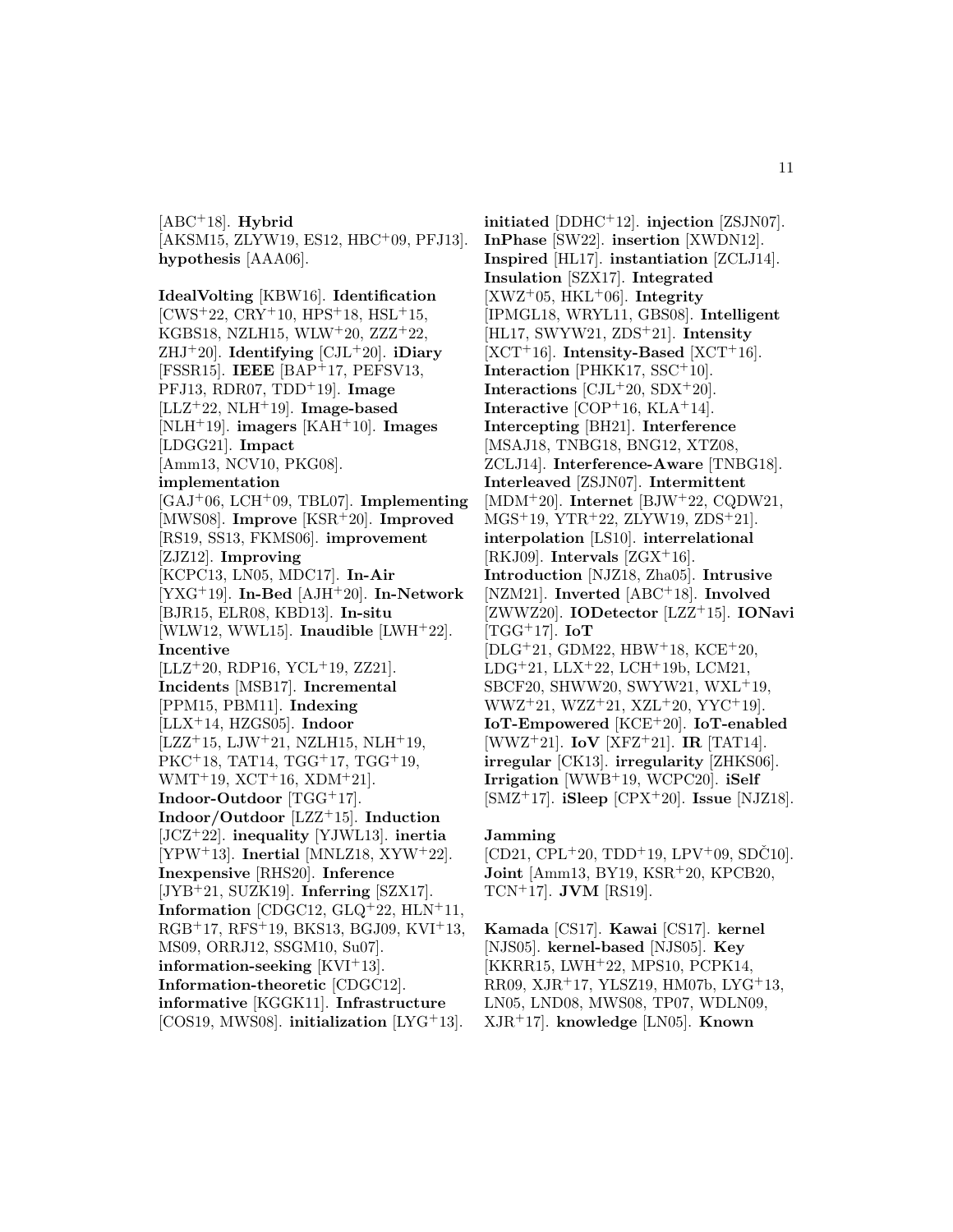[ABC[+]18]. **Hybrid** [AKSM15, ZLYW19, ES12, HBC[+]09, PFJ13]. **hypothesis** [AAA06].

**IdealVolting** [KBW16]. **Identification** [CWS[+]22, CRY[+]10, HPS[+]18, HSL[+]15, KGBS18, NZLH15, WLW[+]20, ZZZ[+]22, ZHJ[+]20]. **Identifying** [CJL[+]20]. **iDiary** [FSSR15]. **IEEE** [BAP[+]17, PEFSV13, PFJ13, RDR07, TDD[+]19]. **Image** [LLZ[+]22, NLH[+]19]. **Image-based** [NLH[+]19]. **imagers** [KAH[+]10]. **Images** [LDGG21]. **Impact** [Amm13, NCV10, PKG08]. **implementation** [GAJ[+]06, LCH[+]09, TBL07]. **Implementing** [MWS08]. **Improve** [KSR[+]20]. **Improved** [RS19, SS13, FKMS06]. **improvement** [ZJZ12]. **Improving** [KCPC13, LN05, MDC17]. **In-Air** [YXG[+]19]. **In-Bed** [AJH[+]20]. **In-Network** [BJR15, ELR08, KBD13]. **In-situ** [WLW12, WWL15]. **Inaudible** [LWH[+]22]. **Incentive** [LLZ[+]20, RDP16, YCL[+]19, ZZ21]. **Incidents** [MSB17]. **Incremental** [PPM15, PBM11]. **Indexing** [LLX[+]14, HZGS05]. **Indoor** [LZZ[+]15, LJW[+]21, NZLH15, NLH[+]19, PKC[+]18, TAT14, TGG[+]17, TGG[+]19, WMT[+]19, XCT[+]16, XDM[+]21]. **Indoor-Outdoor** [TGG[+]17]. **Indoor/Outdoor** [LZZ[+]15]. **Induction** [JCZ[+]22]. **inequality** [YJWL13]. **inertia** [YPW[+]13]. **Inertial** [MNLZ18, XYW[+]22]. **Inexpensive** [RHS20]. **Inference** [JYB[+]21, SUZK19]. **Inferring** [SZX17]. **Information** [CDGC12, GLQ[+]22, HLN[+]11, RGB[+]17, RFS[+]19, BKS13, BGJ09, KVI[+]13, MS09, ORRJ12, SSGM10, Su07]. **information-seeking** [KVI[+]13]. **Information-theoretic** [CDGC12]. **informative** [KGGK11]. **Infrastructure** [COS19, MWS08]. **initialization** [LYG[+]13]. **initiated** [DDHC[+]12]. **injection** [ZSJN07]. **InPhase** [SW22]. **insertion** [XWDN12]. **Inspired** [HL17]. **instantiation** [ZCLJ14]. **Insulation** [SZX17]. **Integrated** [XWZ[+]05, HKL[+]06]. **Integrity** [IPMGL18, WRYL11, GBS08]. **Intelligent** [HL17, SWYW21, ZDS[+]21]. **Intensity** [XCT[+]16]. **Intensity-Based** [XCT[+]16]. **Interaction** [PHKK17, SSC[+]10]. **Interactions** [CJL[+]20, SDX[+]20]. **Interactive** [COP[+]16, KLA[+]14]. **Intercepting** [BH21]. **Interference** [MSAJ18, TNBG18, BNG12, XTZ08, ZCLJ14]. **Interference-Aware** [TNBG18]. **Interleaved** [ZSJN07]. **Intermittent** [MDM[+]20]. **Internet** [BJW[+]22, CQDW21, MGS[+]19, YTR[+]22, ZLYW19, ZDS[+]21]. **interpolation** [LS10]. **interrelational** [RKJ09]. **Intervals** [ZGX[+]16]. **Introduction** [NJZ18, Zha05]. **Intrusive** [NZM21]. **Inverted** [ABC[+]18]. **Involved** [ZWWZ20]. **IODetector** [LZZ[+]15]. **IONavi** [TGG[+]17]. **IoT** [DLG[+]21, GDM22, HBW[+]18, KCE[+]20, LDG[+]21, LLX[+]22, LCH[+]19b, LCM21, SBCF20, SHWW20, SWYW21, WXL[+]19, WWZ[+]21, WZZ[+]21, XZL[+]20, YYC[+]19]. **IoT-Empowered** [KCE[+]20]. **IoT-enabled** [WWZ[+]21]. **IoV** [XFZ[+]21]. **IR** [TAT14]. **irregular** [CK13]. **irregularity** [ZHKS06]. **Irrigation** [WWB[+]19, WCPC20]. **iSelf** [SMZ[+]17]. **iSleep** [CPX[+]20]. **Issue** [NJZ18].

**Jamming** [CD21, CPL[+]20, TDD[+]19, LPV[+]09, SDČ10]. **Joint** [Amm13, BY19, KSR[+]20, KPCB20, TCN[+]17]. **JVM** [RS19].

**Kamada** [CS17]. **Kawai** [CS17]. **kernel** [NJS05]. **kernel-based** [NJS05]. **Key** [KKRR15, LWH[+]22, MPS10, PCPK14, RR09, XJR[+]17, YLSZ19, HM07b, LYG[+]13, LN05, LND08, MWS08, TP07, WDLN09, XJR[+]17]. **knowledge** [LN05]. **Known**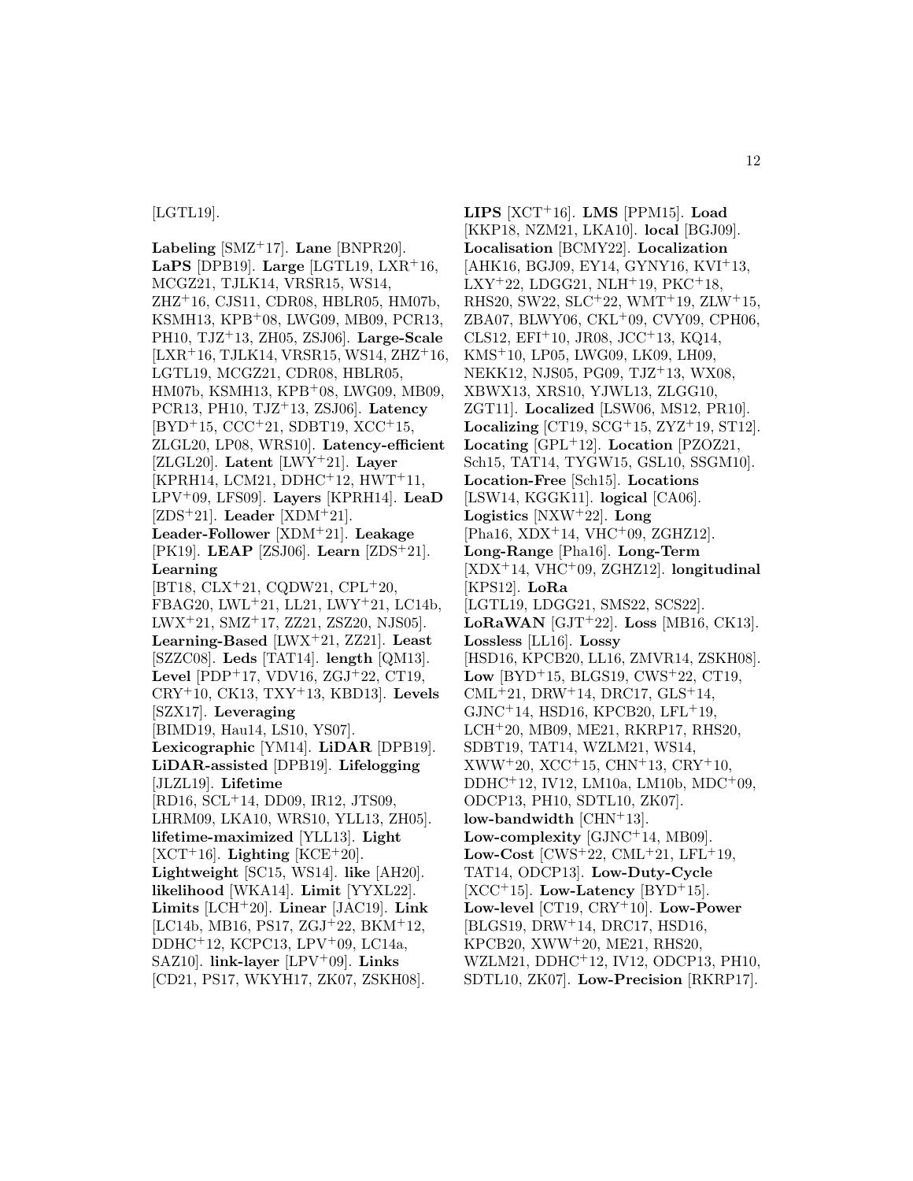[LGTL19].

**Labeling** [SMZ+17]. **Lane** [BNPR20]. **LaPS** [DPB19]. **Large** [LGTL19, LXR+16, MCGZ21, TJLK14, VRSR15, WS14, ZHZ+16, CJS11, CDR08, HBLR05, HM07b, KSMH13, KPB+08, LWG09, MB09, PCR13, PH10, TJZ+13, ZH05, ZSJ06]. **Large-Scale** [LXR+16, TJLK14, VRSR15, WS14, ZHZ+16, LGTL19, MCGZ21, CDR08, HBLR05, HM07b, KSMH13, KPB+08, LWG09, MB09, PCR13, PH10, TJZ+13, ZSJ06]. **Latency** [BYD+15, CCC+21, SDBT19, XCC+15, ZLGL20, LP08, WRS10]. **Latency-efficient** [ZLGL20]. **Latent** [LWY+21]. **Layer** [KPRH14, LCM21, DDHC+12, HWT+11, LPV+09, LFS09]. **Layers** [KPRH14]. **LeaD** [ZDS+21]. **Leader** [XDM+21]. **Leader-Follower** [XDM+21]. **Leakage** [PK19]. **LEAP** [ZSJ06]. **Learn** [ZDS+21]. **Learning** [BT18, CLX+21, CQDW21, CPL+20, FBAG20, LWL+21, LL21, LWY+21, LC14b, LWX+21, SMZ+17, ZZ21, ZSZ20, NJS05]. **Learning-Based** [LWX+21, ZZ21]. **Least** [SZZC08]. **Leds** [TAT14]. **length** [QM13]. **Level** [PDP+17, VDV16, ZGJ+22, CT19, CRY+10, CK13, TXY+13, KBD13]. **Levels** [SZX17]. **Leveraging** [BIMD19, Hau14, LS10, YS07]. **Lexicographic** [YM14]. **LiDAR** [DPB19]. **LiDAR-assisted** [DPB19]. **Lifelogging** [JLZL19]. **Lifetime** [RD16, SCL+14, DD09, IR12, JTS09, LHRM09, LKA10, WRS10, YLL13, ZH05]. **lifetime-maximized** [YLL13]. **Light** [XCT+16]. **Lighting** [KCE+20]. **Lightweight** [SC15, WS14]. **like** [AH20]. **likelihood** [WKA14]. **Limit** [YYXL22]. **Limits** [LCH+20]. **Linear** [JAC19]. **Link** [LC14b, MB16, PS17, ZGJ+22, BKM+12, DDHC+12, KCPC13, LPV+09, LC14a, SAZ10]. **link-layer** [LPV+09]. **Links** [CD21, PS17, WKYH17, ZK07, ZSKH08].

**LIPS** [XCT+16]. **LMS** [PPM15]. **Load** [KKP18, NZM21, LKA10]. **local** [BGJ09]. **Localisation** [BCMY22]. **Localization** [AHK16, BGJ09, EY14, GYNY16, KVI+13, LXY+22, LDGG21, NLH+19, PKC+18, RHS20, SW22, SLC+22, WMT+19, ZLW+15, ZBA07, BLWY06, CKL+09, CVY09, CPH06, CLS12, EFI+10, JR08, JCC+13, KQ14, KMS+10, LP05, LWG09, LK09, LH09, NEKK12, NJS05, PG09, TJZ+13, WX08, XBWX13, XRS10, YJWL13, ZLGG10, ZGT11]. **Localized** [LSW06, MS12, PR10]. **Localizing** [CT19, SCG+15, ZYZ+19, ST12]. **Locating** [GPL+12]. **Location** [PZOZ21, Sch15, TAT14, TYGW15, GSL10, SSGM10]. **Location-Free** [Sch15]. **Locations** [LSW14, KGGK11]. **logical** [CA06]. **Logistics** [NXW+22]. **Long** [Pha16, XDX+14, VHC+09, ZGHZ12]. **Long-Range** [Pha16]. **Long-Term** [XDX+14, VHC+09, ZGHZ12]. **longitudinal** [KPS12]. **LoRa** [LGTL19, LDGG21, SMS22, SCS22]. **LoRaWAN** [GJT+22]. **Loss** [MB16, CK13]. **Lossless** [LL16]. **Lossy** [HSD16, KPCB20, LL16, ZMVR14, ZSKH08]. **Low** [BYD+15, BLGS19, CWS+22, CT19, CML+21, DRW+14, DRC17, GLS+14, GJNC+14, HSD16, KPCB20, LFL+19, LCH+20, MB09, ME21, RKRP17, RHS20, SDBT19, TAT14, WZLM21, WS14, XWW+20, XCC+15, CHN+13, CRY+10, DDHC+12, IV12, LM10a, LM10b, MDC+09, ODCP13, PH10, SDTL10, ZK07]. **low-bandwidth** [CHN+13]. **Low-complexity** [GJNC+14, MB09]. **Low-Cost** [CWS+22, CML+21, LFL+19, TAT14, ODCP13]. **Low-Duty-Cycle** [XCC+15]. **Low-Latency** [BYD+15]. **Low-level** [CT19, CRY+10]. **Low-Power** [BLGS19, DRW+14, DRC17, HSD16, KPCB20, XWW+20, ME21, RHS20, WZLM21, DDHC+12, IV12, ODCP13, PH10, SDTL10, ZK07]. **Low-Precision** [RKRP17].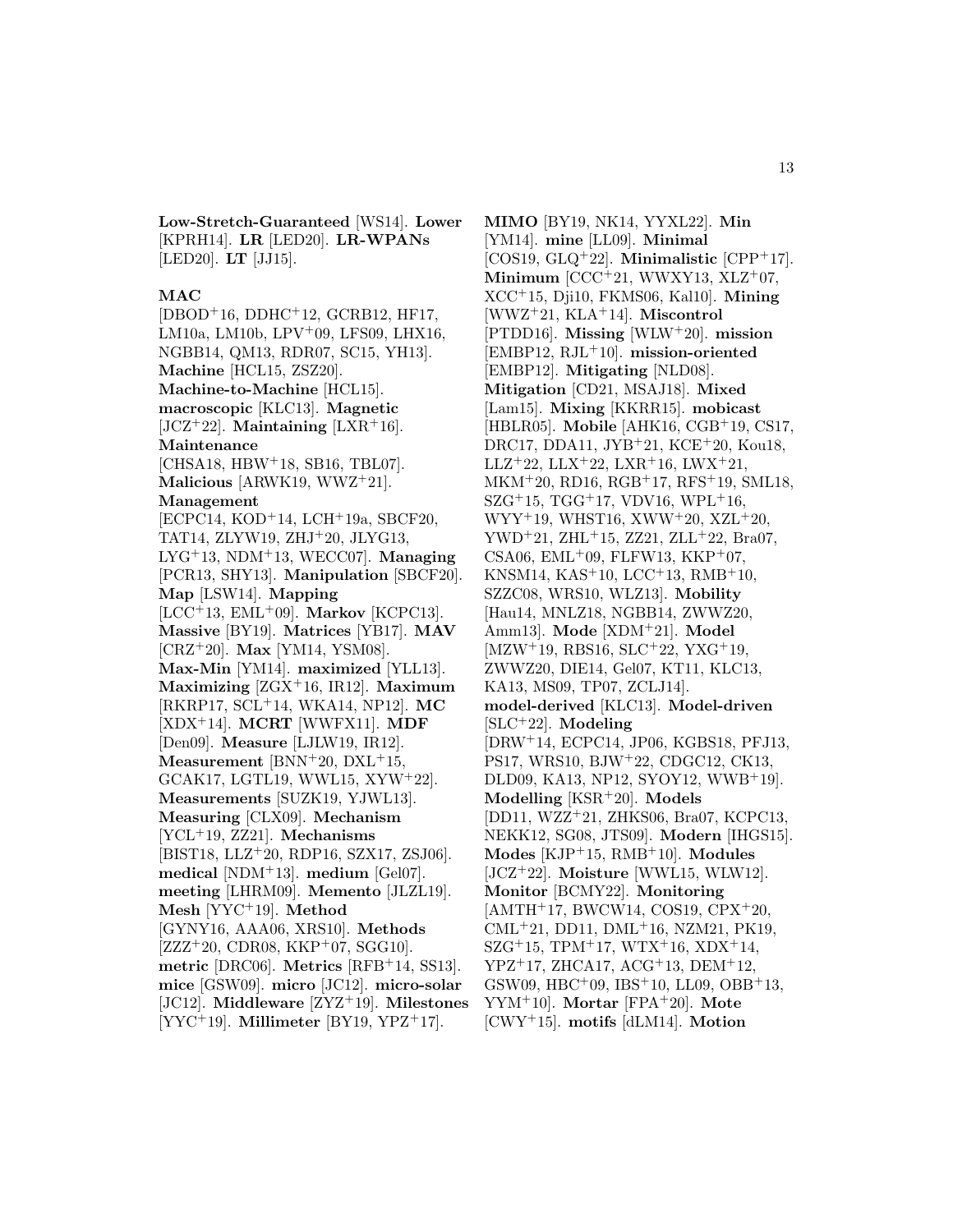**Low-Stretch-Guaranteed** [WS14]. **Lower** [KPRH14]. **LR** [LED20]. **LR-WPANs** [LED20]. **LT** [JJ15].

**MAC** [DBOD+16, DDHC+12, GCRB12, HF17, LM10a, LM10b, LPV+09, LFS09, LHX16, NGBB14, QM13, RDR07, SC15, YH13]. **Machine** [HCL15, ZSZ20]. **Machine-to-Machine** [HCL15]. **macroscopic** [KLC13]. **Magnetic** [JCZ+22]. **Maintaining** [LXR+16]. **Maintenance** [CHSA18, HBW+18, SB16, TBL07]. **Malicious** [ARWK19, WWZ+21]. **Management** [ECPC14, KOD+14, LCH+19a, SBCF20, TAT14, ZLYW19, ZHJ+20, JLYG13, LYG+13, NDM+13, WECC07]. **Managing** [PCR13, SHY13]. **Manipulation** [SBCF20]. **Map** [LSW14]. **Mapping** [LCC+13, EML+09]. **Markov** [KCPC13]. **Massive** [BY19]. **Matrices** [YB17]. **MAV** [CRZ+20]. **Max** [YM14, YSM08]. **Max-Min** [YM14]. **maximized** [YLL13]. **Maximizing** [ZGX+16, IR12]. **Maximum** [RKRP17, SCL+14, WKA14, NP12]. **MC** [XDX+14]. **MCRT** [WWFX11]. **MDF** [Den09]. **Measure** [LJLW19, IR12]. **Measurement** [BNN+20, DXL+15, GCAK17, LGTL19, WWL15, XYW+22]. **Measurements** [SUZK19, YJWL13]. **Measuring** [CLX09]. **Mechanism** [YCL+19, ZZ21]. **Mechanisms** [BIST18, LLZ+20, RDP16, SZX17, ZSJ06]. **medical** [NDM+13]. **medium** [Gel07]. **meeting** [LHRM09]. **Memento** [JLZL19]. **Mesh** [YYC+19]. **Method** [GYNY16, AAA06, XRS10]. **Methods** [ZZZ+20, CDR08, KKP+07, SGG10]. **metric** [DRC06]. **Metrics** [RFB+14, SS13]. **mice** [GSW09]. **micro** [JC12]. **micro-solar** [JC12]. **Middleware** [ZYZ+19]. **Milestones** [YYC+19]. **Millimeter** [BY19, YPZ+17]. **MIMO** [BY19, NK14, YYXL22]. **Min** [YM14]. **mine** [LL09]. **Minimal** [COS19, GLQ+22]. **Minimalistic** [CPP+17]. **Minimum** [CCC+21, WWXY13, XLZ+07, XCC+15, Dji10, FKMS06, Kal10]. **Mining** [WWZ+21, KLA+14]. **Miscontrol** [PTDD16]. **Missing** [WLW+20]. **mission** [EMBP12, RJL+10]. **mission-oriented** [EMBP12]. **Mitigating** [NLD08]. **Mitigation** [CD21, MSAJ18]. **Mixed** [Lam15]. **Mixing** [KKRR15]. **mobicast** [HBLR05]. **Mobile** [AHK16, CGB+19, CS17, DRC17, DDA11, JYB+21, KCE+20, Kou18, LLZ+22, LLX+22, LXR+16, LWX+21, MKM+20, RD16, RGB+17, RFS+19, SML18, SZG+15, TGG+17, VDV16, WPL+16, WYY+19, WHST16, XWW+20, XZL+20, YWD+21, ZHL+15, ZZ21, ZLL+22, Bra07, CSA06, EML+09, FLFW13, KKP+07, KNSM14, KAS+10, LCC+13, RMB+10, SZZC08, WRS10, WLZ13]. **Mobility** [Hau14, MNLZ18, NGBB14, ZWWZ20, Amm13]. **Mode** [XDM+21]. **Model** [MZW+19, RBS16, SLC+22, YXG+19, ZWWZ20, DIE14, Gel07, KT11, KLC13, KA13, MS09, TP07, ZCLJ14]. **model-derived** [KLC13]. **Model-driven** [SLC+22]. **Modeling** [DRW+14, ECPC14, JP06, KGBS18, PFJ13, PS17, WRS10, BJW+22, CDGC12, CK13, DLD09, KA13, NP12, SYOY12, WWB+19]. **Modelling** [KSR+20]. **Models** [DD11, WZZ+21, ZHKS06, Bra07, KCPC13, NEKK12, SG08, JTS09]. **Modern** [IHGS15]. **Modes** [KJP+15, RMB+10]. **Modules** [JCZ+22]. **Moisture** [WWL15, WLW12]. **Monitor** [BCMY22]. **Monitoring** [AMTH+17, BWCW14, COS19, CPX+20, CML+21, DD11, DML+16, NZM21, PK19, SZG+15, TPM+17, WTX+16, XDX+14, YPZ+17, ZHCA17, ACG+13, DEM+12, GSW09, HBC+09, IBS+10, LL09, OBB+13, YYM+10]. **Mortar** [FPA+20]. **Mote** [CWY+15]. **motifs** [dLM14]. **Motion**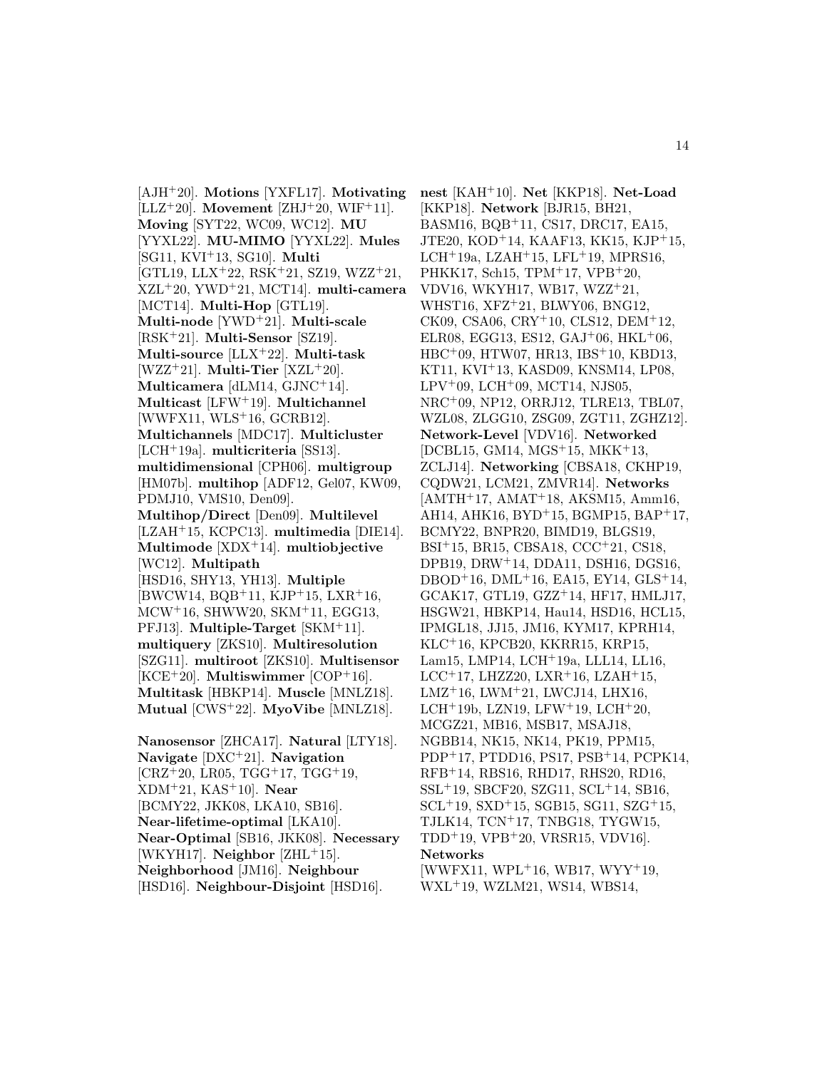[AJH[+]20]. **Motions** [YXFL17]. **Motivating** [LLZ[+]20]. **Movement** [ZHJ[+]20, WIF[+]11]. **Moving** [SYT22, WC09, WC12]. **MU** [YYXL22]. **MU-MIMO** [YYXL22]. **Mules** [SG11, KVI[+]13, SG10]. **Multi** [GTL19, LLX[+]22, RSK[+]21, SZ19, WZZ[+]21, XZL[+]20, YWD[+]21, MCT14]. **multi-camera** [MCT14]. **Multi-Hop** [GTL19]. **Multi-node** [YWD[+]21]. **Multi-scale** [RSK[+]21]. **Multi-Sensor** [SZ19]. **Multi-source** [LLX[+]22]. **Multi-task** [WZZ[+]21]. **Multi-Tier** [XZL[+]20]. **Multicamera** [dLM14, GJNC[+]14]. **Multicast** [LFW[+]19]. **Multichannel** [WWFX11, WLS[+]16, GCRB12]. **Multichannels** [MDC17]. **Multicluster** [LCH[+]19a]. **multicriteria** [SS13]. **multidimensional** [CPH06]. **multigroup** [HM07b]. **multihop** [ADF12, Gel07, KW09, PDMJ10, VMS10, Den09]. **Multihop/Direct** [Den09]. **Multilevel** [LZAH[+]15, KCPC13]. **multimedia** [DIE14]. **Multimode** [XDX[+]14]. **multiobjective** [WC12]. **Multipath** [HSD16, SHY13, YH13]. **Multiple** [BWCW14, BQB[+]11, KJP[+]15, LXR[+]16, MCW[+]16, SHWW20, SKM[+]11, EGG13, PFJ13]. **Multiple-Target** [SKM[+]11]. **multiquery** [ZKS10]. **Multiresolution** [SZG11]. **multiroot** [ZKS10]. **Multisensor** [KCE[+]20]. **Multiswimmer** [COP[+]16]. **Multitask** [HBKP14]. **Muscle** [MNLZ18]. **Mutual** [CWS[+]22]. **MyoVibe** [MNLZ18].

**Nanosensor** [ZHCA17]. **Natural** [LTY18]. **Navigate** [DXC[+]21]. **Navigation** [CRZ[+]20, LR05, TGG[+]17, TGG[+]19, XDM[+]21, KAS[+]10]. **Near** [BCMY22, JKK08, LKA10, SB16]. **Near-lifetime-optimal** [LKA10]. **Near-Optimal** [SB16, JKK08]. **Necessary** [WKYH17]. **Neighbor** [ZHL[+]15]. **Neighborhood** [JM16]. **Neighbour** [HSD16]. **Neighbour-Disjoint** [HSD16]. **nest** [KAH[+]10]. **Net** [KKP18]. **Net-Load** [KKP18]. **Network** [BJR15, BH21, BASM16, BQB[+]11, CS17, DRC17, EA15, JTE20, KOD[+]14, KAAF13, KK15, KJP[+]15, LCH[+]19a, LZAH[+]15, LFL[+]19, MPRS16, PHKK17, Sch15, TPM[+]17, VPB[+]20, VDV16, WKYH17, WB17, WZZ[+]21, WHST16, XFZ[+]21, BLWY06, BNG12, CK09, CSA06, CRY[+]10, CLS12, DEM[+]12, ELR08, EGG13, ES12, GAJ[+]06, HKL[+]06, HBC[+]09, HTW07, HR13, IBS[+]10, KBD13, KT11, KVI[+]13, KASD09, KNSM14, LP08, LPV[+]09, LCH[+]09, MCT14, NJS05, NRC[+]09, NP12, ORRJ12, TLRE13, TBL07, WZL08, ZLGG10, ZSG09, ZGT11, ZGHZ12]. **Network-Level** [VDV16]. **Networked** [DCBL15, GM14, MGS[+]15, MKK[+]13, ZCLJ14]. **Networking** [CBSA18, CKHP19, CQDW21, LCM21, ZMVR14]. **Networks** [AMTH[+]17, AMAT[+]18, AKSM15, Amm16, AH14, AHK16, BYD[+]15, BGMP15, BAP[+]17, BCMY22, BNPR20, BIMD19, BLGS19, BSI[+]15, BR15, CBSA18, CCC[+]21, CS18, DPB19, DRW[+]14, DDA11, DSH16, DGS16, DBOD[+]16, DML[+]16, EA15, EY14, GLS[+]14, GCAK17, GTL19, GZZ[+]14, HF17, HMLJ17, HSGW21, HBKP14, Hau14, HSD16, HCL15, IPMGL18, JJ15, JM16, KYM17, KPRH14, KLC[+]16, KPCB20, KKRR15, KRP15, Lam15, LMP14, LCH[+]19a, LLL14, LL16, LCC[+]17, LHZZ20, LXR[+]16, LZAH[+]15, LMZ[+]16, LWM[+]21, LWCJ14, LHX16, LCH[+]19b, LZN19, LFW[+]19, LCH[+]20, MCGZ21, MB16, MSB17, MSAJ18, NGBB14, NK15, NK14, PK19, PPM15, PDP[+]17, PTDD16, PS17, PSB[+]14, PCPK14, RFB[+]14, RBS16, RHD17, RHS20, RD16, SSL[+]19, SBCF20, SZG11, SCL[+]14, SB16, SCL[+]19, SXD[+]15, SGB15, SG11, SZG[+]15, TJLK14, TCN[+]17, TNBG18, TYGW15, TDD[+]19, VPB[+]20, VRSR15, VDV16]. **Networks** [WWFX11, WPL[+]16, WB17, WYY[+]19, WXL[+]19, WZLM21, WS14, WBS14,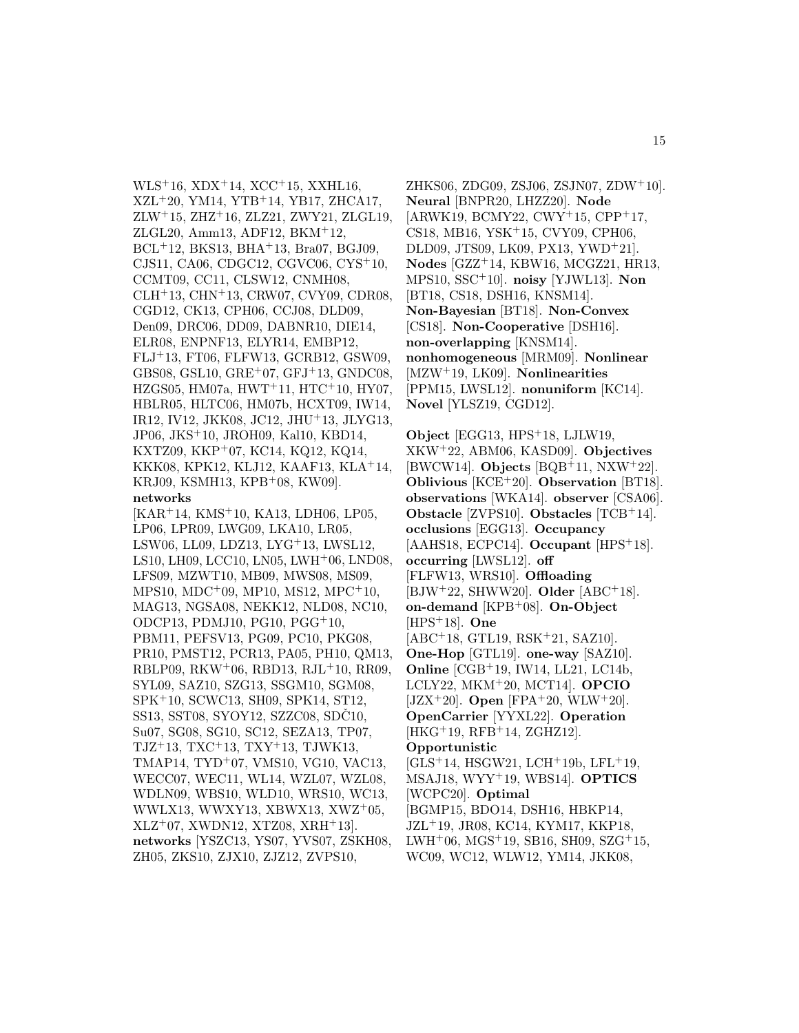WLS+16, XDX+14, XCC+15, XXHL16, XZL+20, YM14, YTB+14, YB17, ZHCA17, ZLW+15, ZHZ+16, ZLZ21, ZWY21, ZLGL19, ZLGL20, Amm13, ADF12, BKM+12, BCL+12, BKS13, BHA+13, Bra07, BGJ09, CJS11, CA06, CDGC12, CGVC06, CYS+10, CCMT09, CC11, CLSW12, CNMH08, CLH+13, CHN+13, CRW07, CVY09, CDR08, CGD12, CK13, CPH06, CCJ08, DLD09, Den09, DRC06, DD09, DABNR10, DIE14, ELR08, ENPNF13, ELYR14, EMBP12, FLJ+13, FT06, FLFW13, GCRB12, GSW09, GBS08, GSL10, GRE+07, GFJ+13, GNDC08, HZGS05, HM07a, HWT+11, HTC+10, HY07, HBLR05, HLTC06, HM07b, HCXT09, IW14, IR12, IV12, JKK08, JC12, JHU+13, JLYG13, JP06, JKS+10, JROH09, Kal10, KBD14, KXTZ09, KKP+07, KC14, KQ12, KQ14, KKK08, KPK12, KLJ12, KAAF13, KLA+14, KRJ09, KSMH13, KPB+08, KW09].
**networks** [KAR+14, KMS+10, KA13, LDH06, LP05, LP06, LPR09, LWG09, LKA10, LR05, LSW06, LL09, LDZ13, LYG+13, LWSL12, LS10, LH09, LCC10, LN05, LWH+06, LND08, LFS09, MZWT10, MB09, MWS08, MS09, MPS10, MDC+09, MP10, MS12, MPC+10, MAG13, NGSA08, NEKK12, NLD08, NC10, ODCP13, PDMJ10, PG10, PGG+10, PBM11, PEFSV13, PG09, PC10, PKG08, PR10, PMST12, PCR13, PA05, PH10, QM13, RBLP09, RKW+06, RBD13, RJL+10, RR09, SYL09, SAZ10, SZG13, SSGM10, SGM08, SPK+10, SCWC13, SH09, SPK14, ST12, SS13, SST08, SYOY12, SZZC08, SDČ10, Su07, SG08, SG10, SC12, SEZA13, TP07, TJZ+13, TXC+13, TXY+13, TJWK13, TMAP14, TYD+07, VMS10, VG10, VAC13, WECC07, WEC11, WL14, WZL07, WZL08, WDLN09, WBS10, WLD10, WRS10, WC13, WWLX13, WWXY13, XBWX13, XWZ+05, XLZ+07, XWDN12, XTZ08, XRH+13].
**networks** [YSZC13, YS07, YVS07, ZSKH08, ZH05, ZKS10, ZJX10, ZJZ12, ZVPS10, ZHKS06, ZDG09, ZSJ06, ZSJN07, ZDW+10].
**Neural** [BNPR20, LHZZ20]. **Node** [ARWK19, BCMY22, CWY+15, CPP+17, CS18, MB16, YSK+15, CVY09, CPH06, DLD09, JTS09, LK09, PX13, YWD+21]. **Nodes** [GZZ+14, KBW16, MCGZ21, HR13, MPS10, SSC+10]. **noisy** [YJWL13]. **Non** [BT18, CS18, DSH16, KNSM14]. **Non-Bayesian** [BT18]. **Non-Convex** [CS18]. **Non-Cooperative** [DSH16]. **non-overlapping** [KNSM14]. **nonhomogeneous** [MRM09]. **Nonlinear** [MZW+19, LK09]. **Nonlinearities** [PPM15, LWSL12]. **nonuniform** [KC14]. **Novel** [YLSZ19, CGD12].

**Object** [EGG13, HPS+18, LJLW19, XKW+22, ABM06, KASD09]. **Objectives** [BWCW14]. **Objects** [BQB+11, NXW+22]. **Oblivious** [KCE+20]. **Observation** [BT18]. **observations** [WKA14]. **observer** [CSA06]. **Obstacle** [ZVPS10]. **Obstacles** [TCB+14]. **occlusions** [EGG13]. **Occupancy** [AAHS18, ECPC14]. **Occupant** [HPS+18]. **occurring** [LWSL12]. **off** [FLFW13, WRS10]. **Offloading** [BJW+22, SHWW20]. **Older** [ABC+18]. **on-demand** [KPB+08]. **On-Object** [HPS+18]. **One** [ABC+18, GTL19, RSK+21, SAZ10]. **One-Hop** [GTL19]. **one-way** [SAZ10]. **Online** [CGB+19, IW14, LL21, LC14b, LCLY22, MKM+20, MCT14]. **OPCIO** [JZX+20]. **Open** [FPA+20, WLW+20]. **OpenCarrier** [YYXL22]. **Operation** [HKG+19, RFB+14, ZGHZ12]. **Opportunistic** [GLS+14, HSGW21, LCH+19b, LFL+19, MSAJ18, WYY+19, WBS14]. **OPTICS** [WCPC20]. **Optimal** [BGMP15, BDO14, DSH16, HBKP14, JZL+19, JR08, KC14, KYM17, KKP18, LWH+06, MGS+19, SB16, SH09, SZG+15, WC09, WC12, WLW12, YM14, JKK08,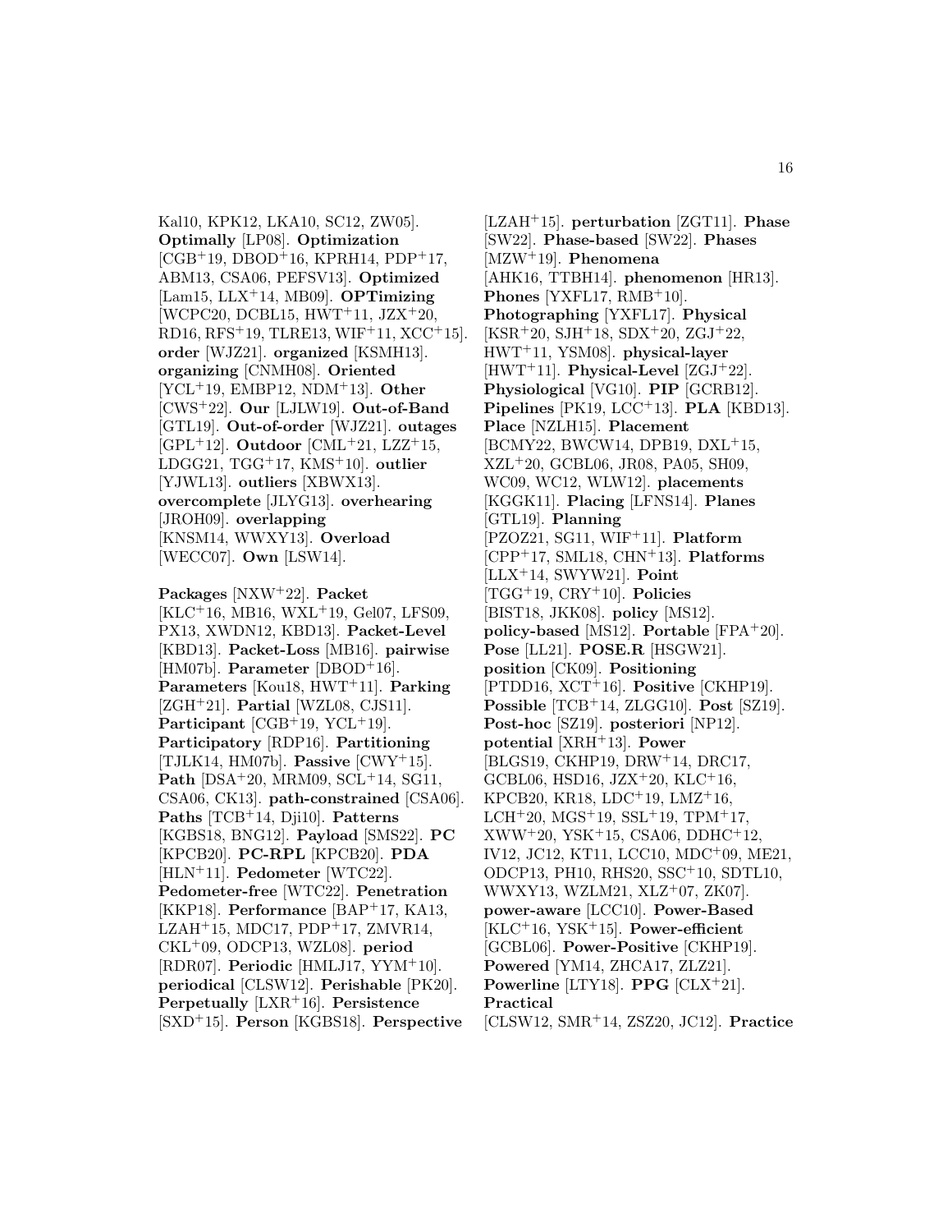Kal10, KPK12, LKA10, SC12, ZW05]. **Optimally** [LP08]. **Optimization** [CGB+19, DBOD+16, KPRH14, PDP+17, ABM13, CSA06, PEFSV13]. **Optimized** [Lam15, LLX+14, MB09]. **OPTimizing** [WCPC20, DCBL15, HWT+11, JZX+20, RD16, RFS+19, TLRE13, WIF+11, XCC+15]. **order** [WJZ21]. **organized** [KSMH13]. **organizing** [CNMH08]. **Oriented** [YCL+19, EMBP12, NDM+13]. **Other** [CWS+22]. **Our** [LJLW19]. **Out-of-Band** [GTL19]. **Out-of-order** [WJZ21]. **outages** [GPL+12]. **Outdoor** [CML+21, LZZ+15, LDGG21, TGG+17, KMS+10]. **outlier** [YJWL13]. **outliers** [XBWX13]. **overcomplete** [JLYG13]. **overhearing** [JROH09]. **overlapping** [KNSM14, WWXY13]. **Overload** [WECC07]. **Own** [LSW14].

**Packages** [NXW+22]. **Packet** [KLC+16, MB16, WXL+19, Gel07, LFS09, PX13, XWDN12, KBD13]. **Packet-Level** [KBD13]. **Packet-Loss** [MB16]. **pairwise** [HM07b]. **Parameter** [DBOD+16]. **Parameters** [Kou18, HWT+11]. **Parking** [ZGH+21]. **Partial** [WZL08, CJS11]. **Participant** [CGB+19, YCL+19]. **Participatory** [RDP16]. **Partitioning** [TJLK14, HM07b]. **Passive** [CWY+15]. **Path** [DSA+20, MRM09, SCL+14, SG11, CSA06, CK13]. **path-constrained** [CSA06]. **Paths** [TCB+14, Dji10]. **Patterns** [KGBS18, BNG12]. **Payload** [SMS22]. **PC** [KPCB20]. **PC-RPL** [KPCB20]. **PDA** [HLN+11]. **Pedometer** [WTC22]. **Pedometer-free** [WTC22]. **Penetration** [KKP18]. **Performance** [BAP+17, KA13, LZAH+15, MDC17, PDP+17, ZMVR14, CKL+09, ODCP13, WZL08]. **period** [RDR07]. **Periodic** [HMLJ17, YYM+10]. **periodical** [CLSW12]. **Perishable** [PK20]. **Perpetually** [LXR+16]. **Persistence** [SXD+15]. **Person** [KGBS18]. **Perspective** [LZAH+15]. **perturbation** [ZGT11]. **Phase** [SW22]. **Phase-based** [SW22]. **Phases** [MZW+19]. **Phenomena** [AHK16, TTBH14]. **phenomenon** [HR13]. **Phones** [YXFL17, RMB+10]. **Photographing** [YXFL17]. **Physical** [KSR+20, SJH+18, SDX+20, ZGJ+22, HWT+11, YSM08]. **physical-layer** [HWT+11]. **Physical-Level** [ZGJ+22]. **Physiological** [VG10]. **PIP** [GCRB12]. **Pipelines** [PK19, LCC+13]. **PLA** [KBD13]. **Place** [NZLH15]. **Placement** [BCMY22, BWCW14, DPB19, DXL+15, XZL+20, GCBL06, JR08, PA05, SH09, WC09, WC12, WLW12]. **placements** [KGGK11]. **Placing** [LFNS14]. **Planes** [GTL19]. **Planning** [PZOZ21, SG11, WIF+11]. **Platform** [CPP+17, SML18, CHN+13]. **Platforms** [LLX+14, SWYW21]. **Point** [TGG+19, CRY+10]. **Policies** [BIST18, JKK08]. **policy** [MS12]. **policy-based** [MS12]. **Portable** [FPA+20]. **Pose** [LL21]. **POSE.R** [HSGW21]. **position** [CK09]. **Positioning** [PTDD16, XCT+16]. **Positive** [CKHP19]. **Possible** [TCB+14, ZLGG10]. **Post** [SZ19]. **Post-hoc** [SZ19]. **posteriori** [NP12]. **potential** [XRH+13]. **Power** [BLGS19, CKHP19, DRW+14, DRC17, GCBL06, HSD16, JZX+20, KLC+16, KPCB20, KR18, LDC+19, LMZ+16, LCH+20, MGS+19, SSL+19, TPM+17, XWW+20, YSK+15, CSA06, DDHC+12, IV12, JC12, KT11, LCC10, MDC+09, ME21, ODCP13, PH10, RHS20, SSC+10, SDTL10, WWXY13, WZLM21, XLZ+07, ZK07]. **power-aware** [LCC10]. **Power-Based** [KLC+16, YSK+15]. **Power-efficient** [GCBL06]. **Power-Positive** [CKHP19]. **Powered** [YM14, ZHCA17, ZLZ21]. **Powerline** [LTY18]. **PPG** [CLX+21]. **Practical** [CLSW12, SMR+14, ZSZ20, JC12]. **Practice**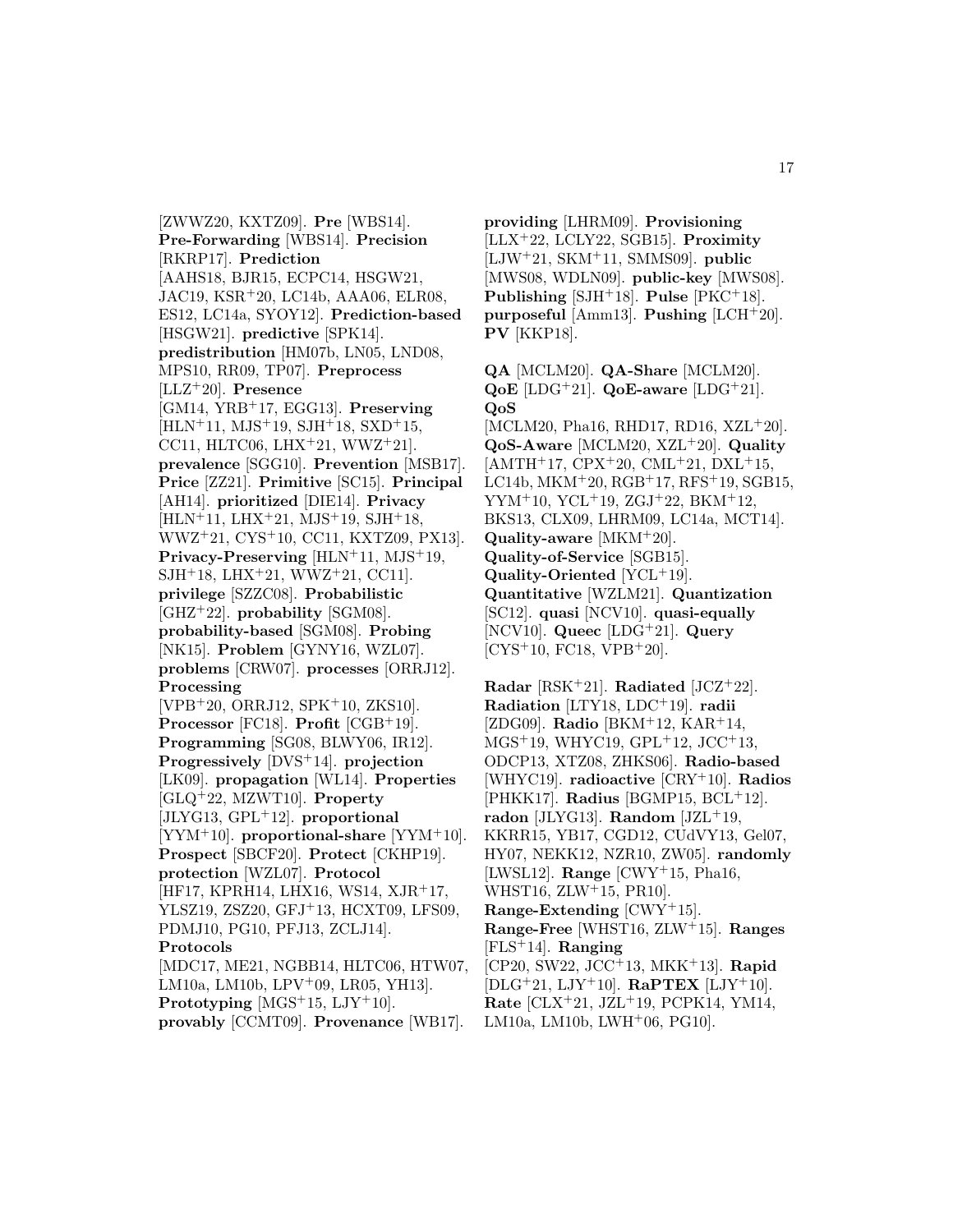[ZWWZ20, KXTZ09]. **Pre** [WBS14]. **Pre-Forwarding** [WBS14]. **Precision** [RKRP17]. **Prediction** [AAHS18, BJR15, ECPC14, HSGW21, JAC19, KSR+20, LC14b, AAA06, ELR08, ES12, LC14a, SYOY12]. **Prediction-based** [HSGW21]. **predictive** [SPK14]. **predistribution** [HM07b, LN05, LND08, MPS10, RR09, TP07]. **Preprocess** [LLZ+20]. **Presence** [GM14, YRB+17, EGG13]. **Preserving** [HLN+11, MJS+19, SJH+18, SXD+15, CC11, HLTC06, LHX+21, WWZ+21]. **prevalence** [SGG10]. **Prevention** [MSB17]. **Price** [ZZ21]. **Primitive** [SC15]. **Principal** [AH14]. **prioritized** [DIE14]. **Privacy** [HLN+11, LHX+21, MJS+19, SJH+18, WWZ+21, CYS+10, CC11, KXTZ09, PX13]. **Privacy-Preserving** [HLN+11, MJS+19, SJH+18, LHX+21, WWZ+21, CC11]. **privilege** [SZZC08]. **Probabilistic** [GHZ+22]. **probability** [SGM08]. **probability-based** [SGM08]. **Probing** [NK15]. **Problem** [GYNY16, WZL07]. **problems** [CRW07]. **processes** [ORRJ12]. **Processing** [VPB+20, ORRJ12, SPK+10, ZKS10]. **Processor** [FC18]. **Profit** [CGB+19]. **Programming** [SG08, BLWY06, IR12]. **Progressively** [DVS+14]. **projection** [LK09]. **propagation** [WL14]. **Properties** [GLQ+22, MZWT10]. **Property** [JLYG13, GPL+12]. **proportional** [YYM+10]. **proportional-share** [YYM+10]. **Prospect** [SBCF20]. **Protect** [CKHP19]. **protection** [WZL07]. **Protocol** [HF17, KPRH14, LHX16, WS14, XJR+17, YLSZ19, ZSZ20, GFJ+13, HCXT09, LFS09, PDMJ10, PG10, PFJ13, ZCLJ14]. **Protocols** [MDC17, ME21, NGBB14, HLTC06, HTW07, LM10a, LM10b, LPV+09, LR05, YH13]. **Prototyping** [MGS+15, LJY+10]. **provably** [CCMT09]. **Provenance** [WB17]. **providing** [LHRM09]. **Provisioning** [LLX+22, LCLY22, SGB15]. **Proximity** [LJW+21, SKM+11, SMMS09]. **public** [MWS08, WDLN09]. **public-key** [MWS08]. **Publishing** [SJH+18]. **Pulse** [PKC+18]. **purposeful** [Amm13]. **Pushing** [LCH+20]. **PV** [KKP18].

**QA** [MCLM20]. **QA-Share** [MCLM20]. **QoE** [LDG+21]. **QoE-aware** [LDG+21]. **QoS** [MCLM20, Pha16, RHD17, RD16, XZL+20]. **QoS-Aware** [MCLM20, XZL+20]. **Quality** [AMTH+17, CPX+20, CML+21, DXL+15, LC14b, MKM+20, RGB+17, RFS+19, SGB15, YYM+10, YCL+19, ZGJ+22, BKM+12, BKS13, CLX09, LHRM09, LC14a, MCT14]. **Quality-aware** [MKM+20]. **Quality-of-Service** [SGB15]. **Quality-Oriented** [YCL+19]. **Quantitative** [WZLM21]. **Quantization** [SC12]. **quasi** [NCV10]. **quasi-equally** [NCV10]. **Queec** [LDG+21]. **Query** [CYS+10, FC18, VPB+20].

**Radar** [RSK+21]. **Radiated** [JCZ+22]. **Radiation** [LTY18, LDC+19]. **radii** [ZDG09]. **Radio** [BKM+12, KAR+14, MGS+19, WHYC19, GPL+12, JCC+13, ODCP13, XTZ08, ZHKS06]. **Radio-based** [WHYC19]. **radioactive** [CRY+10]. **Radios** [PHKK17]. **Radius** [BGMP15, BCL+12]. **radon** [JLYG13]. **Random** [JZL+19, KKRR15, YB17, CGD12, CUdVY13, Gel07, HY07, NEKK12, NZR10, ZW05]. **randomly** [LWSL12]. **Range** [CWY+15, Pha16, WHST16, ZLW+15, PR10]. **Range-Extending** [CWY+15]. **Range-Free** [WHST16, ZLW+15]. **Ranges** [FLS+14]. **Ranging** [CP20, SW22, JCC+13, MKK+13]. **Rapid** [DLG+21, LJY+10]. **RaPTEX** [LJY+10]. **Rate** [CLX+21, JZL+19, PCPK14, YM14, LM10a, LM10b, LWH+06, PG10].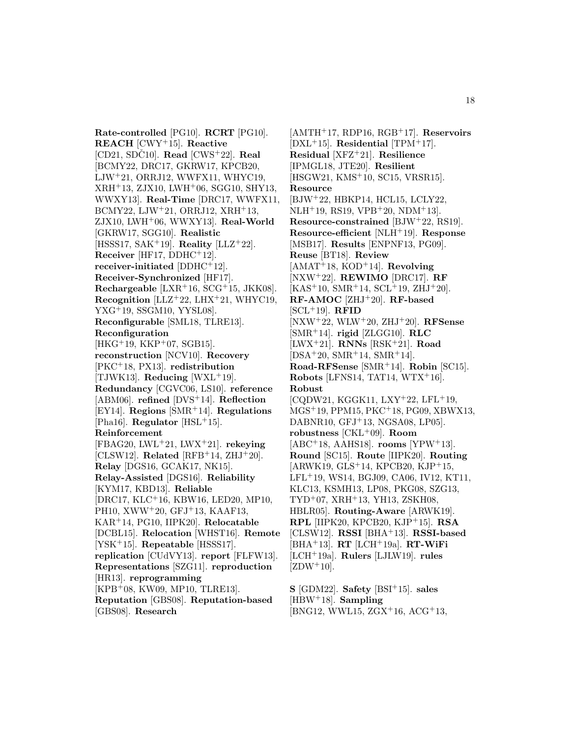**Rate-controlled** [PG10]. **RCRT** [PG10]. **REACH** [CWY+15]. **Reactive** [CD21, SDČ10]. **Read** [CWS+22]. **Real** [BCMY22, DRC17, GKRW17, KPCB20, LJW+21, ORRJ12, WWFX11, WHYC19, XRH+13, ZJX10, LWH+06, SGG10, SHY13, WWXY13]. **Real-Time** [DRC17, WWFX11, BCMY22, LJW+21, ORRJ12, XRH+13, ZJX10, LWH+06, WWXY13]. **Real-World** [GKRW17, SGG10]. **Realistic** [HSSS17, SAK+19]. **Reality** [LLZ+22]. **Receiver** [HF17, DDHC+12]. **receiver-initiated** [DDHC+12]. **Receiver-Synchronized** [HF17]. **Rechargeable** [LXR+16, SCG+15, JKK08]. **Recognition** [LLZ+22, LHX+21, WHYC19, YXG+19, SSGM10, YYSL08]. **Reconfigurable** [SML18, TLRE13]. **Reconfiguration** [HKG+19, KKP+07, SGB15]. **reconstruction** [NCV10]. **Recovery** [PKC+18, PX13]. **redistribution** [TJWK13]. **Reducing** [WXL+19]. **Redundancy** [CGVC06, LS10]. **reference** [ABM06]. **refined** [DVS+14]. **Reflection** [EY14]. **Regions** [SMR+14]. **Regulations** [Pha16]. **Regulator** [HSL+15]. **Reinforcement** [FBAG20, LWL+21, LWX+21]. **rekeying** [CLSW12]. **Related** [RFB+14, ZHJ+20]. **Relay** [DGS16, GCAK17, NK15]. **Relay-Assisted** [DGS16]. **Reliability** [KYM17, KBD13]. **Reliable** [DRC17, KLC+16, KBW16, LED20, MP10, PH10, XWW+20, GFJ+13, KAAF13, KAR+14, PG10, IIPK20]. **Relocatable** [DCBL15]. **Relocation** [WHST16]. **Remote** [YSK+15]. **Repeatable** [HSSS17]. **replication** [CUdVY13]. **report** [FLFW13]. **Representations** [SZG11]. **reproduction** [HR13]. **reprogramming** [KPB+08, KW09, MP10, TLRE13]. **Reputation** [GBS08]. **Reputation-based** [GBS08]. **Research** [AMTH+17, RDP16, RGB+17]. **Reservoirs** [DXL+15]. **Residential** [TPM+17]. **Residual** [XFZ+21]. **Resilience** [IPMGL18, JTE20]. **Resilient** [HSGW21, KMS+10, SC15, VRSR15]. **Resource** [BJW+22, HBKP14, HCL15, LCLY22, NLH+19, RS19, VPB+20, NDM+13]. **Resource-constrained** [BJW+22, RS19]. **Resource-efficient** [NLH+19]. **Response** [MSB17]. **Results** [ENPNF13, PG09]. **Reuse** [BT18]. **Review** [AMAT+18, KOD+14]. **Revolving** [NXW+22]. **REWIMO** [DRC17]. **RF** [KAS+10, SMR+14, SCL+19, ZHJ+20]. **RF-AMOC** [ZHJ+20]. **RF-based** [SCL+19]. **RFID** [NXW+22, WLW+20, ZHJ+20]. **RFSense** [SMR+14]. **rigid** [ZLGG10]. **RLC** [LWX+21]. **RNNs** [RSK+21]. **Road** [DSA+20, SMR+14, SMR+14]. **Road-RFSense** [SMR+14]. **Robin** [SC15]. **Robots** [LFNS14, TAT14, WTX+16]. **Robust** [CQDW21, KGGK11, LXY+22, LFL+19, MGS+19, PPM15, PKC+18, PG09, XBWX13, DABNR10, GFJ+13, NGSA08, LP05]. **robustness** [CKL+09]. **Room** [ABC+18, AAHS18]. **rooms** [YPW+13]. **Round** [SC15]. **Route** [IIPK20]. **Routing** [ARWK19, GLS+14, KPCB20, KJP+15, LFL+19, WS14, BGJ09, CA06, IV12, KT11, KLC13, KSMH13, LP08, PKG08, SZG13, TYD+07, XRH+13, YH13, ZSKH08, HBLR05]. **Routing-Aware** [ARWK19]. **RPL** [IIPK20, KPCB20, KJP+15]. **RSA** [CLSW12]. **RSSI** [BHA+13]. **RSSI-based** [BHA+13]. **RT** [LCH+19a]. **RT-WiFi** [LCH+19a]. **Rulers** [LJLW19]. **rules** [ZDW+10].

**S** [GDM22]. **Safety** [BSI+15]. **sales** [HBW+18]. **Sampling** [BNG12, WWL15, ZGX+16, ACG+13,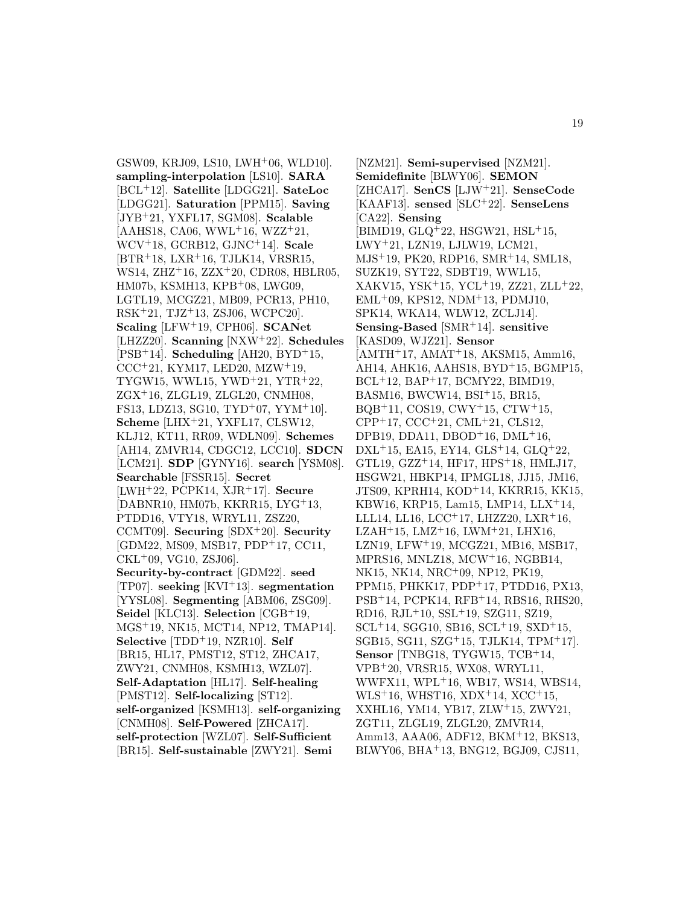GSW09, KRJ09, LS10, LWH[+]06, WLD10]. **sampling-interpolation** [LS10]. **SARA** [BCL[+]12]. **Satellite** [LDGG21]. **SateLoc** [LDGG21]. **Saturation** [PPM15]. **Saving** [JYB[+]21, YXFL17, SGM08]. **Scalable** [AAHS18, CA06, WWL[+]16, WZZ[+]21, WCV[+]18, GCRB12, GJNC[+]14]. **Scale** [BTR[+]18, LXR[+]16, TJLK14, VRSR15, WS14, ZHZ[+]16, ZZX[+]20, CDR08, HBLR05, HM07b, KSMH13, KPB[+]08, LWG09, LGTL19, MCGZ21, MB09, PCR13, PH10, RSK[+]21, TJZ[+]13, ZSJ06, WCPC20]. **Scaling** [LFW[+]19, CPH06]. **SCANet** [LHZZ20]. **Scanning** [NXW[+]22]. **Schedules** [PSB[+]14]. **Scheduling** [AH20, BYD[+]15, CCC[+]21, KYM17, LED20, MZW[+]19, TYGW15, WWL15, YWD[+]21, YTR[+]22, ZGX[+]16, ZLGL19, ZLGL20, CNMH08, FS13, LDZ13, SG10, TYD[+]07, YYM[+]10]. **Scheme** [LHX[+]21, YXFL17, CLSW12, KLJ12, KT11, RR09, WDLN09]. **Schemes** [AH14, ZMVR14, CDGC12, LCC10]. **SDCN** [LCM21]. **SDP** [GYNY16]. **search** [YSM08]. **Searchable** [FSSR15]. **Secret** [LWH[+]22, PCPK14, XJR[+]17]. **Secure** [DABNR10, HM07b, KKRR15, LYG[+]13, PTDD16, VTY18, WRYL11, ZSZ20, CCMT09]. **Securing** [SDX[+]20]. **Security** [GDM22, MS09, MSB17, PDP[+]17, CC11, CKL[+]09, VG10, ZSJ06]. **Security-by-contract** [GDM22]. **seed** [TP07]. **seeking** [KVI[+]13]. **segmentation** [YYSL08]. **Segmenting** [ABM06, ZSG09]. **Seidel** [KLC13]. **Selection** [CGB[+]19, MGS[+]19, NK15, MCT14, NP12, TMAP14]. **Selective** [TDD[+]19, NZR10]. **Self** [BR15, HL17, PMST12, ST12, ZHCA17, ZWY21, CNMH08, KSMH13, WZL07]. **Self-Adaptation** [HL17]. **Self-healing** [PMST12]. **Self-localizing** [ST12]. **self-organized** [KSMH13]. **self-organizing** [CNMH08]. **Self-Powered** [ZHCA17]. **self-protection** [WZL07]. **Self-Sufficient** [BR15]. **Self-sustainable** [ZWY21]. **Semi** [NZM21]. **Semi-supervised** [NZM21]. **Semidefinite** [BLWY06]. **SEMON** [ZHCA17]. **SenCS** [LJW[+]21]. **SenseCode** [KAAF13]. **sensed** [SLC[+]22]. **SenseLens** [CA22]. **Sensing** [BIMD19, GLQ[+]22, HSGW21, HSL[+]15, LWY[+]21, LZN19, LJLW19, LCM21, MJS[+]19, PK20, RDP16, SMR[+]14, SML18, SUZK19, SYT22, SDBT19, WWL15, XAKV15, YSK[+]15, YCL[+]19, ZZ21, ZLL[+]22, EML[+]09, KPS12, NDM[+]13, PDMJ10, SPK14, WKA14, WLW12, ZCLJ14]. **Sensing-Based** [SMR[+]14]. **sensitive** [KASD09, WJZ21]. **Sensor** [AMTH[+]17, AMAT[+]18, AKSM15, Amm16, AH14, AHK16, AAHS18, BYD[+]15, BGMP15, BCL[+]12, BAP[+]17, BCMY22, BIMD19, BASM16, BWCW14, BSI[+]15, BR15, BQB[+]11, COS19, CWY[+]15, CTW[+]15, CPP[+]17, CCC[+]21, CML[+]21, CLS12, DPB19, DDA11, DBOD[+]16, DML[+]16, DXL[+]15, EA15, EY14, GLS[+]14, GLQ[+]22, GTL19, GZZ[+]14, HF17, HPS[+]18, HMLJ17, HSGW21, HBKP14, IPMGL18, JJ15, JM16, JTS09, KPRH14, KOD[+]14, KKRR15, KK15, KBW16, KRP15, Lam15, LMP14, LLX[+]14, LLL14, LL16, LCC[+]17, LHZZ20, LXR[+]16, LZAH[+]15, LMZ[+]16, LWM[+]21, LHX16, LZN19, LFW[+]19, MCGZ21, MB16, MSB17, MPRS16, MNLZ18, MCW[+]16, NGBB14, NK15, NK14, NRC[+]09, NP12, PK19, PPM15, PHKK17, PDP[+]17, PTDD16, PX13, PSB[+]14, PCPK14, RFB[+]14, RBS16, RHS20, RD16, RJL[+]10, SSL[+]19, SZG11, SZ19, SCL[+]14, SGG10, SB16, SCL[+]19, SXD[+]15, SGB15, SG11, SZG[+]15, TJLK14, TPM[+]17]. **Sensor** [TNBG18, TYGW15, TCB[+]14, VPB[+]20, VRSR15, WX08, WRYL11, WWFX11, WPL[+]16, WB17, WS14, WBS14, WLS[+]16, WHST16, XDX[+]14, XCC[+]15, XXHL16, YM14, YB17, ZLW[+]15, ZWY21, ZGT11, ZLGL19, ZLGL20, ZMVR14, Amm13, AAA06, ADF12, BKM[+]12, BKS13, BLWY06, BHA[+]13, BNG12, BGJ09, CJS11,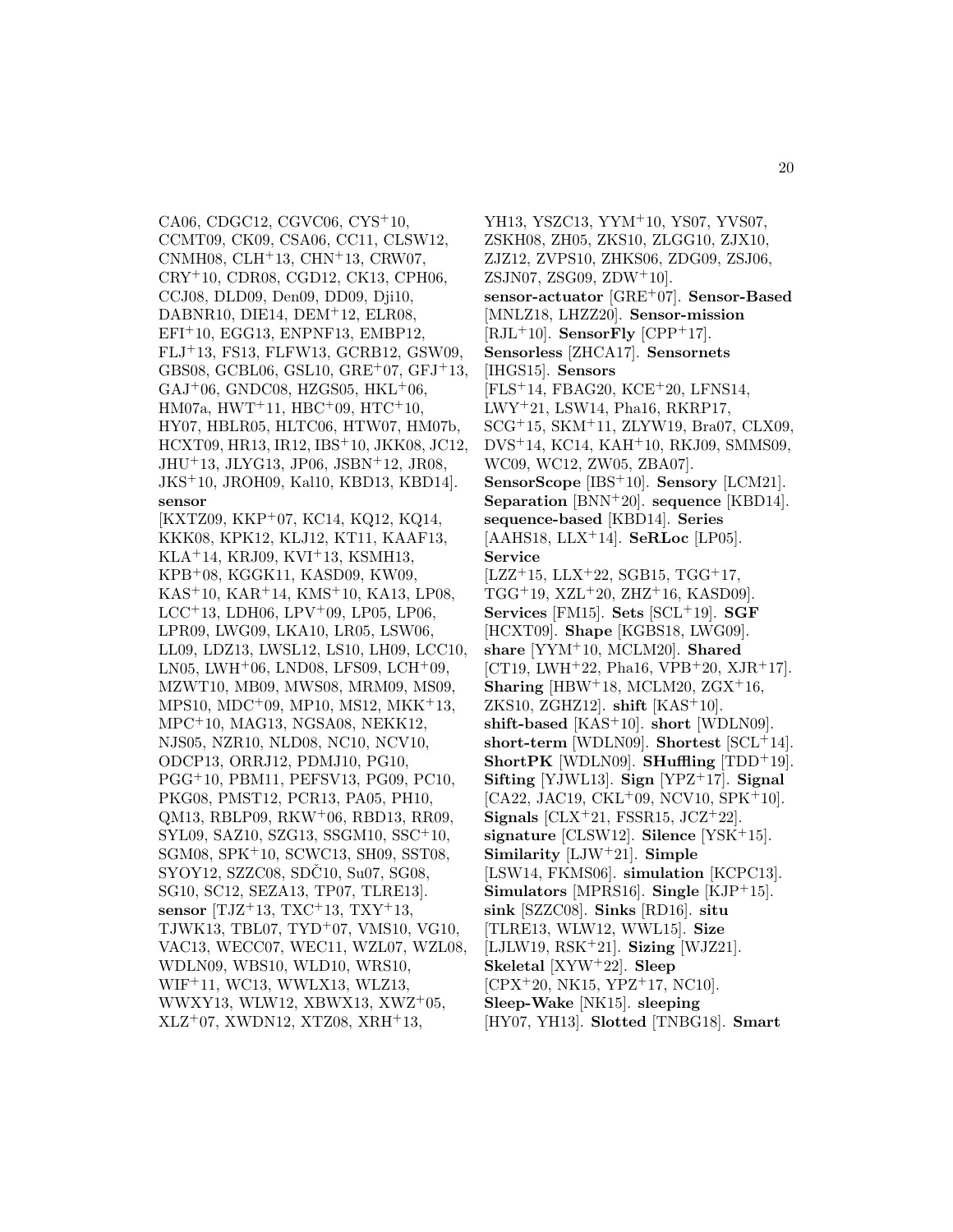CA06, CDGC12, CGVC06, CYS+10, CCMT09, CK09, CSA06, CC11, CLSW12, CNMH08, CLH+13, CHN+13, CRW07, CRY+10, CDR08, CGD12, CK13, CPH06, CCJ08, DLD09, Den09, DD09, Dji10, DABNR10, DIE14, DEM+12, ELR08, EFI+10, EGG13, ENPNF13, EMBP12, FLJ+13, FS13, FLFW13, GCRB12, GSW09, GBS08, GCBL06, GSL10, GRE+07, GFJ+13, GAJ+06, GNDC08, HZGS05, HKL+06, HM07a, HWT+11, HBC+09, HTC+10, HY07, HBLR05, HLTC06, HTW07, HM07b, HCXT09, HR13, IR12, IBS+10, JKK08, JC12, JHU+13, JLYG13, JP06, JSBN+12, JR08, JKS+10, JROH09, Kal10, KBD13, KBD14].
**sensor** [KXTZ09, KKP+07, KC14, KQ12, KQ14, KKK08, KPK12, KLJ12, KT11, KAAF13, KLA+14, KRJ09, KVI+13, KSMH13, KPB+08, KGGK11, KASD09, KW09, KAS+10, KAR+14, KMS+10, KA13, LP08, LCC+13, LDH06, LPV+09, LP05, LP06, LPR09, LWG09, LKA10, LR05, LSW06, LL09, LDZ13, LWSL12, LS10, LH09, LCC10, LN05, LWH+06, LND08, LFS09, LCH+09, MZWT10, MB09, MWS08, MRM09, MS09, MPS10, MDC+09, MP10, MS12, MKK+13, MPC+10, MAG13, NGSA08, NEKK12, NJS05, NZR10, NLD08, NC10, NCV10, ODCP13, ORRJ12, PDMJ10, PG10, PGG+10, PBM11, PEFSV13, PG09, PC10, PKG08, PMST12, PCR13, PA05, PH10, QM13, RBLP09, RKW+06, RBD13, RR09, SYL09, SAZ10, SZG13, SSGM10, SSC+10, SGM08, SPK+10, SCWC13, SH09, SST08, SYOY12, SZZC08, SDČ10, Su07, SG08, SG10, SC12, SEZA13, TP07, TLRE13].
**sensor** [TJZ+13, TXC+13, TXY+13, TJWK13, TBL07, TYD+07, VMS10, VG10, VAC13, WECC07, WEC11, WZL07, WZL08, WDLN09, WBS10, WLD10, WRS10, WIF+11, WC13, WWLX13, WLZ13, WWXY13, WLW12, XBWX13, XWZ+05, XLZ+07, XWDN12, XTZ08, XRH+13, YH13, YSZC13, YYM+10, YS07, YVS07, ZSKH08, ZH05, ZKS10, ZLGG10, ZJX10, ZJZ12, ZVPS10, ZHKS06, ZDG09, ZSJ06, ZSJN07, ZSG09, ZDW+10].
**sensor-actuator** [GRE+07]. **Sensor-Based** [MNLZ18, LHZZ20]. **Sensor-mission** [RJL+10]. **SensorFly** [CPP+17]. **Sensorless** [ZHCA17]. **Sensornets** [IHGS15]. **Sensors** [FLS+14, FBAG20, KCE+20, LFNS14, LWY+21, LSW14, Pha16, RKRP17, SCG+15, SKM+11, ZLYW19, Bra07, CLX09, DVS+14, KC14, KAH+10, RKJ09, SMMS09, WC09, WC12, ZW05, ZBA07]. **SensorScope** [IBS+10]. **Sensory** [LCM21]. **Separation** [BNN+20]. **sequence** [KBD14]. **sequence-based** [KBD14]. **Series** [AAHS18, LLX+14]. **SeRLoc** [LP05]. **Service** [LZZ+15, LLX+22, SGB15, TGG+17, TGG+19, XZL+20, ZHZ+16, KASD09]. **Services** [FM15]. **Sets** [SCL+19]. **SGF** [HCXT09]. **Shape** [KGBS18, LWG09]. **share** [YYM+10, MCLM20]. **Shared** [CT19, LWH+22, Pha16, VPB+20, XJR+17]. **Sharing** [HBW+18, MCLM20, ZGX+16, ZKS10, ZGHZ12]. **shift** [KAS+10]. **shift-based** [KAS+10]. **short** [WDLN09]. **short-term** [WDLN09]. **Shortest** [SCL+14]. **ShortPK** [WDLN09]. **SHuffling** [TDD+19]. **Sifting** [YJWL13]. **Sign** [YPZ+17]. **Signal** [CA22, JAC19, CKL+09, NCV10, SPK+10]. **Signals** [CLX+21, FSSR15, JCZ+22]. **signature** [CLSW12]. **Silence** [YSK+15]. **Similarity** [LJW+21]. **Simple** [LSW14, FKMS06]. **simulation** [KCPC13]. **Simulators** [MPRS16]. **Single** [KJP+15]. **sink** [SZZC08]. **Sinks** [RD16]. **situ** [TLRE13, WLW12, WWL15]. **Size** [LJLW19, RSK+21]. **Sizing** [WJZ21]. **Skeletal** [XYW+22]. **Sleep** [CPX+20, NK15, YPZ+17, NC10]. **Sleep-Wake** [NK15]. **sleeping** [HY07, YH13]. **Slotted** [TNBG18]. **Smart**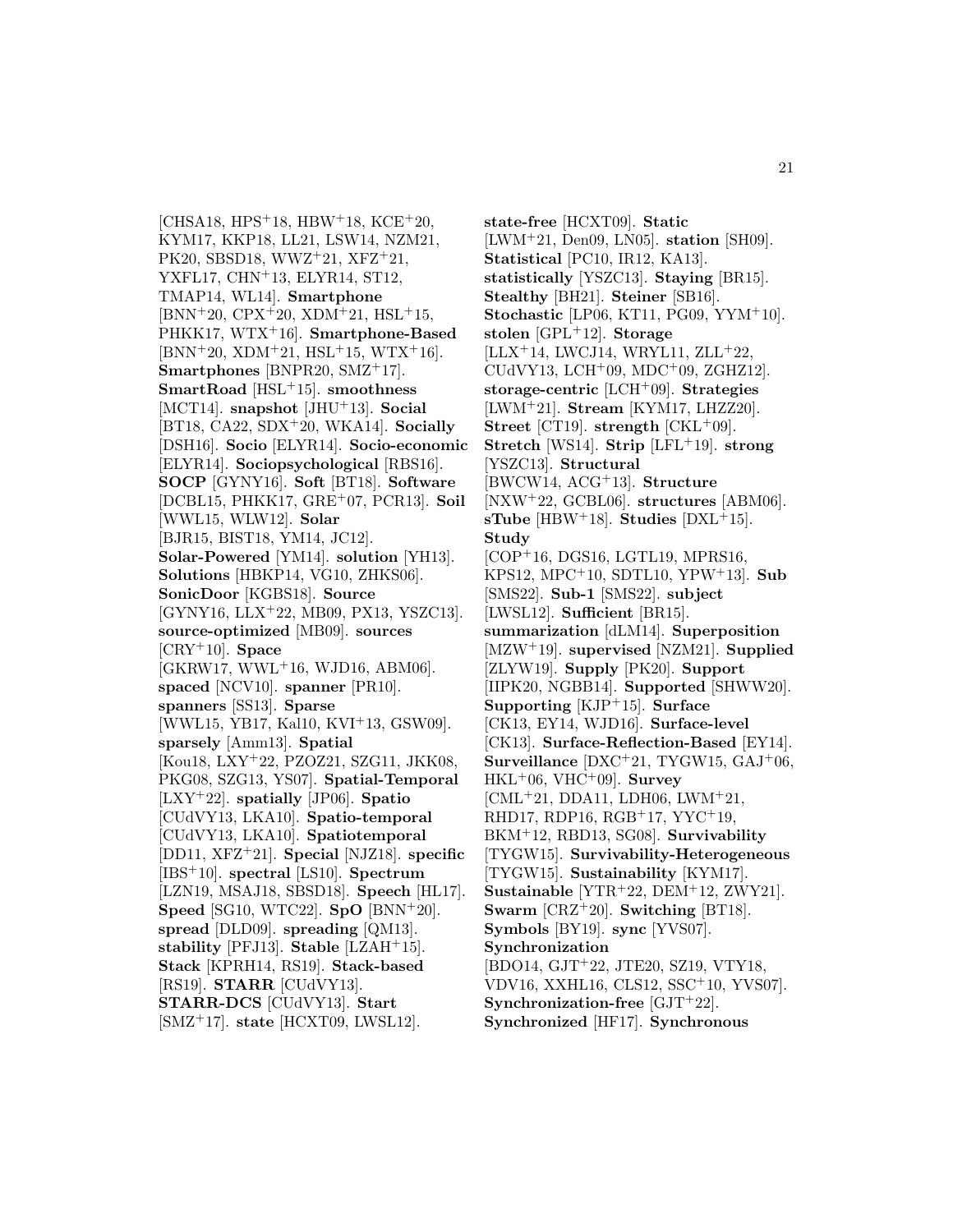[CHSA18, HPS[+]18, HBW[+]18, KCE[+]20, KYM17, KKP18, LL21, LSW14, NZM21, PK20, SBSD18, WWZ[+]21, XFZ[+]21, YXFL17, CHN[+]13, ELYR14, ST12, TMAP14, WL14]. **Smartphone** [BNN[+]20, CPX[+]20, XDM[+]21, HSL[+]15, PHKK17, WTX[+]16]. **Smartphone-Based** [BNN[+]20, XDM[+]21, HSL[+]15, WTX[+]16]. **Smartphones** [BNPR20, SMZ[+]17]. **SmartRoad** [HSL[+]15]. **smoothness** [MCT14]. **snapshot** [JHU[+]13]. **Social** [BT18, CA22, SDX[+]20, WKA14]. **Socially** [DSH16]. **Socio** [ELYR14]. **Socio-economic** [ELYR14]. **Sociopsychological** [RBS16]. **SOCP** [GYNY16]. **Soft** [BT18]. **Software** [DCBL15, PHKK17, GRE[+]07, PCR13]. **Soil** [WWL15, WLW12]. **Solar** [BJR15, BIST18, YM14, JC12]. **Solar-Powered** [YM14]. **solution** [YH13]. **Solutions** [HBKP14, VG10, ZHKS06]. **SonicDoor** [KGBS18]. **Source** [GYNY16, LLX[+]22, MB09, PX13, YSZC13]. **source-optimized** [MB09]. **sources** [CRY[+]10]. **Space** [GKRW17, WWL[+]16, WJD16, ABM06]. **spaced** [NCV10]. **spanner** [PR10]. **spanners** [SS13]. **Sparse** [WWL15, YB17, Kal10, KVI[+]13, GSW09]. **sparsely** [Amm13]. **Spatial** [Kou18, LXY[+]22, PZOZ21, SZG11, JKK08, PKG08, SZG13, YS07]. **Spatial-Temporal** [LXY[+]22]. **spatially** [JP06]. **Spatio** [CUdVY13, LKA10]. **Spatio-temporal** [CUdVY13, LKA10]. **Spatiotemporal** [DD11, XFZ[+]21]. **Special** [NJZ18]. **specific** [IBS[+]10]. **spectral** [LS10]. **Spectrum** [LZN19, MSAJ18, SBSD18]. **Speech** [HL17]. **Speed** [SG10, WTC22]. **SpO** [BNN[+]20]. **spread** [DLD09]. **spreading** [QM13]. **stability** [PFJ13]. **Stable** [LZAH[+]15]. **Stack** [KPRH14, RS19]. **Stack-based** [RS19]. **STARR** [CUdVY13]. **STARR-DCS** [CUdVY13]. **Start** [SMZ[+]17]. **state** [HCXT09, LWSL12]. **state-free** [HCXT09]. **Static** [LWM[+]21, Den09, LN05]. **station** [SH09]. **Statistical** [PC10, IR12, KA13]. **statistically** [YSZC13]. **Staying** [BR15]. **Stealthy** [BH21]. **Steiner** [SB16]. **Stochastic** [LP06, KT11, PG09, YYM[+]10]. **stolen** [GPL[+]12]. **Storage** [LLX[+]14, LWCJ14, WRYL11, ZLL[+]22, CUdVY13, LCH[+]09, MDC[+]09, ZGHZ12]. **storage-centric** [LCH[+]09]. **Strategies** [LWM[+]21]. **Stream** [KYM17, LHZZ20]. **Street** [CT19]. **strength** [CKL[+]09]. **Stretch** [WS14]. **Strip** [LFL[+]19]. **strong** [YSZC13]. **Structural** [BWCW14, ACG[+]13]. **Structure** [NXW[+]22, GCBL06]. **structures** [ABM06]. **sTube** [HBW[+]18]. **Studies** [DXL[+]15]. **Study** [COP[+]16, DGS16, LGTL19, MPRS16, KPS12, MPC[+]10, SDTL10, YPW[+]13]. **Sub** [SMS22]. **Sub-1** [SMS22]. **subject** [LWSL12]. **Sufficient** [BR15]. **summarization** [dLM14]. **Superposition** [MZW[+]19]. **supervised** [NZM21]. **Supplied** [ZLYW19]. **Supply** [PK20]. **Support** [IIPK20, NGBB14]. **Supported** [SHWW20]. **Supporting** [KJP[+]15]. **Surface** [CK13, EY14, WJD16]. **Surface-level** [CK13]. **Surface-Reflection-Based** [EY14]. **Surveillance** [DXC[+]21, TYGW15, GAJ[+]06, HKL[+]06, VHC[+]09]. **Survey** [CML[+]21, DDA11, LDH06, LWM[+]21, RHD17, RDP16, RGB[+]17, YYC[+]19, BKM[+]12, RBD13, SG08]. **Survivability** [TYGW15]. **Survivability-Heterogeneous** [TYGW15]. **Sustainability** [KYM17]. **Sustainable** [YTR[+]22, DEM[+]12, ZWY21]. **Swarm** [CRZ[+]20]. **Switching** [BT18]. **Symbols** [BY19]. **sync** [YVS07]. **Synchronization** [BDO14, GJT[+]22, JTE20, SZ19, VTY18, VDV16, XXHL16, CLS12, SSC[+]10, YVS07]. **Synchronization-free** [GJT[+]22]. **Synchronized** [HF17]. **Synchronous**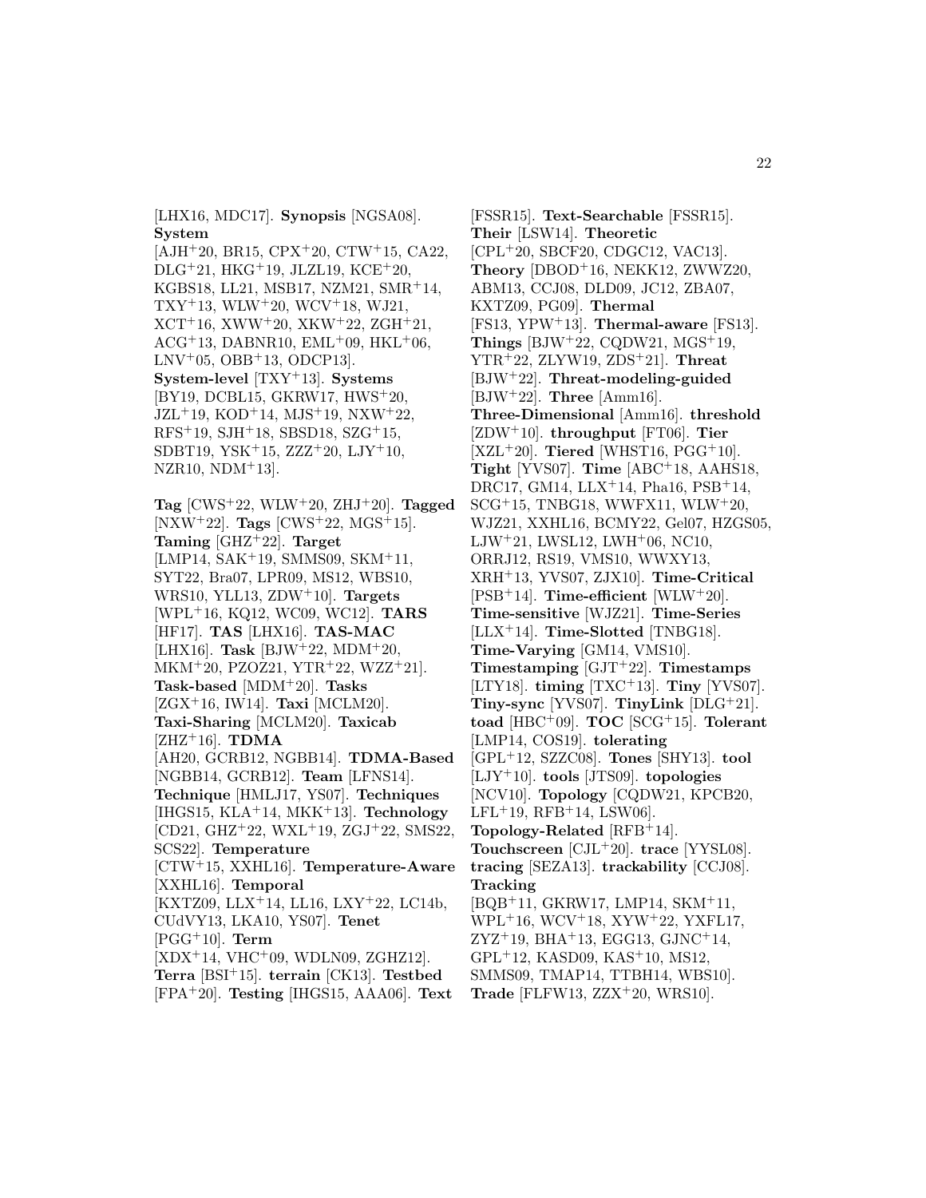[LHX16, MDC17]. **Synopsis** [NGSA08]. **System** [AJH+20, BR15, CPX+20, CTW+15, CA22, DLG+21, HKG+19, JLZL19, KCE+20, KGBS18, LL21, MSB17, NZM21, SMR+14, TXY+13, WLW+20, WCV+18, WJ21, XCT+16, XWW+20, XKW+22, ZGH+21, ACG+13, DABNR10, EML+09, HKL+06, LNV+05, OBB+13, ODCP13]. **System-level** [TXY+13]. **Systems** [BY19, DCBL15, GKRW17, HWS+20, JZL+19, KOD+14, MJS+19, NXW+22, RFS+19, SJH+18, SBSD18, SZG+15, SDBT19, YSK+15, ZZZ+20, LJY+10, NZR10, NDM+13].

**Tag** [CWS+22, WLW+20, ZHJ+20]. **Tagged** [NXW+22]. **Tags** [CWS+22, MGS+15]. **Taming** [GHZ+22]. **Target** [LMP14, SAK+19, SMMS09, SKM+11, SYT22, Bra07, LPR09, MS12, WBS10, WRS10, YLL13, ZDW+10]. **Targets** [WPL+16, KQ12, WC09, WC12]. **TARS** [HF17]. **TAS** [LHX16]. **TAS-MAC** [LHX16]. **Task** [BJW+22, MDM+20, MKM+20, PZOZ21, YTR+22, WZZ+21]. **Task-based** [MDM+20]. **Tasks** [ZGX+16, IW14]. **Taxi** [MCLM20]. **Taxi-Sharing** [MCLM20]. **Taxicab** [ZHZ+16]. **TDMA** [AH20, GCRB12, NGBB14]. **TDMA-Based** [NGBB14, GCRB12]. **Team** [LFNS14]. **Technique** [HMLJ17, YS07]. **Techniques** [IHGS15, KLA+14, MKK+13]. **Technology** [CD21, GHZ+22, WXL+19, ZGJ+22, SMS22, SCS22]. **Temperature** [CTW+15, XXHL16]. **Temperature-Aware** [XXHL16]. **Temporal** [KXTZ09, LLX+14, LL16, LXY+22, LC14b, CUdVY13, LKA10, YS07]. **Tenet** [PGG+10]. **Term** [XDX+14, VHC+09, WDLN09, ZGHZ12]. **Terra** [BSI+15]. **terrain** [CK13]. **Testbed** [FPA+20]. **Testing** [IHGS15, AAA06]. **Text** [FSSR15]. **Text-Searchable** [FSSR15]. **Their** [LSW14]. **Theoretic** [CPL+20, SBCF20, CDGC12, VAC13]. **Theory** [DBOD+16, NEKK12, ZWWZ20, ABM13, CCJ08, DLD09, JC12, ZBA07, KXTZ09, PG09]. **Thermal** [FS13, YPW+13]. **Thermal-aware** [FS13]. **Things** [BJW+22, CQDW21, MGS+19, YTR+22, ZLYW19, ZDS+21]. **Threat** [BJW+22]. **Threat-modeling-guided** [BJW+22]. **Three** [Amm16]. **Three-Dimensional** [Amm16]. **threshold** [ZDW+10]. **throughput** [FT06]. **Tier** [XZL+20]. **Tiered** [WHST16, PGG+10]. **Tight** [YVS07]. **Time** [ABC+18, AAHS18, DRC17, GM14, LLX+14, Pha16, PSB+14, SCG+15, TNBG18, WWFX11, WLW+20, WJZ21, XXHL16, BCMY22, Gel07, HZGS05, LJW+21, LWSL12, LWH+06, NC10, ORRJ12, RS19, VMS10, WWXY13, XRH+13, YVS07, ZJX10]. **Time-Critical** [PSB+14]. **Time-efficient** [WLW+20]. **Time-sensitive** [WJZ21]. **Time-Series** [LLX+14]. **Time-Slotted** [TNBG18]. **Time-Varying** [GM14, VMS10]. **Timestamping** [GJT+22]. **Timestamps** [LTY18]. **timing** [TXC+13]. **Tiny** [YVS07]. **Tiny-sync** [YVS07]. **TinyLink** [DLG+21]. **toad** [HBC+09]. **TOC** [SCG+15]. **Tolerant** [LMP14, COS19]. **tolerating** [GPL+12, SZZC08]. **Tones** [SHY13]. **tool** [LJY+10]. **tools** [JTS09]. **topologies** [NCV10]. **Topology** [CQDW21, KPCB20, LFL+19, RFB+14, LSW06]. **Topology-Related** [RFB+14]. **Touchscreen** [CJL+20]. **trace** [YYSL08]. **tracing** [SEZA13]. **trackability** [CCJ08]. **Tracking** [BQB+11, GKRW17, LMP14, SKM+11, WPL+16, WCV+18, XYW+22, YXFL17, ZYZ+19, BHA+13, EGG13, GJNC+14, GPL+12, KASD09, KAS+10, MS12, SMMS09, TMAP14, TTBH14, WBS10]. **Trade** [FLFW13, ZZX+20, WRS10].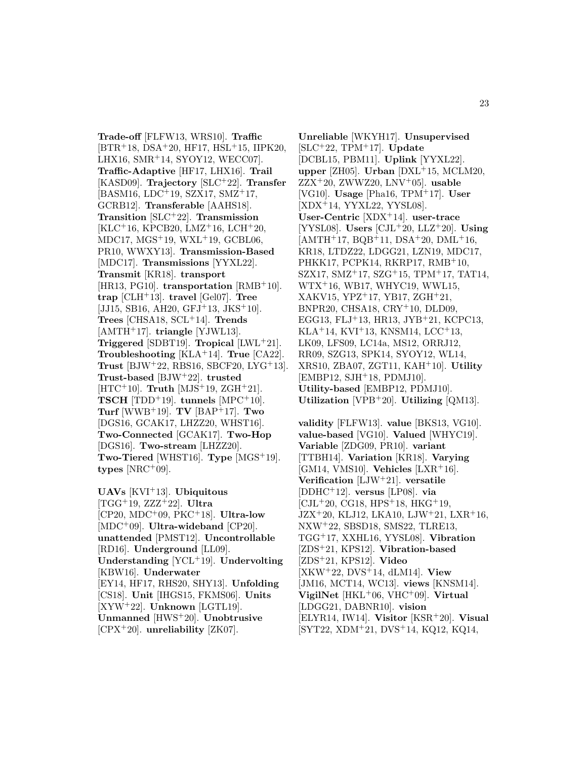**Trade-off** [FLFW13, WRS10]. **Traffic** [BTR+18, DSA+20, HF17, HSL+15, IIPK20, LHX16, SMR+14, SYOY12, WECC07]. **Traffic-Adaptive** [HF17, LHX16]. **Trail** [KASD09]. **Trajectory** [SLC+22]. **Transfer** [BASM16, LDC+19, SZX17, SMZ+17, GCRB12]. **Transferable** [AAHS18]. **Transition** [SLC+22]. **Transmission** [KLC+16, KPCB20, LMZ+16, LCH+20, MDC17, MGS+19, WXL+19, GCBL06, PR10, WWXY13]. **Transmission-Based** [MDC17]. **Transmissions** [YYXL22]. **Transmit** [KR18]. **transport** [HR13, PG10]. **transportation** [RMB+10]. **trap** [CLH+13]. **travel** [Gel07]. **Tree** [JJ15, SB16, AH20, GFJ+13, JKS+10]. **Trees** [CHSA18, SCL+14]. **Trends** [AMTH+17]. **triangle** [YJWL13]. **Triggered** [SDBT19]. **Tropical** [LWL+21]. **Troubleshooting** [KLA+14]. **True** [CA22]. **Trust** [BJW+22, RBS16, SBCF20, LYG+13]. **Trust-based** [BJW+22]. **trusted** [HTC+10]. **Truth** [MJS+19, ZGH+21]. **TSCH** [TDD+19]. **tunnels** [MPC+10]. **Turf** [WWB+19]. **TV** [BAP+17]. **Two** [DGS16, GCAK17, LHZZ20, WHST16]. **Two-Connected** [GCAK17]. **Two-Hop** [DGS16]. **Two-stream** [LHZZ20]. **Two-Tiered** [WHST16]. **Type** [MGS+19]. **types** [NRC+09].

**UAVs** [KVI+13]. **Ubiquitous** [TGG+19, ZZZ+22]. **Ultra** [CP20, MDC+09, PKC+18]. **Ultra-low** [MDC+09]. **Ultra-wideband** [CP20]. **unattended** [PMST12]. **Uncontrollable** [RD16]. **Underground** [LL09]. **Understanding** [YCL+19]. **Undervolting** [KBW16]. **Underwater** [EY14, HF17, RHS20, SHY13]. **Unfolding** [CS18]. **Unit** [IHGS15, FKMS06]. **Units** [XYW+22]. **Unknown** [LGTL19]. **Unmanned** [HWS+20]. **Unobtrusive** [CPX+20]. **unreliability** [ZK07]. **Unreliable** [WKYH17]. **Unsupervised** [SLC+22, TPM+17]. **Update** [DCBL15, PBM11]. **Uplink** [YYXL22]. **upper** [ZH05]. **Urban** [DXL+15, MCLM20, ZZX+20, ZWWZ20, LNV+05]. **usable** [VG10]. **Usage** [Pha16, TPM+17]. **User** [XDX+14, YYXL22, YYSL08]. **User-Centric** [XDX+14]. **user-trace** [YYSL08]. **Users** [CJL+20, LLZ+20]. **Using** [AMTH+17, BQB+11, DSA+20, DML+16, KR18, LTDZ22, LDGG21, LZN19, MDC17, PHKK17, PCPK14, RKRP17, RMB+10, SZX17, SMZ+17, SZG+15, TPM+17, TAT14, WTX+16, WB17, WHYC19, WWL15, XAKV15, YPZ+17, YB17, ZGH+21, BNPR20, CHSA18, CRY+10, DLD09, EGG13, FLJ+13, HR13, JYB+21, KCPC13, KLA+14, KVI+13, KNSM14, LCC+13, LK09, LFS09, LC14a, MS12, ORRJ12, RR09, SZG13, SPK14, SYOY12, WL14, XRS10, ZBA07, ZGT11, KAH+10]. **Utility** [EMBP12, SJH+18, PDMJ10]. **Utility-based** [EMBP12, PDMJ10]. **Utilization** [VPB+20]. **Utilizing** [QM13].

**validity** [FLFW13]. **value** [BKS13, VG10]. **value-based** [VG10]. **Valued** [WHYC19]. **Variable** [ZDG09, PR10]. **variant** [TTBH14]. **Variation** [KR18]. **Varying** [GM14, VMS10]. **Vehicles** [LXR+16]. **Verification** [LJW+21]. **versatile** [DDHC+12]. **versus** [LP08]. **via** [CJL+20, CG18, HPS+18, HKG+19, JZX+20, KLJ12, LKA10, LJW+21, LXR+16, NXW+22, SBSD18, SMS22, TLRE13, TGG+17, XXHL16, YYSL08]. **Vibration** [ZDS+21, KPS12]. **Vibration-based** [ZDS+21, KPS12]. **Video** [XKW+22, DVS+14, dLM14]. **View** [JM16, MCT14, WC13]. **views** [KNSM14]. **VigilNet** [HKL+06, VHC+09]. **Virtual** [LDGG21, DABNR10]. **vision** [ELYR14, IW14]. **Visitor** [KSR+20]. **Visual** [SYT22, XDM+21, DVS+14, KQ12, KQ14,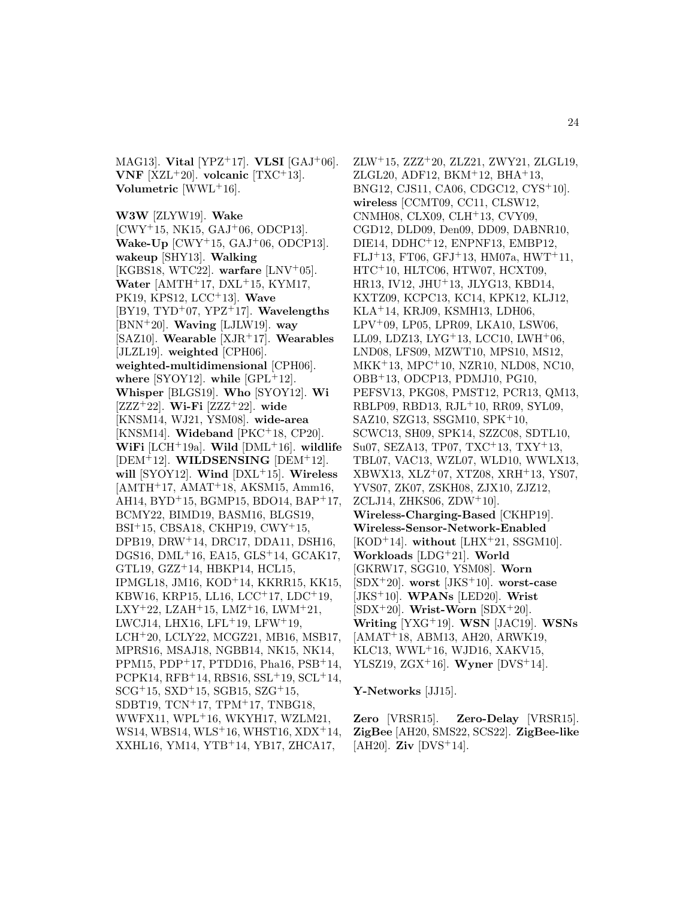MAG13]. **Vital** [YPZ+17]. **VLSI** [GAJ+06]. **VNF** [XZL+20]. **volcanic** [TXC+13]. **Volumetric** [WWL+16].

**W3W** [ZLYW19]. **Wake** [CWY+15, NK15, GAJ+06, ODCP13]. **Wake-Up** [CWY+15, GAJ+06, ODCP13]. **wakeup** [SHY13]. **Walking** [KGBS18, WTC22]. **warfare** [LNV+05]. **Water** [AMTH+17, DXL+15, KYM17, PK19, KPS12, LCC+13]. **Wave** [BY19, TYD+07, YPZ+17]. **Wavelengths** [BNN+20]. **Waving** [LJLW19]. **way** [SAZ10]. **Wearable** [XJR+17]. **Wearables** [JLZL19]. **weighted** [CPH06]. **weighted-multidimensional** [CPH06]. **where** [SYOY12]. **while** [GPL+12]. **Whisper** [BLGS19]. **Who** [SYOY12]. **Wi** [ZZZ+22]. **Wi-Fi** [ZZZ+22]. **wide** [KNSM14, WJ21, YSM08]. **wide-area** [KNSM14]. **Wideband** [PKC+18, CP20]. **WiFi** [LCH+19a]. **Wild** [DML+16]. **wildlife** [DEM+12]. **WILDSENSING** [DEM+12]. **will** [SYOY12]. **Wind** [DXL+15]. **Wireless** [AMTH+17, AMAT+18, AKSM15, Amm16, AH14, BYD+15, BGMP15, BDO14, BAP+17, BCMY22, BIMD19, BASM16, BLGS19, BSI+15, CBSA18, CKHP19, CWY+15, DPB19, DRW+14, DRC17, DDA11, DSH16, DGS16, DML+16, EA15, GLS+14, GCAK17, GTL19, GZZ+14, HBKP14, HCL15, IPMGL18, JM16, KOD+14, KKRR15, KK15, KBW16, KRP15, LL16, LCC+17, LDC+19, LXY+22, LZAH+15, LMZ+16, LWM+21, LWCJ14, LHX16, LFL+19, LFW+19, LCH+20, LCLY22, MCGZ21, MB16, MSB17, MPRS16, MSAJ18, NGBB14, NK15, NK14, PPM15, PDP+17, PTDD16, Pha16, PSB+14, PCPK14, RFB+14, RBS16, SSL+19, SCL+14, SCG+15, SXD+15, SGB15, SZG+15, SDBT19, TCN+17, TPM+17, TNBG18, WWFX11, WPL+16, WKYH17, WZLM21, WS14, WBS14, WLS+16, WHST16, XDX+14, XXHL16, YM14, YTB+14, YB17, ZHCA17, ZLW+15, ZZZ+20, ZLZ21, ZWY21, ZLGL19, ZLGL20, ADF12, BKM+12, BHA+13, BNG12, CJS11, CA06, CDGC12, CYS+10]. **wireless** [CCMT09, CC11, CLSW12, CNMH08, CLX09, CLH+13, CVY09, CGD12, DLD09, Den09, DD09, DABNR10, DIE14, DDHC+12, ENPNF13, EMBP12, FLJ+13, FT06, GFJ+13, HM07a, HWT+11, HTC+10, HLTC06, HTW07, HCXT09, HR13, IV12, JHU+13, JLYG13, KBD14, KXTZ09, KCPC13, KC14, KPK12, KLJ12, KLA+14, KRJ09, KSMH13, LDH06, LPV+09, LP05, LPR09, LKA10, LSW06, LL09, LDZ13, LYG+13, LCC10, LWH+06, LND08, LFS09, MZWT10, MPS10, MS12, MKK+13, MPC+10, NZR10, NLD08, NC10, OBB+13, ODCP13, PDMJ10, PG10, PEFSV13, PKG08, PMST12, PCR13, QM13, RBLP09, RBD13, RJL+10, RR09, SYL09, SAZ10, SZG13, SSGM10, SPK+10, SCWC13, SH09, SPK14, SZZC08, SDTL10, Su07, SEZA13, TP07, TXC+13, TXY+13, TBL07, VAC13, WZL07, WLD10, WWLX13, XBWX13, XLZ+07, XTZ08, XRH+13, YS07, YVS07, ZK07, ZSKH08, ZJX10, ZJZ12, ZCLJ14, ZHKS06, ZDW+10]. **Wireless-Charging-Based** [CKHP19]. **Wireless-Sensor-Network-Enabled** [KOD+14]. **without** [LHX+21, SSGM10]. **Workloads** [LDG+21]. **World** [GKRW17, SGG10, YSM08]. **Worn** [SDX+20]. **worst** [JKS+10]. **worst-case** [JKS+10]. **WPANs** [LED20]. **Wrist** [SDX+20]. **Wrist-Worn** [SDX+20]. **Writing** [YXG+19]. **WSN** [JAC19]. **WSNs** [AMAT+18, ABM13, AH20, ARWK19, KLC13, WWL+16, WJD16, XAKV15, YLSZ19, ZGX+16]. **Wyner** [DVS+14].

**Y-Networks** [JJ15].

**Zero** [VRSR15]. **Zero-Delay** [VRSR15]. **ZigBee** [AH20, SMS22, SCS22]. **ZigBee-like** [AH20]. **Ziv** [DVS+14].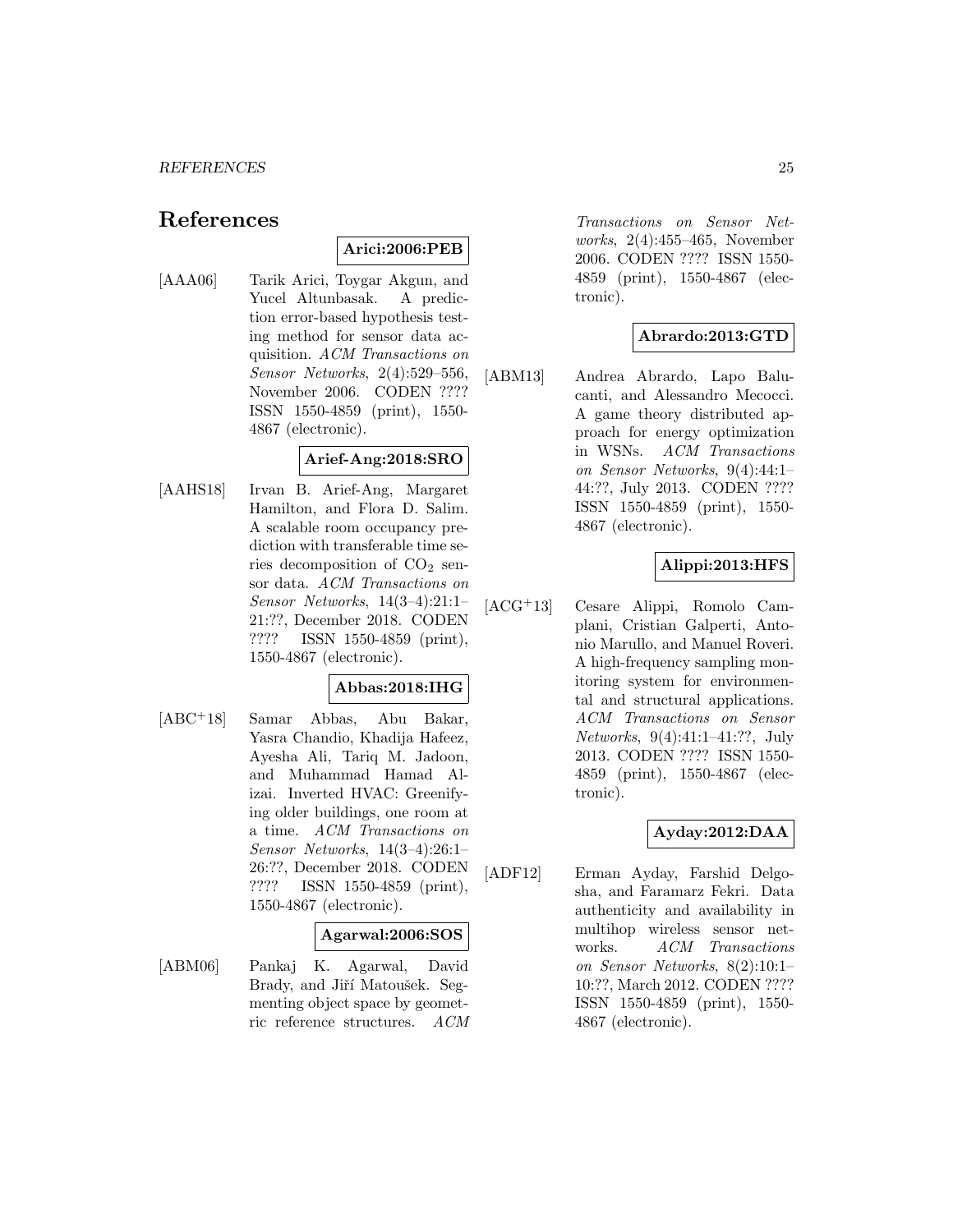# References

**Arici:2006:PEB**

[AAA06] Tarik Arici, Toygar Akgun, and Yucel Altunbasak. A prediction error-based hypothesis testing method for sensor data acquisition. *ACM Transactions on Sensor Networks*, 2(4):529–556, November 2006. CODEN ???? ISSN 1550-4859 (print), 1550-4867 (electronic).

**Arief-Ang:2018:SRO**

[AAHS18] Irvan B. Arief-Ang, Margaret Hamilton, and Flora D. Salim. A scalable room occupancy prediction with transferable time series decomposition of $CO_2$ sensor data. *ACM Transactions on Sensor Networks*, 14(3–4):21:1–21:??, December 2018. CODEN ???? ISSN 1550-4859 (print), 1550-4867 (electronic).

**Abbas:2018:IHG**

[ABC+18] Samar Abbas, Abu Bakar, Yasra Chandio, Khadija Hafeez, Ayesha Ali, Tariq M. Jadoon, and Muhammad Hamad Alizai. Inverted HVAC: Greenifying older buildings, one room at a time. *ACM Transactions on Sensor Networks*, 14(3–4):26:1–26:??, December 2018. CODEN ???? ISSN 1550-4859 (print), 1550-4867 (electronic).

**Agarwal:2006:SOS**

[ABM06] Pankaj K. Agarwal, David Brady, and Jiří Matoušek. Segmenting object space by geometric reference structures. *ACM Transactions on Sensor Networks*, 2(4):455–465, November 2006. CODEN ???? ISSN 1550-4859 (print), 1550-4867 (electronic).

**Abrardo:2013:GTD**

[ABM13] Andrea Abrardo, Lapo Balucanti, and Alessandro Mecocci. A game theory distributed approach for energy optimization in WSNs. *ACM Transactions on Sensor Networks*, 9(4):44:1–44:??, July 2013. CODEN ???? ISSN 1550-4859 (print), 1550-4867 (electronic).

**Alippi:2013:HFS**

[ACG+13] Cesare Alippi, Romolo Camplani, Cristian Galperti, Antonio Marullo, and Manuel Roveri. A high-frequency sampling monitoring system for environmental and structural applications. *ACM Transactions on Sensor Networks*, 9(4):41:1–41:??, July 2013. CODEN ???? ISSN 1550-4859 (print), 1550-4867 (electronic).

**Ayday:2012:DAA**

[ADF12] Erman Ayday, Farshid Delgosha, and Faramarz Fekri. Data authenticity and availability in multihop wireless sensor networks. *ACM Transactions on Sensor Networks*, 8(2):10:1–10:??, March 2012. CODEN ???? ISSN 1550-4859 (print), 1550-4867 (electronic).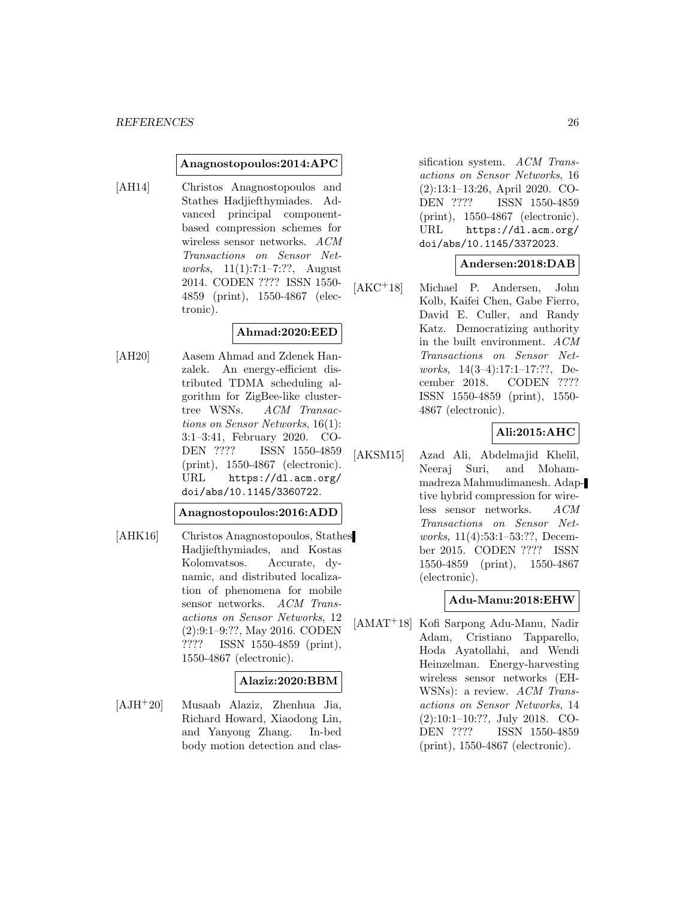**Anagnostopoulos:2014:APC**

[AH14] Christos Anagnostopoulos and Stathes Hadjiefthymiades. Advanced principal component-based compression schemes for wireless sensor networks. *ACM Transactions on Sensor Networks*, 11(1):7:1–7:??, August 2014. CODEN ???? ISSN 1550-4859 (print), 1550-4867 (electronic).

**Ahmad:2020:EED**

[AH20] Aasem Ahmad and Zdenek Hanzalek. An energy-efficient distributed TDMA scheduling algorithm for ZigBee-like cluster-tree WSNs. *ACM Transactions on Sensor Networks*, 16(1): 3:1–3:41, February 2020. CODEN ???? ISSN 1550-4859 (print), 1550-4867 (electronic). URL https://dl.acm.org/doi/abs/10.1145/3360722.

**Anagnostopoulos:2016:ADD**

[AHK16] Christos Anagnostopoulos, Stathes Hadjiefthymiades, and Kostas Kolomvatsos. Accurate, dynamic, and distributed localization of phenomena for mobile sensor networks. *ACM Transactions on Sensor Networks*, 12 (2):9:1–9:??, May 2016. CODEN ???? ISSN 1550-4859 (print), 1550-4867 (electronic).

**Alaziz:2020:BBM**

[AJH+20] Musaab Alaziz, Zhenhua Jia, Richard Howard, Xiaodong Lin, and Yanyong Zhang. In-bed body motion detection and classification system. *ACM Transactions on Sensor Networks*, 16 (2):13:1–13:26, April 2020. CODEN ???? ISSN 1550-4859 (print), 1550-4867 (electronic). URL https://dl.acm.org/doi/abs/10.1145/3372023.

**Andersen:2018:DAB**

[AKC+18] Michael P. Andersen, John Kolb, Kaifei Chen, Gabe Fierro, David E. Culler, and Randy Katz. Democratizing authority in the built environment. *ACM Transactions on Sensor Networks*, 14(3–4):17:1–17:??, December 2018. CODEN ???? ISSN 1550-4859 (print), 1550-4867 (electronic).

**Ali:2015:AHC**

[AKSM15] Azad Ali, Abdelmajid Khelil, Neeraj Suri, and Mohammadreza Mahmudimanesh. Adaptive hybrid compression for wireless sensor networks. *ACM Transactions on Sensor Networks*, 11(4):53:1–53:??, December 2015. CODEN ???? ISSN 1550-4859 (print), 1550-4867 (electronic).

**Adu-Manu:2018:EHW**

[AMAT+18] Kofi Sarpong Adu-Manu, Nadir Adam, Cristiano Tapparello, Hoda Ayatollahi, and Wendi Heinzelman. Energy-harvesting wireless sensor networks (EH-WSNs): a review. *ACM Transactions on Sensor Networks*, 14 (2):10:1–10:??, July 2018. CODEN ???? ISSN 1550-4859 (print), 1550-4867 (electronic).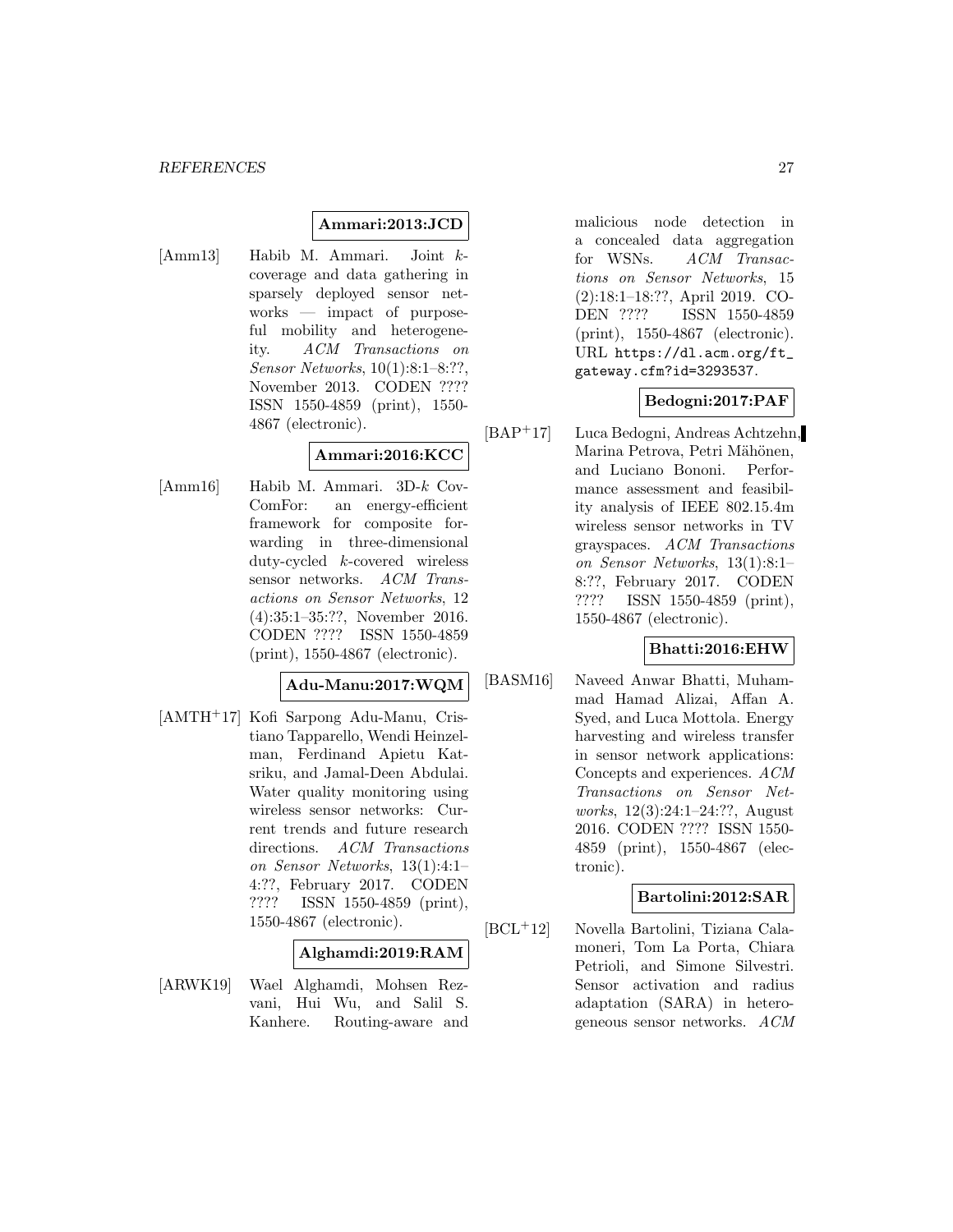**Ammari:2013:JCD**

[Amm13] Habib M. Ammari. Joint $k$-coverage and data gathering in sparsely deployed sensor networks — impact of purposeful mobility and heterogeneity. *ACM Transactions on Sensor Networks*, 10(1):8:1–8:??, November 2013. CODEN ???? ISSN 1550-4859 (print), 1550-4867 (electronic).

**Ammari:2016:KCC**

[Amm16] Habib M. Ammari. 3D-$k$ CovComFor: an energy-efficient framework for composite forwarding in three-dimensional duty-cycled $k$-covered wireless sensor networks. *ACM Transactions on Sensor Networks*, 12 (4):35:1–35:??, November 2016. CODEN ???? ISSN 1550-4859 (print), 1550-4867 (electronic).

**Adu-Manu:2017:WQM**

[AMTH+17] Kofi Sarpong Adu-Manu, Cristiano Tapparello, Wendi Heinzelman, Ferdinand Apietu Katsriku, and Jamal-Deen Abdulai. Water quality monitoring using wireless sensor networks: Current trends and future research directions. *ACM Transactions on Sensor Networks*, 13(1):4:1–4:??, February 2017. CODEN ???? ISSN 1550-4859 (print), 1550-4867 (electronic).

**Alghamdi:2019:RAM**

[ARWK19] Wael Alghamdi, Mohsen Rezvani, Hui Wu, and Salil S. Kanhere. Routing-aware and malicious node detection in a concealed data aggregation for WSNs. *ACM Transactions on Sensor Networks*, 15 (2):18:1–18:??, April 2019. CODEN ???? ISSN 1550-4859 (print), 1550-4867 (electronic). URL https://dl.acm.org/ft_gateway.cfm?id=3293537.

**Bedogni:2017:PAF**

[BAP+17] Luca Bedogni, Andreas Achtzehn, Marina Petrova, Petri Mähönen, and Luciano Bononi. Performance assessment and feasibility analysis of IEEE 802.15.4m wireless sensor networks in TV grayspaces. *ACM Transactions on Sensor Networks*, 13(1):8:1–8:??, February 2017. CODEN ???? ISSN 1550-4859 (print), 1550-4867 (electronic).

**Bhatti:2016:EHW**

[BASM16] Naveed Anwar Bhatti, Muhammad Hamad Alizai, Affan A. Syed, and Luca Mottola. Energy harvesting and wireless transfer in sensor network applications: Concepts and experiences. *ACM Transactions on Sensor Networks*, 12(3):24:1–24:??, August 2016. CODEN ???? ISSN 1550-4859 (print), 1550-4867 (electronic).

**Bartolini:2012:SAR**

[BCL+12] Novella Bartolini, Tiziana Calamoneri, Tom La Porta, Chiara Petrioli, and Simone Silvestri. Sensor activation and radius adaptation (SARA) in heterogeneous sensor networks. *ACM*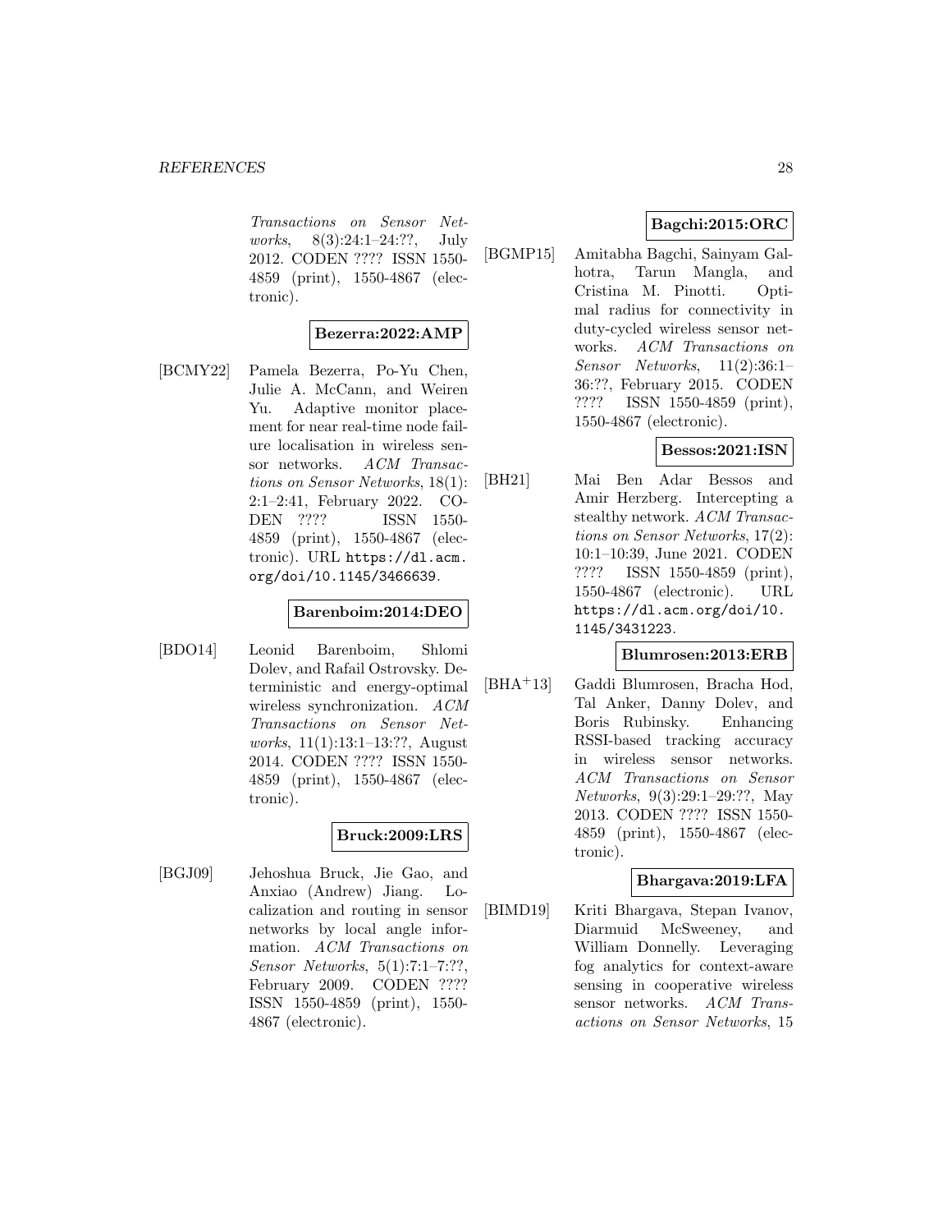*Transactions on Sensor Networks*, 8(3):24:1–24:??, July 2012. CODEN ???? ISSN 1550-4859 (print), 1550-4867 (electronic).

**Bezerra:2022:AMP**

[BCMY22] Pamela Bezerra, Po-Yu Chen, Julie A. McCann, and Weiren Yu. Adaptive monitor placement for near real-time node failure localisation in wireless sensor networks. *ACM Transactions on Sensor Networks*, 18(1): 2:1–2:41, February 2022. CODEN ???? ISSN 1550-4859 (print), 1550-4867 (electronic). URL https://dl.acm.org/doi/10.1145/3466639.

**Barenboim:2014:DEO**

[BDO14] Leonid Barenboim, Shlomi Dolev, and Rafail Ostrovsky. Deterministic and energy-optimal wireless synchronization. *ACM Transactions on Sensor Networks*, 11(1):13:1–13:??, August 2014. CODEN ???? ISSN 1550-4859 (print), 1550-4867 (electronic).

**Bruck:2009:LRS**

[BGJ09] Jehoshua Bruck, Jie Gao, and Anxiao (Andrew) Jiang. Localization and routing in sensor networks by local angle information. *ACM Transactions on Sensor Networks*, 5(1):7:1–7:??, February 2009. CODEN ???? ISSN 1550-4859 (print), 1550-4867 (electronic).

**Bagchi:2015:ORC**

[BGMP15] Amitabha Bagchi, Sainyam Galhotra, Tarun Mangla, and Cristina M. Pinotti. Optimal radius for connectivity in duty-cycled wireless sensor networks. *ACM Transactions on Sensor Networks*, 11(2):36:1–36:??, February 2015. CODEN ???? ISSN 1550-4859 (print), 1550-4867 (electronic).

**Bessos:2021:ISN**

[BH21] Mai Ben Adar Bessos and Amir Herzberg. Intercepting a stealthy network. *ACM Transactions on Sensor Networks*, 17(2): 10:1–10:39, June 2021. CODEN ???? ISSN 1550-4859 (print), 1550-4867 (electronic). URL https://dl.acm.org/doi/10.1145/3431223.

**Blumrosen:2013:ERB**

[BHA+13] Gaddi Blumrosen, Bracha Hod, Tal Anker, Danny Dolev, and Boris Rubinsky. Enhancing RSSI-based tracking accuracy in wireless sensor networks. *ACM Transactions on Sensor Networks*, 9(3):29:1–29:??, May 2013. CODEN ???? ISSN 1550-4859 (print), 1550-4867 (electronic).

**Bhargava:2019:LFA**

[BIMD19] Kriti Bhargava, Stepan Ivanov, Diarmuid McSweeney, and William Donnelly. Leveraging fog analytics for context-aware sensing in cooperative wireless sensor networks. *ACM Transactions on Sensor Networks*, 15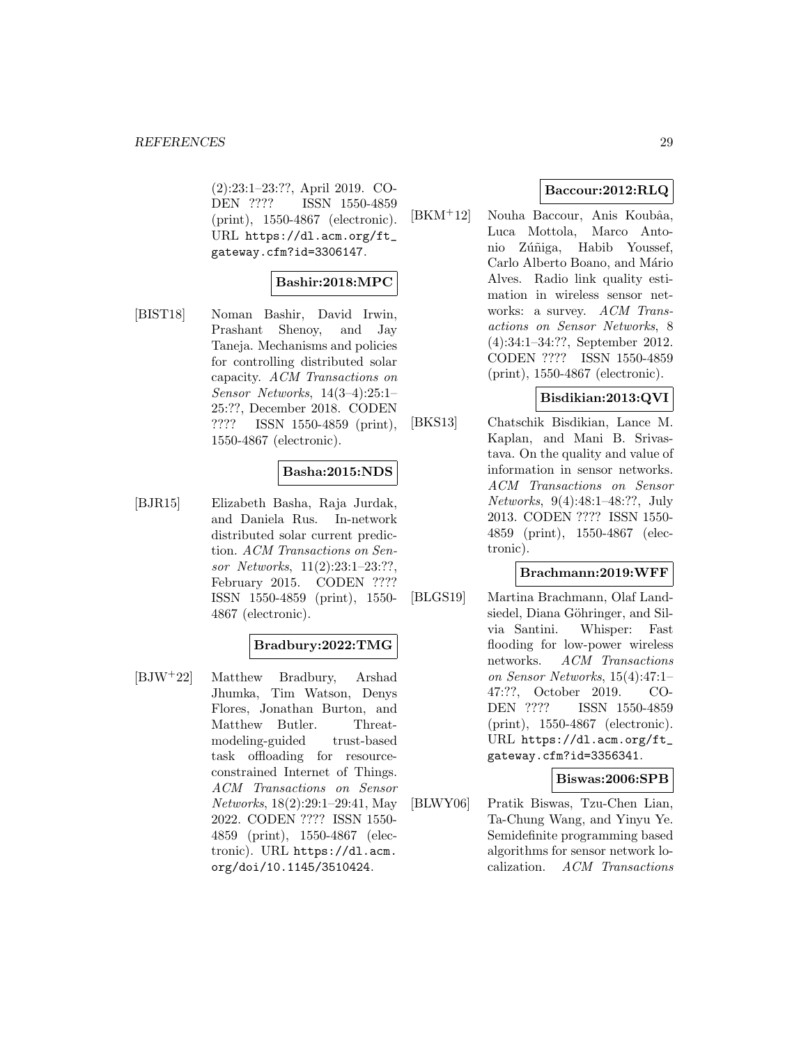(2):23:1–23:??, April 2019. CODEN ???? ISSN 1550-4859 (print), 1550-4867 (electronic). URL https://dl.acm.org/ft_gateway.cfm?id=3306147.

**Bashir:2018:MPC**

[BIST18] Noman Bashir, David Irwin, Prashant Shenoy, and Jay Taneja. Mechanisms and policies for controlling distributed solar capacity. *ACM Transactions on Sensor Networks*, 14(3–4):25:1–25:??, December 2018. CODEN ???? ISSN 1550-4859 (print), 1550-4867 (electronic).

**Basha:2015:NDS**

[BJR15] Elizabeth Basha, Raja Jurdak, and Daniela Rus. In-network distributed solar current prediction. *ACM Transactions on Sensor Networks*, 11(2):23:1–23:??, February 2015. CODEN ???? ISSN 1550-4859 (print), 1550-4867 (electronic).

**Bradbury:2022:TMG**

[BJW+22] Matthew Bradbury, Arshad Jhumka, Tim Watson, Denys Flores, Jonathan Burton, and Matthew Butler. Threat-modeling-guided trust-based task offloading for resource-constrained Internet of Things. *ACM Transactions on Sensor Networks*, 18(2):29:1–29:41, May 2022. CODEN ???? ISSN 1550-4859 (print), 1550-4867 (electronic). URL https://dl.acm.org/doi/10.1145/3510424.

**Baccour:2012:RLQ**

[BKM+12] Nouha Baccour, Anis Koubâa, Luca Mottola, Marco Antonio Zúñiga, Habib Youssef, Carlo Alberto Boano, and Mário Alves. Radio link quality estimation in wireless sensor networks: a survey. *ACM Transactions on Sensor Networks*, 8 (4):34:1–34:??, September 2012. CODEN ???? ISSN 1550-4859 (print), 1550-4867 (electronic).

**Bisdikian:2013:QVI**

[BKS13] Chatschik Bisdikian, Lance M. Kaplan, and Mani B. Srivastava. On the quality and value of information in sensor networks. *ACM Transactions on Sensor Networks*, 9(4):48:1–48:??, July 2013. CODEN ???? ISSN 1550-4859 (print), 1550-4867 (electronic).

**Brachmann:2019:WFF**

[BLGS19] Martina Brachmann, Olaf Landsiedel, Diana Göhringer, and Silvia Santini. Whisper: Fast flooding for low-power wireless networks. *ACM Transactions on Sensor Networks*, 15(4):47:1–47:??, October 2019. CODEN ???? ISSN 1550-4859 (print), 1550-4867 (electronic). URL https://dl.acm.org/ft_gateway.cfm?id=3356341.

**Biswas:2006:SPB**

[BLWY06] Pratik Biswas, Tzu-Chen Lian, Ta-Chung Wang, and Yinyu Ye. Semidefinite programming based algorithms for sensor network localization. *ACM Transactions*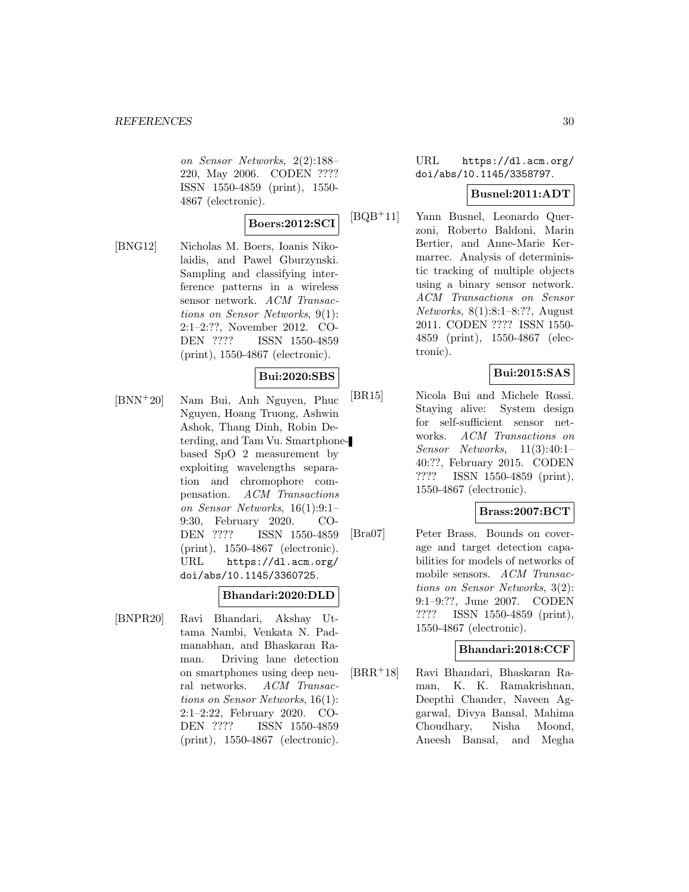*on Sensor Networks*, 2(2):188–220, May 2006. CODEN ???? ISSN 1550-4859 (print), 1550-4867 (electronic).

**Boers:2012:SCI**

[BNG12] Nicholas M. Boers, Ioannis Nikolaidis, and Pawel Gburzynski. Sampling and classifying interference patterns in a wireless sensor network. *ACM Transactions on Sensor Networks*, 9(1): 2:1–2:??, November 2012. CODEN ???? ISSN 1550-4859 (print), 1550-4867 (electronic).

**Bui:2020:SBS**

[BNN+20] Nam Bui, Anh Nguyen, Phuc Nguyen, Hoang Truong, Ashwin Ashok, Thang Dinh, Robin Deterding, and Tam Vu. Smartphone-based SpO 2 measurement by exploiting wavelengths separation and chromophore compensation. *ACM Transactions on Sensor Networks*, 16(1):9:1–9:30, February 2020. CODEN ???? ISSN 1550-4859 (print), 1550-4867 (electronic). URL `https://dl.acm.org/doi/abs/10.1145/3360725`.

**Bhandari:2020:DLD**

[BNPR20] Ravi Bhandari, Akshay Uttama Nambi, Venkata N. Padmanabhan, and Bhaskaran Raman. Driving lane detection on smartphones using deep neural networks. *ACM Transactions on Sensor Networks*, 16(1): 2:1–2:22, February 2020. CODEN ???? ISSN 1550-4859 (print), 1550-4867 (electronic). URL `https://dl.acm.org/doi/abs/10.1145/3358797`.

**Busnel:2011:ADT**

[BQB+11] Yann Busnel, Leonardo Querzoni, Roberto Baldoni, Marin Bertier, and Anne-Marie Kermarrec. Analysis of deterministic tracking of multiple objects using a binary sensor network. *ACM Transactions on Sensor Networks*, 8(1):8:1–8:??, August 2011. CODEN ???? ISSN 1550-4859 (print), 1550-4867 (electronic).

**Bui:2015:SAS**

[BR15] Nicola Bui and Michele Rossi. Staying alive: System design for self-sufficient sensor networks. *ACM Transactions on Sensor Networks*, 11(3):40:1–40:??, February 2015. CODEN ???? ISSN 1550-4859 (print), 1550-4867 (electronic).

**Brass:2007:BCT**

[Bra07] Peter Brass. Bounds on coverage and target detection capabilities for models of networks of mobile sensors. *ACM Transactions on Sensor Networks*, 3(2): 9:1–9:??, June 2007. CODEN ???? ISSN 1550-4859 (print), 1550-4867 (electronic).

**Bhandari:2018:CCF**

[BRR+18] Ravi Bhandari, Bhaskaran Raman, K. K. Ramakrishnan, Deepthi Chander, Naveen Aggarwal, Divya Bansal, Mahima Choudhary, Nisha Moond, Aneesh Bansal, and Megha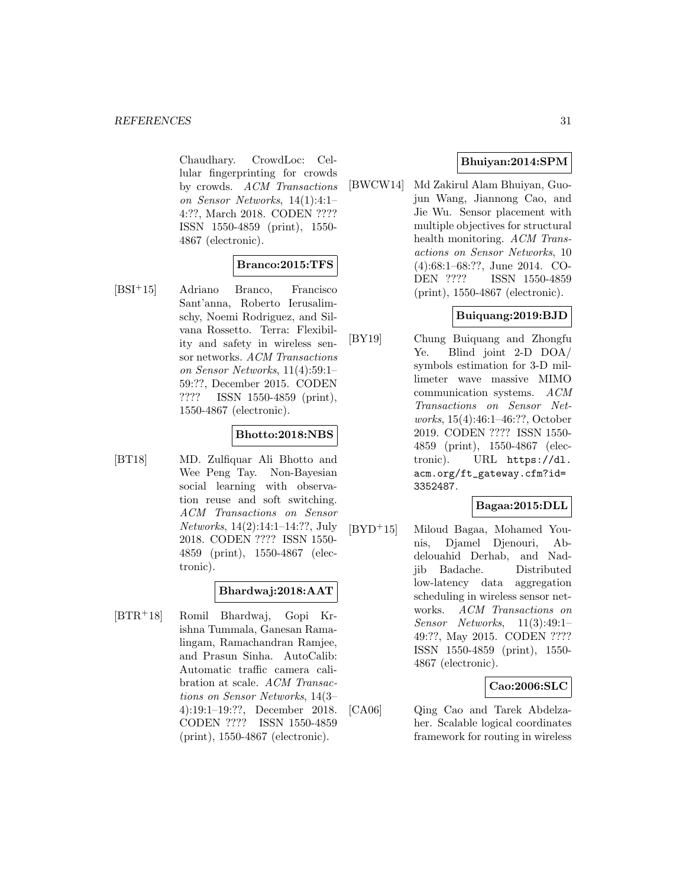Chaudhary. CrowdLoc: Cellular fingerprinting for crowds by crowds. *ACM Transactions on Sensor Networks*, 14(1):4:1–4:??, March 2018. CODEN ???? ISSN 1550-4859 (print), 1550-4867 (electronic).

**Branco:2015:TFS**

[BSI+15] Adriano Branco, Francisco Sant'anna, Roberto Ierusalimschy, Noemi Rodriguez, and Silvana Rossetto. Terra: Flexibility and safety in wireless sensor networks. *ACM Transactions on Sensor Networks*, 11(4):59:1–59:??, December 2015. CODEN ???? ISSN 1550-4859 (print), 1550-4867 (electronic).

**Bhotto:2018:NBS**

[BT18] MD. Zulfiquar Ali Bhotto and Wee Peng Tay. Non-Bayesian social learning with observation reuse and soft switching. *ACM Transactions on Sensor Networks*, 14(2):14:1–14:??, July 2018. CODEN ???? ISSN 1550-4859 (print), 1550-4867 (electronic).

**Bhardwaj:2018:AAT**

[BTR+18] Romil Bhardwaj, Gopi Krishna Tummala, Ganesan Ramalingam, Ramachandran Ramjee, and Prasun Sinha. AutoCalib: Automatic traffic camera calibration at scale. *ACM Transactions on Sensor Networks*, 14(3–4):19:1–19:??, December 2018. CODEN ???? ISSN 1550-4859 (print), 1550-4867 (electronic).

**Bhuiyan:2014:SPM**

[BWCW14] Md Zakirul Alam Bhuiyan, Guojun Wang, Jiannong Cao, and Jie Wu. Sensor placement with multiple objectives for structural health monitoring. *ACM Transactions on Sensor Networks*, 10 (4):68:1–68:??, June 2014. CODEN ???? ISSN 1550-4859 (print), 1550-4867 (electronic).

**Buiquang:2019:BJD**

[BY19] Chung Buiquang and Zhongfu Ye. Blind joint 2-D DOA/ symbols estimation for 3-D millimeter wave massive MIMO communication systems. *ACM Transactions on Sensor Networks*, 15(4):46:1–46:??, October 2019. CODEN ???? ISSN 1550-4859 (print), 1550-4867 (electronic). URL https://dl.acm.org/ft_gateway.cfm?id=3352487.

**Bagaa:2015:DLL**

[BYD+15] Miloud Bagaa, Mohamed Younis, Djamel Djenouri, Abdelouahid Derhab, and Nadjib Badache. Distributed low-latency data aggregation scheduling in wireless sensor networks. *ACM Transactions on Sensor Networks*, 11(3):49:1–49:??, May 2015. CODEN ???? ISSN 1550-4859 (print), 1550-4867 (electronic).

**Cao:2006:SLC**

[CA06] Qing Cao and Tarek Abdelzaher. Scalable logical coordinates framework for routing in wireless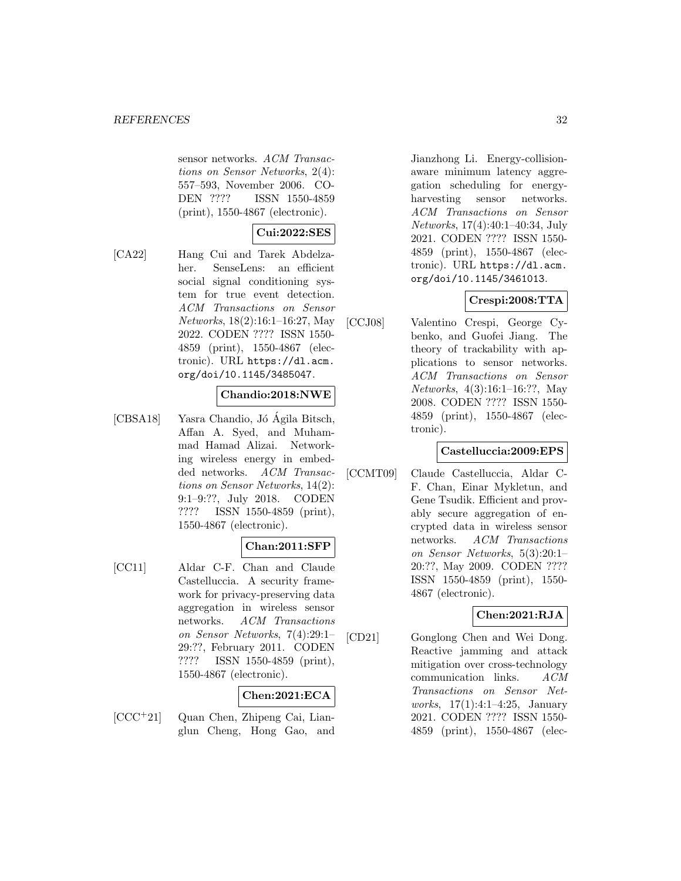sensor networks. *ACM Transactions on Sensor Networks*, 2(4): 557–593, November 2006. CODEN ???? ISSN 1550-4859 (print), 1550-4867 (electronic).

**Cui:2022:SES**

[CA22] Hang Cui and Tarek Abdelzaher. SenseLens: an efficient social signal conditioning system for true event detection. *ACM Transactions on Sensor Networks*, 18(2):16:1–16:27, May 2022. CODEN ???? ISSN 1550-4859 (print), 1550-4867 (electronic). URL https://dl.acm.org/doi/10.1145/3485047.

**Chandio:2018:NWE**

[CBSA18] Yasra Chandio, Jó Ágila Bitsch, Affan A. Syed, and Muhammad Hamad Alizai. Networking wireless energy in embedded networks. *ACM Transactions on Sensor Networks*, 14(2): 9:1–9:??, July 2018. CODEN ???? ISSN 1550-4859 (print), 1550-4867 (electronic).

**Chan:2011:SFP**

[CC11] Aldar C-F. Chan and Claude Castelluccia. A security framework for privacy-preserving data aggregation in wireless sensor networks. *ACM Transactions on Sensor Networks*, 7(4):29:1–29:??, February 2011. CODEN ???? ISSN 1550-4859 (print), 1550-4867 (electronic).

**Chen:2021:ECA**

[CCC+21] Quan Chen, Zhipeng Cai, Lianglun Cheng, Hong Gao, and Jianzhong Li. Energy-collision-aware minimum latency aggregation scheduling for energy-harvesting sensor networks. *ACM Transactions on Sensor Networks*, 17(4):40:1–40:34, July 2021. CODEN ???? ISSN 1550-4859 (print), 1550-4867 (electronic). URL https://dl.acm.org/doi/10.1145/3461013.

**Crespi:2008:TTA**

[CCJ08] Valentino Crespi, George Cybenko, and Guofei Jiang. The theory of trackability with applications to sensor networks. *ACM Transactions on Sensor Networks*, 4(3):16:1–16:??, May 2008. CODEN ???? ISSN 1550-4859 (print), 1550-4867 (electronic).

**Castelluccia:2009:EPS**

[CCMT09] Claude Castelluccia, Aldar C-F. Chan, Einar Mykletun, and Gene Tsudik. Efficient and provably secure aggregation of encrypted data in wireless sensor networks. *ACM Transactions on Sensor Networks*, 5(3):20:1–20:??, May 2009. CODEN ???? ISSN 1550-4859 (print), 1550-4867 (electronic).

**Chen:2021:RJA**

[CD21] Gonglong Chen and Wei Dong. Reactive jamming and attack mitigation over cross-technology communication links. *ACM Transactions on Sensor Networks*, 17(1):4:1–4:25, January 2021. CODEN ???? ISSN 1550-4859 (print), 1550-4867 (elec-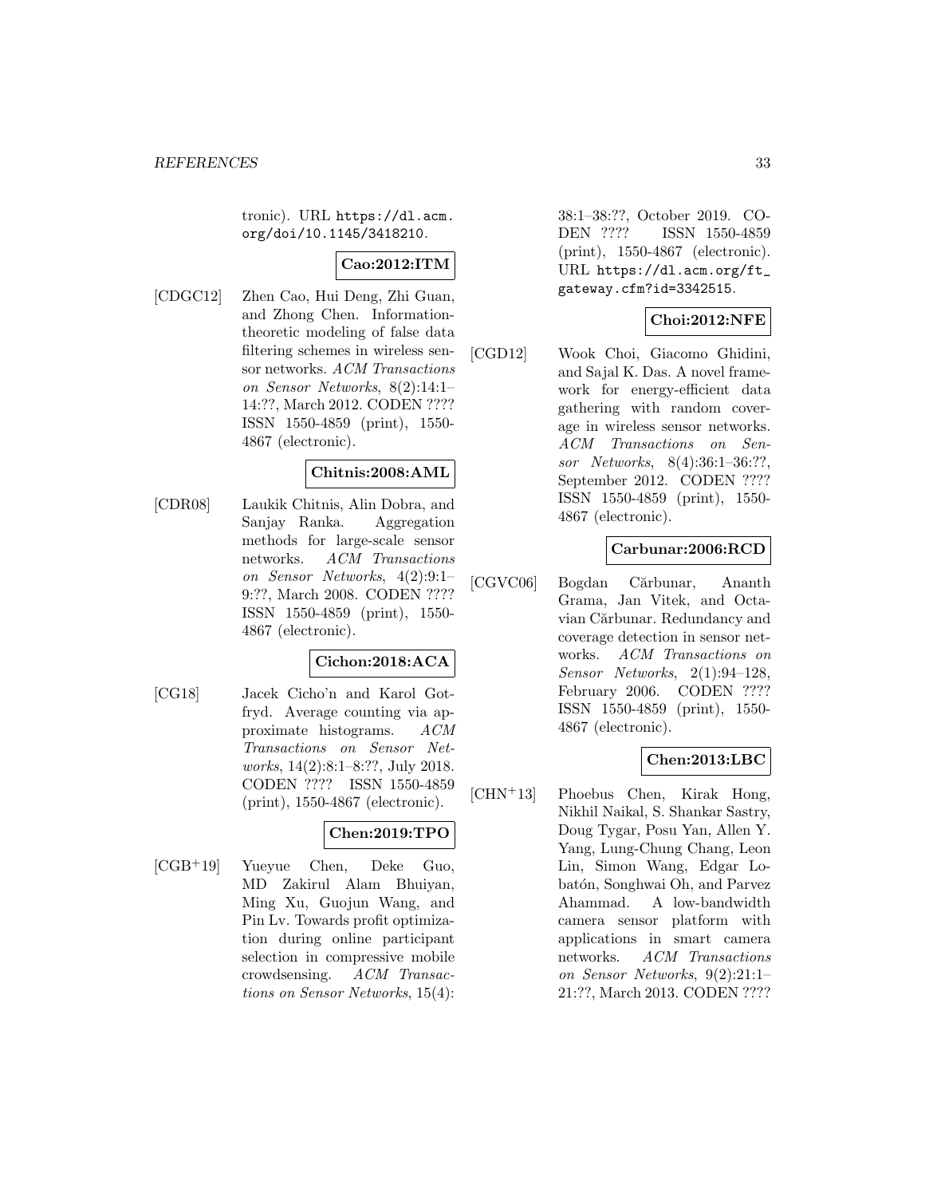tronic). URL https://dl.acm.org/doi/10.1145/3418210.

**Cao:2012:ITM**

[CDGC12] Zhen Cao, Hui Deng, Zhi Guan, and Zhong Chen. Information-theoretic modeling of false data filtering schemes in wireless sensor networks. *ACM Transactions on Sensor Networks*, 8(2):14:1–14:??, March 2012. CODEN ???? ISSN 1550-4859 (print), 1550-4867 (electronic).

**Chitnis:2008:AML**

[CDR08] Laukik Chitnis, Alin Dobra, and Sanjay Ranka. Aggregation methods for large-scale sensor networks. *ACM Transactions on Sensor Networks*, 4(2):9:1–9:??, March 2008. CODEN ???? ISSN 1550-4859 (print), 1550-4867 (electronic).

**Cichon:2018:ACA**

[CG18] Jacek Cicho'n and Karol Gotfryd. Average counting via approximate histograms. *ACM Transactions on Sensor Networks*, 14(2):8:1–8:??, July 2018. CODEN ???? ISSN 1550-4859 (print), 1550-4867 (electronic).

**Chen:2019:TPO**

[CGB+19] Yueyue Chen, Deke Guo, MD Zakirul Alam Bhuiyan, Ming Xu, Guojun Wang, and Pin Lv. Towards profit optimization during online participant selection in compressive mobile crowdsensing. *ACM Transactions on Sensor Networks*, 15(4):38:1–38:??, October 2019. CODEN ???? ISSN 1550-4859 (print), 1550-4867 (electronic). URL https://dl.acm.org/ft_gateway.cfm?id=3342515.

**Choi:2012:NFE**

[CGD12] Wook Choi, Giacomo Ghidini, and Sajal K. Das. A novel framework for energy-efficient data gathering with random coverage in wireless sensor networks. *ACM Transactions on Sensor Networks*, 8(4):36:1–36:??, September 2012. CODEN ???? ISSN 1550-4859 (print), 1550-4867 (electronic).

**Carbunar:2006:RCD**

[CGVC06] Bogdan Cărbunar, Ananth Grama, Jan Vitek, and Octavian Cărbunar. Redundancy and coverage detection in sensor networks. *ACM Transactions on Sensor Networks*, 2(1):94–128, February 2006. CODEN ???? ISSN 1550-4859 (print), 1550-4867 (electronic).

**Chen:2013:LBC**

[CHN+13] Phoebus Chen, Kirak Hong, Nikhil Naikal, S. Shankar Sastry, Doug Tygar, Posu Yan, Allen Y. Yang, Lung-Chung Chang, Leon Lin, Simon Wang, Edgar Lobatón, Songhwai Oh, and Parvez Ahammad. A low-bandwidth camera sensor platform with applications in smart camera networks. *ACM Transactions on Sensor Networks*, 9(2):21:1–21:??, March 2013. CODEN ????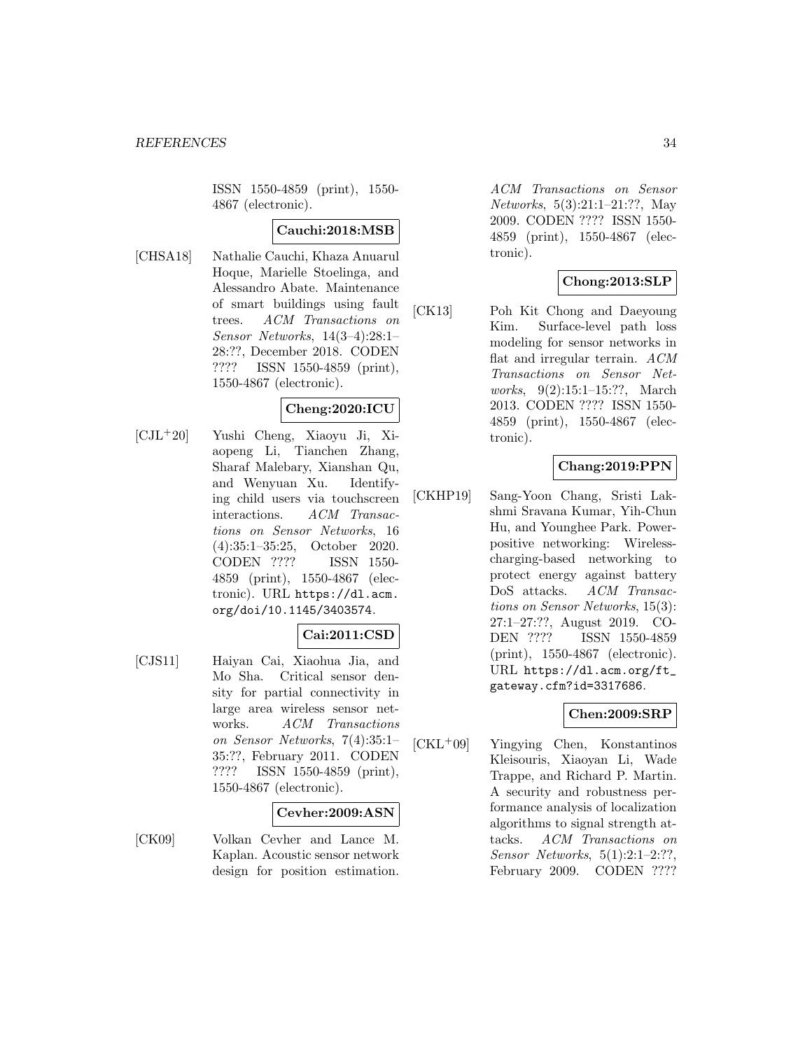ISSN 1550-4859 (print), 1550-4867 (electronic).

**Cauchi:2018:MSB**

[CHSA18] Nathalie Cauchi, Khaza Anuarul Hoque, Marielle Stoelinga, and Alessandro Abate. Maintenance of smart buildings using fault trees. *ACM Transactions on Sensor Networks*, 14(3–4):28:1–28:??, December 2018. CODEN ???? ISSN 1550-4859 (print), 1550-4867 (electronic).

**Cheng:2020:ICU**

[CJL+20] Yushi Cheng, Xiaoyu Ji, Xiaopeng Li, Tianchen Zhang, Sharaf Malebary, Xianshan Qu, and Wenyuan Xu. Identifying child users via touchscreen interactions. *ACM Transactions on Sensor Networks*, 16 (4):35:1–35:25, October 2020. CODEN ???? ISSN 1550-4859 (print), 1550-4867 (electronic). URL https://dl.acm.org/doi/10.1145/3403574.

**Cai:2011:CSD**

[CJS11] Haiyan Cai, Xiaohua Jia, and Mo Sha. Critical sensor density for partial connectivity in large area wireless sensor networks. *ACM Transactions on Sensor Networks*, 7(4):35:1–35:??, February 2011. CODEN ???? ISSN 1550-4859 (print), 1550-4867 (electronic).

**Cevher:2009:ASN**

[CK09] Volkan Cevher and Lance M. Kaplan. Acoustic sensor network design for position estimation. *ACM Transactions on Sensor Networks*, 5(3):21:1–21:??, May 2009. CODEN ???? ISSN 1550-4859 (print), 1550-4867 (electronic).

**Chong:2013:SLP**

[CK13] Poh Kit Chong and Daeyoung Kim. Surface-level path loss modeling for sensor networks in flat and irregular terrain. *ACM Transactions on Sensor Networks*, 9(2):15:1–15:??, March 2013. CODEN ???? ISSN 1550-4859 (print), 1550-4867 (electronic).

**Chang:2019:PPN**

[CKHP19] Sang-Yoon Chang, Sristi Lakshmi Sravana Kumar, Yih-Chun Hu, and Younghee Park. Power-positive networking: Wireless-charging-based networking to protect energy against battery DoS attacks. *ACM Transactions on Sensor Networks*, 15(3): 27:1–27:??, August 2019. CODEN ???? ISSN 1550-4859 (print), 1550-4867 (electronic). URL https://dl.acm.org/ft_gateway.cfm?id=3317686.

**Chen:2009:SRP**

[CKL+09] Yingying Chen, Konstantinos Kleisouris, Xiaoyan Li, Wade Trappe, and Richard P. Martin. A security and robustness performance analysis of localization algorithms to signal strength attacks. *ACM Transactions on Sensor Networks*, 5(1):2:1–2:??, February 2009. CODEN ????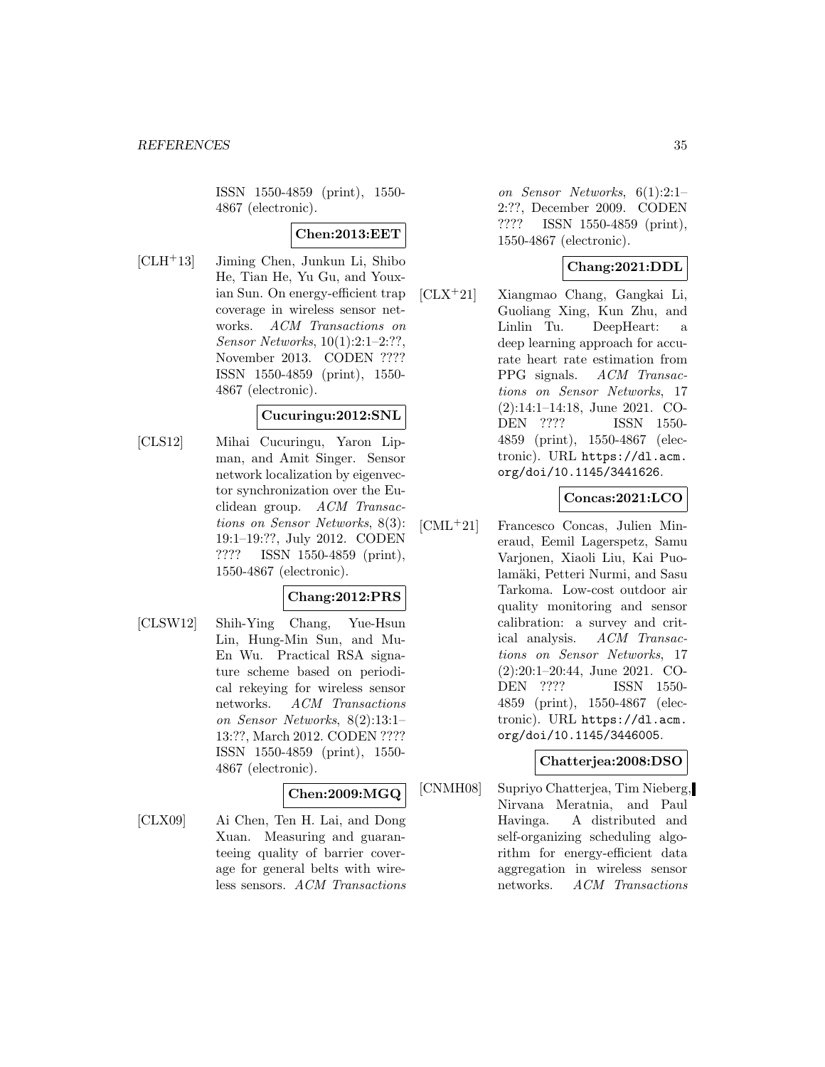ISSN 1550-4859 (print), 1550-4867 (electronic).

**Chen:2013:EET**

[CLH+13] Jiming Chen, Junkun Li, Shibo He, Tian He, Yu Gu, and Youxian Sun. On energy-efficient trap coverage in wireless sensor networks. *ACM Transactions on Sensor Networks*, 10(1):2:1–2:??, November 2013. CODEN ???? ISSN 1550-4859 (print), 1550-4867 (electronic).

**Cucuringu:2012:SNL**

[CLS12] Mihai Cucuringu, Yaron Lipman, and Amit Singer. Sensor network localization by eigenvector synchronization over the Euclidean group. *ACM Transactions on Sensor Networks*, 8(3):19:1–19:??, July 2012. CODEN ???? ISSN 1550-4859 (print), 1550-4867 (electronic).

**Chang:2012:PRS**

[CLSW12] Shih-Ying Chang, Yue-Hsun Lin, Hung-Min Sun, and Mu-En Wu. Practical RSA signature scheme based on periodical rekeying for wireless sensor networks. *ACM Transactions on Sensor Networks*, 8(2):13:1–13:??, March 2012. CODEN ???? ISSN 1550-4859 (print), 1550-4867 (electronic).

**Chen:2009:MGQ**

[CLX09] Ai Chen, Ten H. Lai, and Dong Xuan. Measuring and guaranteeing quality of barrier coverage for general belts with wireless sensors. *ACM Transactions on Sensor Networks*, 6(1):2:1–2:??, December 2009. CODEN ???? ISSN 1550-4859 (print), 1550-4867 (electronic).

**Chang:2021:DDL**

[CLX+21] Xiangmao Chang, Gangkai Li, Guoliang Xing, Kun Zhu, and Linlin Tu. DeepHeart: a deep learning approach for accurate heart rate estimation from PPG signals. *ACM Transactions on Sensor Networks*, 17 (2):14:1–14:18, June 2021. CODEN ???? ISSN 1550-4859 (print), 1550-4867 (electronic). URL https://dl.acm.org/doi/10.1145/3441626.

**Concas:2021:LCO**

[CML+21] Francesco Concas, Julien Mineraud, Eemil Lagerspetz, Samu Varjonen, Xiaoli Liu, Kai Puolamäki, Petteri Nurmi, and Sasu Tarkoma. Low-cost outdoor air quality monitoring and sensor calibration: a survey and critical analysis. *ACM Transactions on Sensor Networks*, 17 (2):20:1–20:44, June 2021. CODEN ???? ISSN 1550-4859 (print), 1550-4867 (electronic). URL https://dl.acm.org/doi/10.1145/3446005.

**Chatterjea:2008:DSO**

[CNMH08] Supriyo Chatterjea, Tim Nieberg, Nirvana Meratnia, and Paul Havinga. A distributed and self-organizing scheduling algorithm for energy-efficient data aggregation in wireless sensor networks. *ACM Transactions*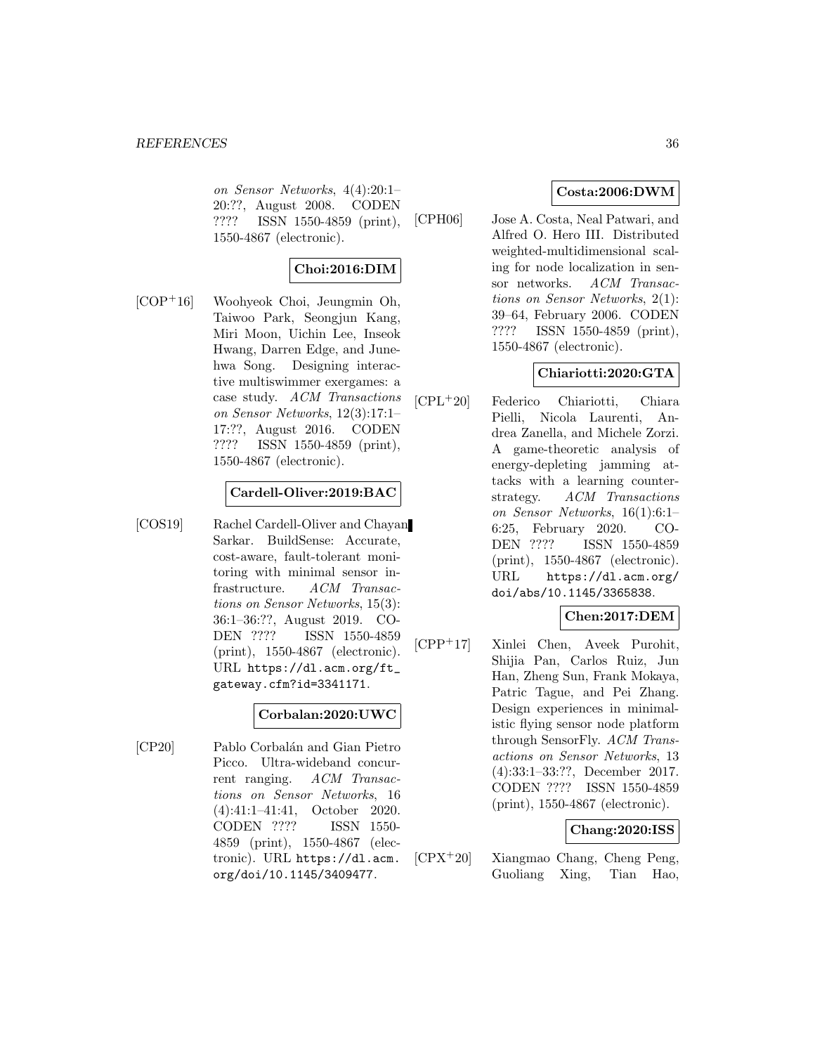*on Sensor Networks*, 4(4):20:1–20:??, August 2008. CODEN ???? ISSN 1550-4859 (print), 1550-4867 (electronic).

**Choi:2016:DIM**

[COP+16] Woohyeok Choi, Jeungmin Oh, Taiwoo Park, Seongjun Kang, Miri Moon, Uichin Lee, Inseok Hwang, Darren Edge, and Junehwa Song. Designing interactive multiswimmer exergames: a case study. *ACM Transactions on Sensor Networks*, 12(3):17:1–17:??, August 2016. CODEN ???? ISSN 1550-4859 (print), 1550-4867 (electronic).

**Cardell-Oliver:2019:BAC**

[COS19] Rachel Cardell-Oliver and Chayan Sarkar. BuildSense: Accurate, cost-aware, fault-tolerant monitoring with minimal sensor infrastructure. *ACM Transactions on Sensor Networks*, 15(3):36:1–36:??, August 2019. CODEN ???? ISSN 1550-4859 (print), 1550-4867 (electronic). URL https://dl.acm.org/ft_gateway.cfm?id=3341171.

**Corbalan:2020:UWC**

[CP20] Pablo Corbalán and Gian Pietro Picco. Ultra-wideband concurrent ranging. *ACM Transactions on Sensor Networks*, 16(4):41:1–41:41, October 2020. CODEN ???? ISSN 1550-4859 (print), 1550-4867 (electronic). URL https://dl.acm.org/doi/10.1145/3409477.

**Costa:2006:DWM**

[CPH06] Jose A. Costa, Neal Patwari, and Alfred O. Hero III. Distributed weighted-multidimensional scaling for node localization in sensor networks. *ACM Transactions on Sensor Networks*, 2(1):39–64, February 2006. CODEN ???? ISSN 1550-4859 (print), 1550-4867 (electronic).

**Chiariotti:2020:GTA**

[CPL+20] Federico Chiariotti, Chiara Pielli, Nicola Laurenti, Andrea Zanella, and Michele Zorzi. A game-theoretic analysis of energy-depleting jamming attacks with a learning counterstrategy. *ACM Transactions on Sensor Networks*, 16(1):6:1–6:25, February 2020. CODEN ???? ISSN 1550-4859 (print), 1550-4867 (electronic). URL https://dl.acm.org/doi/abs/10.1145/3365838.

**Chen:2017:DEM**

[CPP+17] Xinlei Chen, Aveek Purohit, Shijia Pan, Carlos Ruiz, Jun Han, Zheng Sun, Frank Mokaya, Patric Tague, and Pei Zhang. Design experiences in minimalistic flying sensor node platform through SensorFly. *ACM Transactions on Sensor Networks*, 13(4):33:1–33:??, December 2017. CODEN ???? ISSN 1550-4859 (print), 1550-4867 (electronic).

**Chang:2020:ISS**

[CPX+20] Xiangmao Chang, Cheng Peng, Guoliang Xing, Tian Hao,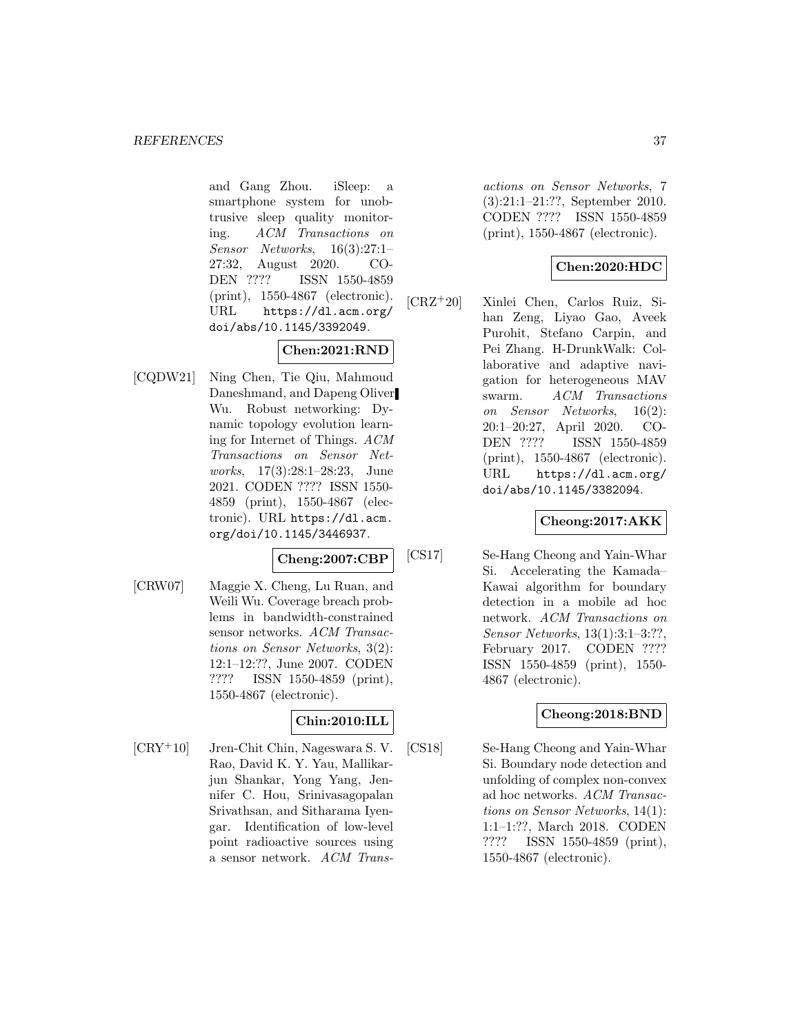and Gang Zhou. iSleep: a smartphone system for unobtrusive sleep quality monitoring. *ACM Transactions on Sensor Networks*, 16(3):27:1–27:32, August 2020. CODEN ???? ISSN 1550-4859 (print), 1550-4867 (electronic). URL https://dl.acm.org/doi/abs/10.1145/3392049.

**Chen:2021:RND**

[CQDW21] Ning Chen, Tie Qiu, Mahmoud Daneshmand, and Dapeng Oliver Wu. Robust networking: Dynamic topology evolution learning for Internet of Things. *ACM Transactions on Sensor Networks*, 17(3):28:1–28:23, June 2021. CODEN ???? ISSN 1550-4859 (print), 1550-4867 (electronic). URL https://dl.acm.org/doi/10.1145/3446937.

**Cheng:2007:CBP**

[CRW07] Maggie X. Cheng, Lu Ruan, and Weili Wu. Coverage breach problems in bandwidth-constrained sensor networks. *ACM Transactions on Sensor Networks*, 3(2):12:1–12:??, June 2007. CODEN ???? ISSN 1550-4859 (print), 1550-4867 (electronic).

**Chin:2010:ILL**

[CRY+10] Jren-Chit Chin, Nageswara S. V. Rao, David K. Y. Yau, Mallikarjun Shankar, Yong Yang, Jennifer C. Hou, Srinivasagopalan Srivathsan, and Sitharama Iyengar. Identification of low-level point radioactive sources using a sensor network. *ACM Transactions on Sensor Networks*, 7(3):21:1–21:??, September 2010. CODEN ???? ISSN 1550-4859 (print), 1550-4867 (electronic).

**Chen:2020:HDC**

[CRZ+20] Xinlei Chen, Carlos Ruiz, Sihan Zeng, Liyao Gao, Aveek Purohit, Stefano Carpin, and Pei Zhang. H-DrunkWalk: Collaborative and adaptive navigation for heterogeneous MAV swarm. *ACM Transactions on Sensor Networks*, 16(2):20:1–20:27, April 2020. CODEN ???? ISSN 1550-4859 (print), 1550-4867 (electronic). URL https://dl.acm.org/doi/abs/10.1145/3382094.

**Cheong:2017:AKK**

[CS17] Se-Hang Cheong and Yain-Whar Si. Accelerating the Kamada–Kawai algorithm for boundary detection in a mobile ad hoc network. *ACM Transactions on Sensor Networks*, 13(1):3:1–3:??, February 2017. CODEN ???? ISSN 1550-4859 (print), 1550-4867 (electronic).

**Cheong:2018:BND**

[CS18] Se-Hang Cheong and Yain-Whar Si. Boundary node detection and unfolding of complex non-convex ad hoc networks. *ACM Transactions on Sensor Networks*, 14(1):1:1–1:??, March 2018. CODEN ???? ISSN 1550-4859 (print), 1550-4867 (electronic).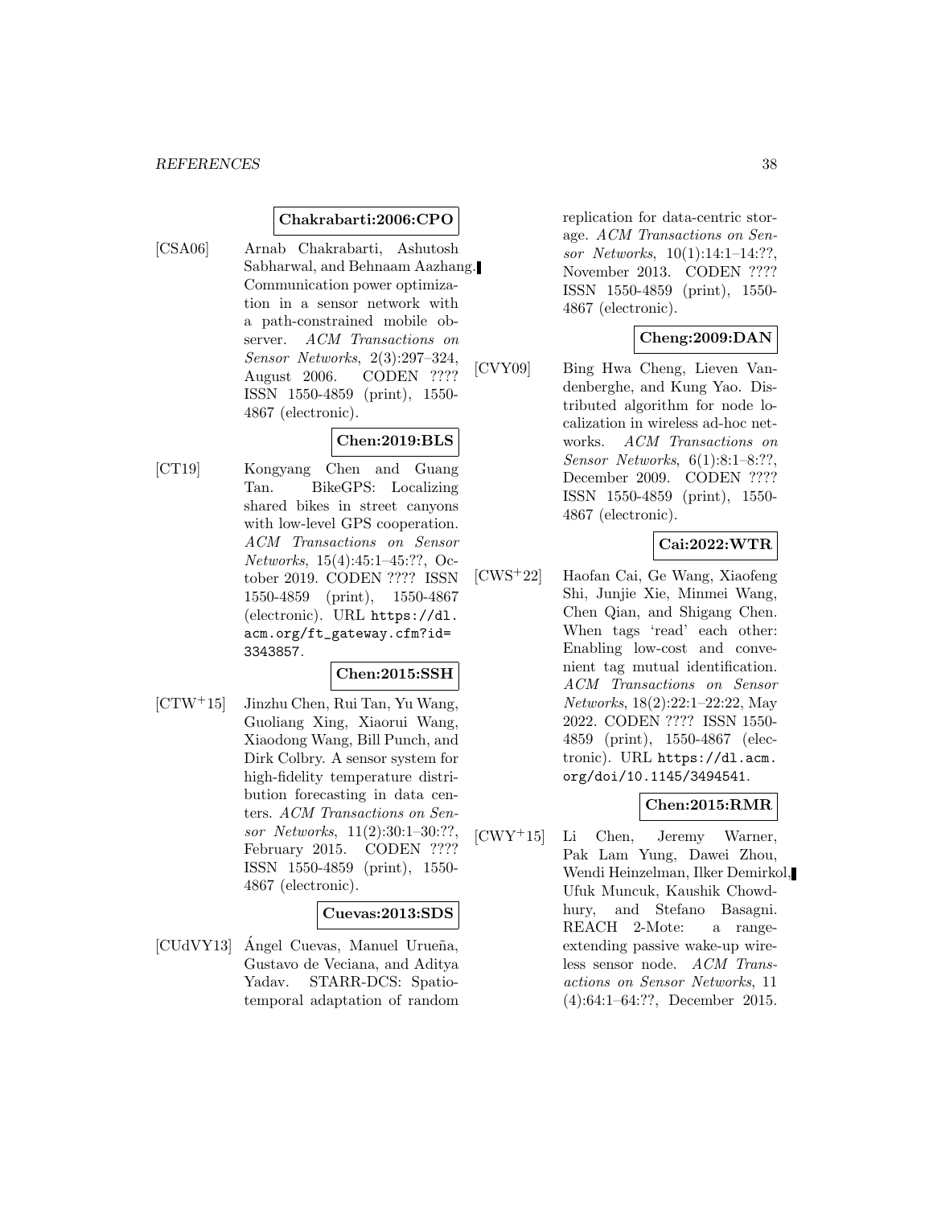**Chakrabarti:2006:CPO**

[CSA06] Arnab Chakrabarti, Ashutosh Sabharwal, and Behnaam Aazhang. Communication power optimization in a sensor network with a path-constrained mobile observer. *ACM Transactions on Sensor Networks*, 2(3):297–324, August 2006. CODEN ???? ISSN 1550-4859 (print), 1550-4867 (electronic).

**Chen:2019:BLS**

[CT19] Kongyang Chen and Guang Tan. BikeGPS: Localizing shared bikes in street canyons with low-level GPS cooperation. *ACM Transactions on Sensor Networks*, 15(4):45:1–45:??, October 2019. CODEN ???? ISSN 1550-4859 (print), 1550-4867 (electronic). URL `https://dl.acm.org/ft_gateway.cfm?id=3343857`.

**Chen:2015:SSH**

[CTW+15] Jinzhu Chen, Rui Tan, Yu Wang, Guoliang Xing, Xiaorui Wang, Xiaodong Wang, Bill Punch, and Dirk Colbry. A sensor system for high-fidelity temperature distribution forecasting in data centers. *ACM Transactions on Sensor Networks*, 11(2):30:1–30:??, February 2015. CODEN ???? ISSN 1550-4859 (print), 1550-4867 (electronic).

**Cuevas:2013:SDS**

[CUdVY13] Ángel Cuevas, Manuel Urueña, Gustavo de Veciana, and Aditya Yadav. STARR-DCS: Spatio-temporal adaptation of random replication for data-centric storage. *ACM Transactions on Sensor Networks*, 10(1):14:1–14:??, November 2013. CODEN ???? ISSN 1550-4859 (print), 1550-4867 (electronic).

**Cheng:2009:DAN**

[CVY09] Bing Hwa Cheng, Lieven Vandenberghe, and Kung Yao. Distributed algorithm for node localization in wireless ad-hoc networks. *ACM Transactions on Sensor Networks*, 6(1):8:1–8:??, December 2009. CODEN ???? ISSN 1550-4859 (print), 1550-4867 (electronic).

**Cai:2022:WTR**

[CWS+22] Haofan Cai, Ge Wang, Xiaofeng Shi, Junjie Xie, Minmei Wang, Chen Qian, and Shigang Chen. When tags 'read' each other: Enabling low-cost and convenient tag mutual identification. *ACM Transactions on Sensor Networks*, 18(2):22:1–22:22, May 2022. CODEN ???? ISSN 1550-4859 (print), 1550-4867 (electronic). URL `https://dl.acm.org/doi/10.1145/3494541`.

**Chen:2015:RMR**

[CWY+15] Li Chen, Jeremy Warner, Pak Lam Yung, Dawei Zhou, Wendi Heinzelman, Ilker Demirkol, Ufuk Muncuk, Kaushik Chowdhury, and Stefano Basagni. REACH 2-Mote: a range-extending passive wake-up wireless sensor node. *ACM Transactions on Sensor Networks*, 11 (4):64:1–64:??, December 2015.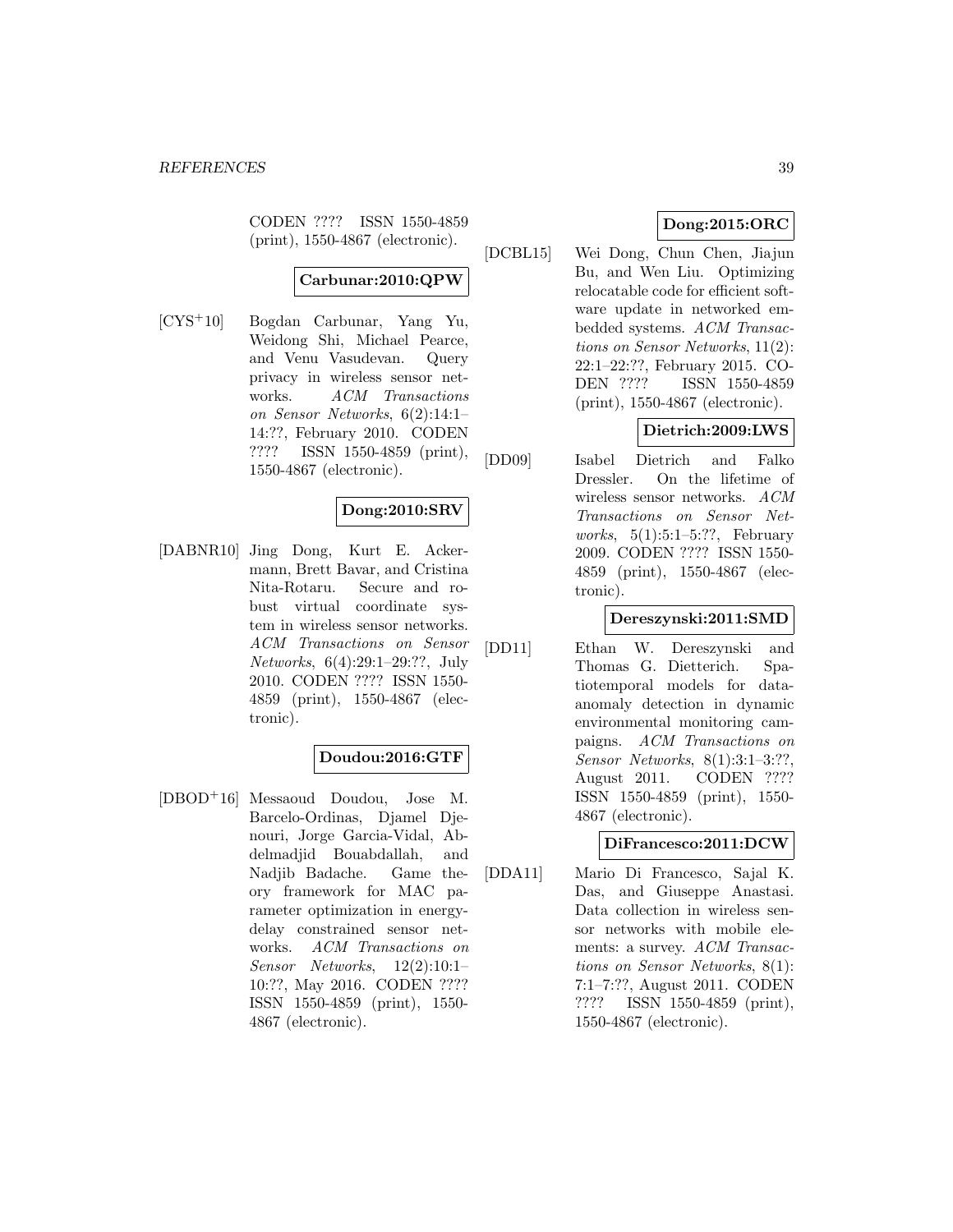CODEN ???? ISSN 1550-4859 (print), 1550-4867 (electronic).

**Carbunar:2010:QPW**

[CYS+10] Bogdan Carbunar, Yang Yu, Weidong Shi, Michael Pearce, and Venu Vasudevan. Query privacy in wireless sensor networks. *ACM Transactions on Sensor Networks*, 6(2):14:1–14:??, February 2010. CODEN ???? ISSN 1550-4859 (print), 1550-4867 (electronic).

**Dong:2010:SRV**

[DABNR10] Jing Dong, Kurt E. Ackermann, Brett Bavar, and Cristina Nita-Rotaru. Secure and robust virtual coordinate system in wireless sensor networks. *ACM Transactions on Sensor Networks*, 6(4):29:1–29:??, July 2010. CODEN ???? ISSN 1550-4859 (print), 1550-4867 (electronic).

**Doudou:2016:GTF**

[DBOD+16] Messaoud Doudou, Jose M. Barcelo-Ordinas, Djamel Djenouri, Jorge Garcia-Vidal, Abdelmadjid Bouabdallah, and Nadjib Badache. Game theory framework for MAC parameter optimization in energy-delay constrained sensor networks. *ACM Transactions on Sensor Networks*, 12(2):10:1–10:??, May 2016. CODEN ???? ISSN 1550-4859 (print), 1550-4867 (electronic).

**Dong:2015:ORC**

[DCBL15] Wei Dong, Chun Chen, Jiajun Bu, and Wen Liu. Optimizing relocatable code for efficient software update in networked embedded systems. *ACM Transactions on Sensor Networks*, 11(2):22:1–22:??, February 2015. CODEN ???? ISSN 1550-4859 (print), 1550-4867 (electronic).

**Dietrich:2009:LWS**

[DD09] Isabel Dietrich and Falko Dressler. On the lifetime of wireless sensor networks. *ACM Transactions on Sensor Networks*, 5(1):5:1–5:??, February 2009. CODEN ???? ISSN 1550-4859 (print), 1550-4867 (electronic).

**Dereszynski:2011:SMD**

[DD11] Ethan W. Dereszynski and Thomas G. Dietterich. Spatiotemporal models for data-anomaly detection in dynamic environmental monitoring campaigns. *ACM Transactions on Sensor Networks*, 8(1):3:1–3:??, August 2011. CODEN ???? ISSN 1550-4859 (print), 1550-4867 (electronic).

**DiFrancesco:2011:DCW**

[DDA11] Mario Di Francesco, Sajal K. Das, and Giuseppe Anastasi. Data collection in wireless sensor networks with mobile elements: a survey. *ACM Transactions on Sensor Networks*, 8(1):7:1–7:??, August 2011. CODEN ???? ISSN 1550-4859 (print), 1550-4867 (electronic).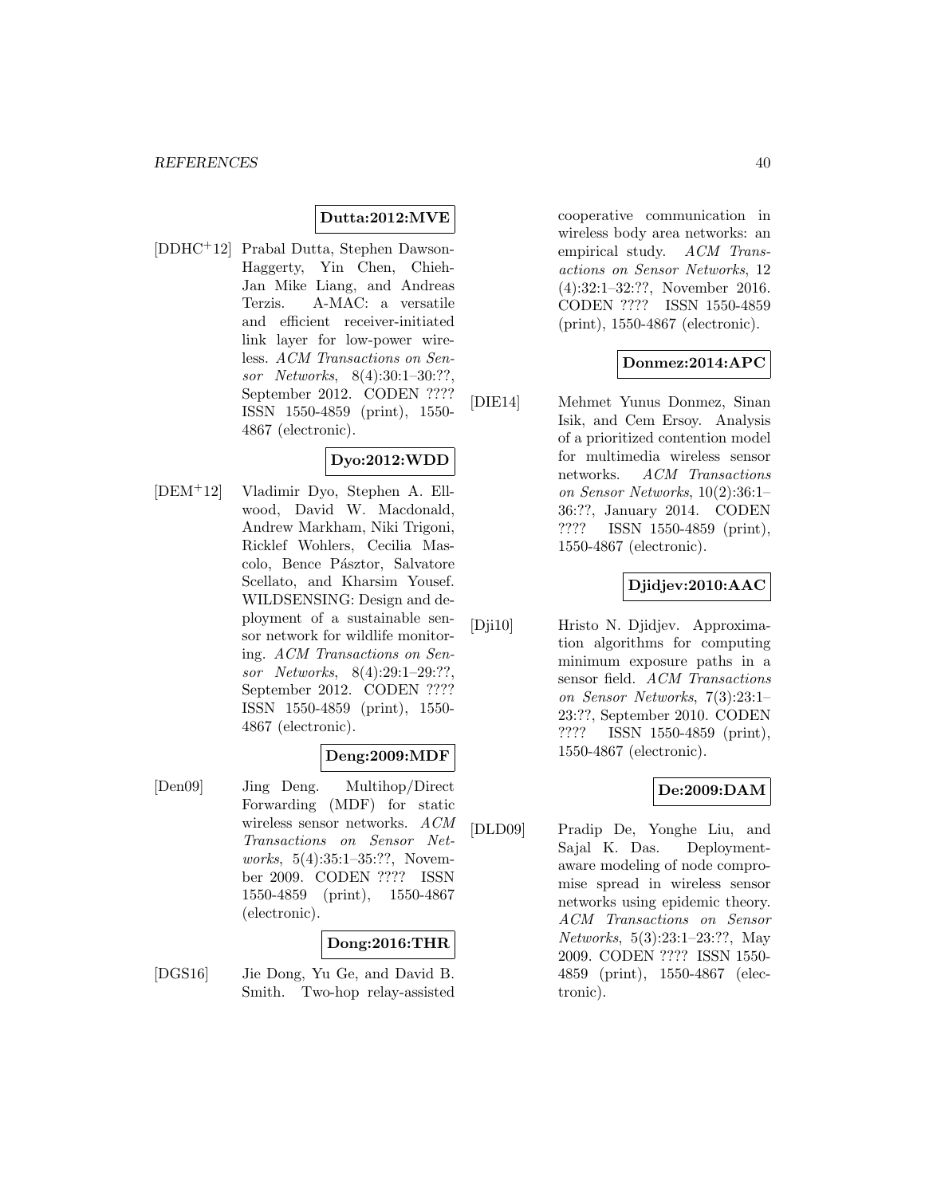**Dutta:2012:MVE**

[DDHC+12] Prabal Dutta, Stephen Dawson-Haggerty, Yin Chen, Chieh-Jan Mike Liang, and Andreas Terzis. A-MAC: a versatile and efficient receiver-initiated link layer for low-power wireless. *ACM Transactions on Sensor Networks*, 8(4):30:1–30:??, September 2012. CODEN ???? ISSN 1550-4859 (print), 1550-4867 (electronic).

**Dyo:2012:WDD**

[DEM+12] Vladimir Dyo, Stephen A. Ellwood, David W. Macdonald, Andrew Markham, Niki Trigoni, Ricklef Wohlers, Cecilia Mascolo, Bence Pásztor, Salvatore Scellato, and Kharsim Yousef. WILDSENSING: Design and deployment of a sustainable sensor network for wildlife monitoring. *ACM Transactions on Sensor Networks*, 8(4):29:1–29:??, September 2012. CODEN ???? ISSN 1550-4859 (print), 1550-4867 (electronic).

**Deng:2009:MDF**

[Den09] Jing Deng. Multihop/Direct Forwarding (MDF) for static wireless sensor networks. *ACM Transactions on Sensor Networks*, 5(4):35:1–35:??, November 2009. CODEN ???? ISSN 1550-4859 (print), 1550-4867 (electronic).

**Dong:2016:THR**

[DGS16] Jie Dong, Yu Ge, and David B. Smith. Two-hop relay-assisted cooperative communication in wireless body area networks: an empirical study. *ACM Transactions on Sensor Networks*, 12 (4):32:1–32:??, November 2016. CODEN ???? ISSN 1550-4859 (print), 1550-4867 (electronic).

**Donmez:2014:APC**

[DIE14] Mehmet Yunus Donmez, Sinan Isik, and Cem Ersoy. Analysis of a prioritized contention model for multimedia wireless sensor networks. *ACM Transactions on Sensor Networks*, 10(2):36:1–36:??, January 2014. CODEN ???? ISSN 1550-4859 (print), 1550-4867 (electronic).

**Djidjev:2010:AAC**

[Dji10] Hristo N. Djidjev. Approximation algorithms for computing minimum exposure paths in a sensor field. *ACM Transactions on Sensor Networks*, 7(3):23:1–23:??, September 2010. CODEN ???? ISSN 1550-4859 (print), 1550-4867 (electronic).

**De:2009:DAM**

[DLD09] Pradip De, Yonghe Liu, and Sajal K. Das. Deployment-aware modeling of node compromise spread in wireless sensor networks using epidemic theory. *ACM Transactions on Sensor Networks*, 5(3):23:1–23:??, May 2009. CODEN ???? ISSN 1550-4859 (print), 1550-4867 (electronic).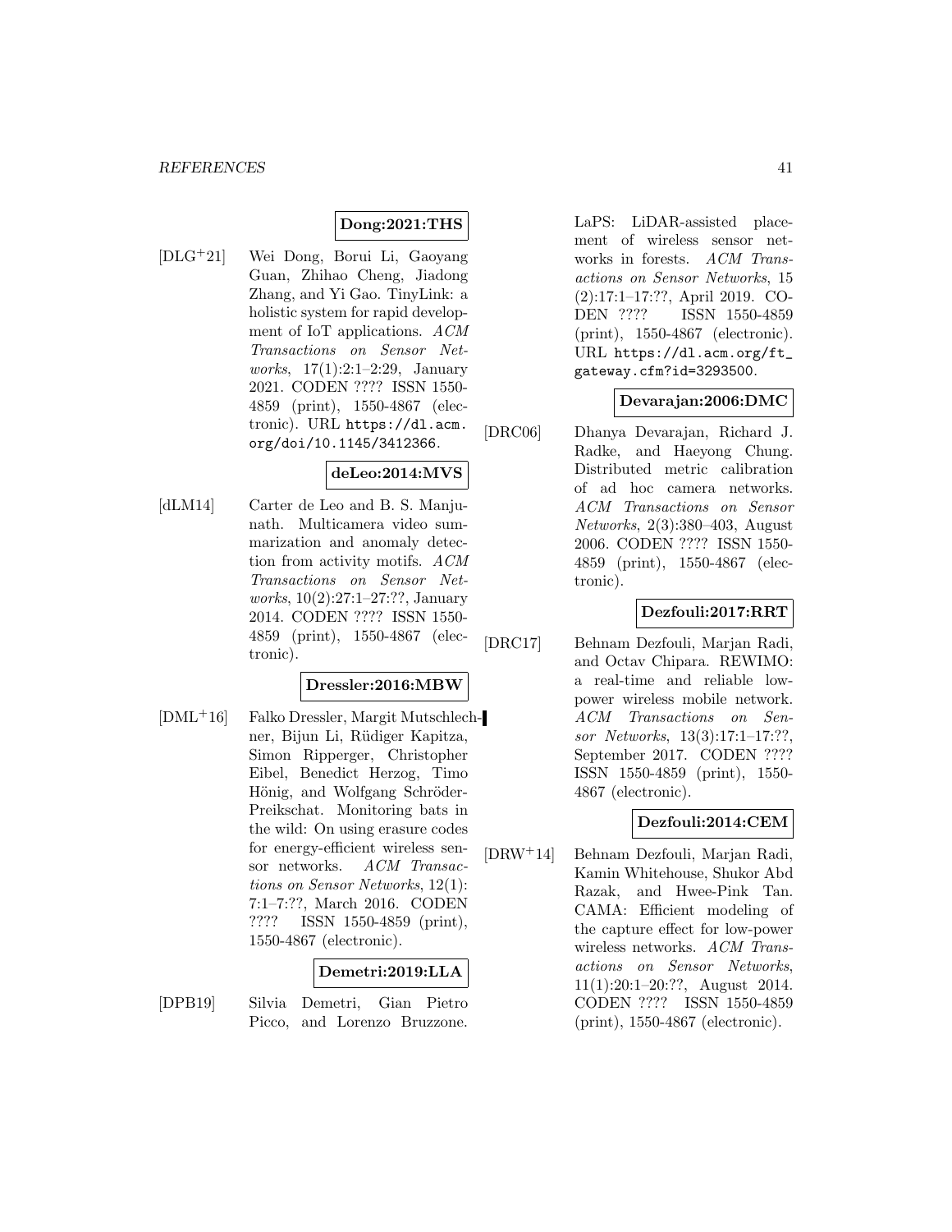**Dong:2021:THS**

[DLG+21] Wei Dong, Borui Li, Gaoyang Guan, Zhihao Cheng, Jiadong Zhang, and Yi Gao. TinyLink: a holistic system for rapid development of IoT applications. *ACM Transactions on Sensor Networks*, 17(1):2:1–2:29, January 2021. CODEN ???? ISSN 1550-4859 (print), 1550-4867 (electronic). URL https://dl.acm.org/doi/10.1145/3412366.

**deLeo:2014:MVS**

[dLM14] Carter de Leo and B. S. Manjunath. Multicamera video summarization and anomaly detection from activity motifs. *ACM Transactions on Sensor Networks*, 10(2):27:1–27:??, January 2014. CODEN ???? ISSN 1550-4859 (print), 1550-4867 (electronic).

**Dressler:2016:MBW**

[DML+16] Falko Dressler, Margit Mutschlechner, Bijun Li, Rüdiger Kapitza, Simon Ripperger, Christopher Eibel, Benedict Herzog, Timo Hönig, and Wolfgang Schröder-Preikschat. Monitoring bats in the wild: On using erasure codes for energy-efficient wireless sensor networks. *ACM Transactions on Sensor Networks*, 12(1): 7:1–7:??, March 2016. CODEN ???? ISSN 1550-4859 (print), 1550-4867 (electronic).

**Demetri:2019:LLA**

[DPB19] Silvia Demetri, Gian Pietro Picco, and Lorenzo Bruzzone. LaPS: LiDAR-assisted placement of wireless sensor networks in forests. *ACM Transactions on Sensor Networks*, 15 (2):17:1–17:??, April 2019. CODEN ???? ISSN 1550-4859 (print), 1550-4867 (electronic). URL https://dl.acm.org/ft_gateway.cfm?id=3293500.

**Devarajan:2006:DMC**

[DRC06] Dhanya Devarajan, Richard J. Radke, and Haeyong Chung. Distributed metric calibration of ad hoc camera networks. *ACM Transactions on Sensor Networks*, 2(3):380–403, August 2006. CODEN ???? ISSN 1550-4859 (print), 1550-4867 (electronic).

**Dezfouli:2017:RRT**

[DRC17] Behnam Dezfouli, Marjan Radi, and Octav Chipara. REWIMO: a real-time and reliable low-power wireless mobile network. *ACM Transactions on Sensor Networks*, 13(3):17:1–17:??, September 2017. CODEN ???? ISSN 1550-4859 (print), 1550-4867 (electronic).

**Dezfouli:2014:CEM**

[DRW+14] Behnam Dezfouli, Marjan Radi, Kamin Whitehouse, Shukor Abd Razak, and Hwee-Pink Tan. CAMA: Efficient modeling of the capture effect for low-power wireless networks. *ACM Transactions on Sensor Networks*, 11(1):20:1–20:??, August 2014. CODEN ???? ISSN 1550-4859 (print), 1550-4867 (electronic).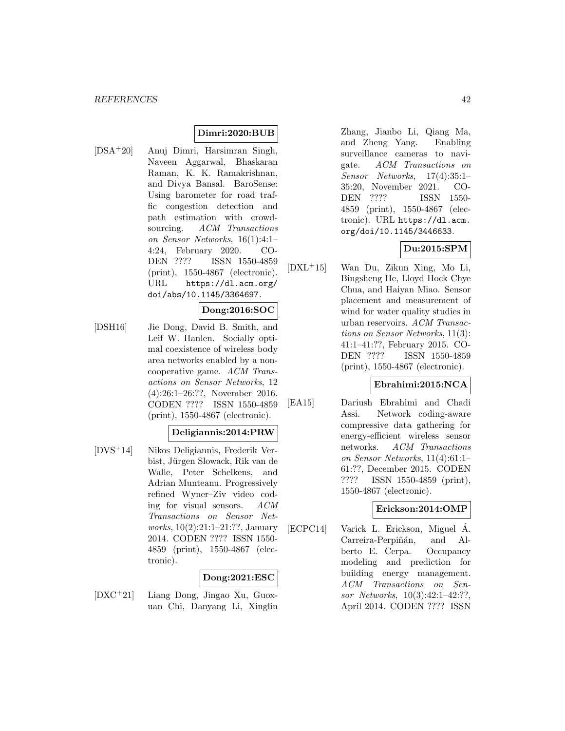**Dimri:2020:BUB**

[DSA+20] Anuj Dimri, Harsimran Singh, Naveen Aggarwal, Bhaskaran Raman, K. K. Ramakrishnan, and Divya Bansal. BaroSense: Using barometer for road traffic congestion detection and path estimation with crowdsourcing. *ACM Transactions on Sensor Networks*, 16(1):4:1–4:24, February 2020. CODEN ???? ISSN 1550-4859 (print), 1550-4867 (electronic). URL `https://dl.acm.org/doi/abs/10.1145/3364697`.

**Dong:2016:SOC**

[DSH16] Jie Dong, David B. Smith, and Leif W. Hanlen. Socially optimal coexistence of wireless body area networks enabled by a non-cooperative game. *ACM Transactions on Sensor Networks*, 12 (4):26:1–26:??, November 2016. CODEN ???? ISSN 1550-4859 (print), 1550-4867 (electronic).

**Deligiannis:2014:PRW**

[DVS+14] Nikos Deligiannis, Frederik Verbist, Jürgen Slowack, Rik van de Walle, Peter Schelkens, and Adrian Munteanu. Progressively refined Wyner–Ziv video coding for visual sensors. *ACM Transactions on Sensor Networks*, 10(2):21:1–21:??, January 2014. CODEN ???? ISSN 1550-4859 (print), 1550-4867 (electronic).

**Dong:2021:ESC**

[DXC+21] Liang Dong, Jingao Xu, Guoxuan Chi, Danyang Li, Xinglin Zhang, Jianbo Li, Qiang Ma, and Zheng Yang. Enabling surveillance cameras to navigate. *ACM Transactions on Sensor Networks*, 17(4):35:1–35:20, November 2021. CODEN ???? ISSN 1550-4859 (print), 1550-4867 (electronic). URL `https://dl.acm.org/doi/10.1145/3446633`.

**Du:2015:SPM**

[DXL+15] Wan Du, Zikun Xing, Mo Li, Bingsheng He, Lloyd Hock Chye Chua, and Haiyan Miao. Sensor placement and measurement of wind for water quality studies in urban reservoirs. *ACM Transactions on Sensor Networks*, 11(3): 41:1–41:??, February 2015. CODEN ???? ISSN 1550-4859 (print), 1550-4867 (electronic).

**Ebrahimi:2015:NCA**

[EA15] Dariush Ebrahimi and Chadi Assi. Network coding-aware compressive data gathering for energy-efficient wireless sensor networks. *ACM Transactions on Sensor Networks*, 11(4):61:1–61:??, December 2015. CODEN ???? ISSN 1550-4859 (print), 1550-4867 (electronic).

**Erickson:2014:OMP**

[ECPC14] Varick L. Erickson, Miguel Á. Carreira-Perpiñán, and Alberto E. Cerpa. Occupancy modeling and prediction for building energy management. *ACM Transactions on Sensor Networks*, 10(3):42:1–42:??, April 2014. CODEN ???? ISSN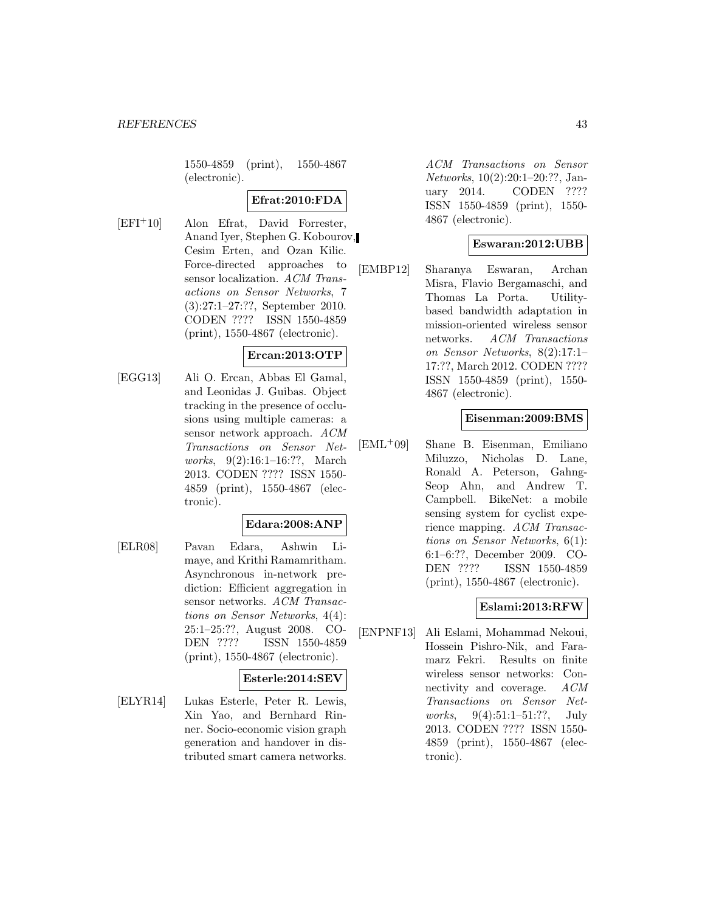1550-4859 (print), 1550-4867 (electronic).

**Efrat:2010:FDA**

[EFI+10] Alon Efrat, David Forrester, Anand Iyer, Stephen G. Kobourov, Cesim Erten, and Ozan Kilic. Force-directed approaches to sensor localization. *ACM Transactions on Sensor Networks*, 7 (3):27:1–27:??, September 2010. CODEN ???? ISSN 1550-4859 (print), 1550-4867 (electronic).

**Ercan:2013:OTP**

[EGG13] Ali O. Ercan, Abbas El Gamal, and Leonidas J. Guibas. Object tracking in the presence of occlusions using multiple cameras: a sensor network approach. *ACM Transactions on Sensor Networks*, 9(2):16:1–16:??, March 2013. CODEN ???? ISSN 1550-4859 (print), 1550-4867 (electronic).

**Edara:2008:ANP**

[ELR08] Pavan Edara, Ashwin Limaye, and Krithi Ramamritham. Asynchronous in-network prediction: Efficient aggregation in sensor networks. *ACM Transactions on Sensor Networks*, 4(4): 25:1–25:??, August 2008. CODEN ???? ISSN 1550-4859 (print), 1550-4867 (electronic).

**Esterle:2014:SEV**

[ELYR14] Lukas Esterle, Peter R. Lewis, Xin Yao, and Bernhard Rinner. Socio-economic vision graph generation and handover in distributed smart camera networks. *ACM Transactions on Sensor Networks*, 10(2):20:1–20:??, January 2014. CODEN ???? ISSN 1550-4859 (print), 1550-4867 (electronic).

**Eswaran:2012:UBB**

[EMBP12] Sharanya Eswaran, Archan Misra, Flavio Bergamaschi, and Thomas La Porta. Utility-based bandwidth adaptation in mission-oriented wireless sensor networks. *ACM Transactions on Sensor Networks*, 8(2):17:1–17:??, March 2012. CODEN ???? ISSN 1550-4859 (print), 1550-4867 (electronic).

**Eisenman:2009:BMS**

[EML+09] Shane B. Eisenman, Emiliano Miluzzo, Nicholas D. Lane, Ronald A. Peterson, Gahng-Seop Ahn, and Andrew T. Campbell. BikeNet: a mobile sensing system for cyclist experience mapping. *ACM Transactions on Sensor Networks*, 6(1): 6:1–6:??, December 2009. CODEN ???? ISSN 1550-4859 (print), 1550-4867 (electronic).

**Eslami:2013:RFW**

[ENPNF13] Ali Eslami, Mohammad Nekoui, Hossein Pishro-Nik, and Faramarz Fekri. Results on finite wireless sensor networks: Connectivity and coverage. *ACM Transactions on Sensor Networks*, 9(4):51:1–51:??, July 2013. CODEN ???? ISSN 1550-4859 (print), 1550-4867 (electronic).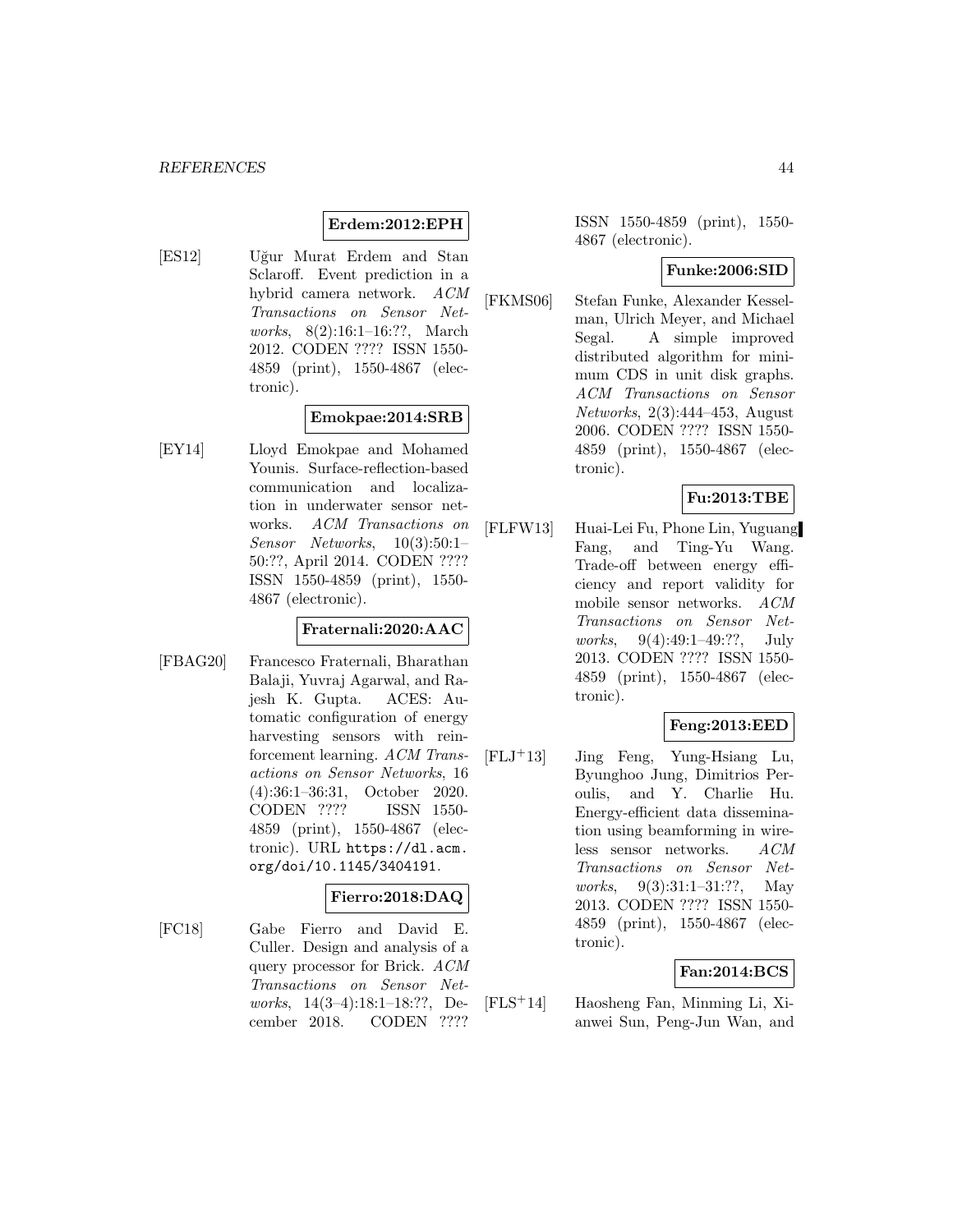**Erdem:2012:EPH**

[ES12] Uğur Murat Erdem and Stan Sclaroff. Event prediction in a hybrid camera network. *ACM Transactions on Sensor Networks*, 8(2):16:1–16:??, March 2012. CODEN ???? ISSN 1550-4859 (print), 1550-4867 (electronic).

**Emokpae:2014:SRB**

[EY14] Lloyd Emokpae and Mohamed Younis. Surface-reflection-based communication and localization in underwater sensor networks. *ACM Transactions on Sensor Networks*, 10(3):50:1–50:??, April 2014. CODEN ???? ISSN 1550-4859 (print), 1550-4867 (electronic).

**Fraternali:2020:AAC**

[FBAG20] Francesco Fraternali, Bharathan Balaji, Yuvraj Agarwal, and Rajesh K. Gupta. ACES: Automatic configuration of energy harvesting sensors with reinforcement learning. *ACM Transactions on Sensor Networks*, 16 (4):36:1–36:31, October 2020. CODEN ???? ISSN 1550-4859 (print), 1550-4867 (electronic). URL https://dl.acm.org/doi/10.1145/3404191.

**Fierro:2018:DAQ**

[FC18] Gabe Fierro and David E. Culler. Design and analysis of a query processor for Brick. *ACM Transactions on Sensor Networks*, 14(3–4):18:1–18:??, December 2018. CODEN ???? ISSN 1550-4859 (print), 1550-4867 (electronic).

**Funke:2006:SID**

[FKMS06] Stefan Funke, Alexander Kesselman, Ulrich Meyer, and Michael Segal. A simple improved distributed algorithm for minimum CDS in unit disk graphs. *ACM Transactions on Sensor Networks*, 2(3):444–453, August 2006. CODEN ???? ISSN 1550-4859 (print), 1550-4867 (electronic).

**Fu:2013:TBE**

[FLFW13] Huai-Lei Fu, Phone Lin, Yuguang Fang, and Ting-Yu Wang. Trade-off between energy efficiency and report validity for mobile sensor networks. *ACM Transactions on Sensor Networks*, 9(4):49:1–49:??, July 2013. CODEN ???? ISSN 1550-4859 (print), 1550-4867 (electronic).

**Feng:2013:EED**

[FLJ+13] Jing Feng, Yung-Hsiang Lu, Byunghoo Jung, Dimitrios Peroulis, and Y. Charlie Hu. Energy-efficient data dissemination using beamforming in wireless sensor networks. *ACM Transactions on Sensor Networks*, 9(3):31:1–31:??, May 2013. CODEN ???? ISSN 1550-4859 (print), 1550-4867 (electronic).

**Fan:2014:BCS**

[FLS+14] Haosheng Fan, Minming Li, Xianwei Sun, Peng-Jun Wan, and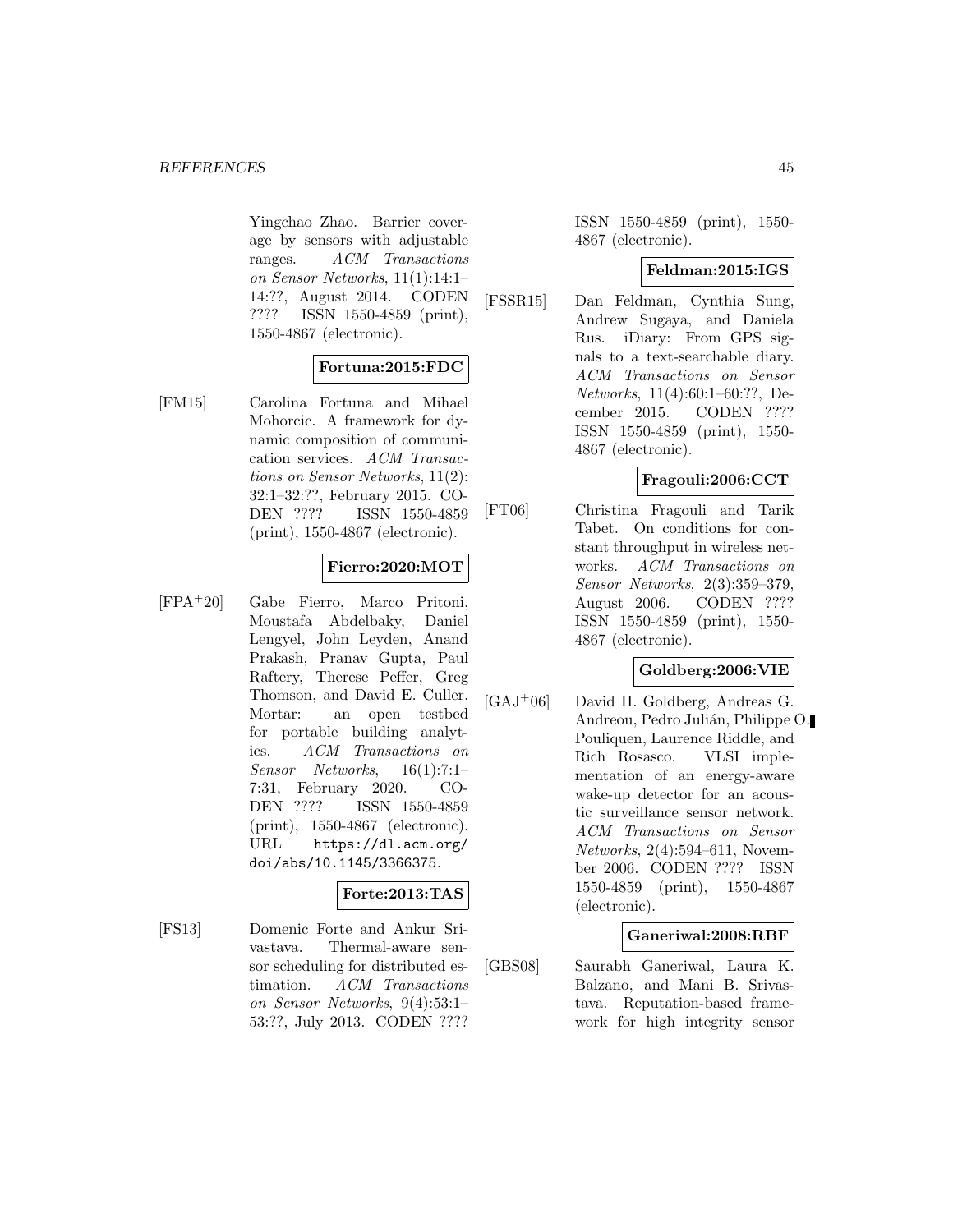Yingchao Zhao. Barrier coverage by sensors with adjustable ranges. *ACM Transactions on Sensor Networks*, 11(1):14:1–14:??, August 2014. CODEN ???? ISSN 1550-4859 (print), 1550-4867 (electronic).

**Fortuna:2015:FDC**

[FM15] Carolina Fortuna and Mihael Mohorcic. A framework for dynamic composition of communication services. *ACM Transactions on Sensor Networks*, 11(2): 32:1–32:??, February 2015. CODEN ???? ISSN 1550-4859 (print), 1550-4867 (electronic).

**Fierro:2020:MOT**

[FPA+20] Gabe Fierro, Marco Pritoni, Moustafa Abdelbaky, Daniel Lengyel, John Leyden, Anand Prakash, Pranav Gupta, Paul Raftery, Therese Peffer, Greg Thomson, and David E. Culler. Mortar: an open testbed for portable building analytics. *ACM Transactions on Sensor Networks*, 16(1):7:1–7:31, February 2020. CODEN ???? ISSN 1550-4859 (print), 1550-4867 (electronic). URL `https://dl.acm.org/doi/abs/10.1145/3366375`.

**Forte:2013:TAS**

[FS13] Domenic Forte and Ankur Srivastava. Thermal-aware sensor scheduling for distributed estimation. *ACM Transactions on Sensor Networks*, 9(4):53:1–53:??, July 2013. CODEN ???? ISSN 1550-4859 (print), 1550-4867 (electronic).

**Feldman:2015:IGS**

[FSSR15] Dan Feldman, Cynthia Sung, Andrew Sugaya, and Daniela Rus. iDiary: From GPS signals to a text-searchable diary. *ACM Transactions on Sensor Networks*, 11(4):60:1–60:??, December 2015. CODEN ???? ISSN 1550-4859 (print), 1550-4867 (electronic).

**Fragouli:2006:CCT**

[FT06] Christina Fragouli and Tarik Tabet. On conditions for constant throughput in wireless networks. *ACM Transactions on Sensor Networks*, 2(3):359–379, August 2006. CODEN ???? ISSN 1550-4859 (print), 1550-4867 (electronic).

**Goldberg:2006:VIE**

[GAJ+06] David H. Goldberg, Andreas G. Andreou, Pedro Julián, Philippe O. Pouliquen, Laurence Riddle, and Rich Rosasco. VLSI implementation of an energy-aware wake-up detector for an acoustic surveillance sensor network. *ACM Transactions on Sensor Networks*, 2(4):594–611, November 2006. CODEN ???? ISSN 1550-4859 (print), 1550-4867 (electronic).

**Ganeriwal:2008:RBF**

[GBS08] Saurabh Ganeriwal, Laura K. Balzano, and Mani B. Srivastava. Reputation-based framework for high integrity sensor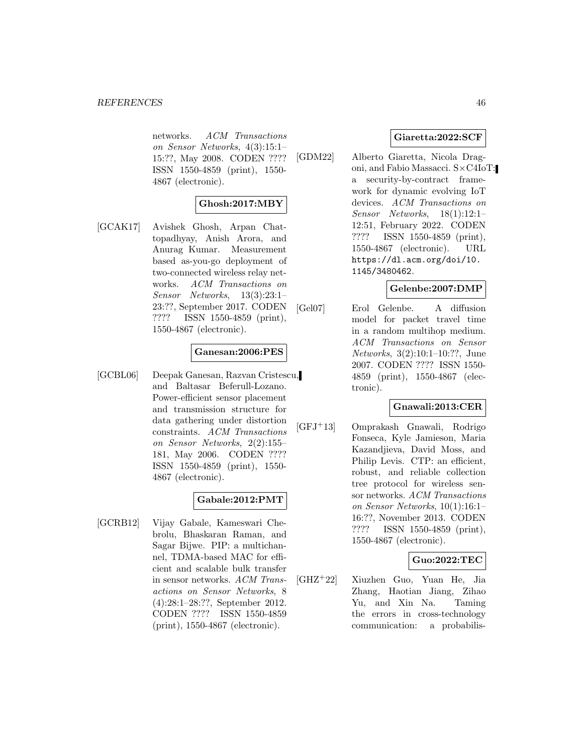networks. *ACM Transactions on Sensor Networks*, 4(3):15:1–15:??, May 2008. CODEN ???? ISSN 1550-4859 (print), 1550-4867 (electronic).

**Ghosh:2017:MBY**

[GCAK17] Avishek Ghosh, Arpan Chattopadhyay, Anish Arora, and Anurag Kumar. Measurement based as-you-go deployment of two-connected wireless relay networks. *ACM Transactions on Sensor Networks*, 13(3):23:1–23:??, September 2017. CODEN ???? ISSN 1550-4859 (print), 1550-4867 (electronic).

**Ganesan:2006:PES**

[GCBL06] Deepak Ganesan, Razvan Cristescu, and Baltasar Beferull-Lozano. Power-efficient sensor placement and transmission structure for data gathering under distortion constraints. *ACM Transactions on Sensor Networks*, 2(2):155–181, May 2006. CODEN ???? ISSN 1550-4859 (print), 1550-4867 (electronic).

**Gabale:2012:PMT**

[GCRB12] Vijay Gabale, Kameswari Chebrolu, Bhaskaran Raman, and Sagar Bijwe. PIP: a multichannel, TDMA-based MAC for efficient and scalable bulk transfer in sensor networks. *ACM Transactions on Sensor Networks*, 8 (4):28:1–28:??, September 2012. CODEN ???? ISSN 1550-4859 (print), 1550-4867 (electronic).

**Giaretta:2022:SCF**

[GDM22] Alberto Giaretta, Nicola Dragoni, and Fabio Massacci. S×C4IoT: a security-by-contract framework for dynamic evolving IoT devices. *ACM Transactions on Sensor Networks*, 18(1):12:1–12:51, February 2022. CODEN ???? ISSN 1550-4859 (print), 1550-4867 (electronic). URL https://dl.acm.org/doi/10.1145/3480462.

**Gelenbe:2007:DMP**

[Gel07] Erol Gelenbe. A diffusion model for packet travel time in a random multihop medium. *ACM Transactions on Sensor Networks*, 3(2):10:1–10:??, June 2007. CODEN ???? ISSN 1550-4859 (print), 1550-4867 (electronic).

**Gnawali:2013:CER**

[GFJ+13] Omprakash Gnawali, Rodrigo Fonseca, Kyle Jamieson, Maria Kazandjieva, David Moss, and Philip Levis. CTP: an efficient, robust, and reliable collection tree protocol for wireless sensor networks. *ACM Transactions on Sensor Networks*, 10(1):16:1–16:??, November 2013. CODEN ???? ISSN 1550-4859 (print), 1550-4867 (electronic).

**Guo:2022:TEC**

[GHZ+22] Xiuzhen Guo, Yuan He, Jia Zhang, Haotian Jiang, Zihao Yu, and Xin Na. Taming the errors in cross-technology communication: a probabilis-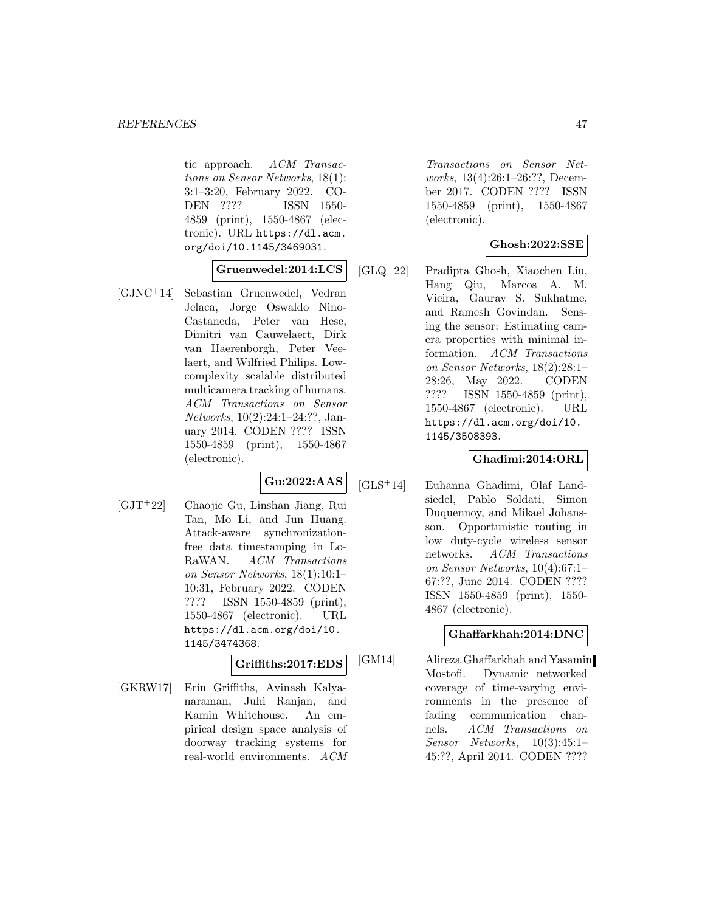tic approach. *ACM Transactions on Sensor Networks*, 18(1): 3:1–3:20, February 2022. CODEN ???? ISSN 1550-4859 (print), 1550-4867 (electronic). URL https://dl.acm.org/doi/10.1145/3469031.

**Gruenwedel:2014:LCS**

[GJNC+14] Sebastian Gruenwedel, Vedran Jelaca, Jorge Oswaldo Nino-Castaneda, Peter van Hese, Dimitri van Cauwelaert, Dirk van Haerenborgh, Peter Veelaert, and Wilfried Philips. Low-complexity scalable distributed multicamera tracking of humans. *ACM Transactions on Sensor Networks*, 10(2):24:1–24:??, January 2014. CODEN ???? ISSN 1550-4859 (print), 1550-4867 (electronic).

**Gu:2022:AAS**

[GJT+22] Chaojie Gu, Linshan Jiang, Rui Tan, Mo Li, and Jun Huang. Attack-aware synchronization-free data timestamping in LoRaWAN. *ACM Transactions on Sensor Networks*, 18(1):10:1–10:31, February 2022. CODEN ???? ISSN 1550-4859 (print), 1550-4867 (electronic). URL https://dl.acm.org/doi/10.1145/3474368.

**Griffiths:2017:EDS**

[GKRW17] Erin Griffiths, Avinash Kalyanaraman, Juhi Ranjan, and Kamin Whitehouse. An empirical design space analysis of doorway tracking systems for real-world environments. *ACM Transactions on Sensor Networks*, 13(4):26:1–26:??, December 2017. CODEN ???? ISSN 1550-4859 (print), 1550-4867 (electronic).

**Ghosh:2022:SSE**

[GLQ+22] Pradipta Ghosh, Xiaochen Liu, Hang Qiu, Marcos A. M. Vieira, Gaurav S. Sukhatme, and Ramesh Govindan. Sensing the sensor: Estimating camera properties with minimal information. *ACM Transactions on Sensor Networks*, 18(2):28:1–28:26, May 2022. CODEN ???? ISSN 1550-4859 (print), 1550-4867 (electronic). URL https://dl.acm.org/doi/10.1145/3508393.

**Ghadimi:2014:ORL**

[GLS+14] Euhanna Ghadimi, Olaf Landsiedel, Pablo Soldati, Simon Duquennoy, and Mikael Johansson. Opportunistic routing in low duty-cycle wireless sensor networks. *ACM Transactions on Sensor Networks*, 10(4):67:1–67:??, June 2014. CODEN ???? ISSN 1550-4859 (print), 1550-4867 (electronic).

**Ghaffarkhah:2014:DNC**

[GM14] Alireza Ghaffarkhah and Yasamin Mostofi. Dynamic networked coverage of time-varying environments in the presence of fading communication channels. *ACM Transactions on Sensor Networks*, 10(3):45:1–45:??, April 2014. CODEN ????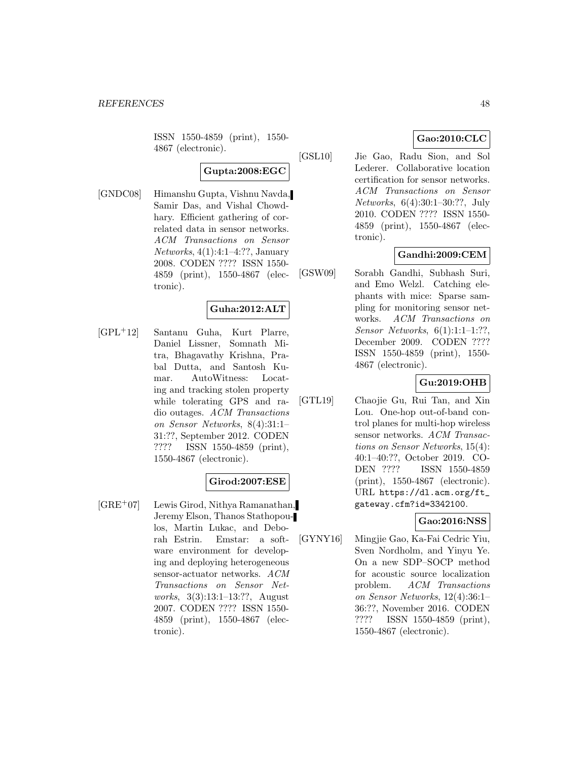ISSN 1550-4859 (print), 1550-4867 (electronic).

**Gupta:2008:EGC**

[GNDC08] Himanshu Gupta, Vishnu Navda, Samir Das, and Vishal Chowdhary. Efficient gathering of correlated data in sensor networks. *ACM Transactions on Sensor Networks*, 4(1):4:1–4:??, January 2008. CODEN ???? ISSN 1550-4859 (print), 1550-4867 (electronic).

**Guha:2012:ALT**

[GPL+12] Santanu Guha, Kurt Plarre, Daniel Lissner, Somnath Mitra, Bhagavathy Krishna, Prabal Dutta, and Santosh Kumar. AutoWitness: Locating and tracking stolen property while tolerating GPS and radio outages. *ACM Transactions on Sensor Networks*, 8(4):31:1–31:??, September 2012. CODEN ???? ISSN 1550-4859 (print), 1550-4867 (electronic).

**Girod:2007:ESE**

[GRE+07] Lewis Girod, Nithya Ramanathan, Jeremy Elson, Thanos Stathopoulos, Martin Lukac, and Deborah Estrin. Emstar: a software environment for developing and deploying heterogeneous sensor-actuator networks. *ACM Transactions on Sensor Networks*, 3(3):13:1–13:??, August 2007. CODEN ???? ISSN 1550-4859 (print), 1550-4867 (electronic).

**Gao:2010:CLC**

[GSL10] Jie Gao, Radu Sion, and Sol Lederer. Collaborative location certification for sensor networks. *ACM Transactions on Sensor Networks*, 6(4):30:1–30:??, July 2010. CODEN ???? ISSN 1550-4859 (print), 1550-4867 (electronic).

**Gandhi:2009:CEM**

[GSW09] Sorabh Gandhi, Subhash Suri, and Emo Welzl. Catching elephants with mice: Sparse sampling for monitoring sensor networks. *ACM Transactions on Sensor Networks*, 6(1):1:1–1:??, December 2009. CODEN ???? ISSN 1550-4859 (print), 1550-4867 (electronic).

**Gu:2019:OHB**

[GTL19] Chaojie Gu, Rui Tan, and Xin Lou. One-hop out-of-band control planes for multi-hop wireless sensor networks. *ACM Transactions on Sensor Networks*, 15(4):40:1–40:??, October 2019. CODEN ???? ISSN 1550-4859 (print), 1550-4867 (electronic). URL `https://dl.acm.org/ft_gateway.cfm?id=3342100`.

**Gao:2016:NSS**

[GYNY16] Mingjie Gao, Ka-Fai Cedric Yiu, Sven Nordholm, and Yinyu Ye. On a new SDP–SOCP method for acoustic source localization problem. *ACM Transactions on Sensor Networks*, 12(4):36:1–36:??, November 2016. CODEN ???? ISSN 1550-4859 (print), 1550-4867 (electronic).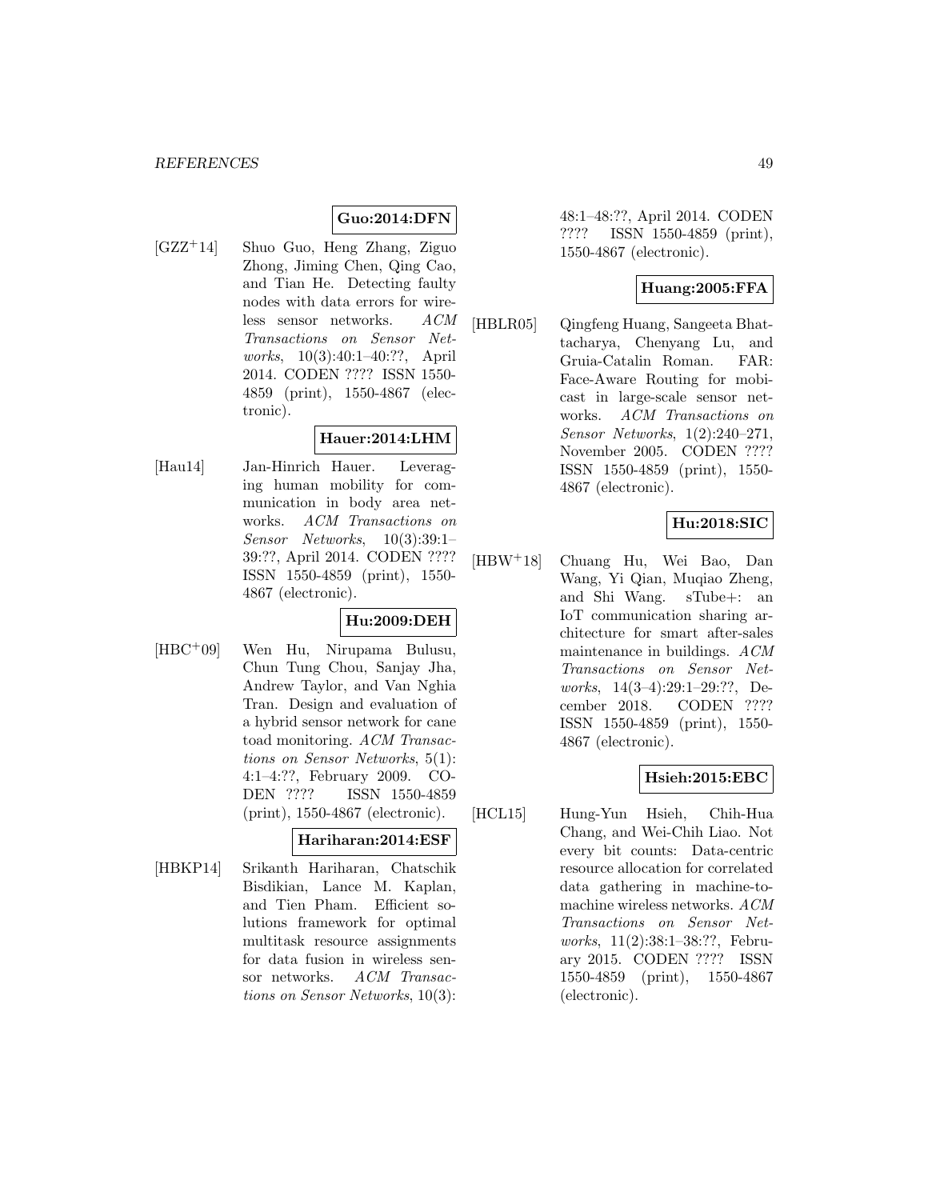**Guo:2014:DFN**

[GZZ+14] Shuo Guo, Heng Zhang, Ziguo Zhong, Jiming Chen, Qing Cao, and Tian He. Detecting faulty nodes with data errors for wireless sensor networks. *ACM Transactions on Sensor Networks*, 10(3):40:1–40:??, April 2014. CODEN ???? ISSN 1550-4859 (print), 1550-4867 (electronic).

**Hauer:2014:LHM**

[Hau14] Jan-Hinrich Hauer. Leveraging human mobility for communication in body area networks. *ACM Transactions on Sensor Networks*, 10(3):39:1–39:??, April 2014. CODEN ???? ISSN 1550-4859 (print), 1550-4867 (electronic).

**Hu:2009:DEH**

[HBC+09] Wen Hu, Nirupama Bulusu, Chun Tung Chou, Sanjay Jha, Andrew Taylor, and Van Nghia Tran. Design and evaluation of a hybrid sensor network for cane toad monitoring. *ACM Transactions on Sensor Networks*, 5(1):4:1–4:??, February 2009. CODEN ???? ISSN 1550-4859 (print), 1550-4867 (electronic).

**Hariharan:2014:ESF**

[HBKP14] Srikanth Hariharan, Chatschik Bisdikian, Lance M. Kaplan, and Tien Pham. Efficient solutions framework for optimal multitask resource assignments for data fusion in wireless sensor networks. *ACM Transactions on Sensor Networks*, 10(3):48:1–48:??, April 2014. CODEN ???? ISSN 1550-4859 (print), 1550-4867 (electronic).

**Huang:2005:FFA**

[HBLR05] Qingfeng Huang, Sangeeta Bhattacharya, Chenyang Lu, and Gruia-Catalin Roman. FAR: Face-Aware Routing for mobicast in large-scale sensor networks. *ACM Transactions on Sensor Networks*, 1(2):240–271, November 2005. CODEN ???? ISSN 1550-4859 (print), 1550-4867 (electronic).

**Hu:2018:SIC**

[HBW+18] Chuang Hu, Wei Bao, Dan Wang, Yi Qian, Muqiao Zheng, and Shi Wang. sTube+: an IoT communication sharing architecture for smart after-sales maintenance in buildings. *ACM Transactions on Sensor Networks*, 14(3–4):29:1–29:??, December 2018. CODEN ???? ISSN 1550-4859 (print), 1550-4867 (electronic).

**Hsieh:2015:EBC**

[HCL15] Hung-Yun Hsieh, Chih-Hua Chang, and Wei-Chih Liao. Not every bit counts: Data-centric resource allocation for correlated data gathering in machine-to-machine wireless networks. *ACM Transactions on Sensor Networks*, 11(2):38:1–38:??, February 2015. CODEN ???? ISSN 1550-4859 (print), 1550-4867 (electronic).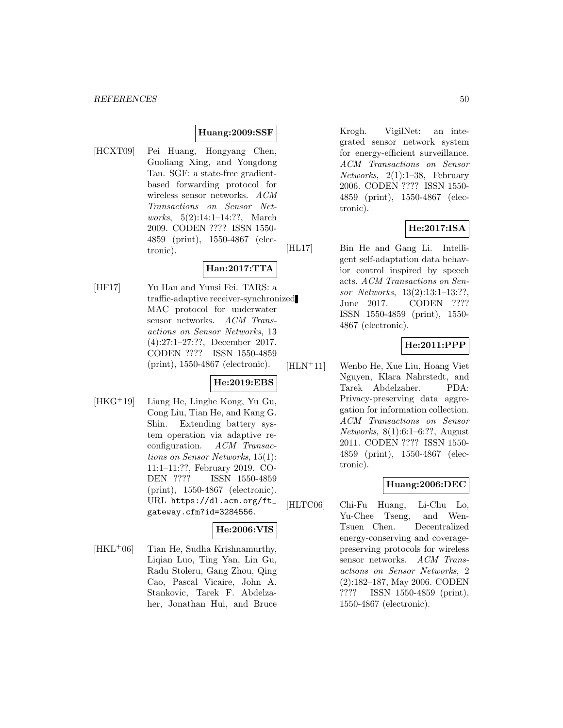**Huang:2009:SSF**

[HCXT09] Pei Huang, Hongyang Chen, Guoliang Xing, and Yongdong Tan. SGF: a state-free gradient-based forwarding protocol for wireless sensor networks. *ACM Transactions on Sensor Networks*, 5(2):14:1–14:??, March 2009. CODEN ???? ISSN 1550-4859 (print), 1550-4867 (electronic).

**Han:2017:TTA**

[HF17] Yu Han and Yunsi Fei. TARS: a traffic-adaptive receiver-synchronized MAC protocol for underwater sensor networks. *ACM Transactions on Sensor Networks*, 13 (4):27:1–27:??, December 2017. CODEN ???? ISSN 1550-4859 (print), 1550-4867 (electronic).

**He:2019:EBS**

[HKG+19] Liang He, Linghe Kong, Yu Gu, Cong Liu, Tian He, and Kang G. Shin. Extending battery system operation via adaptive reconfiguration. *ACM Transactions on Sensor Networks*, 15(1): 11:1–11:??, February 2019. CODEN ???? ISSN 1550-4859 (print), 1550-4867 (electronic). URL https://dl.acm.org/ft_gateway.cfm?id=3284556.

**He:2006:VIS**

[HKL+06] Tian He, Sudha Krishnamurthy, Liqian Luo, Ting Yan, Lin Gu, Radu Stoleru, Gang Zhou, Qing Cao, Pascal Vicaire, John A. Stankovic, Tarek F. Abdelzaher, Jonathan Hui, and Bruce Krogh. VigilNet: an integrated sensor network system for energy-efficient surveillance. *ACM Transactions on Sensor Networks*, 2(1):1–38, February 2006. CODEN ???? ISSN 1550-4859 (print), 1550-4867 (electronic).

**He:2017:ISA**

[HL17] Bin He and Gang Li. Intelligent self-adaptation data behavior control inspired by speech acts. *ACM Transactions on Sensor Networks*, 13(2):13:1–13:??, June 2017. CODEN ???? ISSN 1550-4859 (print), 1550-4867 (electronic).

**He:2011:PPP**

[HLN+11] Wenbo He, Xue Liu, Hoang Viet Nguyen, Klara Nahrstedt, and Tarek Abdelzaher. PDA: Privacy-preserving data aggregation for information collection. *ACM Transactions on Sensor Networks*, 8(1):6:1–6:??, August 2011. CODEN ???? ISSN 1550-4859 (print), 1550-4867 (electronic).

**Huang:2006:DEC**

[HLTC06] Chi-Fu Huang, Li-Chu Lo, Yu-Chee Tseng, and Wen-Tsuen Chen. Decentralized energy-conserving and coverage-preserving protocols for wireless sensor networks. *ACM Transactions on Sensor Networks*, 2 (2):182–187, May 2006. CODEN ???? ISSN 1550-4859 (print), 1550-4867 (electronic).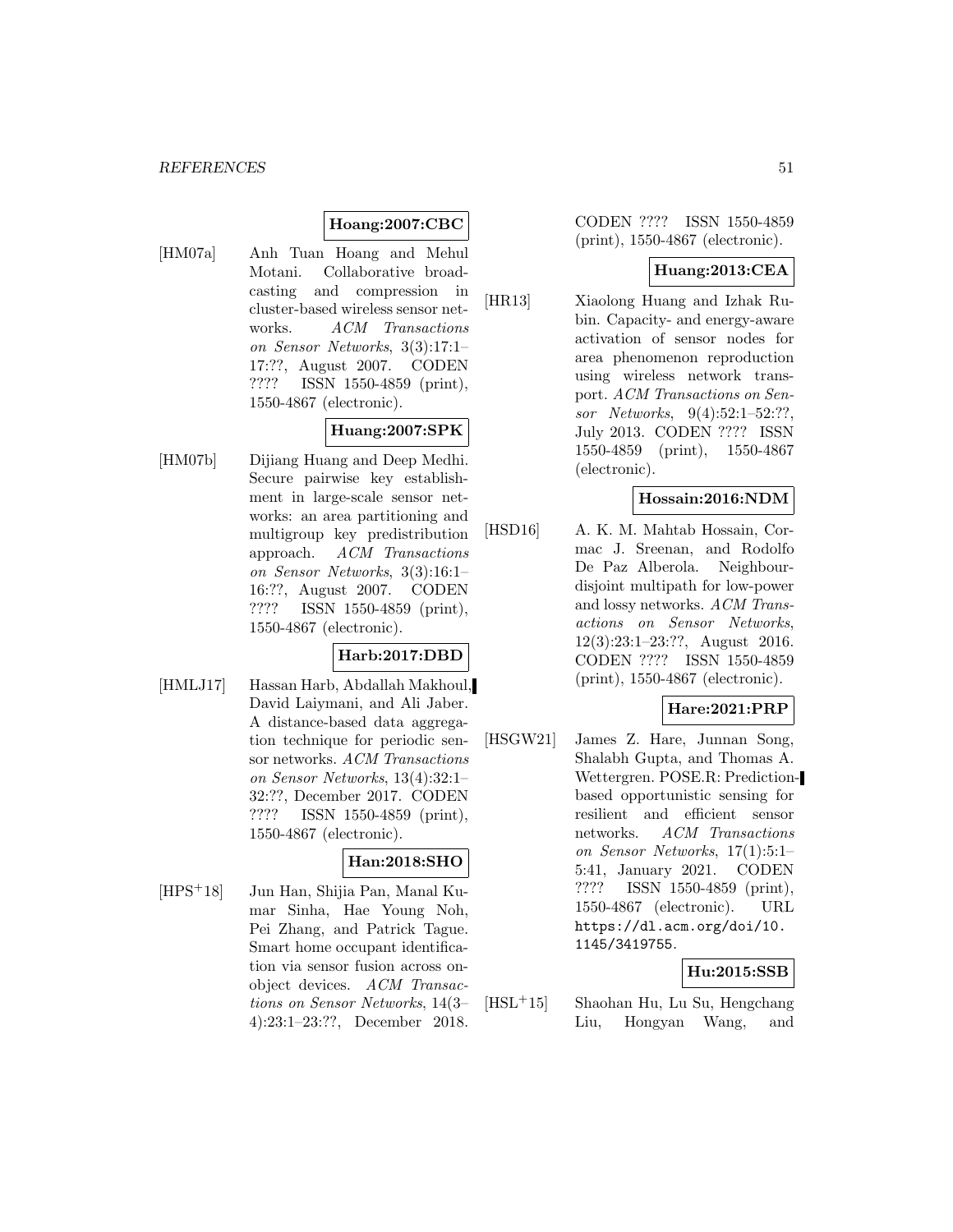**Hoang:2007:CBC**

[HM07a] Anh Tuan Hoang and Mehul Motani. Collaborative broadcasting and compression in cluster-based wireless sensor networks. *ACM Transactions on Sensor Networks*, 3(3):17:1–17:??, August 2007. CODEN ???? ISSN 1550-4859 (print), 1550-4867 (electronic).

**Huang:2007:SPK**

[HM07b] Dijiang Huang and Deep Medhi. Secure pairwise key establishment in large-scale sensor networks: an area partitioning and multigroup key predistribution approach. *ACM Transactions on Sensor Networks*, 3(3):16:1–16:??, August 2007. CODEN ???? ISSN 1550-4859 (print), 1550-4867 (electronic).

**Harb:2017:DBD**

[HMLJ17] Hassan Harb, Abdallah Makhoul, David Laiymani, and Ali Jaber. A distance-based data aggregation technique for periodic sensor networks. *ACM Transactions on Sensor Networks*, 13(4):32:1–32:??, December 2017. CODEN ???? ISSN 1550-4859 (print), 1550-4867 (electronic).

**Han:2018:SHO**

[HPS+18] Jun Han, Shijia Pan, Manal Kumar Sinha, Hae Young Noh, Pei Zhang, and Patrick Tague. Smart home occupant identification via sensor fusion across on-object devices. *ACM Transactions on Sensor Networks*, 14(3–4):23:1–23:??, December 2018. CODEN ???? ISSN 1550-4859 (print), 1550-4867 (electronic).

**Huang:2013:CEA**

[HR13] Xiaolong Huang and Izhak Rubin. Capacity- and energy-aware activation of sensor nodes for area phenomenon reproduction using wireless network transport. *ACM Transactions on Sensor Networks*, 9(4):52:1–52:??, July 2013. CODEN ???? ISSN 1550-4859 (print), 1550-4867 (electronic).

**Hossain:2016:NDM**

[HSD16] A. K. M. Mahtab Hossain, Cormac J. Sreenan, and Rodolfo De Paz Alberola. Neighbour-disjoint multipath for low-power and lossy networks. *ACM Transactions on Sensor Networks*, 12(3):23:1–23:??, August 2016. CODEN ???? ISSN 1550-4859 (print), 1550-4867 (electronic).

**Hare:2021:PRP**

[HSGW21] James Z. Hare, Junnan Song, Shalabh Gupta, and Thomas A. Wettergren. POSE.R: Prediction-based opportunistic sensing for resilient and efficient sensor networks. *ACM Transactions on Sensor Networks*, 17(1):5:1–5:41, January 2021. CODEN ???? ISSN 1550-4859 (print), 1550-4867 (electronic). URL https://dl.acm.org/doi/10.1145/3419755.

**Hu:2015:SSB**

[HSL+15] Shaohan Hu, Lu Su, Hengchang Liu, Hongyan Wang, and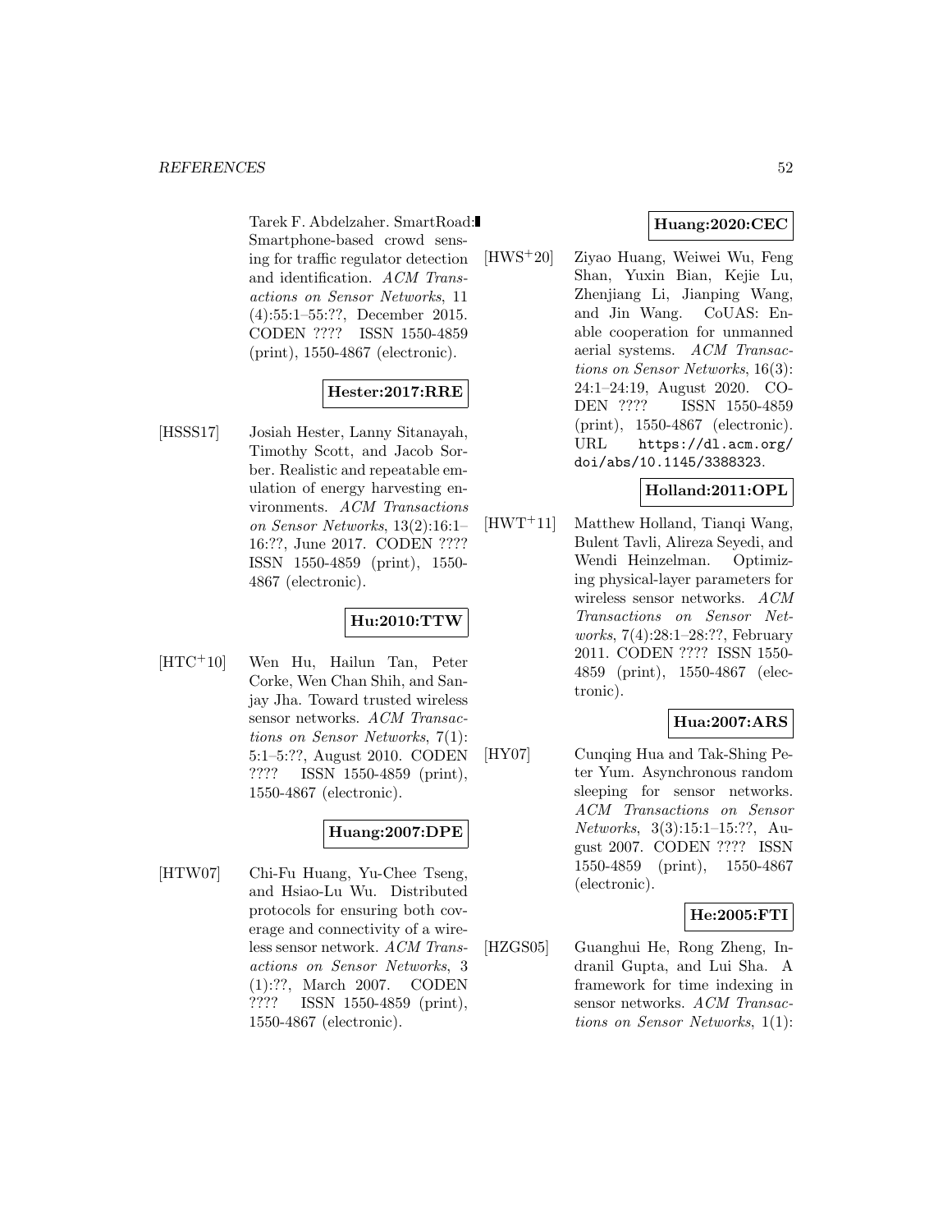Tarek F. Abdelzaher. SmartRoad: Smartphone-based crowd sensing for traffic regulator detection and identification. *ACM Transactions on Sensor Networks*, 11 (4):55:1–55:??, December 2015. CODEN ???? ISSN 1550-4859 (print), 1550-4867 (electronic).

**Hester:2017:RRE**

[HSSS17] Josiah Hester, Lanny Sitanayah, Timothy Scott, and Jacob Sorber. Realistic and repeatable emulation of energy harvesting environments. *ACM Transactions on Sensor Networks*, 13(2):16:1–16:??, June 2017. CODEN ???? ISSN 1550-4859 (print), 1550-4867 (electronic).

**Hu:2010:TTW**

[HTC+10] Wen Hu, Hailun Tan, Peter Corke, Wen Chan Shih, and Sanjay Jha. Toward trusted wireless sensor networks. *ACM Transactions on Sensor Networks*, 7(1): 5:1–5:??, August 2010. CODEN ???? ISSN 1550-4859 (print), 1550-4867 (electronic).

**Huang:2007:DPE**

[HTW07] Chi-Fu Huang, Yu-Chee Tseng, and Hsiao-Lu Wu. Distributed protocols for ensuring both coverage and connectivity of a wireless sensor network. *ACM Transactions on Sensor Networks*, 3 (1):??, March 2007. CODEN ???? ISSN 1550-4859 (print), 1550-4867 (electronic).

**Huang:2020:CEC**

[HWS+20] Ziyao Huang, Weiwei Wu, Feng Shan, Yuxin Bian, Kejie Lu, Zhenjiang Li, Jianping Wang, and Jin Wang. CoUAS: Enable cooperation for unmanned aerial systems. *ACM Transactions on Sensor Networks*, 16(3): 24:1–24:19, August 2020. CODEN ???? ISSN 1550-4859 (print), 1550-4867 (electronic). URL https://dl.acm.org/doi/abs/10.1145/3388323.

**Holland:2011:OPL**

[HWT+11] Matthew Holland, Tianqi Wang, Bulent Tavli, Alireza Seyedi, and Wendi Heinzelman. Optimizing physical-layer parameters for wireless sensor networks. *ACM Transactions on Sensor Networks*, 7(4):28:1–28:??, February 2011. CODEN ???? ISSN 1550-4859 (print), 1550-4867 (electronic).

**Hua:2007:ARS**

[HY07] Cunqing Hua and Tak-Shing Peter Yum. Asynchronous random sleeping for sensor networks. *ACM Transactions on Sensor Networks*, 3(3):15:1–15:??, August 2007. CODEN ???? ISSN 1550-4859 (print), 1550-4867 (electronic).

**He:2005:FTI**

[HZGS05] Guanghui He, Rong Zheng, Indranil Gupta, and Lui Sha. A framework for time indexing in sensor networks. *ACM Transactions on Sensor Networks*, 1(1):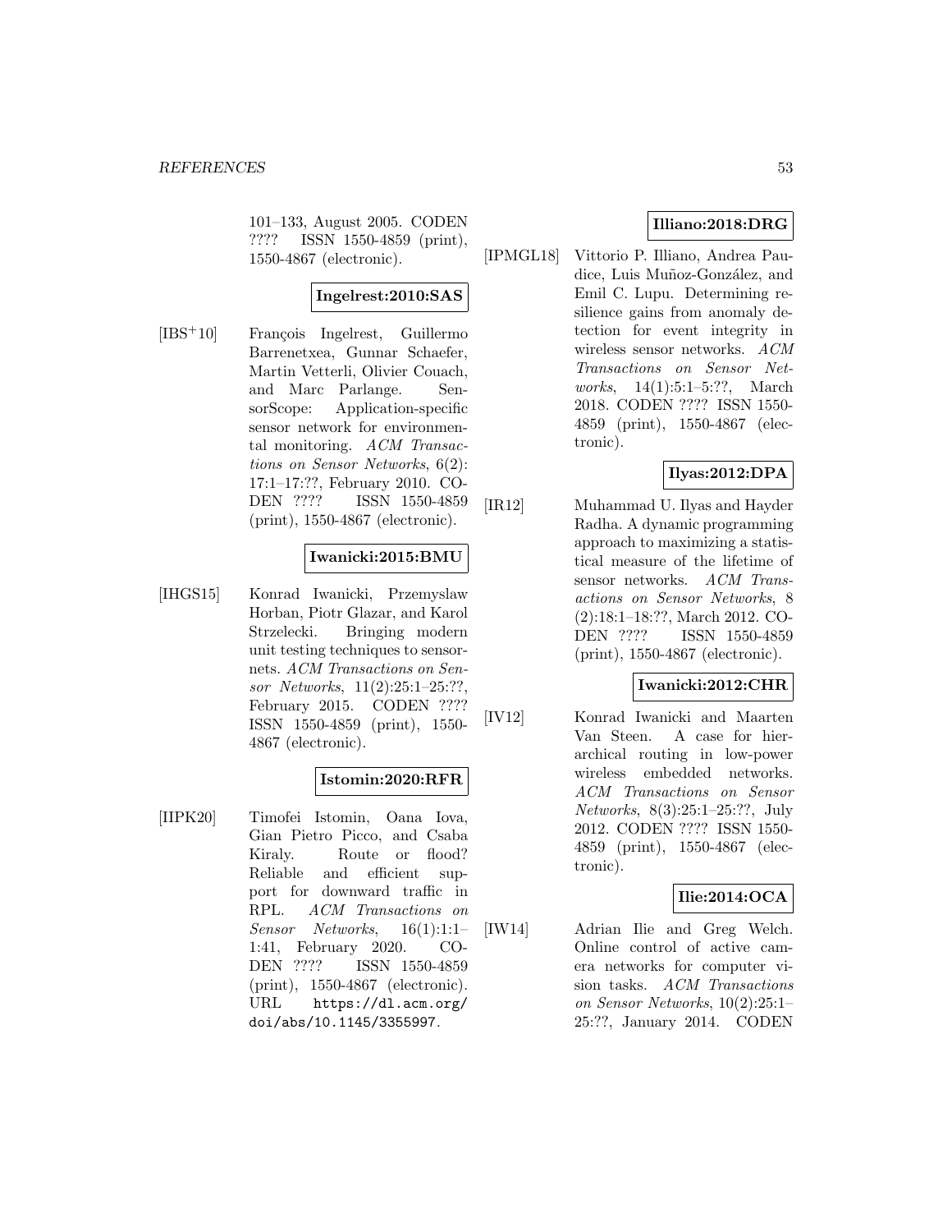101–133, August 2005. CODEN ???? ISSN 1550-4859 (print), 1550-4867 (electronic).

**Ingelrest:2010:SAS**

[IBS+10] François Ingelrest, Guillermo Barrenetxea, Gunnar Schaefer, Martin Vetterli, Olivier Couach, and Marc Parlange. SensorScope: Application-specific sensor network for environmental monitoring. *ACM Transactions on Sensor Networks*, 6(2): 17:1–17:??, February 2010. CODEN ???? ISSN 1550-4859 (print), 1550-4867 (electronic).

**Iwanicki:2015:BMU**

[IHGS15] Konrad Iwanicki, Przemyslaw Horban, Piotr Glazar, and Karol Strzelecki. Bringing modern unit testing techniques to sensornets. *ACM Transactions on Sensor Networks*, 11(2):25:1–25:??, February 2015. CODEN ???? ISSN 1550-4859 (print), 1550-4867 (electronic).

**Istomin:2020:RFR**

[IIPK20] Timofei Istomin, Oana Iova, Gian Pietro Picco, and Csaba Kiraly. Route or flood? Reliable and efficient support for downward traffic in RPL. *ACM Transactions on Sensor Networks*, 16(1):1:1–1:41, February 2020. CODEN ???? ISSN 1550-4859 (print), 1550-4867 (electronic). URL https://dl.acm.org/doi/abs/10.1145/3355997.

**Illiano:2018:DRG**

[IPMGL18] Vittorio P. Illiano, Andrea Paudice, Luis Muñoz-González, and Emil C. Lupu. Determining resilience gains from anomaly detection for event integrity in wireless sensor networks. *ACM Transactions on Sensor Networks*, 14(1):5:1–5:??, March 2018. CODEN ???? ISSN 1550-4859 (print), 1550-4867 (electronic).

**Ilyas:2012:DPA**

[IR12] Muhammad U. Ilyas and Hayder Radha. A dynamic programming approach to maximizing a statistical measure of the lifetime of sensor networks. *ACM Transactions on Sensor Networks*, 8 (2):18:1–18:??, March 2012. CODEN ???? ISSN 1550-4859 (print), 1550-4867 (electronic).

**Iwanicki:2012:CHR**

[IV12] Konrad Iwanicki and Maarten Van Steen. A case for hierarchical routing in low-power wireless embedded networks. *ACM Transactions on Sensor Networks*, 8(3):25:1–25:??, July 2012. CODEN ???? ISSN 1550-4859 (print), 1550-4867 (electronic).

**Ilie:2014:OCA**

[IW14] Adrian Ilie and Greg Welch. Online control of active camera networks for computer vision tasks. *ACM Transactions on Sensor Networks*, 10(2):25:1–25:??, January 2014. CODEN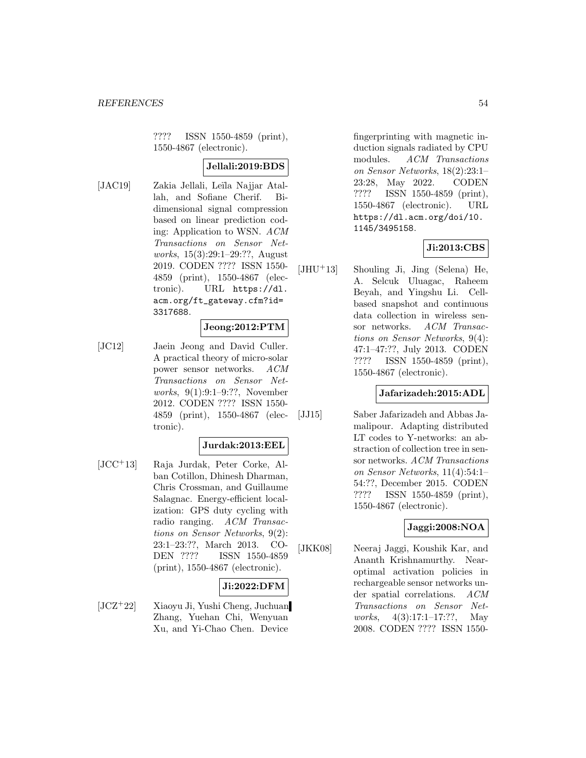???? ISSN 1550-4859 (print), 1550-4867 (electronic).

**Jellali:2019:BDS**

[JAC19] Zakia Jellali, Leïla Najjar Atallah, and Sofiane Cherif. Bi-dimensional signal compression based on linear prediction coding: Application to WSN. *ACM Transactions on Sensor Networks*, 15(3):29:1–29:??, August 2019. CODEN ???? ISSN 1550-4859 (print), 1550-4867 (electronic). URL https://dl.acm.org/ft_gateway.cfm?id=3317688.

**Jeong:2012:PTM**

[JC12] Jaein Jeong and David Culler. A practical theory of micro-solar power sensor networks. *ACM Transactions on Sensor Networks*, 9(1):9:1–9:??, November 2012. CODEN ???? ISSN 1550-4859 (print), 1550-4867 (electronic).

**Jurdak:2013:EEL**

[JCC+13] Raja Jurdak, Peter Corke, Alban Cotillon, Dhinesh Dharman, Chris Crossman, and Guillaume Salagnac. Energy-efficient localization: GPS duty cycling with radio ranging. *ACM Transactions on Sensor Networks*, 9(2): 23:1–23:??, March 2013. CODEN ???? ISSN 1550-4859 (print), 1550-4867 (electronic).

**Ji:2022:DFM**

[JCZ+22] Xiaoyu Ji, Yushi Cheng, Juchuan Zhang, Yuehan Chi, Wenyuan Xu, and Yi-Chao Chen. Device fingerprinting with magnetic induction signals radiated by CPU modules. *ACM Transactions on Sensor Networks*, 18(2):23:1–23:28, May 2022. CODEN ???? ISSN 1550-4859 (print), 1550-4867 (electronic). URL https://dl.acm.org/doi/10.1145/3495158.

**Ji:2013:CBS**

[JHU+13] Shouling Ji, Jing (Selena) He, A. Selcuk Uluagac, Raheem Beyah, and Yingshu Li. Cell-based snapshot and continuous data collection in wireless sensor networks. *ACM Transactions on Sensor Networks*, 9(4): 47:1–47:??, July 2013. CODEN ???? ISSN 1550-4859 (print), 1550-4867 (electronic).

**Jafarizadeh:2015:ADL**

[JJ15] Saber Jafarizadeh and Abbas Jamalipour. Adapting distributed LT codes to Y-networks: an abstraction of collection tree in sensor networks. *ACM Transactions on Sensor Networks*, 11(4):54:1–54:??, December 2015. CODEN ???? ISSN 1550-4859 (print), 1550-4867 (electronic).

**Jaggi:2008:NOA**

[JKK08] Neeraj Jaggi, Koushik Kar, and Ananth Krishnamurthy. Near-optimal activation policies in rechargeable sensor networks under spatial correlations. *ACM Transactions on Sensor Networks*, 4(3):17:1–17:??, May 2008. CODEN ???? ISSN 1550-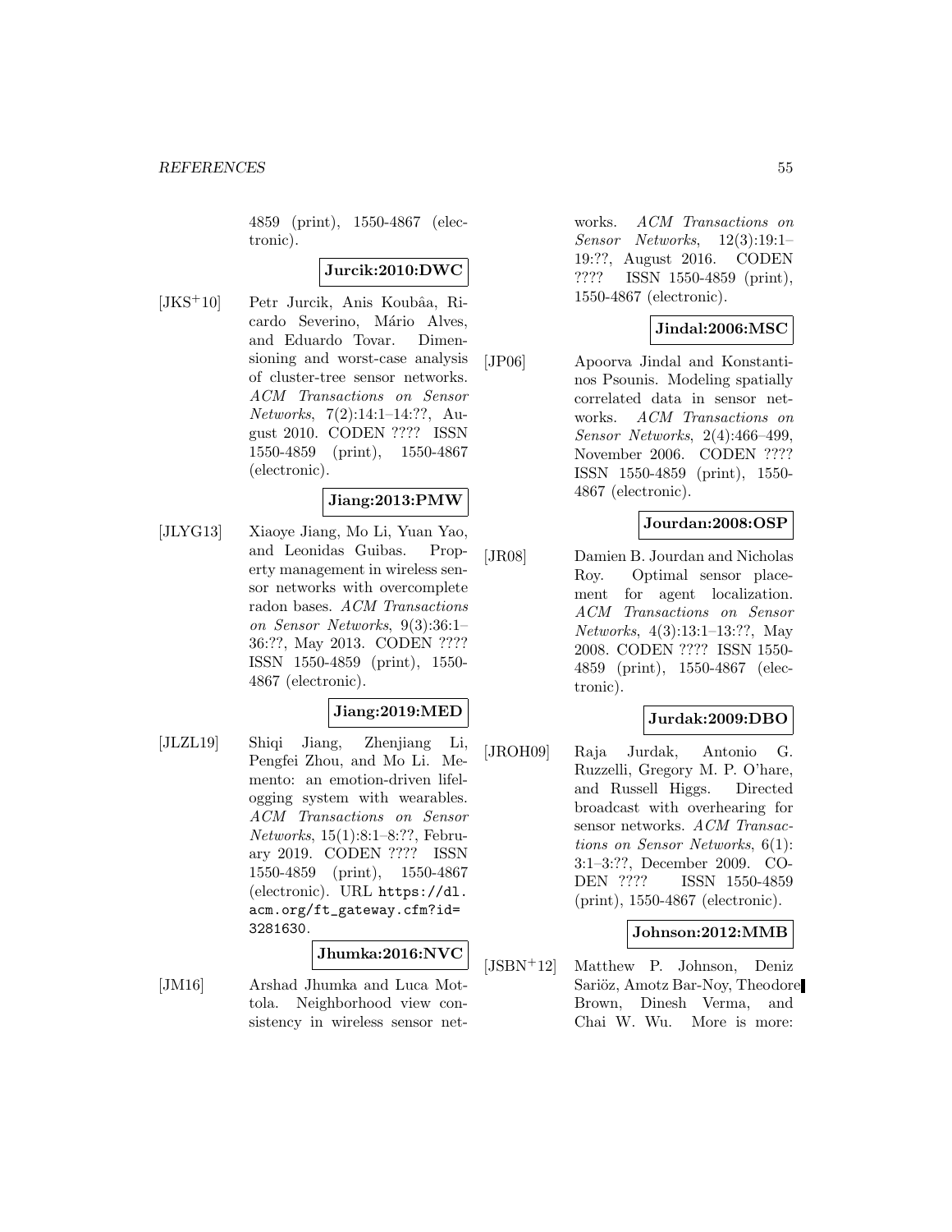4859 (print), 1550-4867 (electronic).

**Jurcik:2010:DWC**

[JKS+10] Petr Jurcik, Anis Koubâa, Ricardo Severino, Mário Alves, and Eduardo Tovar. Dimensioning and worst-case analysis of cluster-tree sensor networks. *ACM Transactions on Sensor Networks*, 7(2):14:1–14:??, August 2010. CODEN ???? ISSN 1550-4859 (print), 1550-4867 (electronic).

**Jiang:2013:PMW**

[JLYG13] Xiaoye Jiang, Mo Li, Yuan Yao, and Leonidas Guibas. Property management in wireless sensor networks with overcomplete radon bases. *ACM Transactions on Sensor Networks*, 9(3):36:1–36:??, May 2013. CODEN ???? ISSN 1550-4859 (print), 1550-4867 (electronic).

**Jiang:2019:MED**

[JLZL19] Shiqi Jiang, Zhenjiang Li, Pengfei Zhou, and Mo Li. Memento: an emotion-driven lifelogging system with wearables. *ACM Transactions on Sensor Networks*, 15(1):8:1–8:??, February 2019. CODEN ???? ISSN 1550-4859 (print), 1550-4867 (electronic). URL https://dl.acm.org/ft_gateway.cfm?id=3281630.

**Jhumka:2016:NVC**

[JM16] Arshad Jhumka and Luca Mottola. Neighborhood view consistency in wireless sensor networks. *ACM Transactions on Sensor Networks*, 12(3):19:1–19:??, August 2016. CODEN ???? ISSN 1550-4859 (print), 1550-4867 (electronic).

**Jindal:2006:MSC**

[JP06] Apoorva Jindal and Konstantinos Psounis. Modeling spatially correlated data in sensor networks. *ACM Transactions on Sensor Networks*, 2(4):466–499, November 2006. CODEN ???? ISSN 1550-4859 (print), 1550-4867 (electronic).

**Jourdan:2008:OSP**

[JR08] Damien B. Jourdan and Nicholas Roy. Optimal sensor placement for agent localization. *ACM Transactions on Sensor Networks*, 4(3):13:1–13:??, May 2008. CODEN ???? ISSN 1550-4859 (print), 1550-4867 (electronic).

**Jurdak:2009:DBO**

[JROH09] Raja Jurdak, Antonio G. Ruzzelli, Gregory M. P. O'hare, and Russell Higgs. Directed broadcast with overhearing for sensor networks. *ACM Transactions on Sensor Networks*, 6(1):3:1–3:??, December 2009. CODEN ???? ISSN 1550-4859 (print), 1550-4867 (electronic).

**Johnson:2012:MMB**

[JSBN+12] Matthew P. Johnson, Deniz Sariöz, Amotz Bar-Noy, Theodore Brown, Dinesh Verma, and Chai W. Wu. More is more: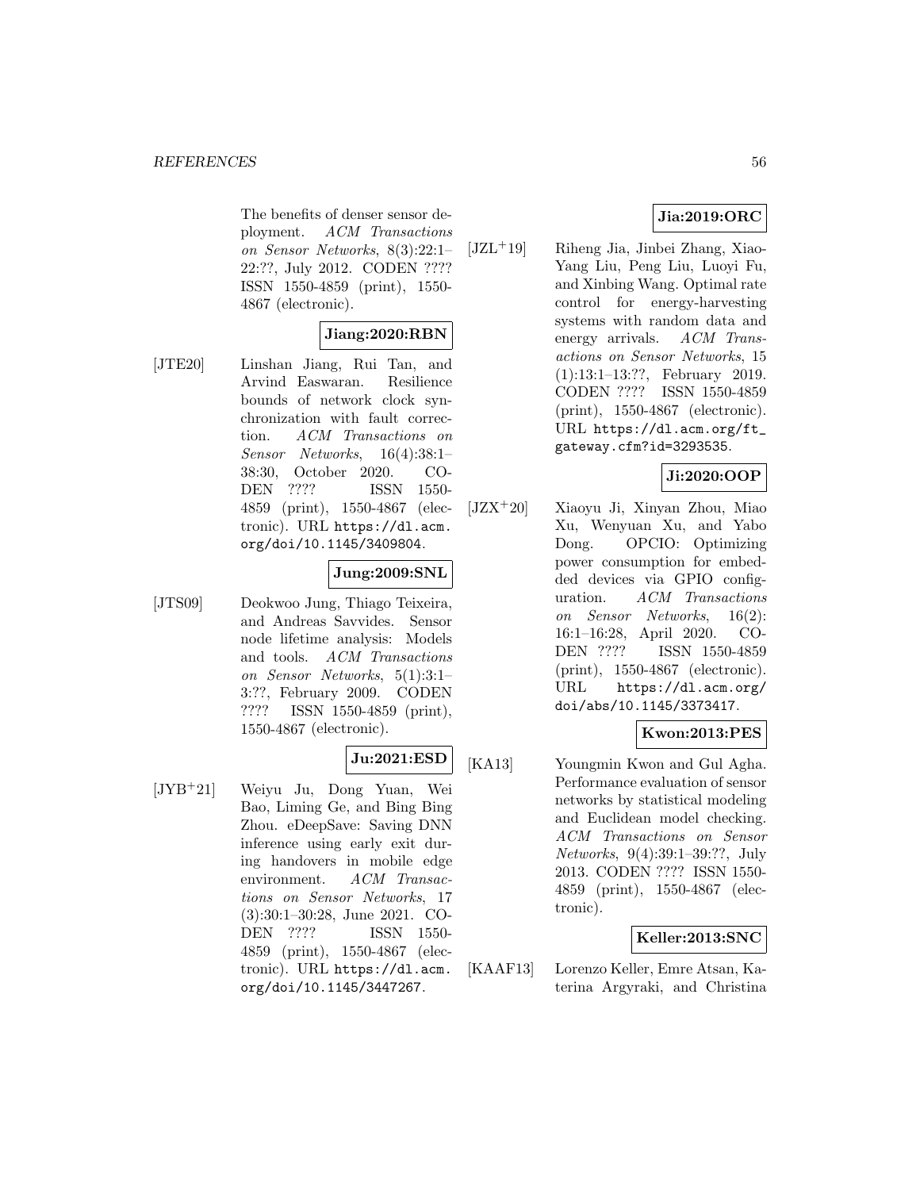The benefits of denser sensor deployment. *ACM Transactions on Sensor Networks*, 8(3):22:1–22:??, July 2012. CODEN ???? ISSN 1550-4859 (print), 1550-4867 (electronic).

**Jiang:2020:RBN**

[JTE20] Linshan Jiang, Rui Tan, and Arvind Easwaran. Resilience bounds of network clock synchronization with fault correction. *ACM Transactions on Sensor Networks*, 16(4):38:1–38:30, October 2020. CODEN ???? ISSN 1550-4859 (print), 1550-4867 (electronic). URL `https://dl.acm.org/doi/10.1145/3409804`.

**Jung:2009:SNL**

[JTS09] Deokwoo Jung, Thiago Teixeira, and Andreas Savvides. Sensor node lifetime analysis: Models and tools. *ACM Transactions on Sensor Networks*, 5(1):3:1–3:??, February 2009. CODEN ???? ISSN 1550-4859 (print), 1550-4867 (electronic).

**Ju:2021:ESD**

[JYB+21] Weiyu Ju, Dong Yuan, Wei Bao, Liming Ge, and Bing Bing Zhou. eDeepSave: Saving DNN inference using early exit during handovers in mobile edge environment. *ACM Transactions on Sensor Networks*, 17(3):30:1–30:28, June 2021. CODEN ???? ISSN 1550-4859 (print), 1550-4867 (electronic). URL `https://dl.acm.org/doi/10.1145/3447267`.

**Jia:2019:ORC**

[JZL+19] Riheng Jia, Jinbei Zhang, Xiao-Yang Liu, Peng Liu, Luoyi Fu, and Xinbing Wang. Optimal rate control for energy-harvesting systems with random data and energy arrivals. *ACM Transactions on Sensor Networks*, 15(1):13:1–13:??, February 2019. CODEN ???? ISSN 1550-4859 (print), 1550-4867 (electronic). URL `https://dl.acm.org/ft_gateway.cfm?id=3293535`.

**Ji:2020:OOP**

[JZX+20] Xiaoyu Ji, Xinyan Zhou, Miao Xu, Wenyuan Xu, and Yabo Dong. OPCIO: Optimizing power consumption for embedded devices via GPIO configuration. *ACM Transactions on Sensor Networks*, 16(2):16:1–16:28, April 2020. CODEN ???? ISSN 1550-4859 (print), 1550-4867 (electronic). URL `https://dl.acm.org/doi/abs/10.1145/3373417`.

**Kwon:2013:PES**

[KA13] Youngmin Kwon and Gul Agha. Performance evaluation of sensor networks by statistical modeling and Euclidean model checking. *ACM Transactions on Sensor Networks*, 9(4):39:1–39:??, July 2013. CODEN ???? ISSN 1550-4859 (print), 1550-4867 (electronic).

**Keller:2013:SNC**

[KAAF13] Lorenzo Keller, Emre Atsan, Katerina Argyraki, and Christina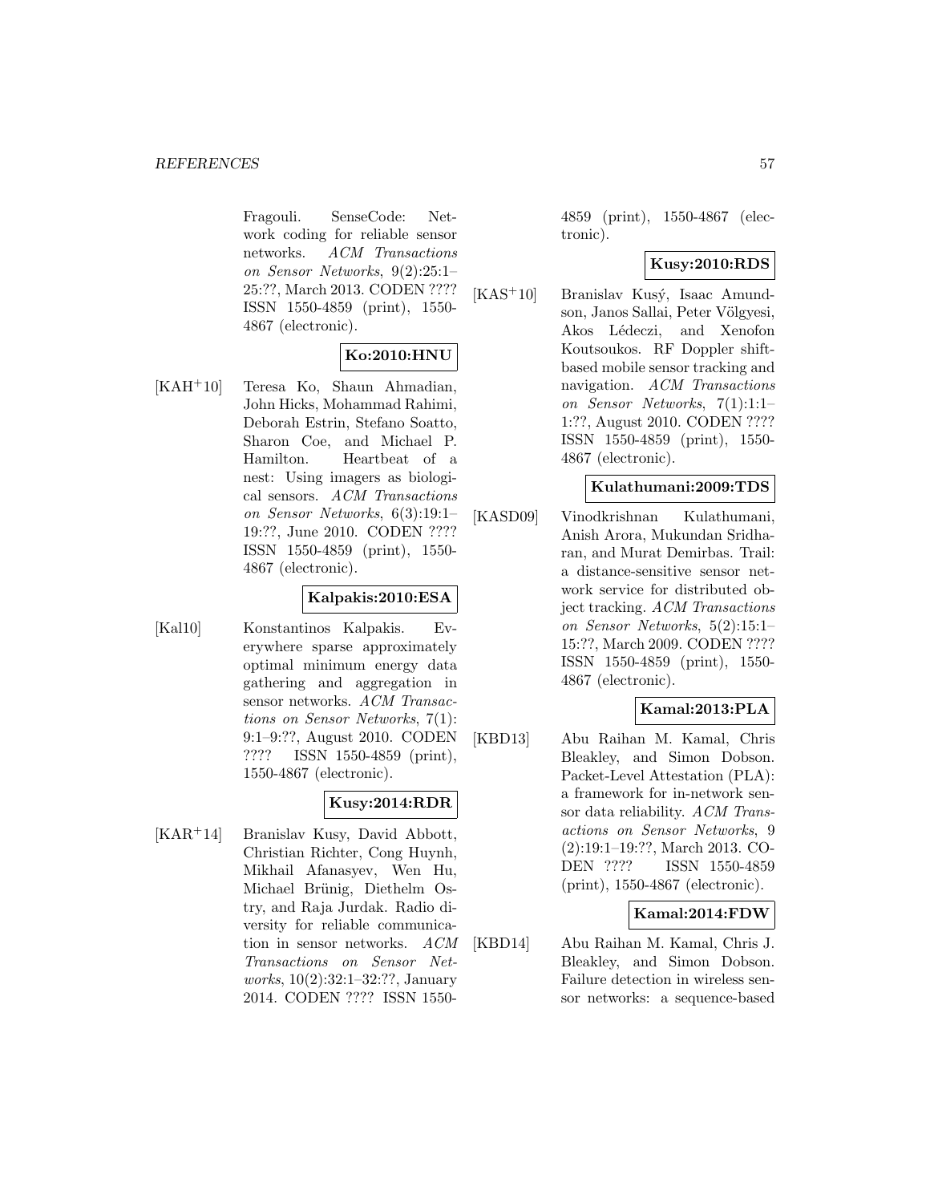Fragouli. SenseCode: Network coding for reliable sensor networks. *ACM Transactions on Sensor Networks*, 9(2):25:1–25:??, March 2013. CODEN ???? ISSN 1550-4859 (print), 1550-4867 (electronic).

**Ko:2010:HNU**

[KAH+10] Teresa Ko, Shaun Ahmadian, John Hicks, Mohammad Rahimi, Deborah Estrin, Stefano Soatto, Sharon Coe, and Michael P. Hamilton. Heartbeat of a nest: Using imagers as biological sensors. *ACM Transactions on Sensor Networks*, 6(3):19:1–19:??, June 2010. CODEN ???? ISSN 1550-4859 (print), 1550-4867 (electronic).

**Kalpakis:2010:ESA**

[Kal10] Konstantinos Kalpakis. Everywhere sparse approximately optimal minimum energy data gathering and aggregation in sensor networks. *ACM Transactions on Sensor Networks*, 7(1): 9:1–9:??, August 2010. CODEN ???? ISSN 1550-4859 (print), 1550-4867 (electronic).

**Kusy:2014:RDR**

[KAR+14] Branislav Kusy, David Abbott, Christian Richter, Cong Huynh, Mikhail Afanasyev, Wen Hu, Michael Brünig, Diethelm Ostry, and Raja Jurdak. Radio diversity for reliable communication in sensor networks. *ACM Transactions on Sensor Networks*, 10(2):32:1–32:??, January 2014. CODEN ???? ISSN 1550-4859 (print), 1550-4867 (electronic).

**Kusy:2010:RDS**

[KAS+10] Branislav Kusý, Isaac Amundson, Janos Sallai, Peter Völgyesi, Akos Lédeczi, and Xenofon Koutsoukos. RF Doppler shift-based mobile sensor tracking and navigation. *ACM Transactions on Sensor Networks*, 7(1):1:1–1:??, August 2010. CODEN ???? ISSN 1550-4859 (print), 1550-4867 (electronic).

**Kulathumani:2009:TDS**

[KASD09] Vinodkrishnan Kulathumani, Anish Arora, Mukundan Sridharan, and Murat Demirbas. Trail: a distance-sensitive sensor network service for distributed object tracking. *ACM Transactions on Sensor Networks*, 5(2):15:1–15:??, March 2009. CODEN ???? ISSN 1550-4859 (print), 1550-4867 (electronic).

**Kamal:2013:PLA**

[KBD13] Abu Raihan M. Kamal, Chris Bleakley, and Simon Dobson. Packet-Level Attestation (PLA): a framework for in-network sensor data reliability. *ACM Transactions on Sensor Networks*, 9 (2):19:1–19:??, March 2013. CODEN ???? ISSN 1550-4859 (print), 1550-4867 (electronic).

**Kamal:2014:FDW**

[KBD14] Abu Raihan M. Kamal, Chris J. Bleakley, and Simon Dobson. Failure detection in wireless sensor networks: a sequence-based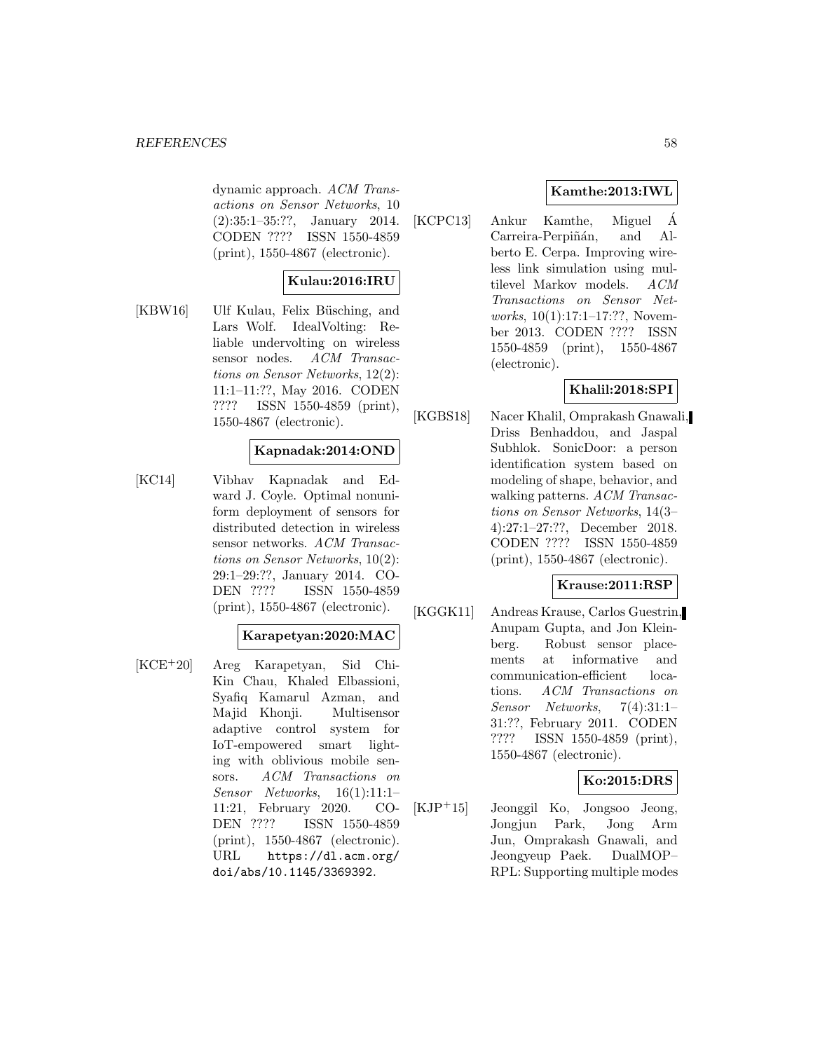dynamic approach. *ACM Transactions on Sensor Networks*, 10 (2):35:1–35:??, January 2014. CODEN ???? ISSN 1550-4859 (print), 1550-4867 (electronic).

**Kulau:2016:IRU**

[KBW16] Ulf Kulau, Felix Büsching, and Lars Wolf. IdealVolting: Reliable undervolting on wireless sensor nodes. *ACM Transactions on Sensor Networks*, 12(2): 11:1–11:??, May 2016. CODEN ???? ISSN 1550-4859 (print), 1550-4867 (electronic).

**Kapnadak:2014:OND**

[KC14] Vibhav Kapnadak and Edward J. Coyle. Optimal nonuniform deployment of sensors for distributed detection in wireless sensor networks. *ACM Transactions on Sensor Networks*, 10(2): 29:1–29:??, January 2014. CODEN ???? ISSN 1550-4859 (print), 1550-4867 (electronic).

**Karapetyan:2020:MAC**

[KCE+20] Areg Karapetyan, Sid Chi-Kin Chau, Khaled Elbassioni, Syafiq Kamarul Azman, and Majid Khonji. Multisensor adaptive control system for IoT-empowered smart lighting with oblivious mobile sensors. *ACM Transactions on Sensor Networks*, 16(1):11:1–11:21, February 2020. CODEN ???? ISSN 1550-4859 (print), 1550-4867 (electronic). URL https://dl.acm.org/doi/abs/10.1145/3369392.

**Kamthe:2013:IWL**

[KCPC13] Ankur Kamthe, Miguel Á Carreira-Perpiñán, and Alberto E. Cerpa. Improving wireless link simulation using multilevel Markov models. *ACM Transactions on Sensor Networks*, 10(1):17:1–17:??, November 2013. CODEN ???? ISSN 1550-4859 (print), 1550-4867 (electronic).

**Khalil:2018:SPI**

[KGBS18] Nacer Khalil, Omprakash Gnawali, Driss Benhaddou, and Jaspal Subhlok. SonicDoor: a person identification system based on modeling of shape, behavior, and walking patterns. *ACM Transactions on Sensor Networks*, 14(3–4):27:1–27:??, December 2018. CODEN ???? ISSN 1550-4859 (print), 1550-4867 (electronic).

**Krause:2011:RSP**

[KGGK11] Andreas Krause, Carlos Guestrin, Anupam Gupta, and Jon Kleinberg. Robust sensor placements at informative and communication-efficient locations. *ACM Transactions on Sensor Networks*, 7(4):31:1–31:??, February 2011. CODEN ???? ISSN 1550-4859 (print), 1550-4867 (electronic).

**Ko:2015:DRS**

[KJP+15] Jeonggil Ko, Jongsoo Jeong, Jongjun Park, Jong Arm Jun, Omprakash Gnawali, and Jeongyeup Paek. DualMOP–RPL: Supporting multiple modes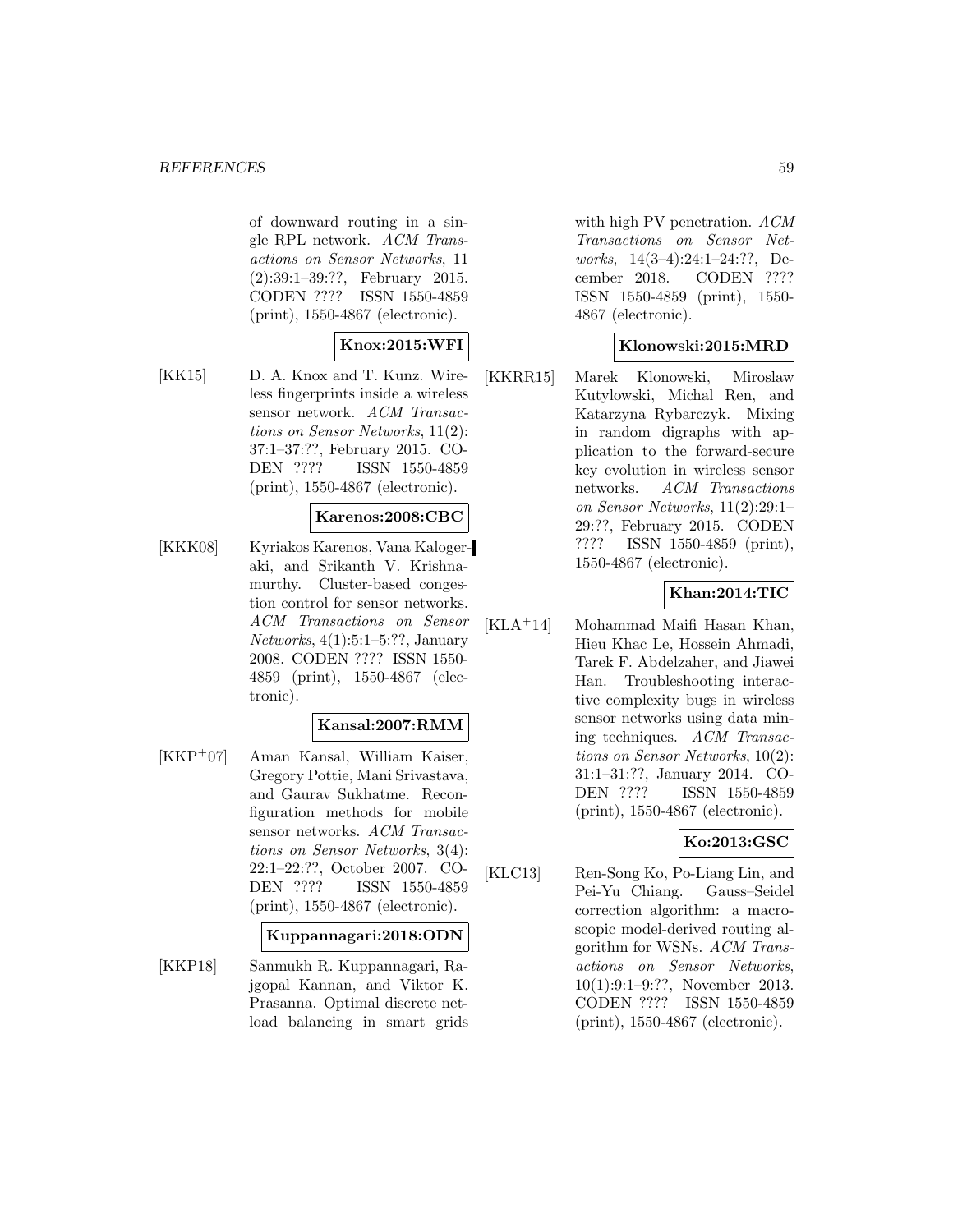of downward routing in a single RPL network. *ACM Transactions on Sensor Networks*, 11 (2):39:1–39:??, February 2015. CODEN ???? ISSN 1550-4859 (print), 1550-4867 (electronic).

**Knox:2015:WFI**

[KK15] D. A. Knox and T. Kunz. Wireless fingerprints inside a wireless sensor network. *ACM Transactions on Sensor Networks*, 11(2): 37:1–37:??, February 2015. CODEN ???? ISSN 1550-4859 (print), 1550-4867 (electronic).

**Karenos:2008:CBC**

[KKK08] Kyriakos Karenos, Vana Kalogeraki, and Srikanth V. Krishnamurthy. Cluster-based congestion control for sensor networks. *ACM Transactions on Sensor Networks*, 4(1):5:1–5:??, January 2008. CODEN ???? ISSN 1550-4859 (print), 1550-4867 (electronic).

**Kansal:2007:RMM**

[KKP+07] Aman Kansal, William Kaiser, Gregory Pottie, Mani Srivastava, and Gaurav Sukhatme. Reconfiguration methods for mobile sensor networks. *ACM Transactions on Sensor Networks*, 3(4): 22:1–22:??, October 2007. CODEN ???? ISSN 1550-4859 (print), 1550-4867 (electronic).

**Kuppannagari:2018:ODN**

[KKP18] Sanmukh R. Kuppannagari, Rajgopal Kannan, and Viktor K. Prasanna. Optimal discrete net-load balancing in smart grids with high PV penetration. *ACM Transactions on Sensor Networks*, 14(3–4):24:1–24:??, December 2018. CODEN ???? ISSN 1550-4859 (print), 1550-4867 (electronic).

**Klonowski:2015:MRD**

[KKRR15] Marek Klonowski, Miroslaw Kutylowski, Michal Ren, and Katarzyna Rybarczyk. Mixing in random digraphs with application to the forward-secure key evolution in wireless sensor networks. *ACM Transactions on Sensor Networks*, 11(2):29:1–29:??, February 2015. CODEN ???? ISSN 1550-4859 (print), 1550-4867 (electronic).

**Khan:2014:TIC**

[KLA+14] Mohammad Maifi Hasan Khan, Hieu Khac Le, Hossein Ahmadi, Tarek F. Abdelzaher, and Jiawei Han. Troubleshooting interactive complexity bugs in wireless sensor networks using data mining techniques. *ACM Transactions on Sensor Networks*, 10(2): 31:1–31:??, January 2014. CODEN ???? ISSN 1550-4859 (print), 1550-4867 (electronic).

**Ko:2013:GSC**

[KLC13] Ren-Song Ko, Po-Liang Lin, and Pei-Yu Chiang. Gauss–Seidel correction algorithm: a macroscopic model-derived routing algorithm for WSNs. *ACM Transactions on Sensor Networks*, 10(1):9:1–9:??, November 2013. CODEN ???? ISSN 1550-4859 (print), 1550-4867 (electronic).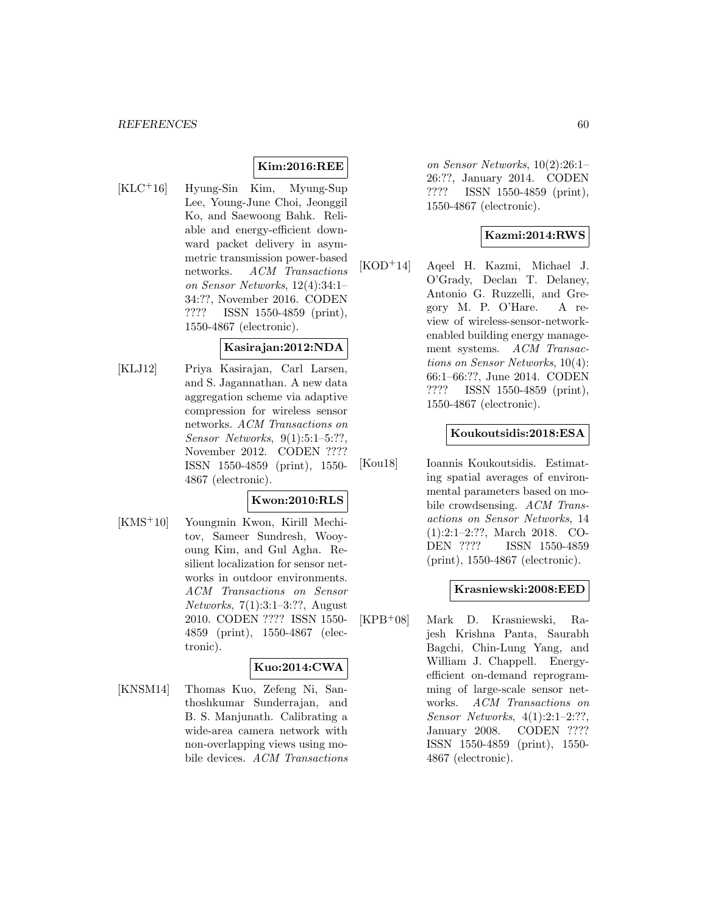**Kim:2016:REE**

[KLC+16] Hyung-Sin Kim, Myung-Sup Lee, Young-June Choi, Jeonggil Ko, and Saewoong Bahk. Reliable and energy-efficient downward packet delivery in asymmetric transmission power-based networks. *ACM Transactions on Sensor Networks*, 12(4):34:1–34:??, November 2016. CODEN ???? ISSN 1550-4859 (print), 1550-4867 (electronic).

**Kasirajan:2012:NDA**

[KLJ12] Priya Kasirajan, Carl Larsen, and S. Jagannathan. A new data aggregation scheme via adaptive compression for wireless sensor networks. *ACM Transactions on Sensor Networks*, 9(1):5:1–5:??, November 2012. CODEN ???? ISSN 1550-4859 (print), 1550-4867 (electronic).

**Kwon:2010:RLS**

[KMS+10] Youngmin Kwon, Kirill Mechitov, Sameer Sundresh, Wooyoung Kim, and Gul Agha. Resilient localization for sensor networks in outdoor environments. *ACM Transactions on Sensor Networks*, 7(1):3:1–3:??, August 2010. CODEN ???? ISSN 1550-4859 (print), 1550-4867 (electronic).

**Kuo:2014:CWA**

[KNSM14] Thomas Kuo, Zefeng Ni, Santhoshkumar Sunderrajan, and B. S. Manjunath. Calibrating a wide-area camera network with non-overlapping views using mobile devices. *ACM Transactions on Sensor Networks*, 10(2):26:1–26:??, January 2014. CODEN ???? ISSN 1550-4859 (print), 1550-4867 (electronic).

**Kazmi:2014:RWS**

[KOD+14] Aqeel H. Kazmi, Michael J. O'Grady, Declan T. Delaney, Antonio G. Ruzzelli, and Gregory M. P. O'Hare. A review of wireless-sensor-network-enabled building energy management systems. *ACM Transactions on Sensor Networks*, 10(4):66:1–66:??, June 2014. CODEN ???? ISSN 1550-4859 (print), 1550-4867 (electronic).

**Koukoutsidis:2018:ESA**

[Kou18] Ioannis Koukoutsidis. Estimating spatial averages of environmental parameters based on mobile crowdsensing. *ACM Transactions on Sensor Networks*, 14(1):2:1–2:??, March 2018. CODEN ???? ISSN 1550-4859 (print), 1550-4867 (electronic).

**Krasniewski:2008:EED**

[KPB+08] Mark D. Krasniewski, Rajesh Krishna Panta, Saurabh Bagchi, Chin-Lung Yang, and William J. Chappell. Energy-efficient on-demand reprogramming of large-scale sensor networks. *ACM Transactions on Sensor Networks*, 4(1):2:1–2:??, January 2008. CODEN ???? ISSN 1550-4859 (print), 1550-4867 (electronic).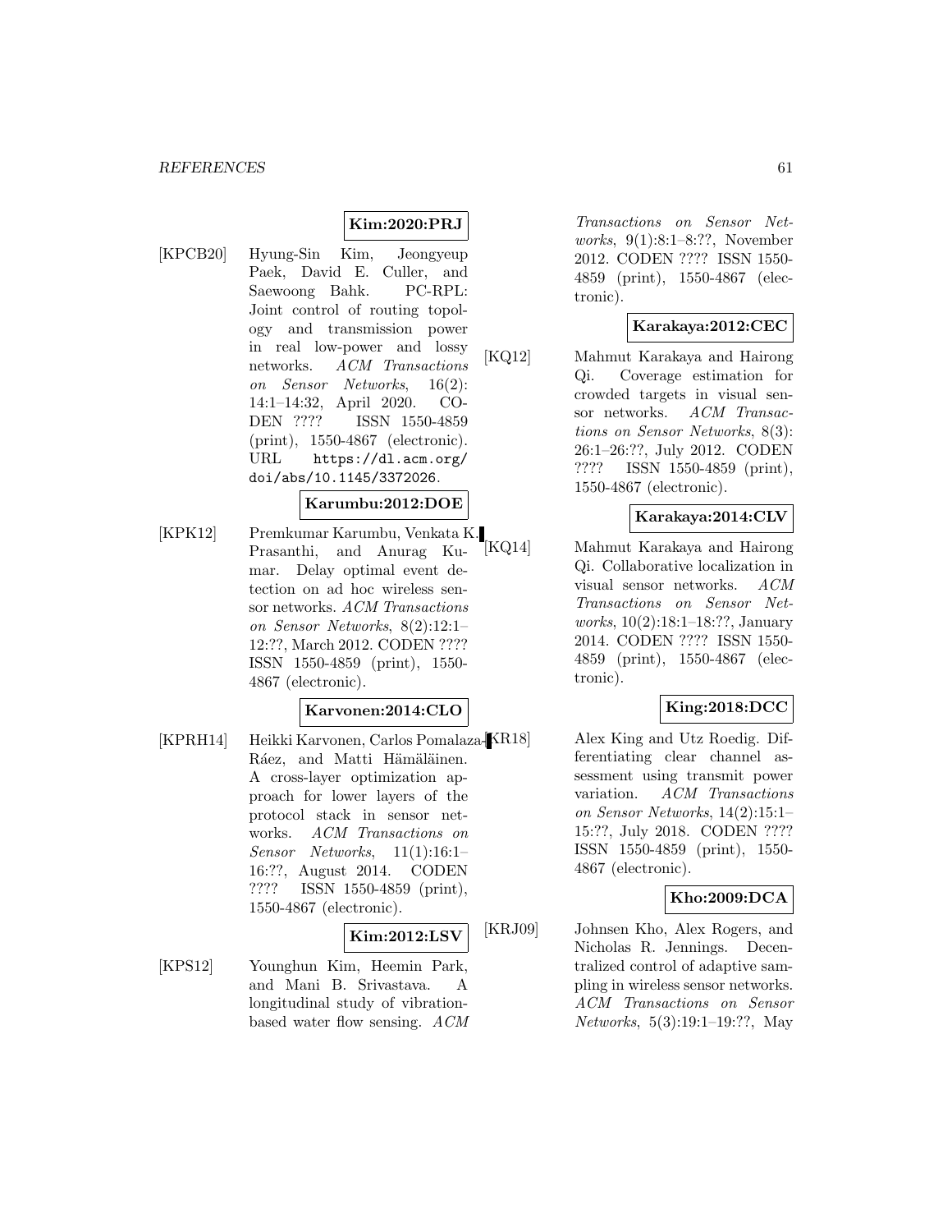**Kim:2020:PRJ**

[KPCB20] Hyung-Sin Kim, Jeongyeup Paek, David E. Culler, and Saewoong Bahk. PC-RPL: Joint control of routing topology and transmission power in real low-power and lossy networks. *ACM Transactions on Sensor Networks*, 16(2): 14:1–14:32, April 2020. CODEN ???? ISSN 1550-4859 (print), 1550-4867 (electronic). URL https://dl.acm.org/doi/abs/10.1145/3372026.

**Karumbu:2012:DOE**

[KPK12] Premkumar Karumbu, Venkata K. Prasanthi, and Anurag Kumar. Delay optimal event detection on ad hoc wireless sensor networks. *ACM Transactions on Sensor Networks*, 8(2):12:1–12:??, March 2012. CODEN ???? ISSN 1550-4859 (print), 1550-4867 (electronic).

**Karvonen:2014:CLO**

[KPRH14] Heikki Karvonen, Carlos Pomalaza-Ráez, and Matti Hämäläinen. A cross-layer optimization approach for lower layers of the protocol stack in sensor networks. *ACM Transactions on Sensor Networks*, 11(1):16:1–16:??, August 2014. CODEN ???? ISSN 1550-4859 (print), 1550-4867 (electronic).

**Kim:2012:LSV**

[KPS12] Younghun Kim, Heemin Park, and Mani B. Srivastava. A longitudinal study of vibration-based water flow sensing. *ACM Transactions on Sensor Networks*, 9(1):8:1–8:??, November 2012. CODEN ???? ISSN 1550-4859 (print), 1550-4867 (electronic).

**Karakaya:2012:CEC**

[KQ12] Mahmut Karakaya and Hairong Qi. Coverage estimation for crowded targets in visual sensor networks. *ACM Transactions on Sensor Networks*, 8(3): 26:1–26:??, July 2012. CODEN ???? ISSN 1550-4859 (print), 1550-4867 (electronic).

**Karakaya:2014:CLV**

[KQ14] Mahmut Karakaya and Hairong Qi. Collaborative localization in visual sensor networks. *ACM Transactions on Sensor Networks*, 10(2):18:1–18:??, January 2014. CODEN ???? ISSN 1550-4859 (print), 1550-4867 (electronic).

**King:2018:DCC**

[KR18] Alex King and Utz Roedig. Differentiating clear channel assessment using transmit power variation. *ACM Transactions on Sensor Networks*, 14(2):15:1–15:??, July 2018. CODEN ???? ISSN 1550-4859 (print), 1550-4867 (electronic).

**Kho:2009:DCA**

[KRJ09] Johnsen Kho, Alex Rogers, and Nicholas R. Jennings. Decentralized control of adaptive sampling in wireless sensor networks. *ACM Transactions on Sensor Networks*, 5(3):19:1–19:??, May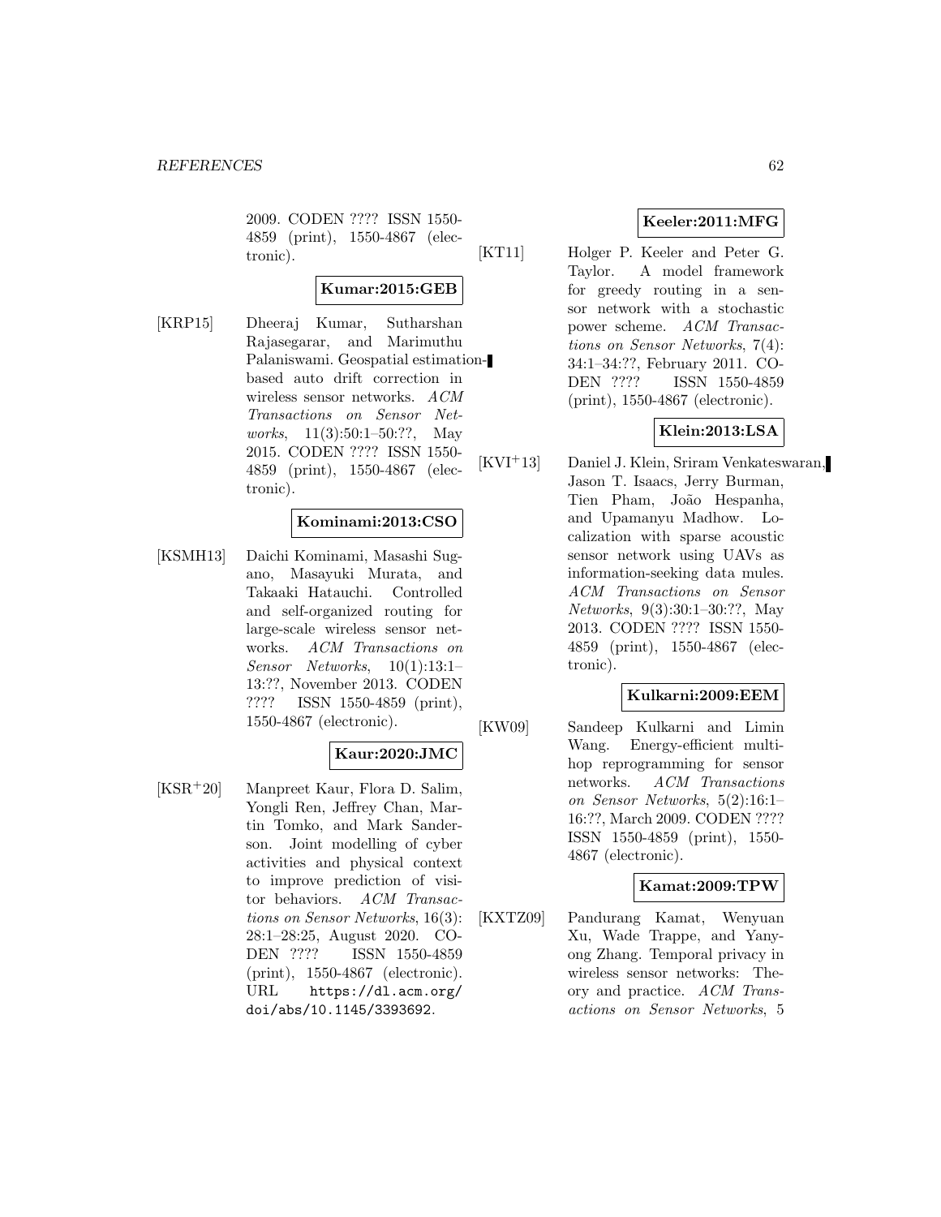2009. CODEN ???? ISSN 1550-4859 (print), 1550-4867 (electronic).

**Kumar:2015:GEB**

[KRP15] Dheeraj Kumar, Sutharshan Rajasegarar, and Marimuthu Palaniswami. Geospatial estimation-based auto drift correction in wireless sensor networks. *ACM Transactions on Sensor Networks*, 11(3):50:1–50:??, May 2015. CODEN ???? ISSN 1550-4859 (print), 1550-4867 (electronic).

**Kominami:2013:CSO**

[KSMH13] Daichi Kominami, Masashi Sugano, Masayuki Murata, and Takaaki Hatauchi. Controlled and self-organized routing for large-scale wireless sensor networks. *ACM Transactions on Sensor Networks*, 10(1):13:1–13:??, November 2013. CODEN ???? ISSN 1550-4859 (print), 1550-4867 (electronic).

**Kaur:2020:JMC**

[KSR+20] Manpreet Kaur, Flora D. Salim, Yongli Ren, Jeffrey Chan, Martin Tomko, and Mark Sanderson. Joint modelling of cyber activities and physical context to improve prediction of visitor behaviors. *ACM Transactions on Sensor Networks*, 16(3):28:1–28:25, August 2020. CODEN ???? ISSN 1550-4859 (print), 1550-4867 (electronic). URL `https://dl.acm.org/doi/abs/10.1145/3393692`.

**Keeler:2011:MFG**

[KT11] Holger P. Keeler and Peter G. Taylor. A model framework for greedy routing in a sensor network with a stochastic power scheme. *ACM Transactions on Sensor Networks*, 7(4):34:1–34:??, February 2011. CODEN ???? ISSN 1550-4859 (print), 1550-4867 (electronic).

**Klein:2013:LSA**

[KVI+13] Daniel J. Klein, Sriram Venkateswaran, Jason T. Isaacs, Jerry Burman, Tien Pham, João Hespanha, and Upamanyu Madhow. Localization with sparse acoustic sensor network using UAVs as information-seeking data mules. *ACM Transactions on Sensor Networks*, 9(3):30:1–30:??, May 2013. CODEN ???? ISSN 1550-4859 (print), 1550-4867 (electronic).

**Kulkarni:2009:EEM**

[KW09] Sandeep Kulkarni and Limin Wang. Energy-efficient multihop reprogramming for sensor networks. *ACM Transactions on Sensor Networks*, 5(2):16:1–16:??, March 2009. CODEN ???? ISSN 1550-4859 (print), 1550-4867 (electronic).

**Kamat:2009:TPW**

[KXTZ09] Pandurang Kamat, Wenyuan Xu, Wade Trappe, and Yanyong Zhang. Temporal privacy in wireless sensor networks: Theory and practice. *ACM Transactions on Sensor Networks*, 5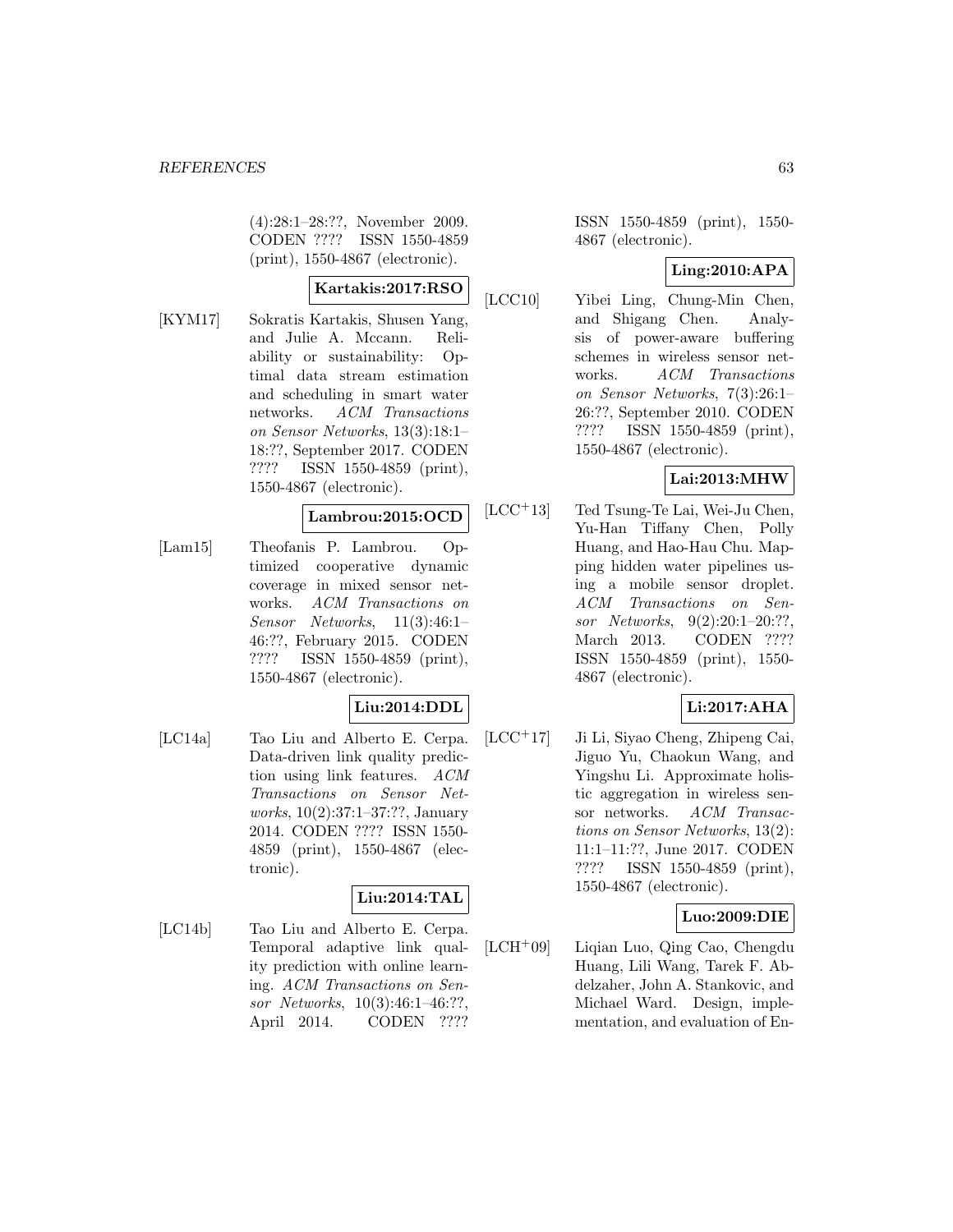(4):28:1–28:??, November 2009. CODEN ???? ISSN 1550-4859 (print), 1550-4867 (electronic).

**Kartakis:2017:RSO**

[KYM17] Sokratis Kartakis, Shusen Yang, and Julie A. Mccann. Reliability or sustainability: Optimal data stream estimation and scheduling in smart water networks. *ACM Transactions on Sensor Networks*, 13(3):18:1–18:??, September 2017. CODEN ???? ISSN 1550-4859 (print), 1550-4867 (electronic).

**Lambrou:2015:OCD**

[Lam15] Theofanis P. Lambrou. Optimized cooperative dynamic coverage in mixed sensor networks. *ACM Transactions on Sensor Networks*, 11(3):46:1–46:??, February 2015. CODEN ???? ISSN 1550-4859 (print), 1550-4867 (electronic).

**Liu:2014:DDL**

[LC14a] Tao Liu and Alberto E. Cerpa. Data-driven link quality prediction using link features. *ACM Transactions on Sensor Networks*, 10(2):37:1–37:??, January 2014. CODEN ???? ISSN 1550-4859 (print), 1550-4867 (electronic).

**Liu:2014:TAL**

[LC14b] Tao Liu and Alberto E. Cerpa. Temporal adaptive link quality prediction with online learning. *ACM Transactions on Sensor Networks*, 10(3):46:1–46:??, April 2014. CODEN ???? ISSN 1550-4859 (print), 1550-4867 (electronic).

**Ling:2010:APA**

[LCC10] Yibei Ling, Chung-Min Chen, and Shigang Chen. Analysis of power-aware buffering schemes in wireless sensor networks. *ACM Transactions on Sensor Networks*, 7(3):26:1–26:??, September 2010. CODEN ???? ISSN 1550-4859 (print), 1550-4867 (electronic).

**Lai:2013:MHW**

[LCC+13] Ted Tsung-Te Lai, Wei-Ju Chen, Yu-Han Tiffany Chen, Polly Huang, and Hao-Hau Chu. Mapping hidden water pipelines using a mobile sensor droplet. *ACM Transactions on Sensor Networks*, 9(2):20:1–20:??, March 2013. CODEN ???? ISSN 1550-4859 (print), 1550-4867 (electronic).

**Li:2017:AHA**

[LCC+17] Ji Li, Siyao Cheng, Zhipeng Cai, Jiguo Yu, Chaokun Wang, and Yingshu Li. Approximate holistic aggregation in wireless sensor networks. *ACM Transactions on Sensor Networks*, 13(2):11:1–11:??, June 2017. CODEN ???? ISSN 1550-4859 (print), 1550-4867 (electronic).

**Luo:2009:DIE**

[LCH+09] Liqian Luo, Qing Cao, Chengdu Huang, Lili Wang, Tarek F. Abdelzaher, John A. Stankovic, and Michael Ward. Design, implementation, and evaluation of En-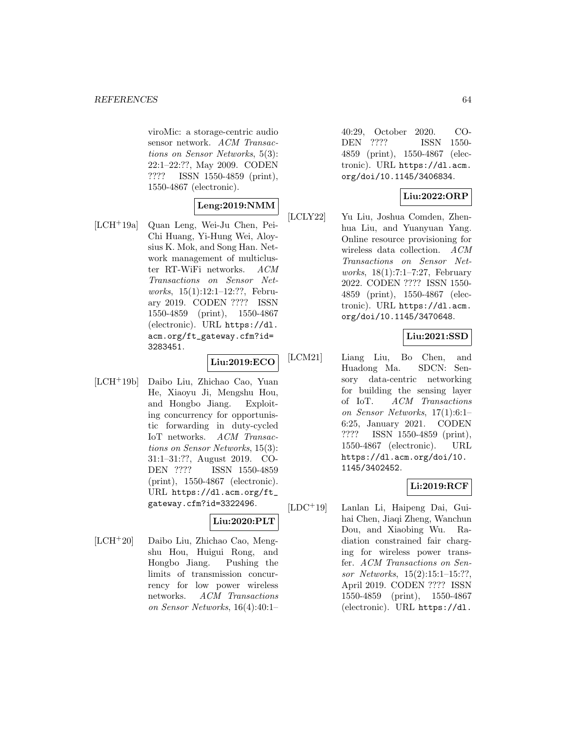viroMic: a storage-centric audio sensor network. *ACM Transactions on Sensor Networks*, 5(3): 22:1–22:??, May 2009. CODEN ???? ISSN 1550-4859 (print), 1550-4867 (electronic).

**Leng:2019:NMM**

[LCH+19a] Quan Leng, Wei-Ju Chen, Pei-Chi Huang, Yi-Hung Wei, Aloysius K. Mok, and Song Han. Network management of multicluster RT-WiFi networks. *ACM Transactions on Sensor Networks*, 15(1):12:1–12:??, February 2019. CODEN ???? ISSN 1550-4859 (print), 1550-4867 (electronic). URL https://dl.acm.org/ft_gateway.cfm?id=3283451.

**Liu:2019:ECO**

[LCH+19b] Daibo Liu, Zhichao Cao, Yuan He, Xiaoyu Ji, Mengshu Hou, and Hongbo Jiang. Exploiting concurrency for opportunistic forwarding in duty-cycled IoT networks. *ACM Transactions on Sensor Networks*, 15(3): 31:1–31:??, August 2019. CODEN ???? ISSN 1550-4859 (print), 1550-4867 (electronic). URL https://dl.acm.org/ft_gateway.cfm?id=3322496.

**Liu:2020:PLT**

[LCH+20] Daibo Liu, Zhichao Cao, Mengshu Hou, Huigui Rong, and Hongbo Jiang. Pushing the limits of transmission concurrency for low power wireless networks. *ACM Transactions on Sensor Networks*, 16(4):40:1–40:29, October 2020. CODEN ???? ISSN 1550-4859 (print), 1550-4867 (electronic). URL https://dl.acm.org/doi/10.1145/3406834.

**Liu:2022:ORP**

[LCLY22] Yu Liu, Joshua Comden, Zhenhua Liu, and Yuanyuan Yang. Online resource provisioning for wireless data collection. *ACM Transactions on Sensor Networks*, 18(1):7:1–7:27, February 2022. CODEN ???? ISSN 1550-4859 (print), 1550-4867 (electronic). URL https://dl.acm.org/doi/10.1145/3470648.

**Liu:2021:SSD**

[LCM21] Liang Liu, Bo Chen, and Huadong Ma. SDCN: Sensory data-centric networking for building the sensing layer of IoT. *ACM Transactions on Sensor Networks*, 17(1):6:1–6:25, January 2021. CODEN ???? ISSN 1550-4859 (print), 1550-4867 (electronic). URL https://dl.acm.org/doi/10.1145/3402452.

**Li:2019:RCF**

[LDC+19] Lanlan Li, Haipeng Dai, Guihai Chen, Jiaqi Zheng, Wanchun Dou, and Xiaobing Wu. Radiation constrained fair charging for wireless power transfer. *ACM Transactions on Sensor Networks*, 15(2):15:1–15:??, April 2019. CODEN ???? ISSN 1550-4859 (print), 1550-4867 (electronic). URL https://dl.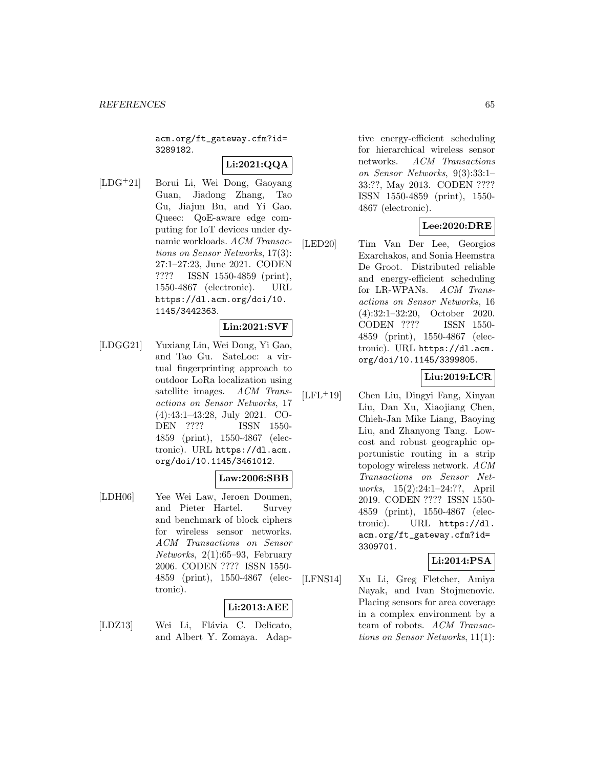acm.org/ft_gateway.cfm?id=3289182.

**Li:2021:QQA**

[LDG+21] Borui Li, Wei Dong, Gaoyang Guan, Jiadong Zhang, Tao Gu, Jiajun Bu, and Yi Gao. Queec: QoE-aware edge computing for IoT devices under dynamic workloads. *ACM Transactions on Sensor Networks*, 17(3): 27:1–27:23, June 2021. CODEN ???? ISSN 1550-4859 (print), 1550-4867 (electronic). URL https://dl.acm.org/doi/10.1145/3442363.

**Lin:2021:SVF**

[LDGG21] Yuxiang Lin, Wei Dong, Yi Gao, and Tao Gu. SateLoc: a virtual fingerprinting approach to outdoor LoRa localization using satellite images. *ACM Transactions on Sensor Networks*, 17 (4):43:1–43:28, July 2021. CODEN ???? ISSN 1550-4859 (print), 1550-4867 (electronic). URL https://dl.acm.org/doi/10.1145/3461012.

**Law:2006:SBB**

[LDH06] Yee Wei Law, Jeroen Doumen, and Pieter Hartel. Survey and benchmark of block ciphers for wireless sensor networks. *ACM Transactions on Sensor Networks*, 2(1):65–93, February 2006. CODEN ???? ISSN 1550-4859 (print), 1550-4867 (electronic).

**Li:2013:AEE**

[LDZ13] Wei Li, Flávia C. Delicato, and Albert Y. Zomaya. Adaptive energy-efficient scheduling for hierarchical wireless sensor networks. *ACM Transactions on Sensor Networks*, 9(3):33:1–33:??, May 2013. CODEN ???? ISSN 1550-4859 (print), 1550-4867 (electronic).

**Lee:2020:DRE**

[LED20] Tim Van Der Lee, Georgios Exarchakos, and Sonia Heemstra De Groot. Distributed reliable and energy-efficient scheduling for LR-WPANs. *ACM Transactions on Sensor Networks*, 16 (4):32:1–32:20, October 2020. CODEN ???? ISSN 1550-4859 (print), 1550-4867 (electronic). URL https://dl.acm.org/doi/10.1145/3399805.

**Liu:2019:LCR**

[LFL+19] Chen Liu, Dingyi Fang, Xinyan Liu, Dan Xu, Xiaojiang Chen, Chieh-Jan Mike Liang, Baoying Liu, and Zhanyong Tang. Low-cost and robust geographic opportunistic routing in a strip topology wireless network. *ACM Transactions on Sensor Networks*, 15(2):24:1–24:??, April 2019. CODEN ???? ISSN 1550-4859 (print), 1550-4867 (electronic). URL https://dl.acm.org/ft_gateway.cfm?id=3309701.

**Li:2014:PSA**

[LFNS14] Xu Li, Greg Fletcher, Amiya Nayak, and Ivan Stojmenovic. Placing sensors for area coverage in a complex environment by a team of robots. *ACM Transactions on Sensor Networks*, 11(1):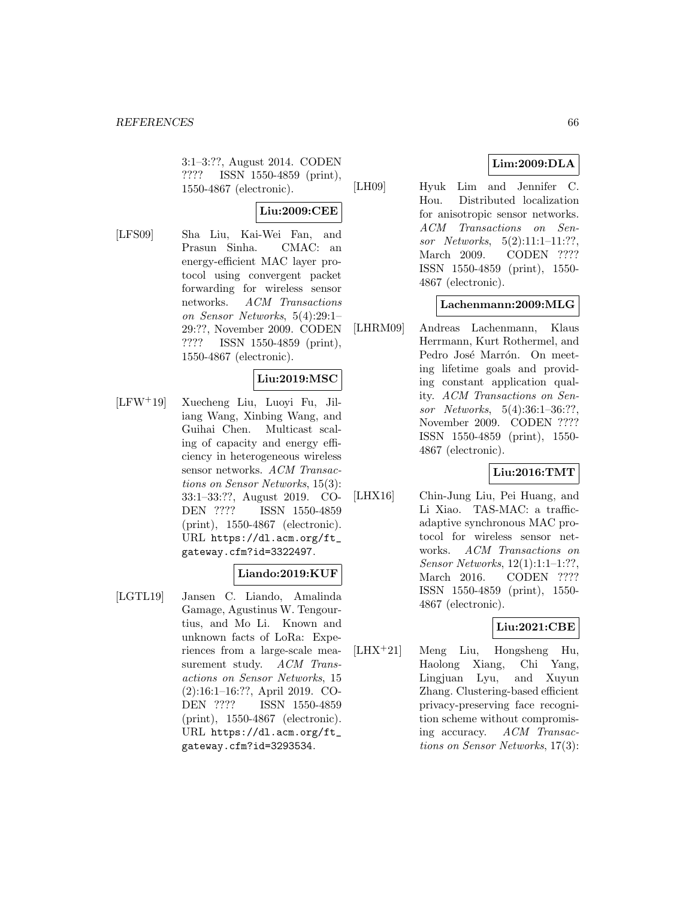3:1–3:??, August 2014. CODEN ???? ISSN 1550-4859 (print), 1550-4867 (electronic).

**Liu:2009:CEE**

[LFS09] Sha Liu, Kai-Wei Fan, and Prasun Sinha. CMAC: an energy-efficient MAC layer protocol using convergent packet forwarding for wireless sensor networks. *ACM Transactions on Sensor Networks*, 5(4):29:1–29:??, November 2009. CODEN ???? ISSN 1550-4859 (print), 1550-4867 (electronic).

**Liu:2019:MSC**

[LFW+19] Xuecheng Liu, Luoyi Fu, Jiliang Wang, Xinbing Wang, and Guihai Chen. Multicast scaling of capacity and energy efficiency in heterogeneous wireless sensor networks. *ACM Transactions on Sensor Networks*, 15(3): 33:1–33:??, August 2019. CODEN ???? ISSN 1550-4859 (print), 1550-4867 (electronic). URL https://dl.acm.org/ft_gateway.cfm?id=3322497.

**Liando:2019:KUF**

[LGTL19] Jansen C. Liando, Amalinda Gamage, Agustinus W. Tengourtius, and Mo Li. Known and unknown facts of LoRa: Experiences from a large-scale measurement study. *ACM Transactions on Sensor Networks*, 15 (2):16:1–16:??, April 2019. CODEN ???? ISSN 1550-4859 (print), 1550-4867 (electronic). URL https://dl.acm.org/ft_gateway.cfm?id=3293534.

**Lim:2009:DLA**

[LH09] Hyuk Lim and Jennifer C. Hou. Distributed localization for anisotropic sensor networks. *ACM Transactions on Sensor Networks*, 5(2):11:1–11:??, March 2009. CODEN ???? ISSN 1550-4859 (print), 1550-4867 (electronic).

**Lachenmann:2009:MLG**

[LHRM09] Andreas Lachenmann, Klaus Herrmann, Kurt Rothermel, and Pedro José Marrón. On meeting lifetime goals and providing constant application quality. *ACM Transactions on Sensor Networks*, 5(4):36:1–36:??, November 2009. CODEN ???? ISSN 1550-4859 (print), 1550-4867 (electronic).

**Liu:2016:TMT**

[LHX16] Chin-Jung Liu, Pei Huang, and Li Xiao. TAS-MAC: a traffic-adaptive synchronous MAC protocol for wireless sensor networks. *ACM Transactions on Sensor Networks*, 12(1):1:1–1:??, March 2016. CODEN ???? ISSN 1550-4859 (print), 1550-4867 (electronic).

**Liu:2021:CBE**

[LHX+21] Meng Liu, Hongsheng Hu, Haolong Xiang, Chi Yang, Lingjuan Lyu, and Xuyun Zhang. Clustering-based efficient privacy-preserving face recognition scheme without compromising accuracy. *ACM Transactions on Sensor Networks*, 17(3):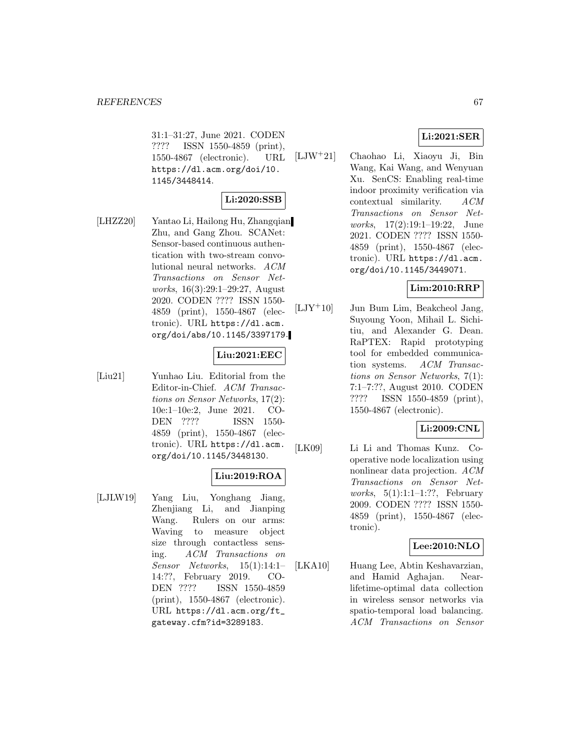31:1–31:27, June 2021. CODEN ???? ISSN 1550-4859 (print), 1550-4867 (electronic). URL https://dl.acm.org/doi/10.1145/3448414.

**Li:2020:SSB**

[LHZZ20] Yantao Li, Hailong Hu, Zhangqian Zhu, and Gang Zhou. SCANet: Sensor-based continuous authentication with two-stream convolutional neural networks. *ACM Transactions on Sensor Networks*, 16(3):29:1–29:27, August 2020. CODEN ???? ISSN 1550-4859 (print), 1550-4867 (electronic). URL https://dl.acm.org/doi/abs/10.1145/3397179.

**Liu:2021:EEC**

[Liu21] Yunhao Liu. Editorial from the Editor-in-Chief. *ACM Transactions on Sensor Networks*, 17(2): 10e:1–10e:2, June 2021. CODEN ???? ISSN 1550-4859 (print), 1550-4867 (electronic). URL https://dl.acm.org/doi/10.1145/3448130.

**Liu:2019:ROA**

[LJLW19] Yang Liu, Yonghang Jiang, Zhenjiang Li, and Jianping Wang. Rulers on our arms: Waving to measure object size through contactless sensing. *ACM Transactions on Sensor Networks*, 15(1):14:1–14:??, February 2019. CODEN ???? ISSN 1550-4859 (print), 1550-4867 (electronic). URL https://dl.acm.org/ft_gateway.cfm?id=3289183.

**Li:2021:SER**

[LJW+21] Chaohao Li, Xiaoyu Ji, Bin Wang, Kai Wang, and Wenyuan Xu. SenCS: Enabling real-time indoor proximity verification via contextual similarity. *ACM Transactions on Sensor Networks*, 17(2):19:1–19:22, June 2021. CODEN ???? ISSN 1550-4859 (print), 1550-4867 (electronic). URL https://dl.acm.org/doi/10.1145/3449071.

**Lim:2010:RRP**

[LJY+10] Jun Bum Lim, Beakcheol Jang, Suyoung Yoon, Mihail L. Sichitiu, and Alexander G. Dean. RaPTEX: Rapid prototyping tool for embedded communication systems. *ACM Transactions on Sensor Networks*, 7(1): 7:1–7:??, August 2010. CODEN ???? ISSN 1550-4859 (print), 1550-4867 (electronic).

**Li:2009:CNL**

[LK09] Li Li and Thomas Kunz. Cooperative node localization using nonlinear data projection. *ACM Transactions on Sensor Networks*, 5(1):1:1–1:??, February 2009. CODEN ???? ISSN 1550-4859 (print), 1550-4867 (electronic).

**Lee:2010:NLO**

[LKA10] Huang Lee, Abtin Keshavarzian, and Hamid Aghajan. Near-lifetime-optimal data collection in wireless sensor networks via spatio-temporal load balancing. *ACM Transactions on Sensor*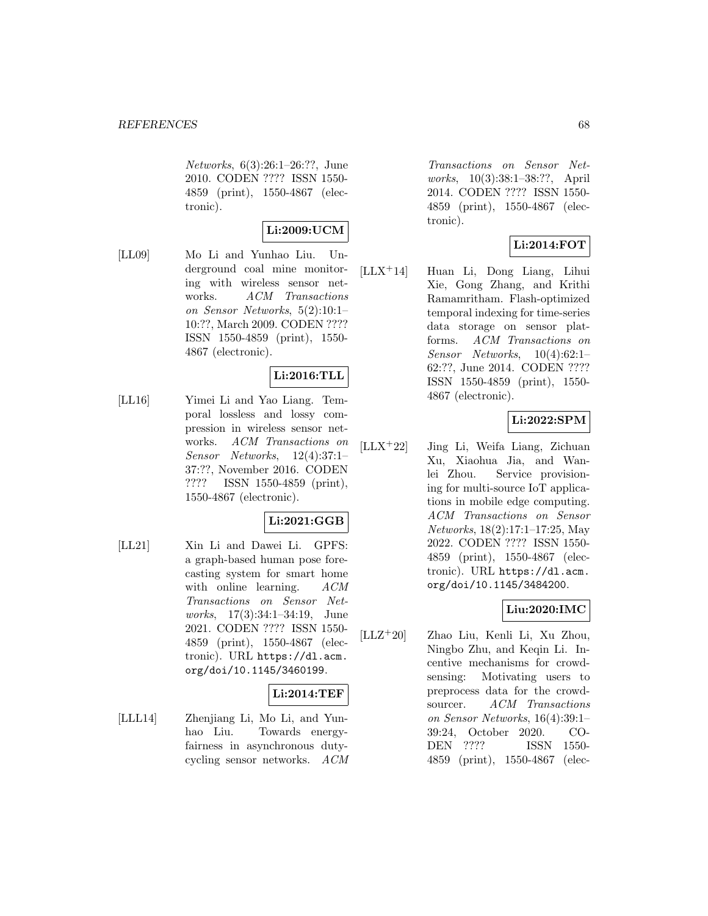*Networks*, 6(3):26:1–26:??, June 2010. CODEN ???? ISSN 1550-4859 (print), 1550-4867 (electronic).

**Li:2009:UCM**

[LL09] Mo Li and Yunhao Liu. Underground coal mine monitoring with wireless sensor networks. *ACM Transactions on Sensor Networks*, 5(2):10:1–10:??, March 2009. CODEN ???? ISSN 1550-4859 (print), 1550-4867 (electronic).

**Li:2016:TLL**

[LL16] Yimei Li and Yao Liang. Temporal lossless and lossy compression in wireless sensor networks. *ACM Transactions on Sensor Networks*, 12(4):37:1–37:??, November 2016. CODEN ???? ISSN 1550-4859 (print), 1550-4867 (electronic).

**Li:2021:GGB**

[LL21] Xin Li and Dawei Li. GPFS: a graph-based human pose forecasting system for smart home with online learning. *ACM Transactions on Sensor Networks*, 17(3):34:1–34:19, June 2021. CODEN ???? ISSN 1550-4859 (print), 1550-4867 (electronic). URL https://dl.acm.org/doi/10.1145/3460199.

**Li:2014:TEF**

[LLL14] Zhenjiang Li, Mo Li, and Yunhao Liu. Towards energy-fairness in asynchronous duty-cycling sensor networks. *ACM Transactions on Sensor Networks*, 10(3):38:1–38:??, April 2014. CODEN ???? ISSN 1550-4859 (print), 1550-4867 (electronic).

**Li:2014:FOT**

[LLX+14] Huan Li, Dong Liang, Lihui Xie, Gong Zhang, and Krithi Ramamritham. Flash-optimized temporal indexing for time-series data storage on sensor platforms. *ACM Transactions on Sensor Networks*, 10(4):62:1–62:??, June 2014. CODEN ???? ISSN 1550-4859 (print), 1550-4867 (electronic).

**Li:2022:SPM**

[LLX+22] Jing Li, Weifa Liang, Zichuan Xu, Xiaohua Jia, and Wanlei Zhou. Service provisioning for multi-source IoT applications in mobile edge computing. *ACM Transactions on Sensor Networks*, 18(2):17:1–17:25, May 2022. CODEN ???? ISSN 1550-4859 (print), 1550-4867 (electronic). URL https://dl.acm.org/doi/10.1145/3484200.

**Liu:2020:IMC**

[LLZ+20] Zhao Liu, Kenli Li, Xu Zhou, Ningbo Zhu, and Keqin Li. Incentive mechanisms for crowdsensing: Motivating users to preprocess data for the crowdsourcer. *ACM Transactions on Sensor Networks*, 16(4):39:1–39:24, October 2020. CODEN ???? ISSN 1550-4859 (print), 1550-4867 (elec-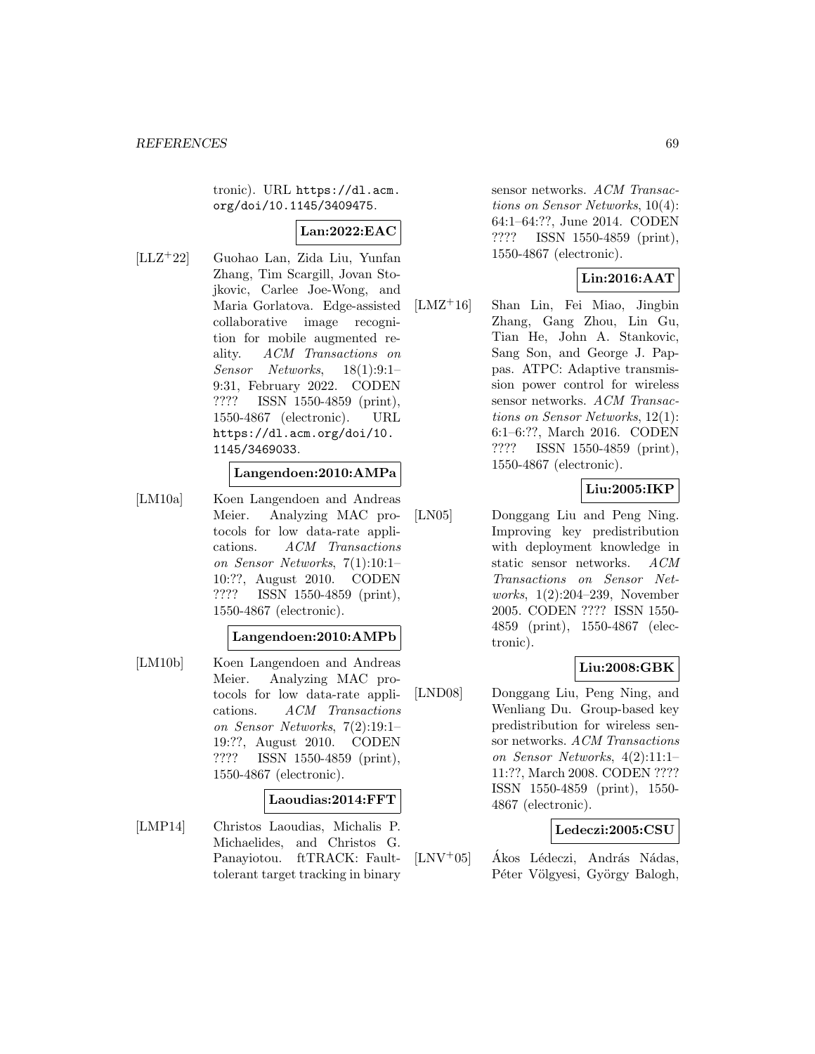tronic). URL https://dl.acm.org/doi/10.1145/3409475.

**Lan:2022:EAC**

[LLZ+22] Guohao Lan, Zida Liu, Yunfan Zhang, Tim Scargill, Jovan Stojkovic, Carlee Joe-Wong, and Maria Gorlatova. Edge-assisted collaborative image recognition for mobile augmented reality. *ACM Transactions on Sensor Networks*, 18(1):9:1–9:31, February 2022. CODEN ???? ISSN 1550-4859 (print), 1550-4867 (electronic). URL https://dl.acm.org/doi/10.1145/3469033.

**Langendoen:2010:AMPa**

[LM10a] Koen Langendoen and Andreas Meier. Analyzing MAC protocols for low data-rate applications. *ACM Transactions on Sensor Networks*, 7(1):10:1–10:??, August 2010. CODEN ???? ISSN 1550-4859 (print), 1550-4867 (electronic).

**Langendoen:2010:AMPb**

[LM10b] Koen Langendoen and Andreas Meier. Analyzing MAC protocols for low data-rate applications. *ACM Transactions on Sensor Networks*, 7(2):19:1–19:??, August 2010. CODEN ???? ISSN 1550-4859 (print), 1550-4867 (electronic).

**Laoudias:2014:FFT**

[LMP14] Christos Laoudias, Michalis P. Michaelides, and Christos G. Panayiotou. ftTRACK: Fault-tolerant target tracking in binary sensor networks. *ACM Transactions on Sensor Networks*, 10(4):64:1–64:??, June 2014. CODEN ???? ISSN 1550-4859 (print), 1550-4867 (electronic).

**Lin:2016:AAT**

[LMZ+16] Shan Lin, Fei Miao, Jingbin Zhang, Gang Zhou, Lin Gu, Tian He, John A. Stankovic, Sang Son, and George J. Pappas. ATPC: Adaptive transmission power control for wireless sensor networks. *ACM Transactions on Sensor Networks*, 12(1):6:1–6:??, March 2016. CODEN ???? ISSN 1550-4859 (print), 1550-4867 (electronic).

**Liu:2005:IKP**

[LN05] Donggang Liu and Peng Ning. Improving key predistribution with deployment knowledge in static sensor networks. *ACM Transactions on Sensor Networks*, 1(2):204–239, November 2005. CODEN ???? ISSN 1550-4859 (print), 1550-4867 (electronic).

**Liu:2008:GBK**

[LND08] Donggang Liu, Peng Ning, and Wenliang Du. Group-based key predistribution for wireless sensor networks. *ACM Transactions on Sensor Networks*, 4(2):11:1–11:??, March 2008. CODEN ???? ISSN 1550-4859 (print), 1550-4867 (electronic).

**Ledeczi:2005:CSU**

[LNV+05] Ákos Lédeczi, András Nádas, Péter Völgyesi, György Balogh,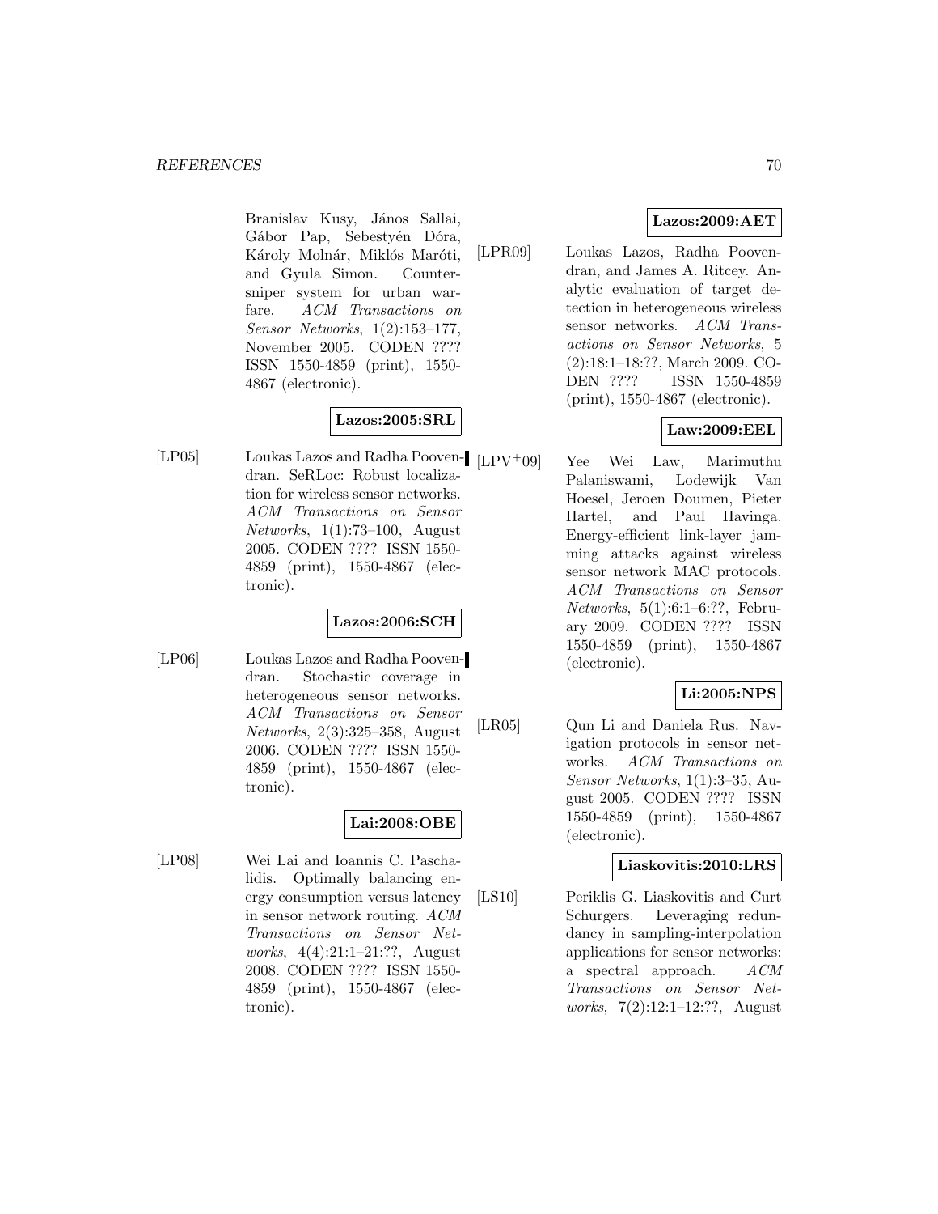Branislav Kusy, János Sallai, Gábor Pap, Sebestyén Dóra, Károly Molnár, Miklós Maróti, and Gyula Simon. Countersniper system for urban warfare. *ACM Transactions on Sensor Networks*, 1(2):153–177, November 2005. CODEN ???? ISSN 1550-4859 (print), 1550-4867 (electronic).

**Lazos:2005:SRL**

[LP05] Loukas Lazos and Radha Poovendran. SeRLoc: Robust localization for wireless sensor networks. *ACM Transactions on Sensor Networks*, 1(1):73–100, August 2005. CODEN ???? ISSN 1550-4859 (print), 1550-4867 (electronic).

**Lazos:2006:SCH**

[LP06] Loukas Lazos and Radha Poovendran. Stochastic coverage in heterogeneous sensor networks. *ACM Transactions on Sensor Networks*, 2(3):325–358, August 2006. CODEN ???? ISSN 1550-4859 (print), 1550-4867 (electronic).

**Lai:2008:OBE**

[LP08] Wei Lai and Ioannis C. Paschalidis. Optimally balancing energy consumption versus latency in sensor network routing. *ACM Transactions on Sensor Networks*, 4(4):21:1–21:??, August 2008. CODEN ???? ISSN 1550-4859 (print), 1550-4867 (electronic).

**Lazos:2009:AET**

[LPR09] Loukas Lazos, Radha Poovendran, and James A. Ritcey. Analytic evaluation of target detection in heterogeneous wireless sensor networks. *ACM Transactions on Sensor Networks*, 5 (2):18:1–18:??, March 2009. CODEN ???? ISSN 1550-4859 (print), 1550-4867 (electronic).

**Law:2009:EEL**

[LPV+09] Yee Wei Law, Marimuthu Palaniswami, Lodewijk Van Hoesel, Jeroen Doumen, Pieter Hartel, and Paul Havinga. Energy-efficient link-layer jamming attacks against wireless sensor network MAC protocols. *ACM Transactions on Sensor Networks*, 5(1):6:1–6:??, February 2009. CODEN ???? ISSN 1550-4859 (print), 1550-4867 (electronic).

**Li:2005:NPS**

[LR05] Qun Li and Daniela Rus. Navigation protocols in sensor networks. *ACM Transactions on Sensor Networks*, 1(1):3–35, August 2005. CODEN ???? ISSN 1550-4859 (print), 1550-4867 (electronic).

**Liaskovitis:2010:LRS**

[LS10] Periklis G. Liaskovitis and Curt Schurgers. Leveraging redundancy in sampling-interpolation applications for sensor networks: a spectral approach. *ACM Transactions on Sensor Networks*, 7(2):12:1–12:??, August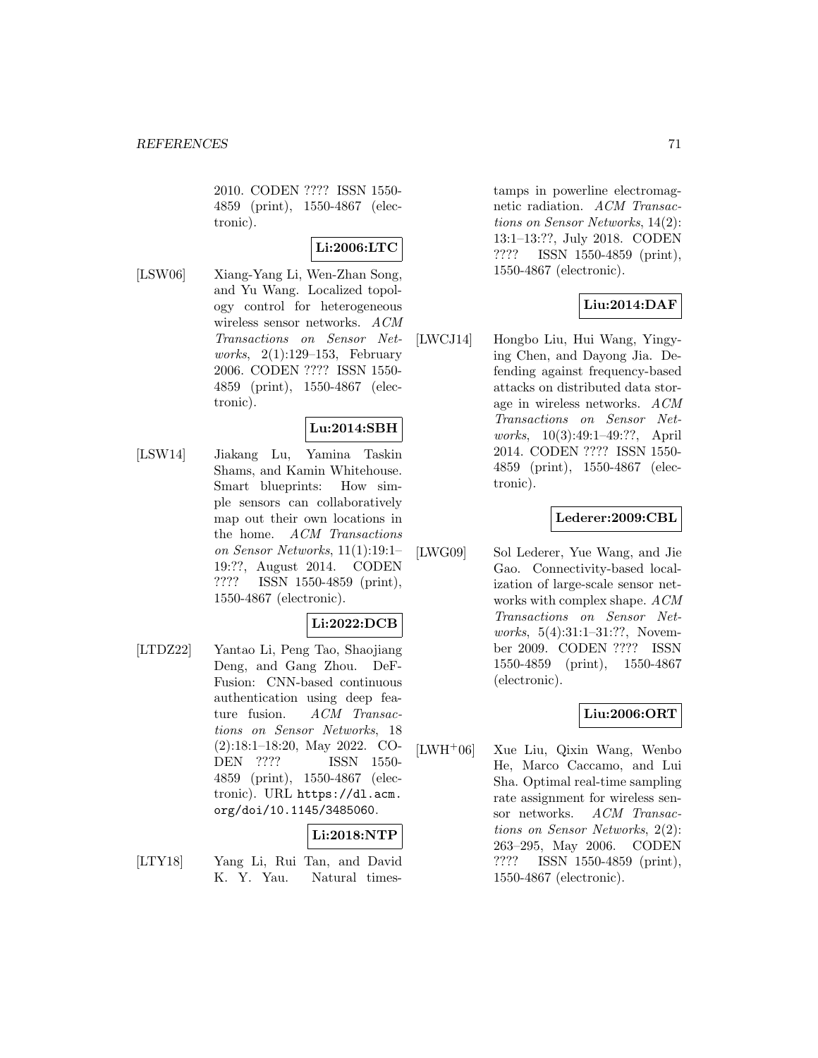2010. CODEN ???? ISSN 1550-4859 (print), 1550-4867 (electronic).

**Li:2006:LTC**

[LSW06] Xiang-Yang Li, Wen-Zhan Song, and Yu Wang. Localized topology control for heterogeneous wireless sensor networks. *ACM Transactions on Sensor Networks*, 2(1):129–153, February 2006. CODEN ???? ISSN 1550-4859 (print), 1550-4867 (electronic).

**Lu:2014:SBH**

[LSW14] Jiakang Lu, Yamina Taskin Shams, and Kamin Whitehouse. Smart blueprints: How simple sensors can collaboratively map out their own locations in the home. *ACM Transactions on Sensor Networks*, 11(1):19:1–19:??, August 2014. CODEN ???? ISSN 1550-4859 (print), 1550-4867 (electronic).

**Li:2022:DCB**

[LTDZ22] Yantao Li, Peng Tao, Shaojiang Deng, and Gang Zhou. DeFFusion: CNN-based continuous authentication using deep feature fusion. *ACM Transactions on Sensor Networks*, 18 (2):18:1–18:20, May 2022. CODEN ???? ISSN 1550-4859 (print), 1550-4867 (electronic). URL https://dl.acm.org/doi/10.1145/3485060.

**Li:2018:NTP**

[LTY18] Yang Li, Rui Tan, and David K. Y. Yau. Natural timestamps in powerline electromagnetic radiation. *ACM Transactions on Sensor Networks*, 14(2):13:1–13:??, July 2018. CODEN ???? ISSN 1550-4859 (print), 1550-4867 (electronic).

**Liu:2014:DAF**

[LWCJ14] Hongbo Liu, Hui Wang, Yingying Chen, and Dayong Jia. Defending against frequency-based attacks on distributed data storage in wireless networks. *ACM Transactions on Sensor Networks*, 10(3):49:1–49:??, April 2014. CODEN ???? ISSN 1550-4859 (print), 1550-4867 (electronic).

**Lederer:2009:CBL**

[LWG09] Sol Lederer, Yue Wang, and Jie Gao. Connectivity-based localization of large-scale sensor networks with complex shape. *ACM Transactions on Sensor Networks*, 5(4):31:1–31:??, November 2009. CODEN ???? ISSN 1550-4859 (print), 1550-4867 (electronic).

**Liu:2006:ORT**

[LWH+06] Xue Liu, Qixin Wang, Wenbo He, Marco Caccamo, and Lui Sha. Optimal real-time sampling rate assignment for wireless sensor networks. *ACM Transactions on Sensor Networks*, 2(2):263–295, May 2006. CODEN ???? ISSN 1550-4859 (print), 1550-4867 (electronic).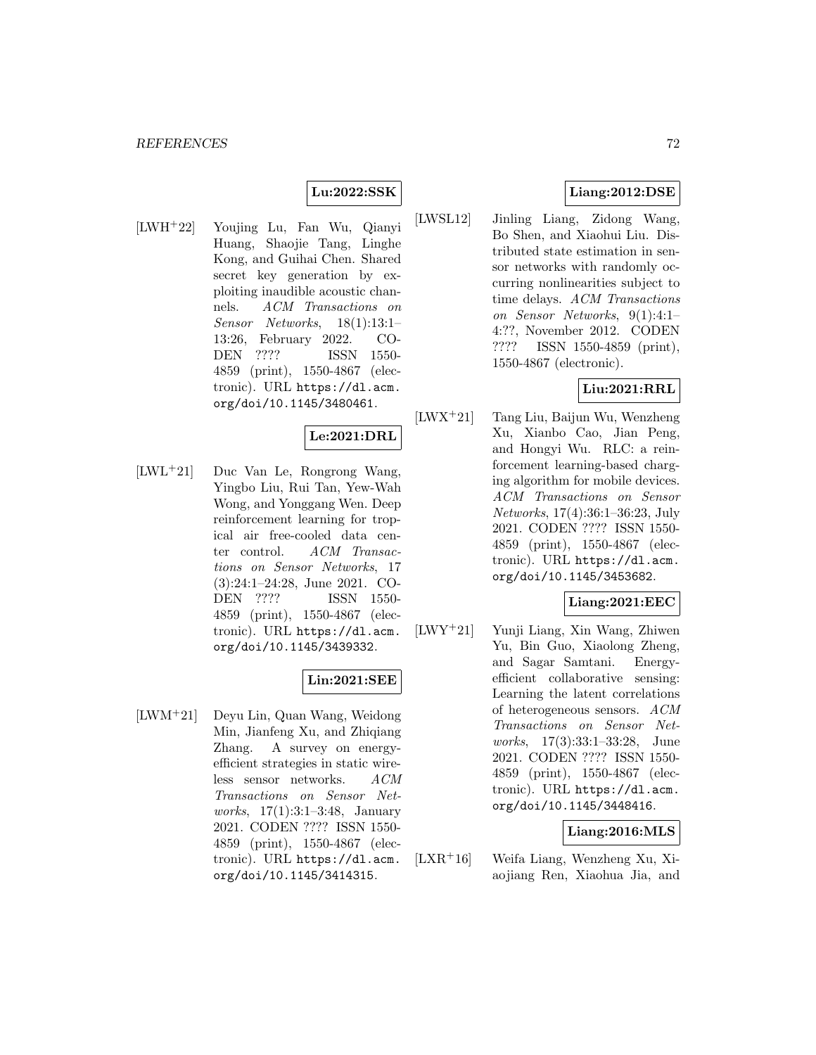**Lu:2022:SSK**

[LWH+22] Youjing Lu, Fan Wu, Qianyi Huang, Shaojie Tang, Linghe Kong, and Guihai Chen. Shared secret key generation by exploiting inaudible acoustic channels. *ACM Transactions on Sensor Networks*, 18(1):13:1–13:26, February 2022. CODEN ???? ISSN 1550-4859 (print), 1550-4867 (electronic). URL https://dl.acm.org/doi/10.1145/3480461.

**Le:2021:DRL**

[LWL+21] Duc Van Le, Rongrong Wang, Yingbo Liu, Rui Tan, Yew-Wah Wong, and Yonggang Wen. Deep reinforcement learning for tropical air free-cooled data center control. *ACM Transactions on Sensor Networks*, 17 (3):24:1–24:28, June 2021. CODEN ???? ISSN 1550-4859 (print), 1550-4867 (electronic). URL https://dl.acm.org/doi/10.1145/3439332.

**Lin:2021:SEE**

[LWM+21] Deyu Lin, Quan Wang, Weidong Min, Jianfeng Xu, and Zhiqiang Zhang. A survey on energy-efficient strategies in static wireless sensor networks. *ACM Transactions on Sensor Networks*, 17(1):3:1–3:48, January 2021. CODEN ???? ISSN 1550-4859 (print), 1550-4867 (electronic). URL https://dl.acm.org/doi/10.1145/3414315.

**Liang:2012:DSE**

[LWSL12] Jinling Liang, Zidong Wang, Bo Shen, and Xiaohui Liu. Distributed state estimation in sensor networks with randomly occurring nonlinearities subject to time delays. *ACM Transactions on Sensor Networks*, 9(1):4:1–4:??, November 2012. CODEN ???? ISSN 1550-4859 (print), 1550-4867 (electronic).

**Liu:2021:RRL**

[LWX+21] Tang Liu, Baijun Wu, Wenzheng Xu, Xianbo Cao, Jian Peng, and Hongyi Wu. RLC: a reinforcement learning-based charging algorithm for mobile devices. *ACM Transactions on Sensor Networks*, 17(4):36:1–36:23, July 2021. CODEN ???? ISSN 1550-4859 (print), 1550-4867 (electronic). URL https://dl.acm.org/doi/10.1145/3453682.

**Liang:2021:EEC**

[LWY+21] Yunji Liang, Xin Wang, Zhiwen Yu, Bin Guo, Xiaolong Zheng, and Sagar Samtani. Energy-efficient collaborative sensing: Learning the latent correlations of heterogeneous sensors. *ACM Transactions on Sensor Networks*, 17(3):33:1–33:28, June 2021. CODEN ???? ISSN 1550-4859 (print), 1550-4867 (electronic). URL https://dl.acm.org/doi/10.1145/3448416.

**Liang:2016:MLS**

[LXR+16] Weifa Liang, Wenzheng Xu, Xiaojiang Ren, Xiaohua Jia, and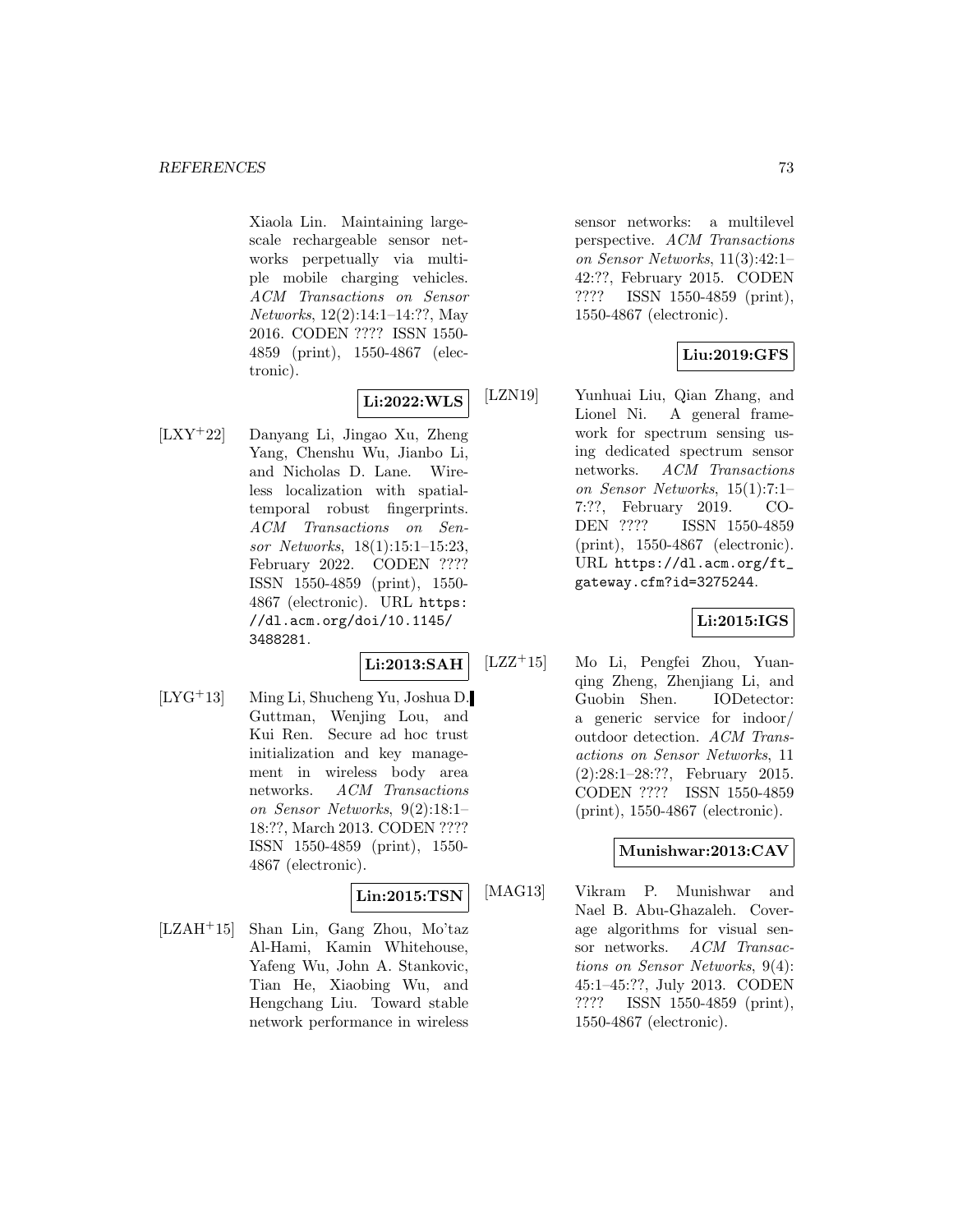Xiaola Lin. Maintaining large-scale rechargeable sensor networks perpetually via multiple mobile charging vehicles. *ACM Transactions on Sensor Networks*, 12(2):14:1–14:??, May 2016. CODEN ???? ISSN 1550-4859 (print), 1550-4867 (electronic).

**Li:2022:WLS**

[LXY+22] Danyang Li, Jingao Xu, Zheng Yang, Chenshu Wu, Jianbo Li, and Nicholas D. Lane. Wireless localization with spatial-temporal robust fingerprints. *ACM Transactions on Sensor Networks*, 18(1):15:1–15:23, February 2022. CODEN ???? ISSN 1550-4859 (print), 1550-4867 (electronic). URL `https://dl.acm.org/doi/10.1145/3488281`.

**Li:2013:SAH**

[LYG+13] Ming Li, Shucheng Yu, Joshua D. Guttman, Wenjing Lou, and Kui Ren. Secure ad hoc trust initialization and key management in wireless body area networks. *ACM Transactions on Sensor Networks*, 9(2):18:1–18:??, March 2013. CODEN ???? ISSN 1550-4859 (print), 1550-4867 (electronic).

**Lin:2015:TSN**

[LZAH+15] Shan Lin, Gang Zhou, Mo'taz Al-Hami, Kamin Whitehouse, Yafeng Wu, John A. Stankovic, Tian He, Xiaobing Wu, and Hengchang Liu. Toward stable network performance in wireless sensor networks: a multilevel perspective. *ACM Transactions on Sensor Networks*, 11(3):42:1–42:??, February 2015. CODEN ???? ISSN 1550-4859 (print), 1550-4867 (electronic).

**Liu:2019:GFS**

[LZN19] Yunhuai Liu, Qian Zhang, and Lionel Ni. A general framework for spectrum sensing using dedicated spectrum sensor networks. *ACM Transactions on Sensor Networks*, 15(1):7:1–7:??, February 2019. CODEN ???? ISSN 1550-4859 (print), 1550-4867 (electronic). URL `https://dl.acm.org/ft_gateway.cfm?id=3275244`.

**Li:2015:IGS**

[LZZ+15] Mo Li, Pengfei Zhou, Yuanqing Zheng, Zhenjiang Li, and Guobin Shen. IODetector: a generic service for indoor/outdoor detection. *ACM Transactions on Sensor Networks*, 11(2):28:1–28:??, February 2015. CODEN ???? ISSN 1550-4859 (print), 1550-4867 (electronic).

**Munishwar:2013:CAV**

[MAG13] Vikram P. Munishwar and Nael B. Abu-Ghazaleh. Coverage algorithms for visual sensor networks. *ACM Transactions on Sensor Networks*, 9(4):45:1–45:??, July 2013. CODEN ???? ISSN 1550-4859 (print), 1550-4867 (electronic).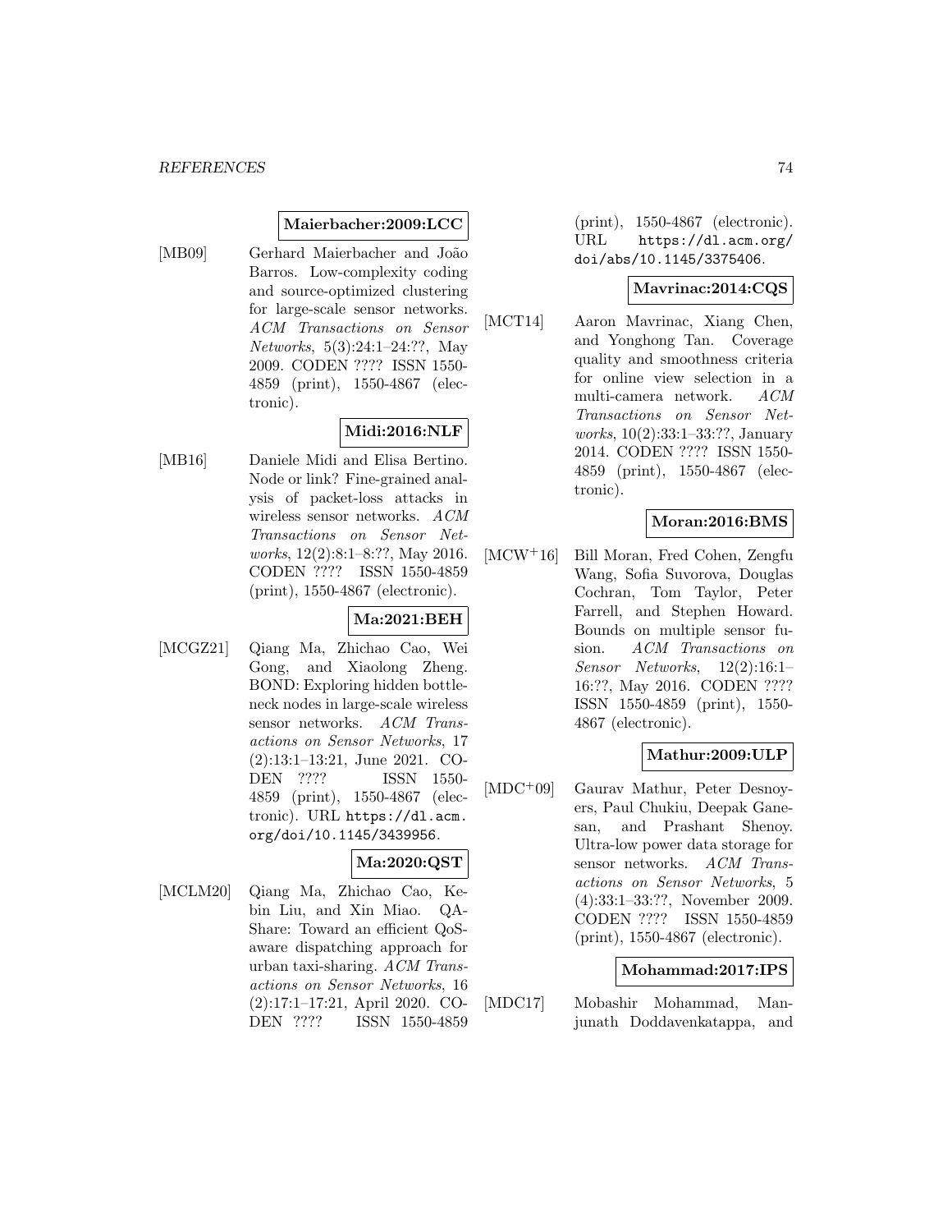**Maierbacher:2009:LCC**

[MB09] Gerhard Maierbacher and João Barros. Low-complexity coding and source-optimized clustering for large-scale sensor networks. *ACM Transactions on Sensor Networks*, 5(3):24:1–24:??, May 2009. CODEN ???? ISSN 1550-4859 (print), 1550-4867 (electronic).

**Midi:2016:NLF**

[MB16] Daniele Midi and Elisa Bertino. Node or link? Fine-grained analysis of packet-loss attacks in wireless sensor networks. *ACM Transactions on Sensor Networks*, 12(2):8:1–8:??, May 2016. CODEN ???? ISSN 1550-4859 (print), 1550-4867 (electronic).

**Ma:2021:BEH**

[MCGZ21] Qiang Ma, Zhichao Cao, Wei Gong, and Xiaolong Zheng. BOND: Exploring hidden bottleneck nodes in large-scale wireless sensor networks. *ACM Transactions on Sensor Networks*, 17 (2):13:1–13:21, June 2021. CODEN ???? ISSN 1550-4859 (print), 1550-4867 (electronic). URL `https://dl.acm.org/doi/10.1145/3439956`.

**Ma:2020:QST**

[MCLM20] Qiang Ma, Zhichao Cao, Kebin Liu, and Xin Miao. QA-Share: Toward an efficient QoS-aware dispatching approach for urban taxi-sharing. *ACM Transactions on Sensor Networks*, 16 (2):17:1–17:21, April 2020. CODEN ???? ISSN 1550-4859 (print), 1550-4867 (electronic). URL `https://dl.acm.org/doi/abs/10.1145/3375406`.

**Mavrinac:2014:CQS**

[MCT14] Aaron Mavrinac, Xiang Chen, and Yonghong Tan. Coverage quality and smoothness criteria for online view selection in a multi-camera network. *ACM Transactions on Sensor Networks*, 10(2):33:1–33:??, January 2014. CODEN ???? ISSN 1550-4859 (print), 1550-4867 (electronic).

**Moran:2016:BMS**

[MCW+16] Bill Moran, Fred Cohen, Zengfu Wang, Sofia Suvorova, Douglas Cochran, Tom Taylor, Peter Farrell, and Stephen Howard. Bounds on multiple sensor fusion. *ACM Transactions on Sensor Networks*, 12(2):16:1–16:??, May 2016. CODEN ???? ISSN 1550-4859 (print), 1550-4867 (electronic).

**Mathur:2009:ULP**

[MDC+09] Gaurav Mathur, Peter Desnoyers, Paul Chukiu, Deepak Ganesan, and Prashant Shenoy. Ultra-low power data storage for sensor networks. *ACM Transactions on Sensor Networks*, 5 (4):33:1–33:??, November 2009. CODEN ???? ISSN 1550-4859 (print), 1550-4867 (electronic).

**Mohammad:2017:IPS**

[MDC17] Mobashir Mohammad, Manjunath Doddavenkatappa, and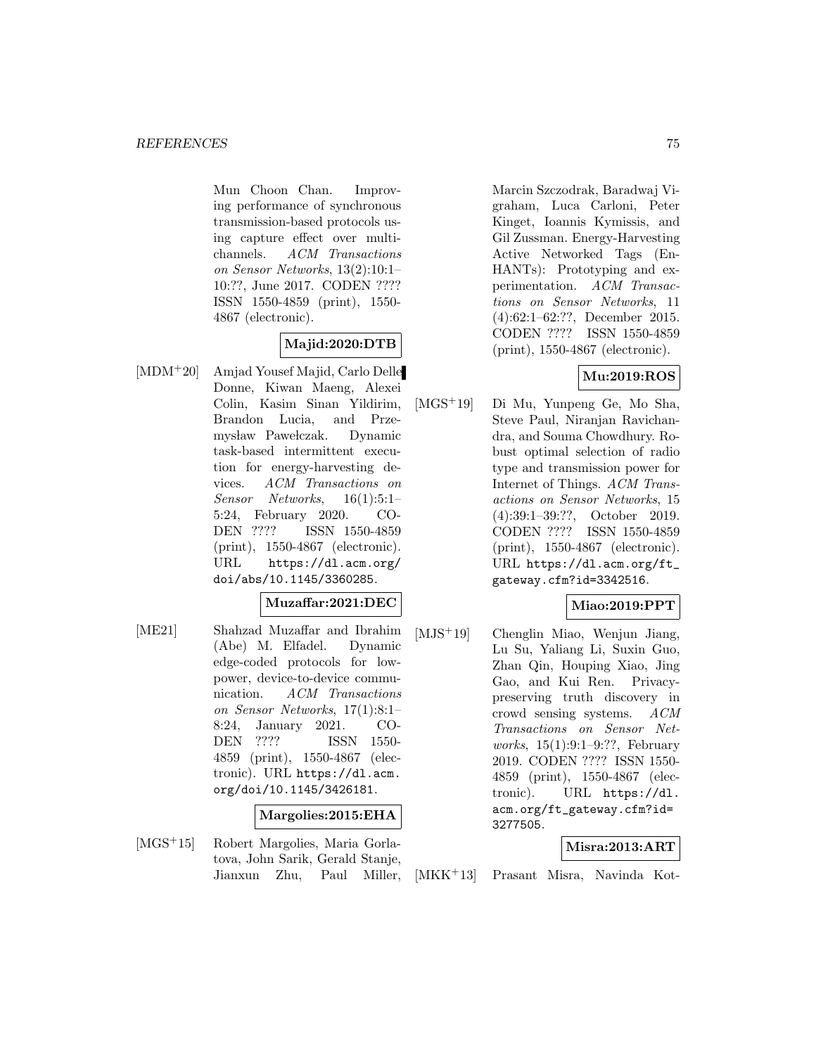Mun Choon Chan. Improving performance of synchronous transmission-based protocols using capture effect over multichannels. *ACM Transactions on Sensor Networks*, 13(2):10:1–10:??, June 2017. CODEN ???? ISSN 1550-4859 (print), 1550-4867 (electronic).

**Majid:2020:DTB**

[MDM+20] Amjad Yousef Majid, Carlo Delle Donne, Kiwan Maeng, Alexei Colin, Kasim Sinan Yildirim, Brandon Lucia, and Przemysław Pawełczak. Dynamic task-based intermittent execution for energy-harvesting devices. *ACM Transactions on Sensor Networks*, 16(1):5:1–5:24, February 2020. CODEN ???? ISSN 1550-4859 (print), 1550-4867 (electronic). URL https://dl.acm.org/doi/abs/10.1145/3360285.

**Muzaffar:2021:DEC**

[ME21] Shahzad Muzaffar and Ibrahim (Abe) M. Elfadel. Dynamic edge-coded protocols for low-power, device-to-device communication. *ACM Transactions on Sensor Networks*, 17(1):8:1–8:24, January 2021. CODEN ???? ISSN 1550-4859 (print), 1550-4867 (electronic). URL https://dl.acm.org/doi/10.1145/3426181.

**Margolies:2015:EHA**

[MGS+15] Robert Margolies, Maria Gorlatova, John Sarik, Gerald Stanje, Jianxun Zhu, Paul Miller, Marcin Szczodrak, Baradwaj Vigraham, Luca Carloni, Peter Kinget, Ioannis Kymissis, and Gil Zussman. Energy-Harvesting Active Networked Tags (EnHANTs): Prototyping and experimentation. *ACM Transactions on Sensor Networks*, 11 (4):62:1–62:??, December 2015. CODEN ???? ISSN 1550-4859 (print), 1550-4867 (electronic).

**Mu:2019:ROS**

[MGS+19] Di Mu, Yunpeng Ge, Mo Sha, Steve Paul, Niranjan Ravichandra, and Souma Chowdhury. Robust optimal selection of radio type and transmission power for Internet of Things. *ACM Transactions on Sensor Networks*, 15 (4):39:1–39:??, October 2019. CODEN ???? ISSN 1550-4859 (print), 1550-4867 (electronic). URL https://dl.acm.org/ft_gateway.cfm?id=3342516.

**Miao:2019:PPT**

[MJS+19] Chenglin Miao, Wenjun Jiang, Lu Su, Yaliang Li, Suxin Guo, Zhan Qin, Houping Xiao, Jing Gao, and Kui Ren. Privacy-preserving truth discovery in crowd sensing systems. *ACM Transactions on Sensor Networks*, 15(1):9:1–9:??, February 2019. CODEN ???? ISSN 1550-4859 (print), 1550-4867 (electronic). URL https://dl.acm.org/ft_gateway.cfm?id=3277505.

**Misra:2013:ART**

[MKK+13] Prasant Misra, Navinda Kot-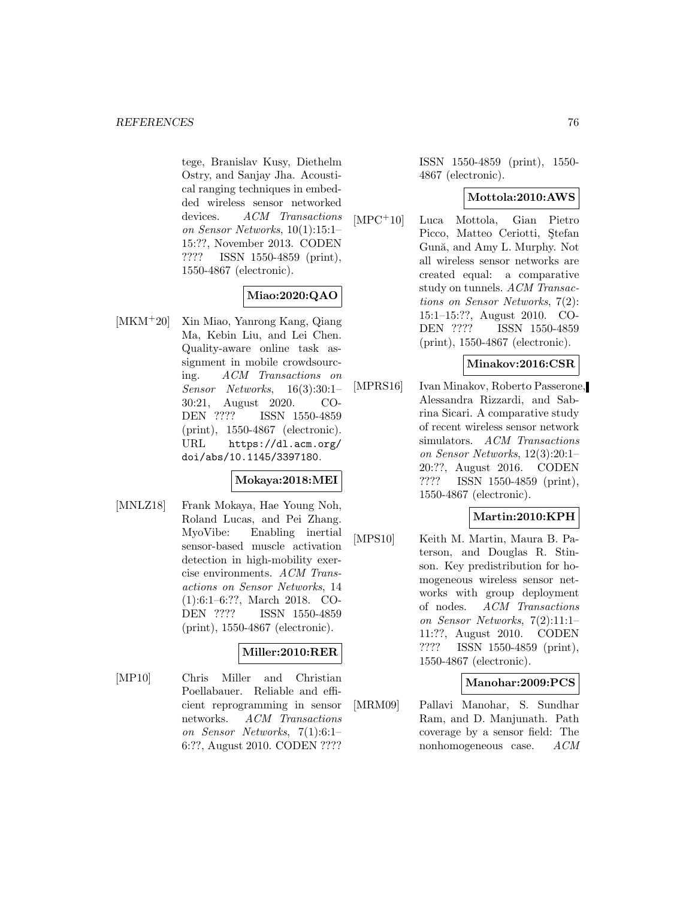tege, Branislav Kusy, Diethelm Ostry, and Sanjay Jha. Acoustical ranging techniques in embedded wireless sensor networked devices. *ACM Transactions on Sensor Networks*, 10(1):15:1–15:??, November 2013. CODEN ???? ISSN 1550-4859 (print), 1550-4867 (electronic).

**Miao:2020:QAO**

[MKM+20] Xin Miao, Yanrong Kang, Qiang Ma, Kebin Liu, and Lei Chen. Quality-aware online task assignment in mobile crowdsourcing. *ACM Transactions on Sensor Networks*, 16(3):30:1–30:21, August 2020. CODEN ???? ISSN 1550-4859 (print), 1550-4867 (electronic). URL https://dl.acm.org/doi/abs/10.1145/3397180.

**Mokaya:2018:MEI**

[MNLZ18] Frank Mokaya, Hae Young Noh, Roland Lucas, and Pei Zhang. MyoVibe: Enabling inertial sensor-based muscle activation detection in high-mobility exercise environments. *ACM Transactions on Sensor Networks*, 14 (1):6:1–6:??, March 2018. CODEN ???? ISSN 1550-4859 (print), 1550-4867 (electronic).

**Miller:2010:RER**

[MP10] Chris Miller and Christian Poellabauer. Reliable and efficient reprogramming in sensor networks. *ACM Transactions on Sensor Networks*, 7(1):6:1–6:??, August 2010. CODEN ???? ISSN 1550-4859 (print), 1550-4867 (electronic).

**Mottola:2010:AWS**

[MPC+10] Luca Mottola, Gian Pietro Picco, Matteo Ceriotti, Ştefan Gună, and Amy L. Murphy. Not all wireless sensor networks are created equal: a comparative study on tunnels. *ACM Transactions on Sensor Networks*, 7(2):15:1–15:??, August 2010. CODEN ???? ISSN 1550-4859 (print), 1550-4867 (electronic).

**Minakov:2016:CSR**

[MPRS16] Ivan Minakov, Roberto Passerone, Alessandra Rizzardi, and Sabrina Sicari. A comparative study of recent wireless sensor network simulators. *ACM Transactions on Sensor Networks*, 12(3):20:1–20:??, August 2016. CODEN ???? ISSN 1550-4859 (print), 1550-4867 (electronic).

**Martin:2010:KPH**

[MPS10] Keith M. Martin, Maura B. Paterson, and Douglas R. Stinson. Key predistribution for homogeneous wireless sensor networks with group deployment of nodes. *ACM Transactions on Sensor Networks*, 7(2):11:1–11:??, August 2010. CODEN ???? ISSN 1550-4859 (print), 1550-4867 (electronic).

**Manohar:2009:PCS**

[MRM09] Pallavi Manohar, S. Sundhar Ram, and D. Manjunath. Path coverage by a sensor field: The nonhomogeneous case. *ACM*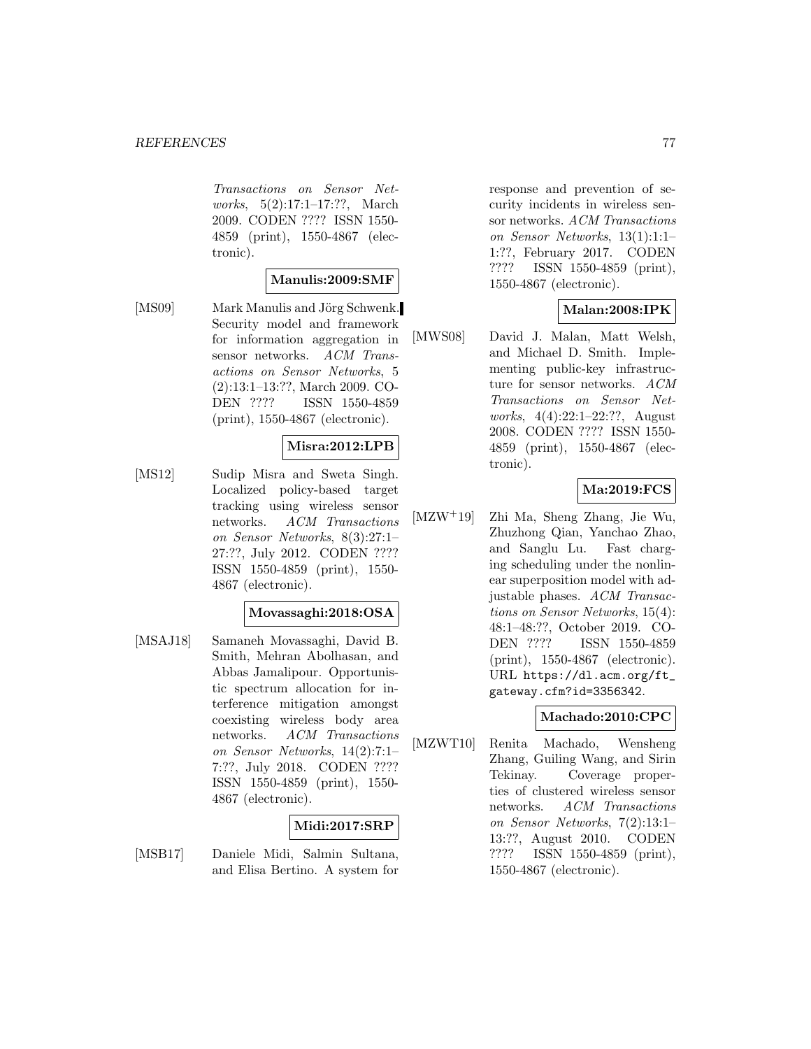Transactions on Sensor Networks, 5(2):17:1–17:??, March 2009. CODEN ???? ISSN 1550-4859 (print), 1550-4867 (electronic).

**Manulis:2009:SMF**

[MS09] Mark Manulis and Jörg Schwenk. Security model and framework for information aggregation in sensor networks. *ACM Transactions on Sensor Networks*, 5 (2):13:1–13:??, March 2009. CODEN ???? ISSN 1550-4859 (print), 1550-4867 (electronic).

**Misra:2012:LPB**

[MS12] Sudip Misra and Sweta Singh. Localized policy-based target tracking using wireless sensor networks. *ACM Transactions on Sensor Networks*, 8(3):27:1–27:??, July 2012. CODEN ???? ISSN 1550-4859 (print), 1550-4867 (electronic).

**Movassaghi:2018:OSA**

[MSAJ18] Samaneh Movassaghi, David B. Smith, Mehran Abolhasan, and Abbas Jamalipour. Opportunistic spectrum allocation for interference mitigation amongst coexisting wireless body area networks. *ACM Transactions on Sensor Networks*, 14(2):7:1–7:??, July 2018. CODEN ???? ISSN 1550-4859 (print), 1550-4867 (electronic).

**Midi:2017:SRP**

[MSB17] Daniele Midi, Salmin Sultana, and Elisa Bertino. A system for response and prevention of security incidents in wireless sensor networks. *ACM Transactions on Sensor Networks*, 13(1):1:1–1:??, February 2017. CODEN ???? ISSN 1550-4859 (print), 1550-4867 (electronic).

**Malan:2008:IPK**

[MWS08] David J. Malan, Matt Welsh, and Michael D. Smith. Implementing public-key infrastructure for sensor networks. *ACM Transactions on Sensor Networks*, 4(4):22:1–22:??, August 2008. CODEN ???? ISSN 1550-4859 (print), 1550-4867 (electronic).

**Ma:2019:FCS**

[MZW+19] Zhi Ma, Sheng Zhang, Jie Wu, Zhuzhong Qian, Yanchao Zhao, and Sanglu Lu. Fast charging scheduling under the nonlinear superposition model with adjustable phases. *ACM Transactions on Sensor Networks*, 15(4):48:1–48:??, October 2019. CODEN ???? ISSN 1550-4859 (print), 1550-4867 (electronic). URL https://dl.acm.org/ft_gateway.cfm?id=3356342.

**Machado:2010:CPC**

[MZWT10] Renita Machado, Wensheng Zhang, Guiling Wang, and Sirin Tekinay. Coverage properties of clustered wireless sensor networks. *ACM Transactions on Sensor Networks*, 7(2):13:1–13:??, August 2010. CODEN ???? ISSN 1550-4859 (print), 1550-4867 (electronic).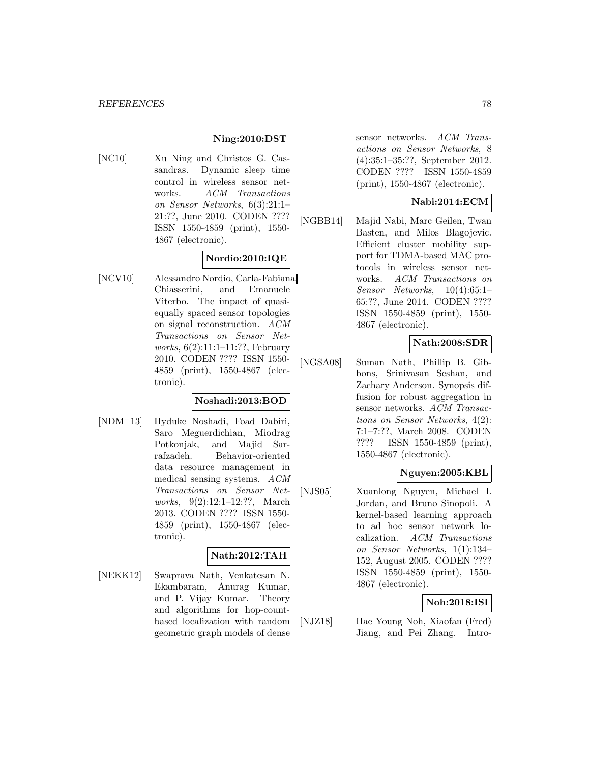**Ning:2010:DST**

[NC10] Xu Ning and Christos G. Cassandras. Dynamic sleep time control in wireless sensor networks. *ACM Transactions on Sensor Networks*, 6(3):21:1–21:??, June 2010. CODEN ???? ISSN 1550-4859 (print), 1550-4867 (electronic).

**Nordio:2010:IQE**

[NCV10] Alessandro Nordio, Carla-Fabiana Chiasserini, and Emanuele Viterbo. The impact of quasi-equally spaced sensor topologies on signal reconstruction. *ACM Transactions on Sensor Networks*, 6(2):11:1–11:??, February 2010. CODEN ???? ISSN 1550-4859 (print), 1550-4867 (electronic).

**Noshadi:2013:BOD**

[NDM+13] Hyduke Noshadi, Foad Dabiri, Saro Meguerdichian, Miodrag Potkonjak, and Majid Sarrafzadeh. Behavior-oriented data resource management in medical sensing systems. *ACM Transactions on Sensor Networks*, 9(2):12:1–12:??, March 2013. CODEN ???? ISSN 1550-4859 (print), 1550-4867 (electronic).

**Nath:2012:TAH**

[NEKK12] Swaprava Nath, Venkatesan N. Ekambaram, Anurag Kumar, and P. Vijay Kumar. Theory and algorithms for hop-count-based localization with random geometric graph models of dense sensor networks. *ACM Transactions on Sensor Networks*, 8 (4):35:1–35:??, September 2012. CODEN ???? ISSN 1550-4859 (print), 1550-4867 (electronic).

**Nabi:2014:ECM**

[NGBB14] Majid Nabi, Marc Geilen, Twan Basten, and Milos Blagojevic. Efficient cluster mobility support for TDMA-based MAC protocols in wireless sensor networks. *ACM Transactions on Sensor Networks*, 10(4):65:1–65:??, June 2014. CODEN ???? ISSN 1550-4859 (print), 1550-4867 (electronic).

**Nath:2008:SDR**

[NGSA08] Suman Nath, Phillip B. Gibbons, Srinivasan Seshan, and Zachary Anderson. Synopsis diffusion for robust aggregation in sensor networks. *ACM Transactions on Sensor Networks*, 4(2): 7:1–7:??, March 2008. CODEN ???? ISSN 1550-4859 (print), 1550-4867 (electronic).

**Nguyen:2005:KBL**

[NJS05] Xuanlong Nguyen, Michael I. Jordan, and Bruno Sinopoli. A kernel-based learning approach to ad hoc sensor network localization. *ACM Transactions on Sensor Networks*, 1(1):134–152, August 2005. CODEN ???? ISSN 1550-4859 (print), 1550-4867 (electronic).

**Noh:2018:ISI**

[NJZ18] Hae Young Noh, Xiaofan (Fred) Jiang, and Pei Zhang. Intro-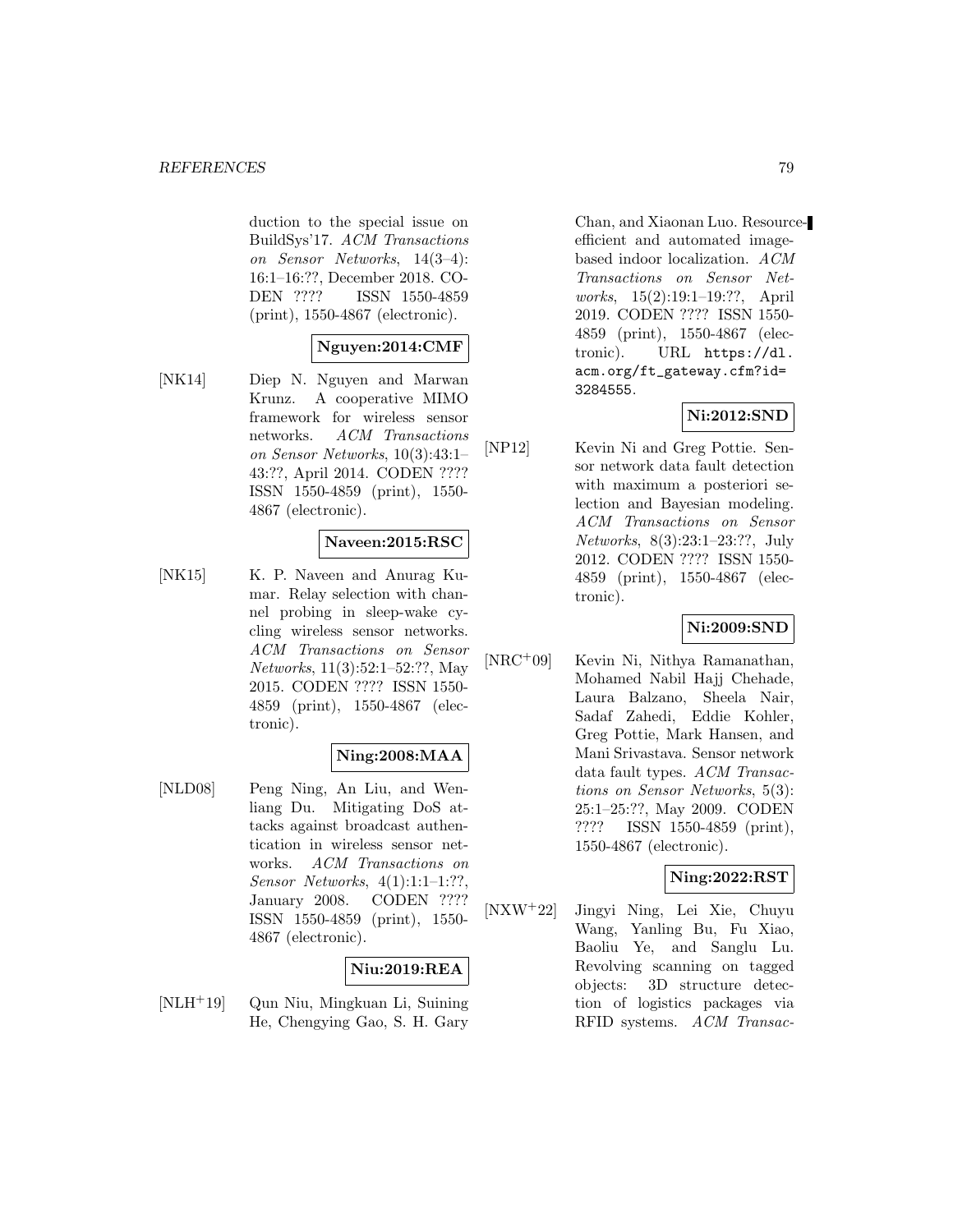duction to the special issue on BuildSys'17. *ACM Transactions on Sensor Networks*, 14(3–4): 16:1–16:??, December 2018. CODEN ???? ISSN 1550-4859 (print), 1550-4867 (electronic).

**Nguyen:2014:CMF**

[NK14] Diep N. Nguyen and Marwan Krunz. A cooperative MIMO framework for wireless sensor networks. *ACM Transactions on Sensor Networks*, 10(3):43:1–43:??, April 2014. CODEN ???? ISSN 1550-4859 (print), 1550-4867 (electronic).

**Naveen:2015:RSC**

[NK15] K. P. Naveen and Anurag Kumar. Relay selection with channel probing in sleep-wake cycling wireless sensor networks. *ACM Transactions on Sensor Networks*, 11(3):52:1–52:??, May 2015. CODEN ???? ISSN 1550-4859 (print), 1550-4867 (electronic).

**Ning:2008:MAA**

[NLD08] Peng Ning, An Liu, and Wenliang Du. Mitigating DoS attacks against broadcast authentication in wireless sensor networks. *ACM Transactions on Sensor Networks*, 4(1):1:1–1:??, January 2008. CODEN ???? ISSN 1550-4859 (print), 1550-4867 (electronic).

**Niu:2019:REA**

[NLH+19] Qun Niu, Mingkuan Li, Suining He, Chengying Gao, S. H. Gary Chan, and Xiaonan Luo. Resource-efficient and automated image-based indoor localization. *ACM Transactions on Sensor Networks*, 15(2):19:1–19:??, April 2019. CODEN ???? ISSN 1550-4859 (print), 1550-4867 (electronic). URL https://dl.acm.org/ft_gateway.cfm?id=3284555.

**Ni:2012:SND**

[NP12] Kevin Ni and Greg Pottie. Sensor network data fault detection with maximum a posteriori selection and Bayesian modeling. *ACM Transactions on Sensor Networks*, 8(3):23:1–23:??, July 2012. CODEN ???? ISSN 1550-4859 (print), 1550-4867 (electronic).

**Ni:2009:SND**

[NRC+09] Kevin Ni, Nithya Ramanathan, Mohamed Nabil Hajj Chehade, Laura Balzano, Sheela Nair, Sadaf Zahedi, Eddie Kohler, Greg Pottie, Mark Hansen, and Mani Srivastava. Sensor network data fault types. *ACM Transactions on Sensor Networks*, 5(3): 25:1–25:??, May 2009. CODEN ???? ISSN 1550-4859 (print), 1550-4867 (electronic).

**Ning:2022:RST**

[NXW+22] Jingyi Ning, Lei Xie, Chuyu Wang, Yanling Bu, Fu Xiao, Baoliu Ye, and Sanglu Lu. Revolving scanning on tagged objects: 3D structure detection of logistics packages via RFID systems. *ACM Transac-*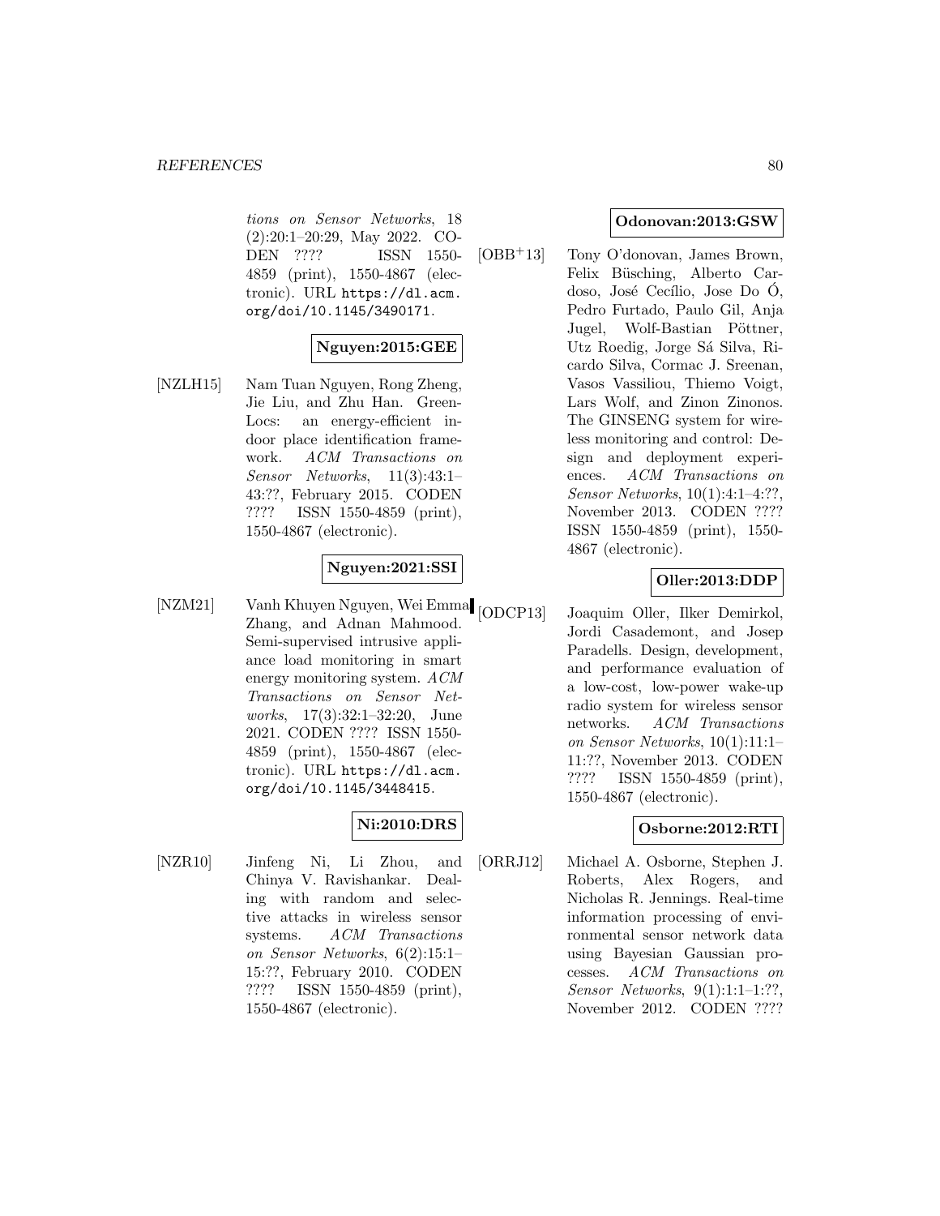*tions on Sensor Networks*, 18 (2):20:1–20:29, May 2022. CODEN ???? ISSN 1550-4859 (print), 1550-4867 (electronic). URL https://dl.acm.org/doi/10.1145/3490171.

**Nguyen:2015:GEE**

[NZLH15] Nam Tuan Nguyen, Rong Zheng, Jie Liu, and Zhu Han. GreenLocs: an energy-efficient indoor place identification framework. *ACM Transactions on Sensor Networks*, 11(3):43:1–43:??, February 2015. CODEN ???? ISSN 1550-4859 (print), 1550-4867 (electronic).

**Nguyen:2021:SSI**

[NZM21] Vanh Khuyen Nguyen, Wei Emma Zhang, and Adnan Mahmood. Semi-supervised intrusive appliance load monitoring in smart energy monitoring system. *ACM Transactions on Sensor Networks*, 17(3):32:1–32:20, June 2021. CODEN ???? ISSN 1550-4859 (print), 1550-4867 (electronic). URL https://dl.acm.org/doi/10.1145/3448415.

**Ni:2010:DRS**

[NZR10] Jinfeng Ni, Li Zhou, and Chinya V. Ravishankar. Dealing with random and selective attacks in wireless sensor systems. *ACM Transactions on Sensor Networks*, 6(2):15:1–15:??, February 2010. CODEN ???? ISSN 1550-4859 (print), 1550-4867 (electronic).

**Odonovan:2013:GSW**

[OBB+13] Tony O'donovan, James Brown, Felix Büsching, Alberto Cardoso, José Cecílio, Jose Do Ó, Pedro Furtado, Paulo Gil, Anja Jugel, Wolf-Bastian Pöttner, Utz Roedig, Jorge Sá Silva, Ricardo Silva, Cormac J. Sreenan, Vasos Vassiliou, Thiemo Voigt, Lars Wolf, and Zinon Zinonos. The GINSENG system for wireless monitoring and control: Design and deployment experiences. *ACM Transactions on Sensor Networks*, 10(1):4:1–4:??, November 2013. CODEN ???? ISSN 1550-4859 (print), 1550-4867 (electronic).

**Oller:2013:DDP**

[ODCP13] Joaquim Oller, Ilker Demirkol, Jordi Casademont, and Josep Paradells. Design, development, and performance evaluation of a low-cost, low-power wake-up radio system for wireless sensor networks. *ACM Transactions on Sensor Networks*, 10(1):11:1–11:??, November 2013. CODEN ???? ISSN 1550-4859 (print), 1550-4867 (electronic).

**Osborne:2012:RTI**

[ORRJ12] Michael A. Osborne, Stephen J. Roberts, Alex Rogers, and Nicholas R. Jennings. Real-time information processing of environmental sensor network data using Bayesian Gaussian processes. *ACM Transactions on Sensor Networks*, 9(1):1:1–1:??, November 2012. CODEN ????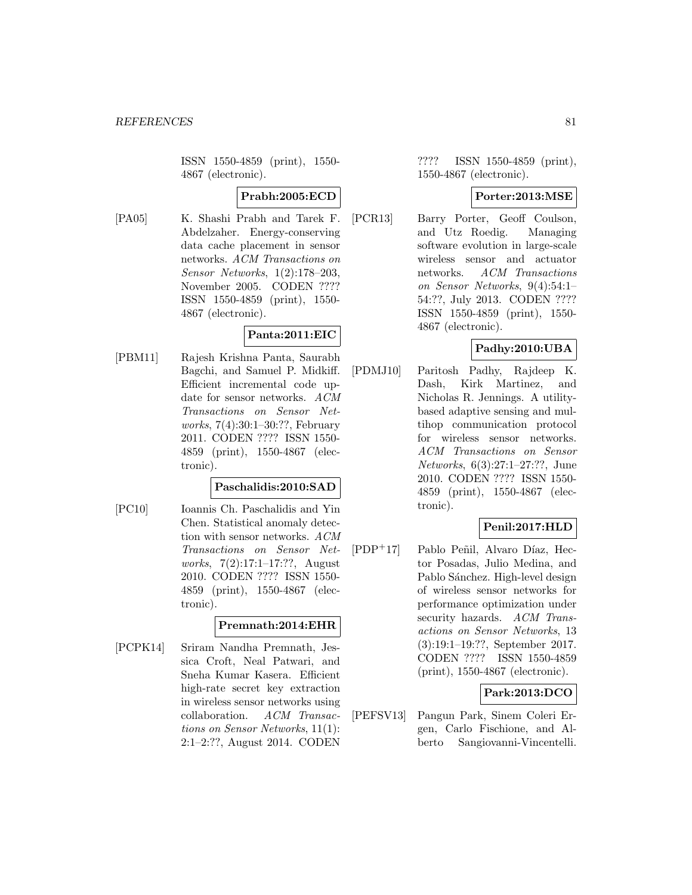ISSN 1550-4859 (print), 1550-4867 (electronic).

**Prabh:2005:ECD**

[PA05] K. Shashi Prabh and Tarek F. Abdelzaher. Energy-conserving data cache placement in sensor networks. *ACM Transactions on Sensor Networks*, 1(2):178–203, November 2005. CODEN ???? ISSN 1550-4859 (print), 1550-4867 (electronic).

**Panta:2011:EIC**

[PBM11] Rajesh Krishna Panta, Saurabh Bagchi, and Samuel P. Midkiff. Efficient incremental code update for sensor networks. *ACM Transactions on Sensor Networks*, 7(4):30:1–30:??, February 2011. CODEN ???? ISSN 1550-4859 (print), 1550-4867 (electronic).

**Paschalidis:2010:SAD**

[PC10] Ioannis Ch. Paschalidis and Yin Chen. Statistical anomaly detection with sensor networks. *ACM Transactions on Sensor Networks*, 7(2):17:1–17:??, August 2010. CODEN ???? ISSN 1550-4859 (print), 1550-4867 (electronic).

**Premnath:2014:EHR**

[PCPK14] Sriram Nandha Premnath, Jessica Croft, Neal Patwari, and Sneha Kumar Kasera. Efficient high-rate secret key extraction in wireless sensor networks using collaboration. *ACM Transactions on Sensor Networks*, 11(1): 2:1–2:??, August 2014. CODEN ???? ISSN 1550-4859 (print), 1550-4867 (electronic).

**Porter:2013:MSE**

[PCR13] Barry Porter, Geoff Coulson, and Utz Roedig. Managing software evolution in large-scale wireless sensor and actuator networks. *ACM Transactions on Sensor Networks*, 9(4):54:1–54:??, July 2013. CODEN ???? ISSN 1550-4859 (print), 1550-4867 (electronic).

**Padhy:2010:UBA**

[PDMJ10] Paritosh Padhy, Rajdeep K. Dash, Kirk Martinez, and Nicholas R. Jennings. A utility-based adaptive sensing and multihop communication protocol for wireless sensor networks. *ACM Transactions on Sensor Networks*, 6(3):27:1–27:??, June 2010. CODEN ???? ISSN 1550-4859 (print), 1550-4867 (electronic).

**Penil:2017:HLD**

[PDP+17] Pablo Peñil, Alvaro Díaz, Hector Posadas, Julio Medina, and Pablo Sánchez. High-level design of wireless sensor networks for performance optimization under security hazards. *ACM Transactions on Sensor Networks*, 13 (3):19:1–19:??, September 2017. CODEN ???? ISSN 1550-4859 (print), 1550-4867 (electronic).

**Park:2013:DCO**

[PEFSV13] Pangun Park, Sinem Coleri Ergen, Carlo Fischione, and Alberto Sangiovanni-Vincentelli.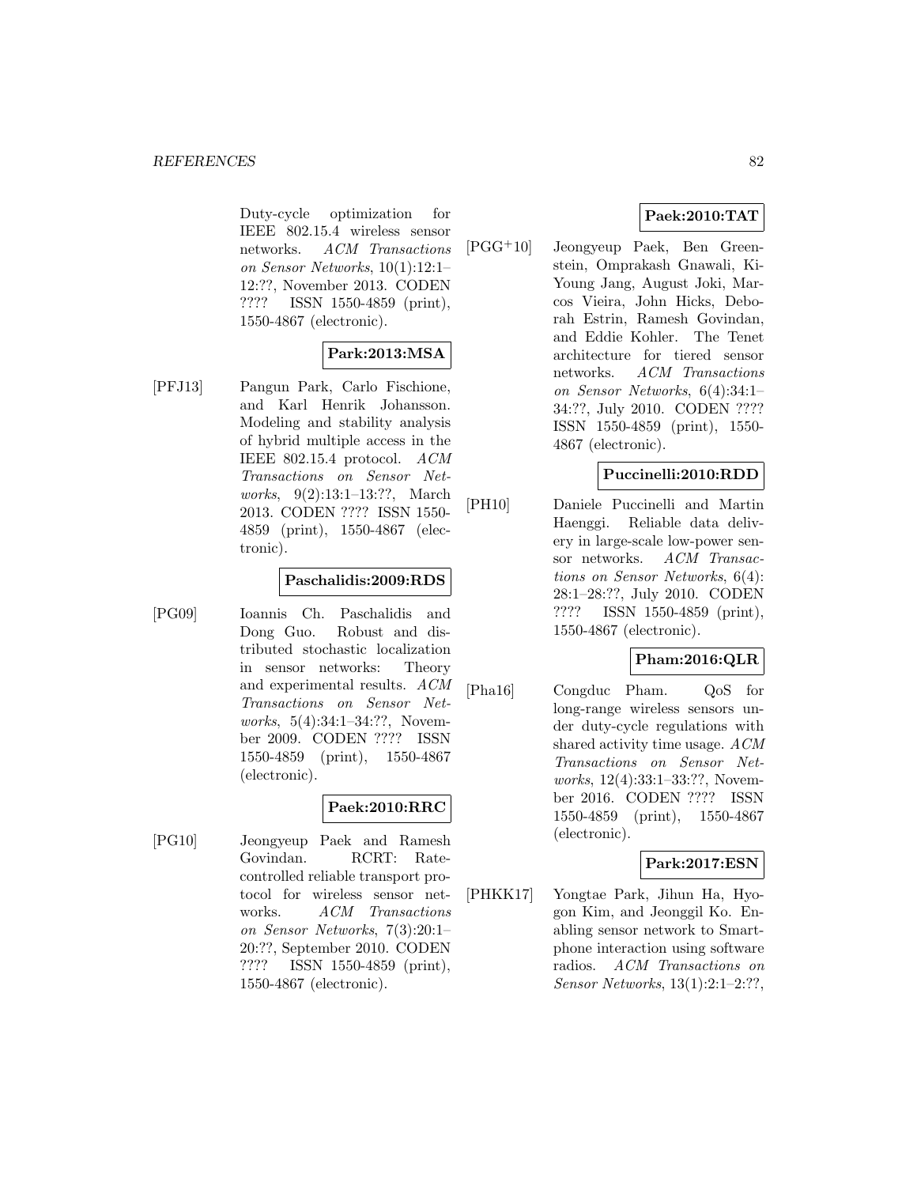Duty-cycle optimization for IEEE 802.15.4 wireless sensor networks. *ACM Transactions on Sensor Networks*, 10(1):12:1–12:??, November 2013. CODEN ???? ISSN 1550-4859 (print), 1550-4867 (electronic).

**Park:2013:MSA**

[PFJ13] Pangun Park, Carlo Fischione, and Karl Henrik Johansson. Modeling and stability analysis of hybrid multiple access in the IEEE 802.15.4 protocol. *ACM Transactions on Sensor Networks*, 9(2):13:1–13:??, March 2013. CODEN ???? ISSN 1550-4859 (print), 1550-4867 (electronic).

**Paschalidis:2009:RDS**

[PG09] Ioannis Ch. Paschalidis and Dong Guo. Robust and distributed stochastic localization in sensor networks: Theory and experimental results. *ACM Transactions on Sensor Networks*, 5(4):34:1–34:??, November 2009. CODEN ???? ISSN 1550-4859 (print), 1550-4867 (electronic).

**Paek:2010:RRC**

[PG10] Jeongyeup Paek and Ramesh Govindan. RCRT: Rate-controlled reliable transport protocol for wireless sensor networks. *ACM Transactions on Sensor Networks*, 7(3):20:1–20:??, September 2010. CODEN ???? ISSN 1550-4859 (print), 1550-4867 (electronic).

**Paek:2010:TAT**

[PGG+10] Jeongyeup Paek, Ben Greenstein, Omprakash Gnawali, Ki-Young Jang, August Joki, Marcos Vieira, John Hicks, Deborah Estrin, Ramesh Govindan, and Eddie Kohler. The Tenet architecture for tiered sensor networks. *ACM Transactions on Sensor Networks*, 6(4):34:1–34:??, July 2010. CODEN ???? ISSN 1550-4859 (print), 1550-4867 (electronic).

**Puccinelli:2010:RDD**

[PH10] Daniele Puccinelli and Martin Haenggi. Reliable data delivery in large-scale low-power sensor networks. *ACM Transactions on Sensor Networks*, 6(4):28:1–28:??, July 2010. CODEN ???? ISSN 1550-4859 (print), 1550-4867 (electronic).

**Pham:2016:QLR**

[Pha16] Congduc Pham. QoS for long-range wireless sensors under duty-cycle regulations with shared activity time usage. *ACM Transactions on Sensor Networks*, 12(4):33:1–33:??, November 2016. CODEN ???? ISSN 1550-4859 (print), 1550-4867 (electronic).

**Park:2017:ESN**

[PHKK17] Yongtae Park, Jihun Ha, Hyogon Kim, and Jeonggil Ko. Enabling sensor network to Smartphone interaction using software radios. *ACM Transactions on Sensor Networks*, 13(1):2:1–2:??,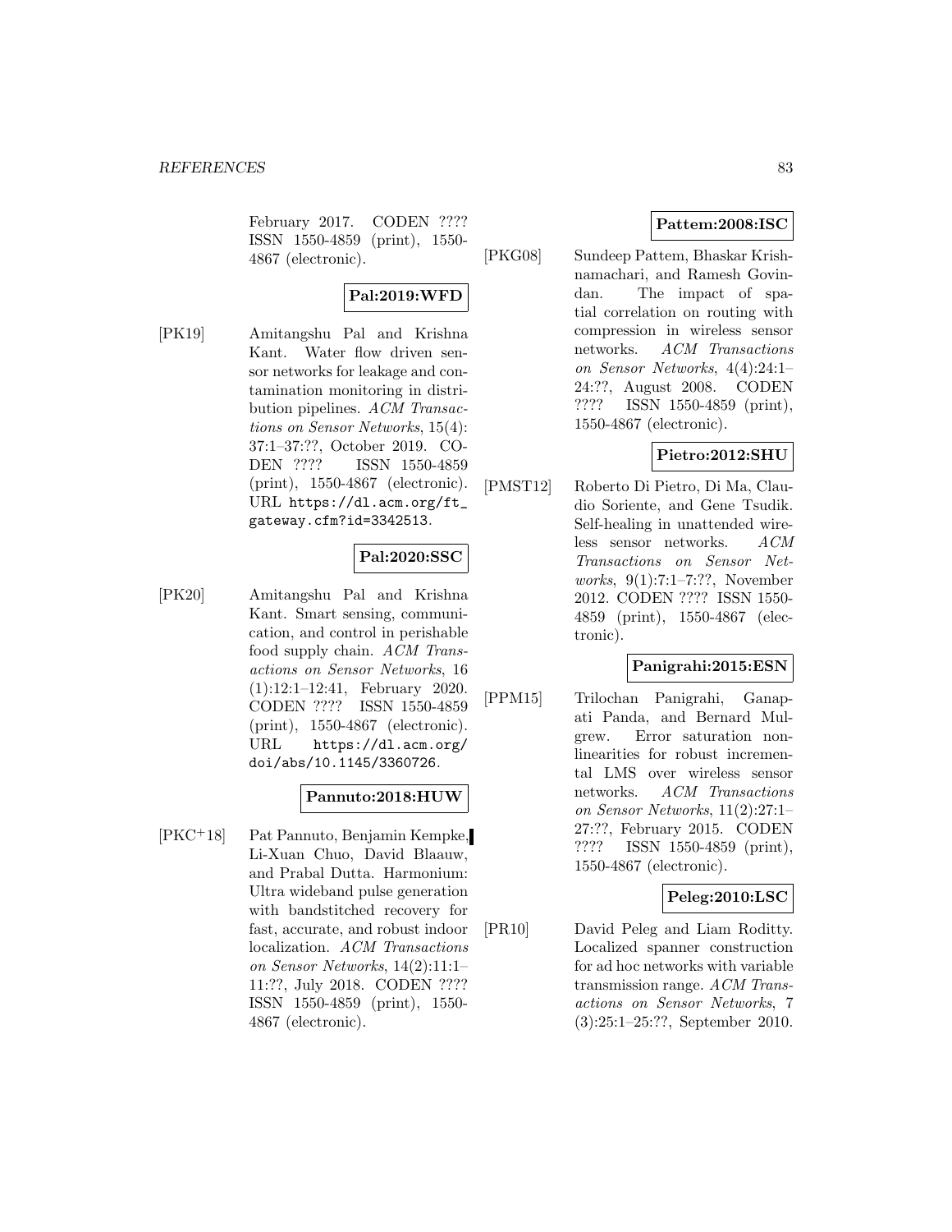February 2017. CODEN ???? ISSN 1550-4859 (print), 1550-4867 (electronic).

**Pal:2019:WFD**

[PK19] Amitangshu Pal and Krishna Kant. Water flow driven sensor networks for leakage and contamination monitoring in distribution pipelines. *ACM Transactions on Sensor Networks*, 15(4): 37:1–37:??, October 2019. CODEN ???? ISSN 1550-4859 (print), 1550-4867 (electronic). URL https://dl.acm.org/ft_gateway.cfm?id=3342513.

**Pal:2020:SSC**

[PK20] Amitangshu Pal and Krishna Kant. Smart sensing, communication, and control in perishable food supply chain. *ACM Transactions on Sensor Networks*, 16 (1):12:1–12:41, February 2020. CODEN ???? ISSN 1550-4859 (print), 1550-4867 (electronic). URL https://dl.acm.org/doi/abs/10.1145/3360726.

**Pannuto:2018:HUW**

[PKC+18] Pat Pannuto, Benjamin Kempke, Li-Xuan Chuo, David Blaauw, and Prabal Dutta. Harmonium: Ultra wideband pulse generation with bandstitched recovery for fast, accurate, and robust indoor localization. *ACM Transactions on Sensor Networks*, 14(2):11:1–11:??, July 2018. CODEN ???? ISSN 1550-4859 (print), 1550-4867 (electronic).

**Pattem:2008:ISC**

[PKG08] Sundeep Pattem, Bhaskar Krishnamachari, and Ramesh Govindan. The impact of spatial correlation on routing with compression in wireless sensor networks. *ACM Transactions on Sensor Networks*, 4(4):24:1–24:??, August 2008. CODEN ???? ISSN 1550-4859 (print), 1550-4867 (electronic).

**Pietro:2012:SHU**

[PMST12] Roberto Di Pietro, Di Ma, Claudio Soriente, and Gene Tsudik. Self-healing in unattended wireless sensor networks. *ACM Transactions on Sensor Networks*, 9(1):7:1–7:??, November 2012. CODEN ???? ISSN 1550-4859 (print), 1550-4867 (electronic).

**Panigrahi:2015:ESN**

[PPM15] Trilochan Panigrahi, Ganapati Panda, and Bernard Mulgrew. Error saturation nonlinearities for robust incremental LMS over wireless sensor networks. *ACM Transactions on Sensor Networks*, 11(2):27:1–27:??, February 2015. CODEN ???? ISSN 1550-4859 (print), 1550-4867 (electronic).

**Peleg:2010:LSC**

[PR10] David Peleg and Liam Roditty. Localized spanner construction for ad hoc networks with variable transmission range. *ACM Transactions on Sensor Networks*, 7 (3):25:1–25:??, September 2010.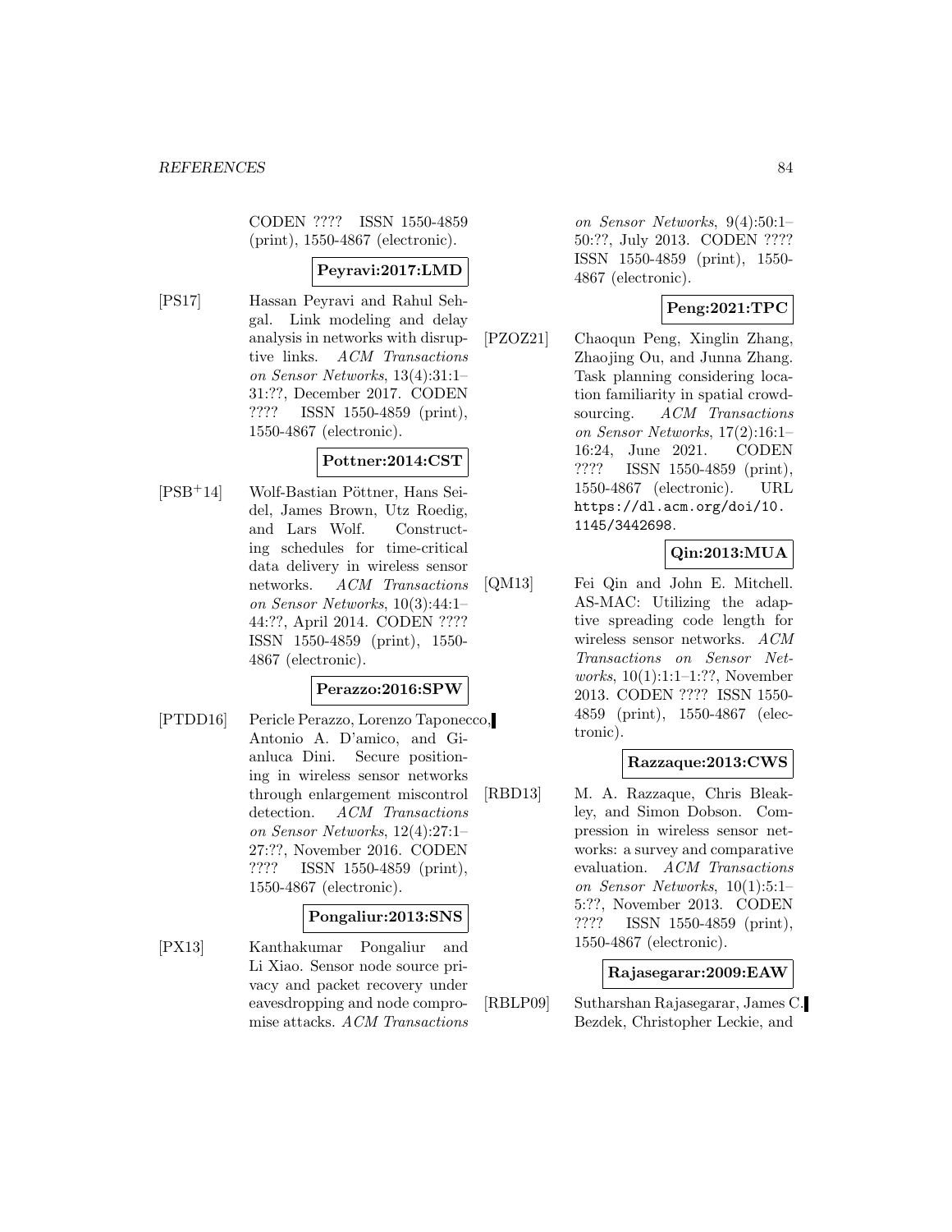CODEN ???? ISSN 1550-4859 (print), 1550-4867 (electronic).

**Peyravi:2017:LMD**

[PS17] Hassan Peyravi and Rahul Sehgal. Link modeling and delay analysis in networks with disruptive links. *ACM Transactions on Sensor Networks*, 13(4):31:1–31:??, December 2017. CODEN ???? ISSN 1550-4859 (print), 1550-4867 (electronic).

**Pottner:2014:CST**

[PSB+14] Wolf-Bastian Pöttner, Hans Seidel, James Brown, Utz Roedig, and Lars Wolf. Constructing schedules for time-critical data delivery in wireless sensor networks. *ACM Transactions on Sensor Networks*, 10(3):44:1–44:??, April 2014. CODEN ???? ISSN 1550-4859 (print), 1550-4867 (electronic).

**Perazzo:2016:SPW**

[PTDD16] Pericle Perazzo, Lorenzo Taponecco, Antonio A. D'amico, and Gianluca Dini. Secure positioning in wireless sensor networks through enlargement miscontrol detection. *ACM Transactions on Sensor Networks*, 12(4):27:1–27:??, November 2016. CODEN ???? ISSN 1550-4859 (print), 1550-4867 (electronic).

**Pongaliur:2013:SNS**

[PX13] Kanthakumar Pongaliur and Li Xiao. Sensor node source privacy and packet recovery under eavesdropping and node compromise attacks. *ACM Transactions on Sensor Networks*, 9(4):50:1–50:??, July 2013. CODEN ???? ISSN 1550-4859 (print), 1550-4867 (electronic).

**Peng:2021:TPC**

[PZOZ21] Chaoqun Peng, Xinglin Zhang, Zhaojing Ou, and Junna Zhang. Task planning considering location familiarity in spatial crowdsourcing. *ACM Transactions on Sensor Networks*, 17(2):16:1–16:24, June 2021. CODEN ???? ISSN 1550-4859 (print), 1550-4867 (electronic). URL https://dl.acm.org/doi/10.1145/3442698.

**Qin:2013:MUA**

[QM13] Fei Qin and John E. Mitchell. AS-MAC: Utilizing the adaptive spreading code length for wireless sensor networks. *ACM Transactions on Sensor Networks*, 10(1):1:1–1:??, November 2013. CODEN ???? ISSN 1550-4859 (print), 1550-4867 (electronic).

**Razzaque:2013:CWS**

[RBD13] M. A. Razzaque, Chris Bleakley, and Simon Dobson. Compression in wireless sensor networks: a survey and comparative evaluation. *ACM Transactions on Sensor Networks*, 10(1):5:1–5:??, November 2013. CODEN ???? ISSN 1550-4859 (print), 1550-4867 (electronic).

**Rajasegarar:2009:EAW**

[RBLP09] Sutharshan Rajasegarar, James C. Bezdek, Christopher Leckie, and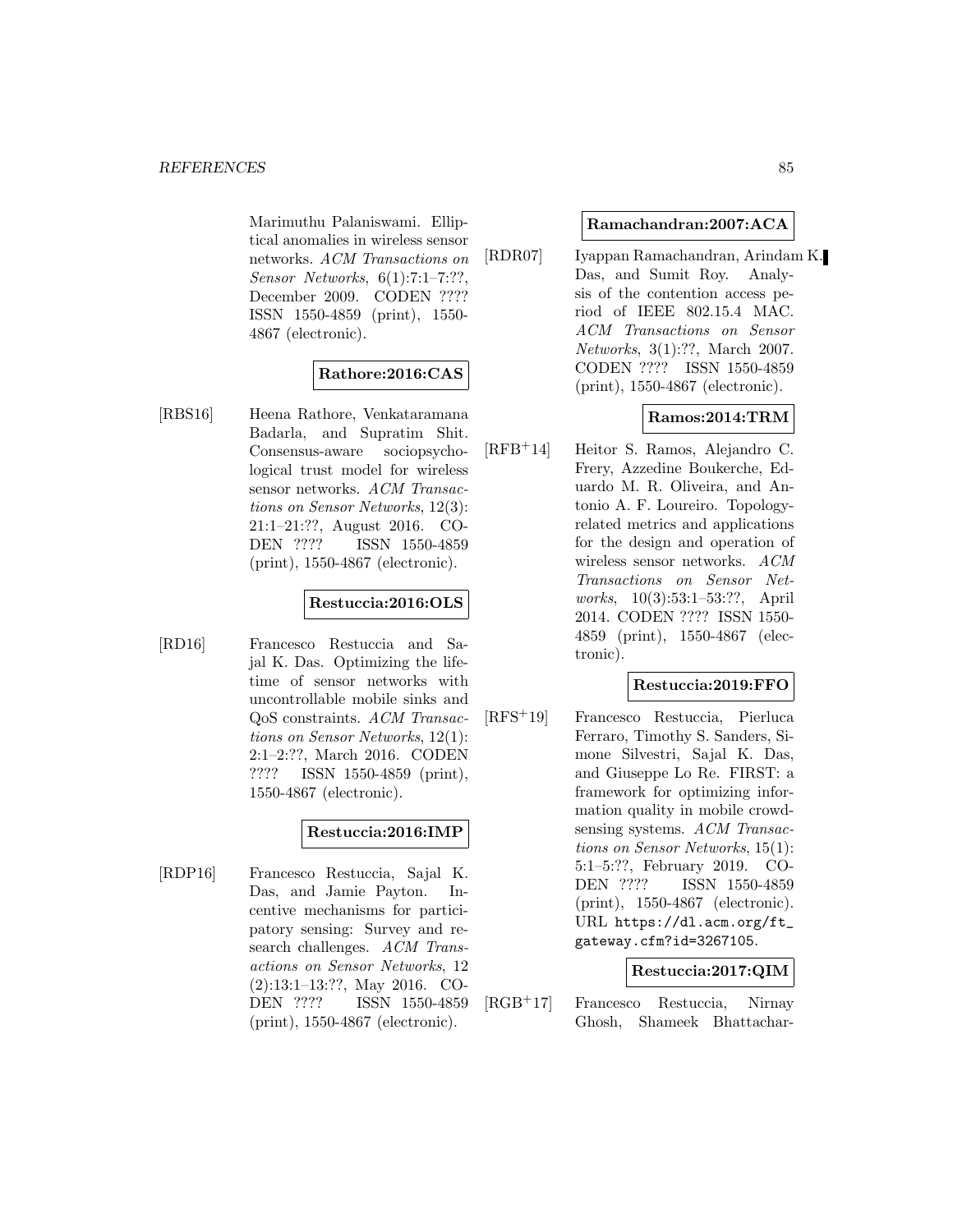Marimuthu Palaniswami. Elliptical anomalies in wireless sensor networks. *ACM Transactions on Sensor Networks*, 6(1):7:1–7:??, December 2009. CODEN ???? ISSN 1550-4859 (print), 1550-4867 (electronic).

**Rathore:2016:CAS**

[RBS16] Heena Rathore, Venkataramana Badarla, and Supratim Shit. Consensus-aware sociopsychological trust model for wireless sensor networks. *ACM Transactions on Sensor Networks*, 12(3): 21:1–21:??, August 2016. CODEN ???? ISSN 1550-4859 (print), 1550-4867 (electronic).

**Restuccia:2016:OLS**

[RD16] Francesco Restuccia and Sajal K. Das. Optimizing the lifetime of sensor networks with uncontrollable mobile sinks and QoS constraints. *ACM Transactions on Sensor Networks*, 12(1): 2:1–2:??, March 2016. CODEN ???? ISSN 1550-4859 (print), 1550-4867 (electronic).

**Restuccia:2016:IMP**

[RDP16] Francesco Restuccia, Sajal K. Das, and Jamie Payton. Incentive mechanisms for participatory sensing: Survey and research challenges. *ACM Transactions on Sensor Networks*, 12 (2):13:1–13:??, May 2016. CODEN ???? ISSN 1550-4859 (print), 1550-4867 (electronic).

**Ramachandran:2007:ACA**

[RDR07] Iyappan Ramachandran, Arindam K. Das, and Sumit Roy. Analysis of the contention access period of IEEE 802.15.4 MAC. *ACM Transactions on Sensor Networks*, 3(1):??, March 2007. CODEN ???? ISSN 1550-4859 (print), 1550-4867 (electronic).

**Ramos:2014:TRM**

[RFB+14] Heitor S. Ramos, Alejandro C. Frery, Azzedine Boukerche, Eduardo M. R. Oliveira, and Antonio A. F. Loureiro. Topology-related metrics and applications for the design and operation of wireless sensor networks. *ACM Transactions on Sensor Networks*, 10(3):53:1–53:??, April 2014. CODEN ???? ISSN 1550-4859 (print), 1550-4867 (electronic).

**Restuccia:2019:FFO**

[RFS+19] Francesco Restuccia, Pierluca Ferraro, Timothy S. Sanders, Simone Silvestri, Sajal K. Das, and Giuseppe Lo Re. FIRST: a framework for optimizing information quality in mobile crowdsensing systems. *ACM Transactions on Sensor Networks*, 15(1): 5:1–5:??, February 2019. CODEN ???? ISSN 1550-4859 (print), 1550-4867 (electronic). URL https://dl.acm.org/ft_gateway.cfm?id=3267105.

**Restuccia:2017:QIM**

[RGB+17] Francesco Restuccia, Nirnay Ghosh, Shameek Bhattachar-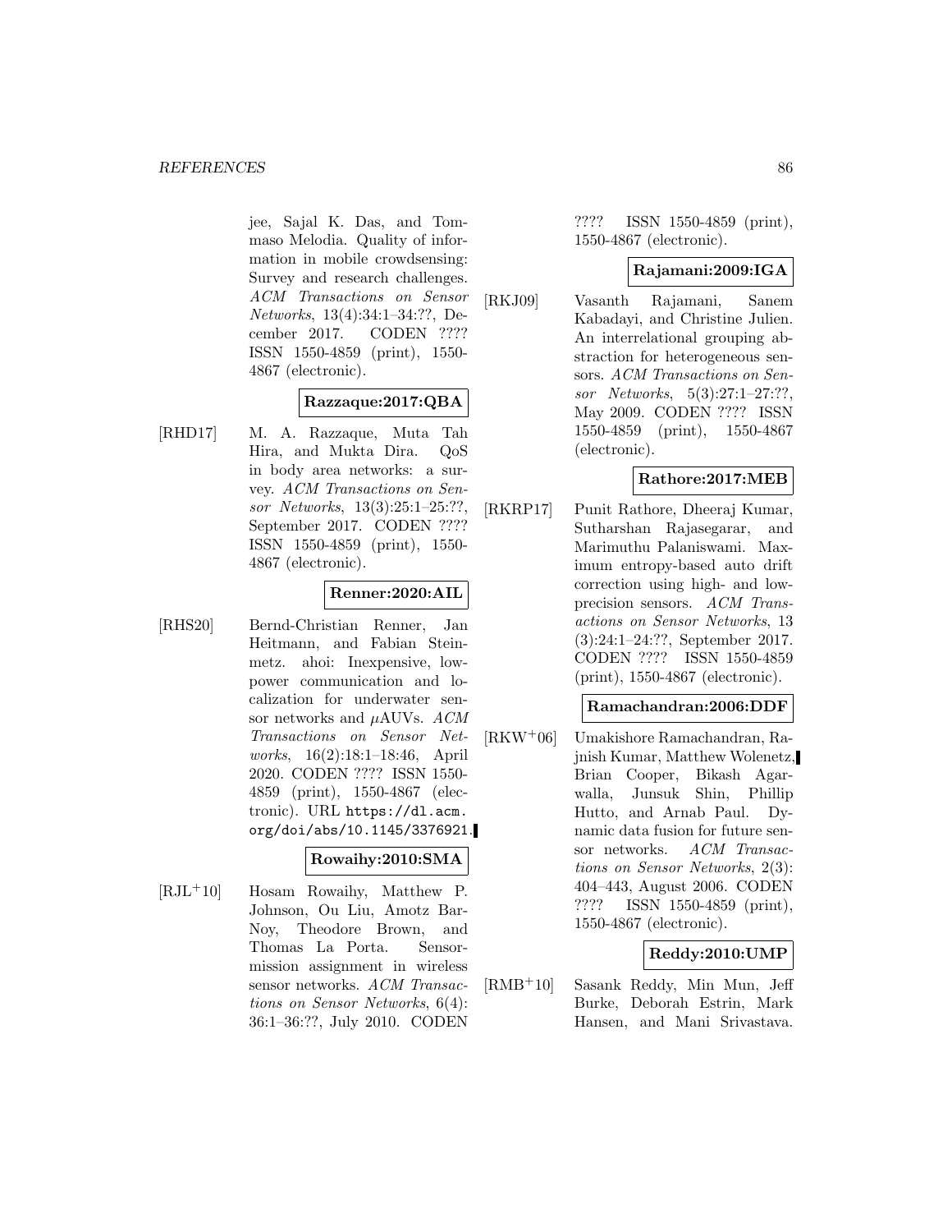jee, Sajal K. Das, and Tommaso Melodia. Quality of information in mobile crowdsensing: Survey and research challenges. *ACM Transactions on Sensor Networks*, 13(4):34:1–34:??, December 2017. CODEN ???? ISSN 1550-4859 (print), 1550-4867 (electronic).

**Razzaque:2017:QBA**

[RHD17] M. A. Razzaque, Muta Tah Hira, and Mukta Dira. QoS in body area networks: a survey. *ACM Transactions on Sensor Networks*, 13(3):25:1–25:??, September 2017. CODEN ???? ISSN 1550-4859 (print), 1550-4867 (electronic).

**Renner:2020:AIL**

[RHS20] Bernd-Christian Renner, Jan Heitmann, and Fabian Steinmetz. ahoi: Inexpensive, low-power communication and localization for underwater sensor networks and $\mu$AUVs. *ACM Transactions on Sensor Networks*, 16(2):18:1–18:46, April 2020. CODEN ???? ISSN 1550-4859 (print), 1550-4867 (electronic). URL https://dl.acm.org/doi/abs/10.1145/3376921.

**Rowaihy:2010:SMA**

[RJL+10] Hosam Rowaihy, Matthew P. Johnson, Ou Liu, Amotz Bar-Noy, Theodore Brown, and Thomas La Porta. Sensor-mission assignment in wireless sensor networks. *ACM Transactions on Sensor Networks*, 6(4): 36:1–36:??, July 2010. CODEN ???? ISSN 1550-4859 (print), 1550-4867 (electronic).

**Rajamani:2009:IGA**

[RKJ09] Vasanth Rajamani, Sanem Kabadayi, and Christine Julien. An interrelational grouping abstraction for heterogeneous sensors. *ACM Transactions on Sensor Networks*, 5(3):27:1–27:??, May 2009. CODEN ???? ISSN 1550-4859 (print), 1550-4867 (electronic).

**Rathore:2017:MEB**

[RKRP17] Punit Rathore, Dheeraj Kumar, Sutharshan Rajasegarar, and Marimuthu Palaniswami. Maximum entropy-based auto drift correction using high- and low-precision sensors. *ACM Transactions on Sensor Networks*, 13 (3):24:1–24:??, September 2017. CODEN ???? ISSN 1550-4859 (print), 1550-4867 (electronic).

**Ramachandran:2006:DDF**

[RKW+06] Umakishore Ramachandran, Rajnish Kumar, Matthew Wolenetz, Brian Cooper, Bikash Agarwalla, Junsuk Shin, Phillip Hutto, and Arnab Paul. Dynamic data fusion for future sensor networks. *ACM Transactions on Sensor Networks*, 2(3): 404–443, August 2006. CODEN ???? ISSN 1550-4859 (print), 1550-4867 (electronic).

**Reddy:2010:UMP**

[RMB+10] Sasank Reddy, Min Mun, Jeff Burke, Deborah Estrin, Mark Hansen, and Mani Srivastava.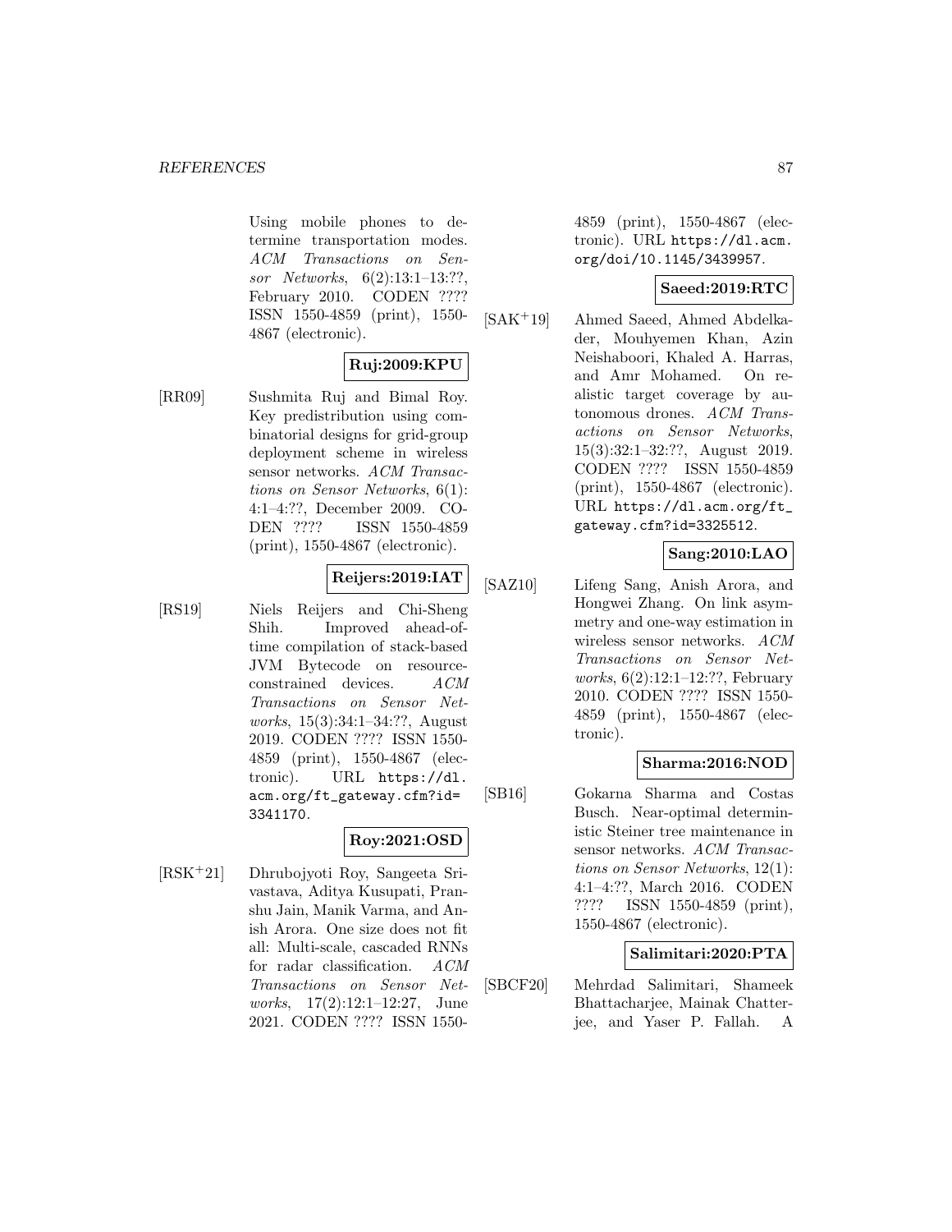Using mobile phones to determine transportation modes. *ACM Transactions on Sensor Networks*, 6(2):13:1–13:??, February 2010. CODEN ???? ISSN 1550-4859 (print), 1550-4867 (electronic).

**Ruj:2009:KPU**

[RR09] Sushmita Ruj and Bimal Roy. Key predistribution using combinatorial designs for grid-group deployment scheme in wireless sensor networks. *ACM Transactions on Sensor Networks*, 6(1): 4:1–4:??, December 2009. CODEN ???? ISSN 1550-4859 (print), 1550-4867 (electronic).

**Reijers:2019:IAT**

[RS19] Niels Reijers and Chi-Sheng Shih. Improved ahead-of-time compilation of stack-based JVM Bytecode on resource-constrained devices. *ACM Transactions on Sensor Networks*, 15(3):34:1–34:??, August 2019. CODEN ???? ISSN 1550-4859 (print), 1550-4867 (electronic). URL https://dl.acm.org/ft_gateway.cfm?id=3341170.

**Roy:2021:OSD**

[RSK+21] Dhrubojyoti Roy, Sangeeta Srivastava, Aditya Kusupati, Pranshu Jain, Manik Varma, and Anish Arora. One size does not fit all: Multi-scale, cascaded RNNs for radar classification. *ACM Transactions on Sensor Networks*, 17(2):12:1–12:27, June 2021. CODEN ???? ISSN 1550-4859 (print), 1550-4867 (electronic). URL https://dl.acm.org/doi/10.1145/3439957.

**Saeed:2019:RTC**

[SAK+19] Ahmed Saeed, Ahmed Abdelkader, Mouhyemen Khan, Azin Neishaboori, Khaled A. Harras, and Amr Mohamed. On realistic target coverage by autonomous drones. *ACM Transactions on Sensor Networks*, 15(3):32:1–32:??, August 2019. CODEN ???? ISSN 1550-4859 (print), 1550-4867 (electronic). URL https://dl.acm.org/ft_gateway.cfm?id=3325512.

**Sang:2010:LAO**

[SAZ10] Lifeng Sang, Anish Arora, and Hongwei Zhang. On link asymmetry and one-way estimation in wireless sensor networks. *ACM Transactions on Sensor Networks*, 6(2):12:1–12:??, February 2010. CODEN ???? ISSN 1550-4859 (print), 1550-4867 (electronic).

**Sharma:2016:NOD**

[SB16] Gokarna Sharma and Costas Busch. Near-optimal deterministic Steiner tree maintenance in sensor networks. *ACM Transactions on Sensor Networks*, 12(1): 4:1–4:??, March 2016. CODEN ???? ISSN 1550-4859 (print), 1550-4867 (electronic).

**Salimitari:2020:PTA**

[SBCF20] Mehrdad Salimitari, Shameek Bhattacharjee, Mainak Chatterjee, and Yaser P. Fallah. A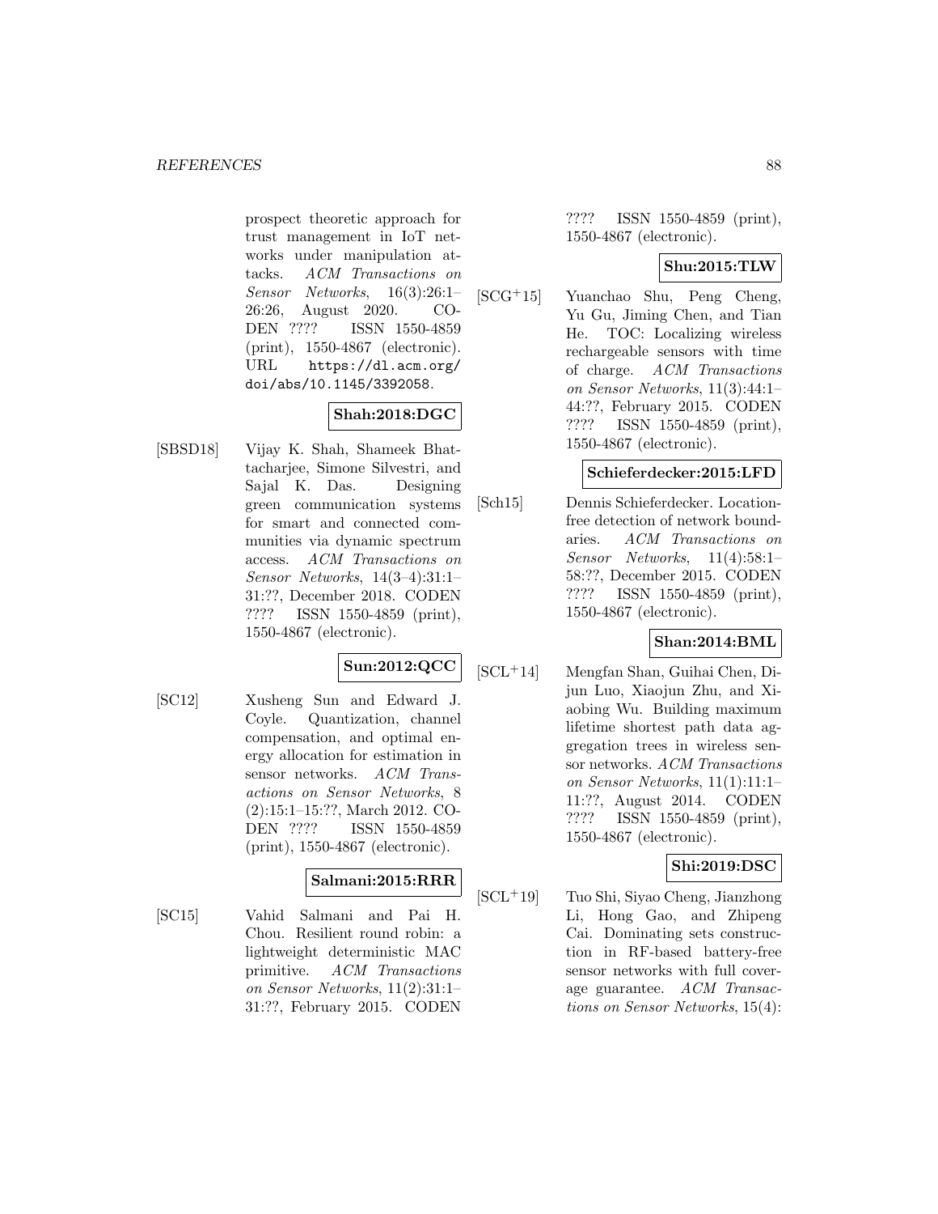prospect theoretic approach for trust management in IoT networks under manipulation attacks. *ACM Transactions on Sensor Networks*, 16(3):26:1–26:26, August 2020. CODEN ???? ISSN 1550-4859 (print), 1550-4867 (electronic). URL https://dl.acm.org/doi/abs/10.1145/3392058.

**Shah:2018:DGC**

[SBSD18] Vijay K. Shah, Shameek Bhattacharjee, Simone Silvestri, and Sajal K. Das. Designing green communication systems for smart and connected communities via dynamic spectrum access. *ACM Transactions on Sensor Networks*, 14(3–4):31:1–31:??, December 2018. CODEN ???? ISSN 1550-4859 (print), 1550-4867 (electronic).

**Sun:2012:QCC**

[SC12] Xusheng Sun and Edward J. Coyle. Quantization, channel compensation, and optimal energy allocation for estimation in sensor networks. *ACM Transactions on Sensor Networks*, 8 (2):15:1–15:??, March 2012. CODEN ???? ISSN 1550-4859 (print), 1550-4867 (electronic).

**Salmani:2015:RRR**

[SC15] Vahid Salmani and Pai H. Chou. Resilient round robin: a lightweight deterministic MAC primitive. *ACM Transactions on Sensor Networks*, 11(2):31:1–31:??, February 2015. CODEN ???? ISSN 1550-4859 (print), 1550-4867 (electronic).

**Shu:2015:TLW**

[SCG+15] Yuanchao Shu, Peng Cheng, Yu Gu, Jiming Chen, and Tian He. TOC: Localizing wireless rechargeable sensors with time of charge. *ACM Transactions on Sensor Networks*, 11(3):44:1–44:??, February 2015. CODEN ???? ISSN 1550-4859 (print), 1550-4867 (electronic).

**Schieferdecker:2015:LFD**

[Sch15] Dennis Schieferdecker. Location-free detection of network boundaries. *ACM Transactions on Sensor Networks*, 11(4):58:1–58:??, December 2015. CODEN ???? ISSN 1550-4859 (print), 1550-4867 (electronic).

**Shan:2014:BML**

[SCL+14] Mengfan Shan, Guihai Chen, Dijun Luo, Xiaojun Zhu, and Xiaobing Wu. Building maximum lifetime shortest path data aggregation trees in wireless sensor networks. *ACM Transactions on Sensor Networks*, 11(1):11:1–11:??, August 2014. CODEN ???? ISSN 1550-4859 (print), 1550-4867 (electronic).

**Shi:2019:DSC**

[SCL+19] Tuo Shi, Siyao Cheng, Jianzhong Li, Hong Gao, and Zhipeng Cai. Dominating sets construction in RF-based battery-free sensor networks with full coverage guarantee. *ACM Transactions on Sensor Networks*, 15(4):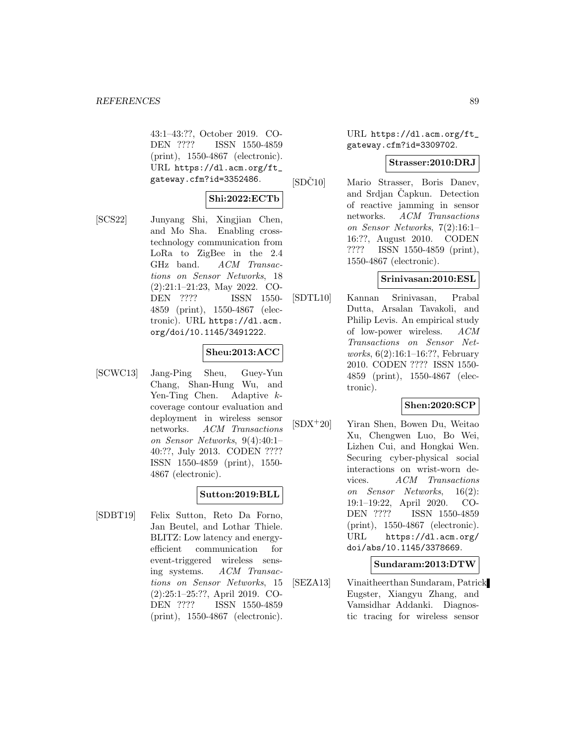43:1–43:??, October 2019. CODEN ???? ISSN 1550-4859 (print), 1550-4867 (electronic). URL https://dl.acm.org/ft_gateway.cfm?id=3352486.

**Shi:2022:ECTb**

[SCS22] Junyang Shi, Xingjian Chen, and Mo Sha. Enabling cross-technology communication from LoRa to ZigBee in the 2.4 GHz band. *ACM Transactions on Sensor Networks*, 18 (2):21:1–21:23, May 2022. CODEN ???? ISSN 1550-4859 (print), 1550-4867 (electronic). URL https://dl.acm.org/doi/10.1145/3491222.

**Sheu:2013:ACC**

[SCWC13] Jang-Ping Sheu, Guey-Yun Chang, Shan-Hung Wu, and Yen-Ting Chen. Adaptive $k$-coverage contour evaluation and deployment in wireless sensor networks. *ACM Transactions on Sensor Networks*, 9(4):40:1–40:??, July 2013. CODEN ???? ISSN 1550-4859 (print), 1550-4867 (electronic).

**Sutton:2019:BLL**

[SDBT19] Felix Sutton, Reto Da Forno, Jan Beutel, and Lothar Thiele. BLITZ: Low latency and energy-efficient communication for event-triggered wireless sensing systems. *ACM Transactions on Sensor Networks*, 15 (2):25:1–25:??, April 2019. CODEN ???? ISSN 1550-4859 (print), 1550-4867 (electronic). URL https://dl.acm.org/ft_gateway.cfm?id=3309702.

**Strasser:2010:DRJ**

[SDČ10] Mario Strasser, Boris Danev, and Srdjan Čapkun. Detection of reactive jamming in sensor networks. *ACM Transactions on Sensor Networks*, 7(2):16:1–16:??, August 2010. CODEN ???? ISSN 1550-4859 (print), 1550-4867 (electronic).

**Srinivasan:2010:ESL**

[SDTL10] Kannan Srinivasan, Prabal Dutta, Arsalan Tavakoli, and Philip Levis. An empirical study of low-power wireless. *ACM Transactions on Sensor Networks*, 6(2):16:1–16:??, February 2010. CODEN ???? ISSN 1550-4859 (print), 1550-4867 (electronic).

**Shen:2020:SCP**

[SDX+20] Yiran Shen, Bowen Du, Weitao Xu, Chengwen Luo, Bo Wei, Lizhen Cui, and Hongkai Wen. Securing cyber-physical social interactions on wrist-worn devices. *ACM Transactions on Sensor Networks*, 16(2): 19:1–19:22, April 2020. CODEN ???? ISSN 1550-4859 (print), 1550-4867 (electronic). URL https://dl.acm.org/doi/abs/10.1145/3378669.

**Sundaram:2013:DTW**

[SEZA13] Vinaitheerthan Sundaram, Patrick Eugster, Xiangyu Zhang, and Vamsidhar Addanki. Diagnostic tracing for wireless sensor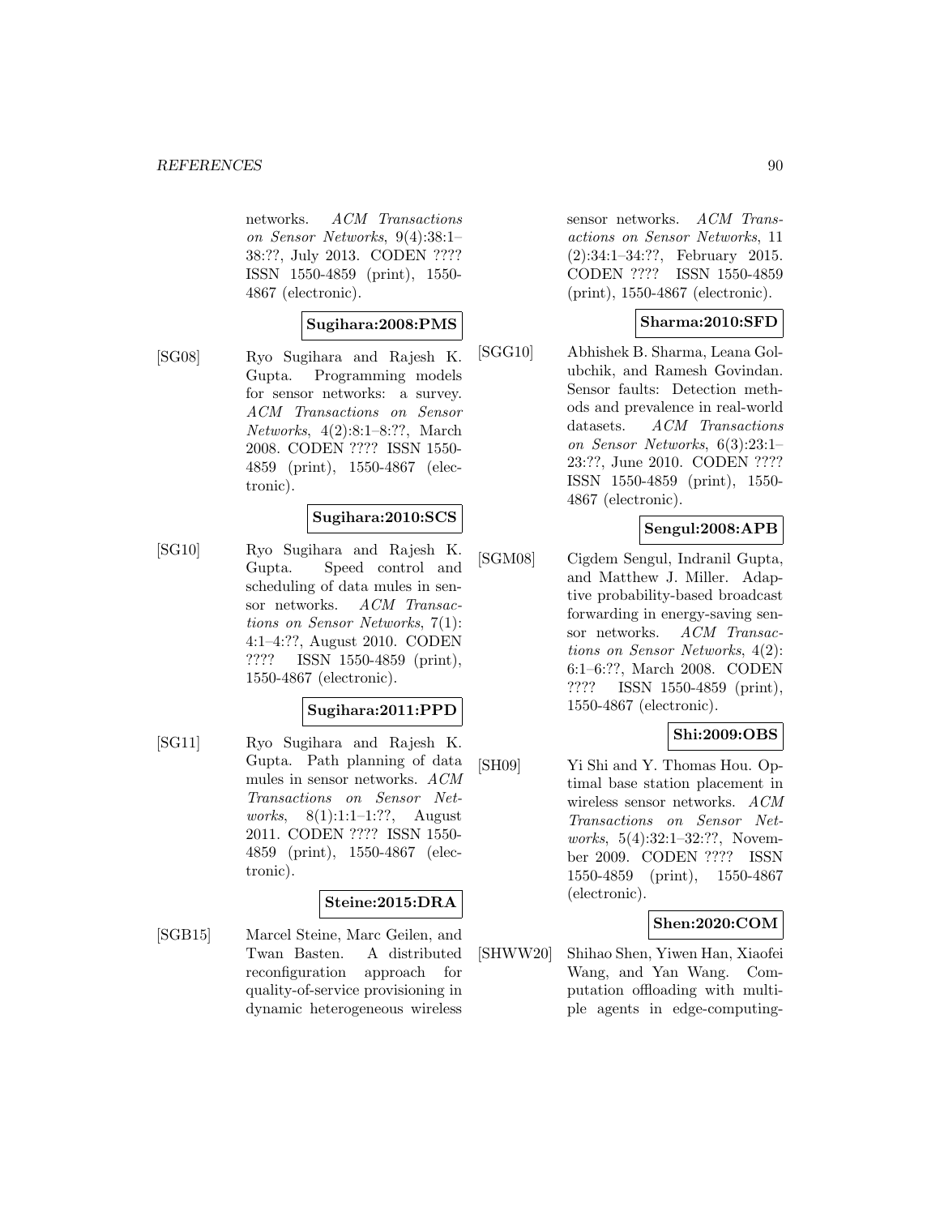networks. *ACM Transactions on Sensor Networks*, 9(4):38:1–38:??, July 2013. CODEN ???? ISSN 1550-4859 (print), 1550-4867 (electronic).

**Sugihara:2008:PMS**

[SG08] Ryo Sugihara and Rajesh K. Gupta. Programming models for sensor networks: a survey. *ACM Transactions on Sensor Networks*, 4(2):8:1–8:??, March 2008. CODEN ???? ISSN 1550-4859 (print), 1550-4867 (electronic).

**Sugihara:2010:SCS**

[SG10] Ryo Sugihara and Rajesh K. Gupta. Speed control and scheduling of data mules in sensor networks. *ACM Transactions on Sensor Networks*, 7(1):4:1–4:??, August 2010. CODEN ???? ISSN 1550-4859 (print), 1550-4867 (electronic).

**Sugihara:2011:PPD**

[SG11] Ryo Sugihara and Rajesh K. Gupta. Path planning of data mules in sensor networks. *ACM Transactions on Sensor Networks*, 8(1):1:1–1:??, August 2011. CODEN ???? ISSN 1550-4859 (print), 1550-4867 (electronic).

**Steine:2015:DRA**

[SGB15] Marcel Steine, Marc Geilen, and Twan Basten. A distributed reconfiguration approach for quality-of-service provisioning in dynamic heterogeneous wireless sensor networks. *ACM Transactions on Sensor Networks*, 11(2):34:1–34:??, February 2015. CODEN ???? ISSN 1550-4859 (print), 1550-4867 (electronic).

**Sharma:2010:SFD**

[SGG10] Abhishek B. Sharma, Leana Golubchik, and Ramesh Govindan. Sensor faults: Detection methods and prevalence in real-world datasets. *ACM Transactions on Sensor Networks*, 6(3):23:1–23:??, June 2010. CODEN ???? ISSN 1550-4859 (print), 1550-4867 (electronic).

**Sengul:2008:APB**

[SGM08] Cigdem Sengul, Indranil Gupta, and Matthew J. Miller. Adaptive probability-based broadcast forwarding in energy-saving sensor networks. *ACM Transactions on Sensor Networks*, 4(2):6:1–6:??, March 2008. CODEN ???? ISSN 1550-4859 (print), 1550-4867 (electronic).

**Shi:2009:OBS**

[SH09] Yi Shi and Y. Thomas Hou. Optimal base station placement in wireless sensor networks. *ACM Transactions on Sensor Networks*, 5(4):32:1–32:??, November 2009. CODEN ???? ISSN 1550-4859 (print), 1550-4867 (electronic).

**Shen:2020:COM**

[SHWW20] Shihao Shen, Yiwen Han, Xiaofei Wang, and Yan Wang. Computation offloading with multiple agents in edge-computing-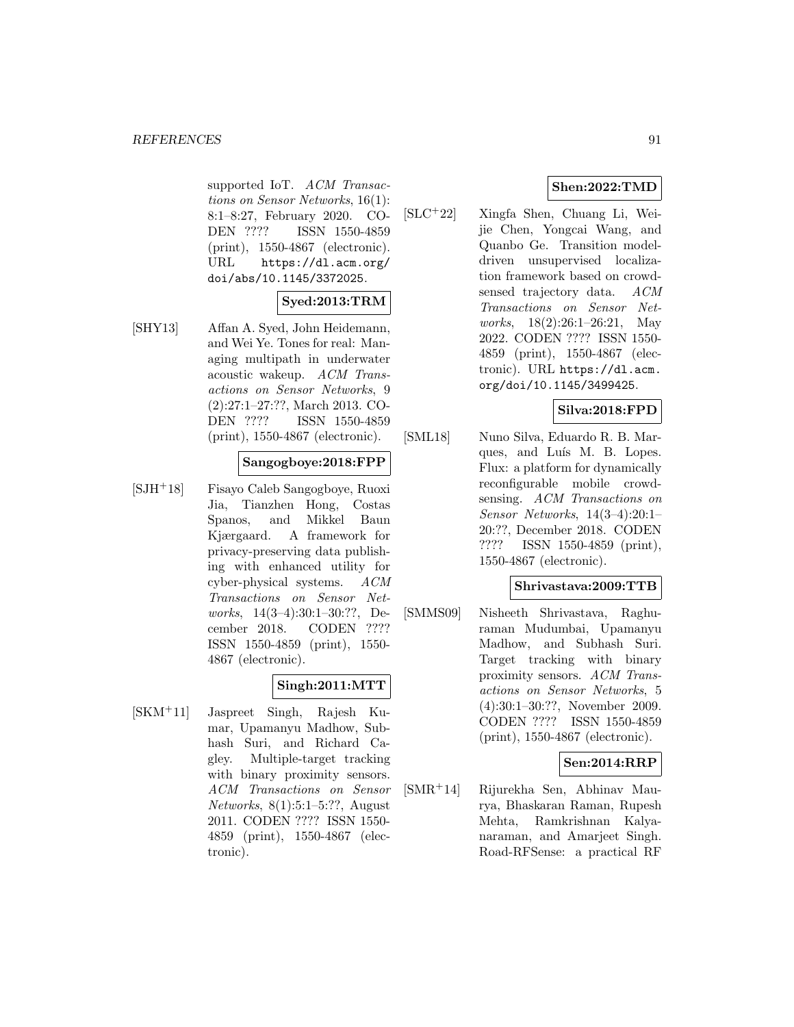supported IoT. *ACM Transactions on Sensor Networks*, 16(1): 8:1–8:27, February 2020. CODEN ???? ISSN 1550-4859 (print), 1550-4867 (electronic). URL `https://dl.acm.org/doi/abs/10.1145/3372025`.

**Syed:2013:TRM**

[SHY13] Affan A. Syed, John Heidemann, and Wei Ye. Tones for real: Managing multipath in underwater acoustic wakeup. *ACM Transactions on Sensor Networks*, 9 (2):27:1–27:??, March 2013. CODEN ???? ISSN 1550-4859 (print), 1550-4867 (electronic).

**Sangogboye:2018:FPP**

[SJH+18] Fisayo Caleb Sangogboye, Ruoxi Jia, Tianzhen Hong, Costas Spanos, and Mikkel Baun Kjærgaard. A framework for privacy-preserving data publishing with enhanced utility for cyber-physical systems. *ACM Transactions on Sensor Networks*, 14(3–4):30:1–30:??, December 2018. CODEN ???? ISSN 1550-4859 (print), 1550-4867 (electronic).

**Singh:2011:MTT**

[SKM+11] Jaspreet Singh, Rajesh Kumar, Upamanyu Madhow, Subhash Suri, and Richard Cagley. Multiple-target tracking with binary proximity sensors. *ACM Transactions on Sensor Networks*, 8(1):5:1–5:??, August 2011. CODEN ???? ISSN 1550-4859 (print), 1550-4867 (electronic).

**Shen:2022:TMD**

[SLC+22] Xingfa Shen, Chuang Li, Weijie Chen, Yongcai Wang, and Quanbo Ge. Transition model-driven unsupervised localization framework based on crowdsensed trajectory data. *ACM Transactions on Sensor Networks*, 18(2):26:1–26:21, May 2022. CODEN ???? ISSN 1550-4859 (print), 1550-4867 (electronic). URL `https://dl.acm.org/doi/10.1145/3499425`.

**Silva:2018:FPD**

[SML18] Nuno Silva, Eduardo R. B. Marques, and Luís M. B. Lopes. Flux: a platform for dynamically reconfigurable mobile crowdsensing. *ACM Transactions on Sensor Networks*, 14(3–4):20:1–20:??, December 2018. CODEN ???? ISSN 1550-4859 (print), 1550-4867 (electronic).

**Shrivastava:2009:TTB**

[SMMS09] Nisheeth Shrivastava, Raghuraman Mudumbai, Upamanyu Madhow, and Subhash Suri. Target tracking with binary proximity sensors. *ACM Transactions on Sensor Networks*, 5 (4):30:1–30:??, November 2009. CODEN ???? ISSN 1550-4859 (print), 1550-4867 (electronic).

**Sen:2014:RRP**

[SMR+14] Rijurekha Sen, Abhinav Maurya, Bhaskaran Raman, Rupesh Mehta, Ramkrishnan Kalyanaraman, and Amarjeet Singh. Road-RFSense: a practical RF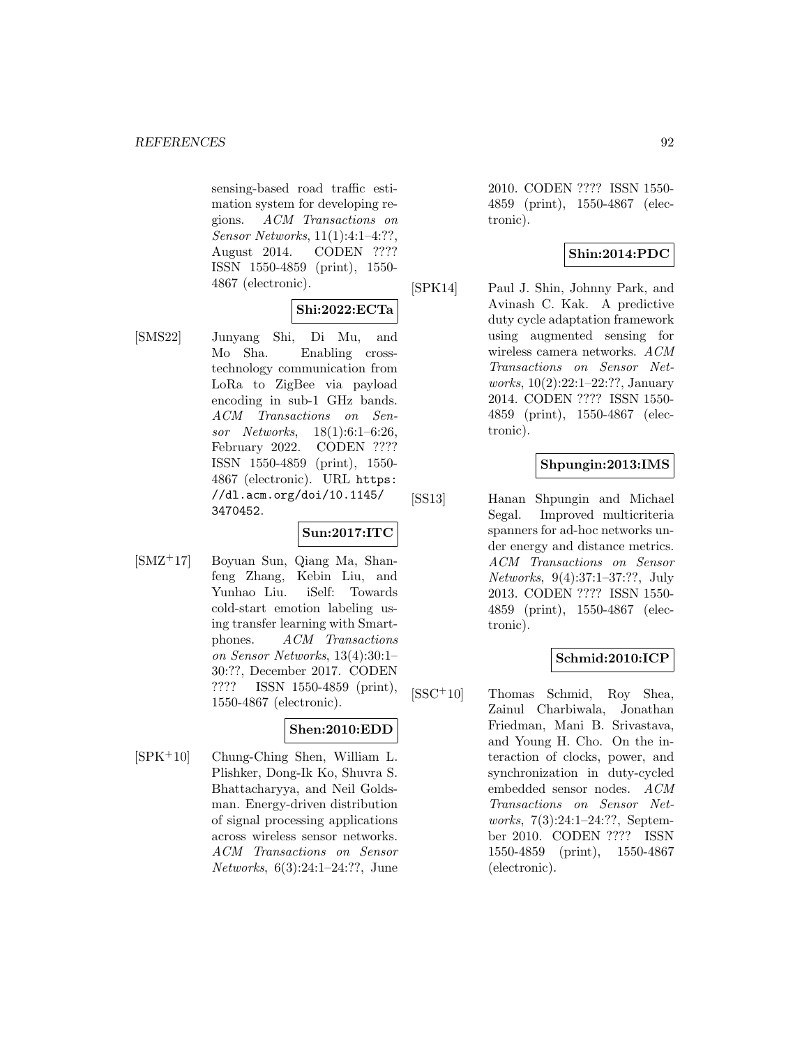sensing-based road traffic estimation system for developing regions. *ACM Transactions on Sensor Networks*, 11(1):4:1–4:??, August 2014. CODEN ???? ISSN 1550-4859 (print), 1550-4867 (electronic).

**Shi:2022:ECTa**

[SMS22] Junyang Shi, Di Mu, and Mo Sha. Enabling cross-technology communication from LoRa to ZigBee via payload encoding in sub-1 GHz bands. *ACM Transactions on Sensor Networks*, 18(1):6:1–6:26, February 2022. CODEN ???? ISSN 1550-4859 (print), 1550-4867 (electronic). URL https://dl.acm.org/doi/10.1145/3470452.

**Sun:2017:ITC**

[SMZ+17] Boyuan Sun, Qiang Ma, Shanfeng Zhang, Kebin Liu, and Yunhao Liu. iSelf: Towards cold-start emotion labeling using transfer learning with Smartphones. *ACM Transactions on Sensor Networks*, 13(4):30:1–30:??, December 2017. CODEN ???? ISSN 1550-4859 (print), 1550-4867 (electronic).

**Shen:2010:EDD**

[SPK+10] Chung-Ching Shen, William L. Plishker, Dong-Ik Ko, Shuvra S. Bhattacharyya, and Neil Goldsman. Energy-driven distribution of signal processing applications across wireless sensor networks. *ACM Transactions on Sensor Networks*, 6(3):24:1–24:??, June 2010. CODEN ???? ISSN 1550-4859 (print), 1550-4867 (electronic).

**Shin:2014:PDC**

[SPK14] Paul J. Shin, Johnny Park, and Avinash C. Kak. A predictive duty cycle adaptation framework using augmented sensing for wireless camera networks. *ACM Transactions on Sensor Networks*, 10(2):22:1–22:??, January 2014. CODEN ???? ISSN 1550-4859 (print), 1550-4867 (electronic).

**Shpungin:2013:IMS**

[SS13] Hanan Shpungin and Michael Segal. Improved multicriteria spanners for ad-hoc networks under energy and distance metrics. *ACM Transactions on Sensor Networks*, 9(4):37:1–37:??, July 2013. CODEN ???? ISSN 1550-4859 (print), 1550-4867 (electronic).

**Schmid:2010:ICP**

[SSC+10] Thomas Schmid, Roy Shea, Zainul Charbiwala, Jonathan Friedman, Mani B. Srivastava, and Young H. Cho. On the interaction of clocks, power, and synchronization in duty-cycled embedded sensor nodes. *ACM Transactions on Sensor Networks*, 7(3):24:1–24:??, September 2010. CODEN ???? ISSN 1550-4859 (print), 1550-4867 (electronic).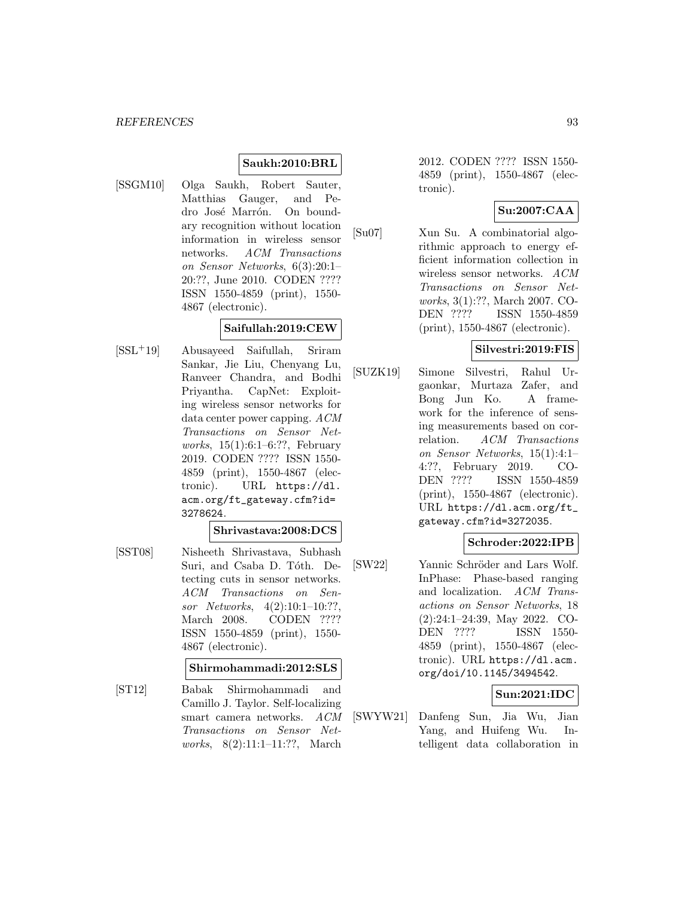**Saukh:2010:BRL**

[SSGM10] Olga Saukh, Robert Sauter, Matthias Gauger, and Pedro José Marrón. On boundary recognition without location information in wireless sensor networks. *ACM Transactions on Sensor Networks*, 6(3):20:1–20:??, June 2010. CODEN ???? ISSN 1550-4859 (print), 1550-4867 (electronic).

**Saifullah:2019:CEW**

[SSL+19] Abusayeed Saifullah, Sriram Sankar, Jie Liu, Chenyang Lu, Ranveer Chandra, and Bodhi Priyantha. CapNet: Exploiting wireless sensor networks for data center power capping. *ACM Transactions on Sensor Networks*, 15(1):6:1–6:??, February 2019. CODEN ???? ISSN 1550-4859 (print), 1550-4867 (electronic). URL https://dl.acm.org/ft_gateway.cfm?id=3278624.

**Shrivastava:2008:DCS**

[SST08] Nisheeth Shrivastava, Subhash Suri, and Csaba D. Tóth. Detecting cuts in sensor networks. *ACM Transactions on Sensor Networks*, 4(2):10:1–10:??, March 2008. CODEN ???? ISSN 1550-4859 (print), 1550-4867 (electronic).

**Shirmohammadi:2012:SLS**

[ST12] Babak Shirmohammadi and Camillo J. Taylor. Self-localizing smart camera networks. *ACM Transactions on Sensor Networks*, 8(2):11:1–11:??, March 2012. CODEN ???? ISSN 1550-4859 (print), 1550-4867 (electronic).

**Su:2007:CAA**

[Su07] Xun Su. A combinatorial algorithmic approach to energy efficient information collection in wireless sensor networks. *ACM Transactions on Sensor Networks*, 3(1):??, March 2007. CODEN ???? ISSN 1550-4859 (print), 1550-4867 (electronic).

**Silvestri:2019:FIS**

[SUZK19] Simone Silvestri, Rahul Urgaonkar, Murtaza Zafer, and Bong Jun Ko. A framework for the inference of sensing measurements based on correlation. *ACM Transactions on Sensor Networks*, 15(1):4:1–4:??, February 2019. CODEN ???? ISSN 1550-4859 (print), 1550-4867 (electronic). URL https://dl.acm.org/ft_gateway.cfm?id=3272035.

**Schroder:2022:IPB**

[SW22] Yannic Schröder and Lars Wolf. InPhase: Phase-based ranging and localization. *ACM Transactions on Sensor Networks*, 18 (2):24:1–24:39, May 2022. CODEN ???? ISSN 1550-4859 (print), 1550-4867 (electronic). URL https://dl.acm.org/doi/10.1145/3494542.

**Sun:2021:IDC**

[SWYW21] Danfeng Sun, Jia Wu, Jian Yang, and Huifeng Wu. Intelligent data collaboration in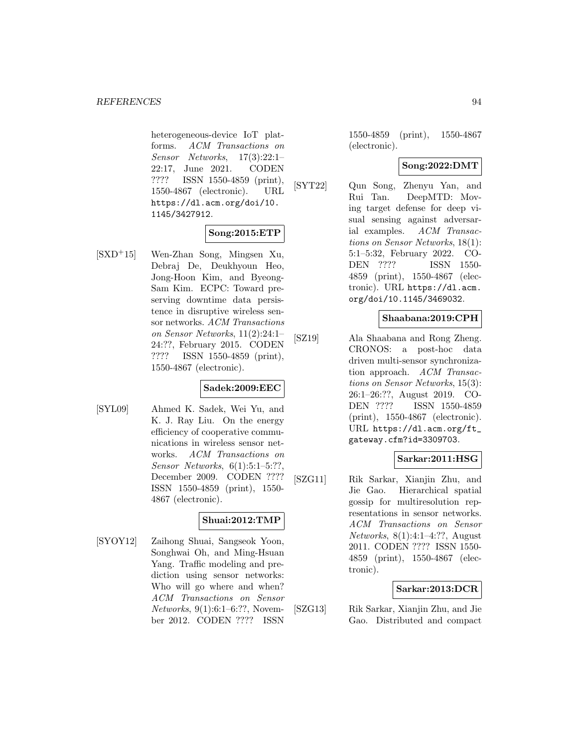heterogeneous-device IoT platforms. *ACM Transactions on Sensor Networks*, 17(3):22:1–22:17, June 2021. CODEN ???? ISSN 1550-4859 (print), 1550-4867 (electronic). URL https://dl.acm.org/doi/10.1145/3427912.

**Song:2015:ETP**

[SXD+15] Wen-Zhan Song, Mingsen Xu, Debraj De, Deukhyoun Heo, Jong-Hoon Kim, and Byeong-Sam Kim. ECPC: Toward preserving downtime data persistence in disruptive wireless sensor networks. *ACM Transactions on Sensor Networks*, 11(2):24:1–24:??, February 2015. CODEN ???? ISSN 1550-4859 (print), 1550-4867 (electronic).

**Sadek:2009:EEC**

[SYL09] Ahmed K. Sadek, Wei Yu, and K. J. Ray Liu. On the energy efficiency of cooperative communications in wireless sensor networks. *ACM Transactions on Sensor Networks*, 6(1):5:1–5:??, December 2009. CODEN ???? ISSN 1550-4859 (print), 1550-4867 (electronic).

**Shuai:2012:TMP**

[SYOY12] Zaihong Shuai, Sangseok Yoon, Songhwai Oh, and Ming-Hsuan Yang. Traffic modeling and prediction using sensor networks: Who will go where and when? *ACM Transactions on Sensor Networks*, 9(1):6:1–6:??, November 2012. CODEN ???? ISSN 1550-4859 (print), 1550-4867 (electronic).

**Song:2022:DMT**

[SYT22] Qun Song, Zhenyu Yan, and Rui Tan. DeepMTD: Moving target defense for deep visual sensing against adversarial examples. *ACM Transactions on Sensor Networks*, 18(1):5:1–5:32, February 2022. CODEN ???? ISSN 1550-4859 (print), 1550-4867 (electronic). URL https://dl.acm.org/doi/10.1145/3469032.

**Shaabana:2019:CPH**

[SZ19] Ala Shaabana and Rong Zheng. CRONOS: a post-hoc data driven multi-sensor synchronization approach. *ACM Transactions on Sensor Networks*, 15(3):26:1–26:??, August 2019. CODEN ???? ISSN 1550-4859 (print), 1550-4867 (electronic). URL https://dl.acm.org/ft_gateway.cfm?id=3309703.

**Sarkar:2011:HSG**

[SZG11] Rik Sarkar, Xianjin Zhu, and Jie Gao. Hierarchical spatial gossip for multiresolution representations in sensor networks. *ACM Transactions on Sensor Networks*, 8(1):4:1–4:??, August 2011. CODEN ???? ISSN 1550-4859 (print), 1550-4867 (electronic).

**Sarkar:2013:DCR**

[SZG13] Rik Sarkar, Xianjin Zhu, and Jie Gao. Distributed and compact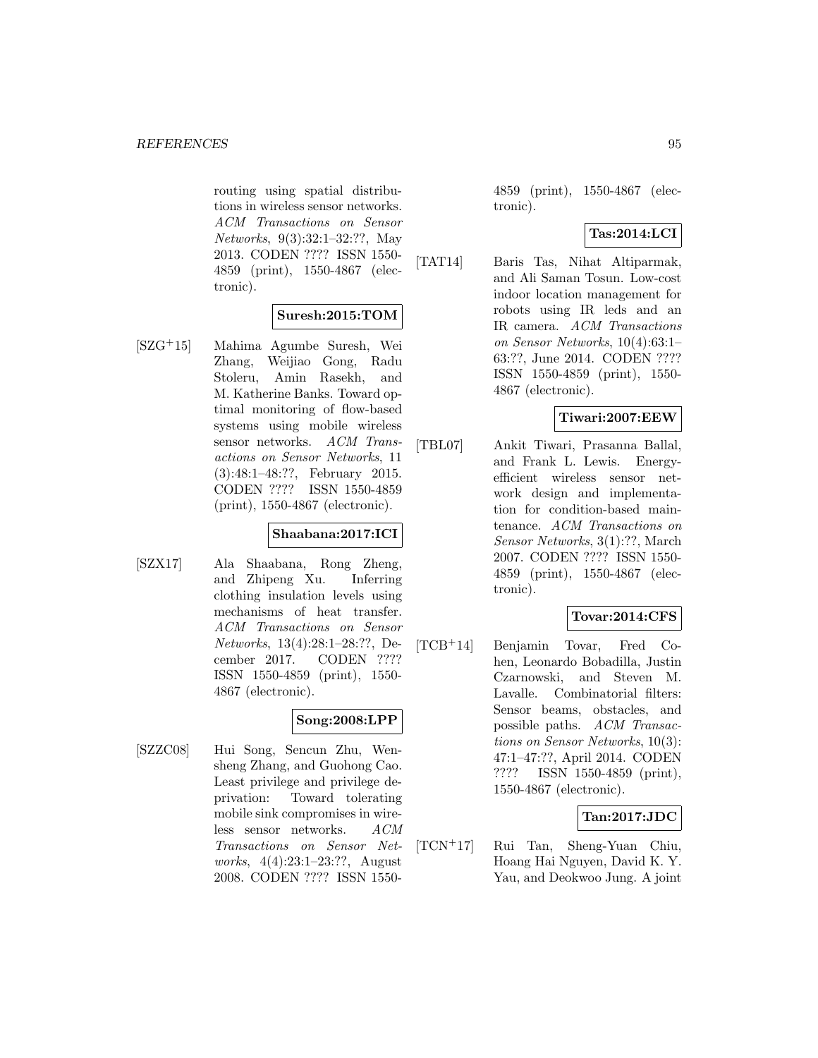routing using spatial distributions in wireless sensor networks. *ACM Transactions on Sensor Networks*, 9(3):32:1–32:??, May 2013. CODEN ???? ISSN 1550-4859 (print), 1550-4867 (electronic).

**Suresh:2015:TOM**

[SZG+15] Mahima Agumbe Suresh, Wei Zhang, Weijiao Gong, Radu Stoleru, Amin Rasekh, and M. Katherine Banks. Toward optimal monitoring of flow-based systems using mobile wireless sensor networks. *ACM Transactions on Sensor Networks*, 11 (3):48:1–48:??, February 2015. CODEN ???? ISSN 1550-4859 (print), 1550-4867 (electronic).

**Shaabana:2017:ICI**

[SZX17] Ala Shaabana, Rong Zheng, and Zhipeng Xu. Inferring clothing insulation levels using mechanisms of heat transfer. *ACM Transactions on Sensor Networks*, 13(4):28:1–28:??, December 2017. CODEN ???? ISSN 1550-4859 (print), 1550-4867 (electronic).

**Song:2008:LPP**

[SZZC08] Hui Song, Sencun Zhu, Wensheng Zhang, and Guohong Cao. Least privilege and privilege deprivation: Toward tolerating mobile sink compromises in wireless sensor networks. *ACM Transactions on Sensor Networks*, 4(4):23:1–23:??, August 2008. CODEN ???? ISSN 1550-4859 (print), 1550-4867 (electronic).

**Tas:2014:LCI**

[TAT14] Baris Tas, Nihat Altiparmak, and Ali Saman Tosun. Low-cost indoor location management for robots using IR leds and an IR camera. *ACM Transactions on Sensor Networks*, 10(4):63:1–63:??, June 2014. CODEN ???? ISSN 1550-4859 (print), 1550-4867 (electronic).

**Tiwari:2007:EEW**

[TBL07] Ankit Tiwari, Prasanna Ballal, and Frank L. Lewis. Energy-efficient wireless sensor network design and implementation for condition-based maintenance. *ACM Transactions on Sensor Networks*, 3(1):??, March 2007. CODEN ???? ISSN 1550-4859 (print), 1550-4867 (electronic).

**Tovar:2014:CFS**

[TCB+14] Benjamin Tovar, Fred Cohen, Leonardo Bobadilla, Justin Czarnowski, and Steven M. Lavalle. Combinatorial filters: Sensor beams, obstacles, and possible paths. *ACM Transactions on Sensor Networks*, 10(3): 47:1–47:??, April 2014. CODEN ???? ISSN 1550-4859 (print), 1550-4867 (electronic).

**Tan:2017:JDC**

[TCN+17] Rui Tan, Sheng-Yuan Chiu, Hoang Hai Nguyen, David K. Y. Yau, and Deokwoo Jung. A joint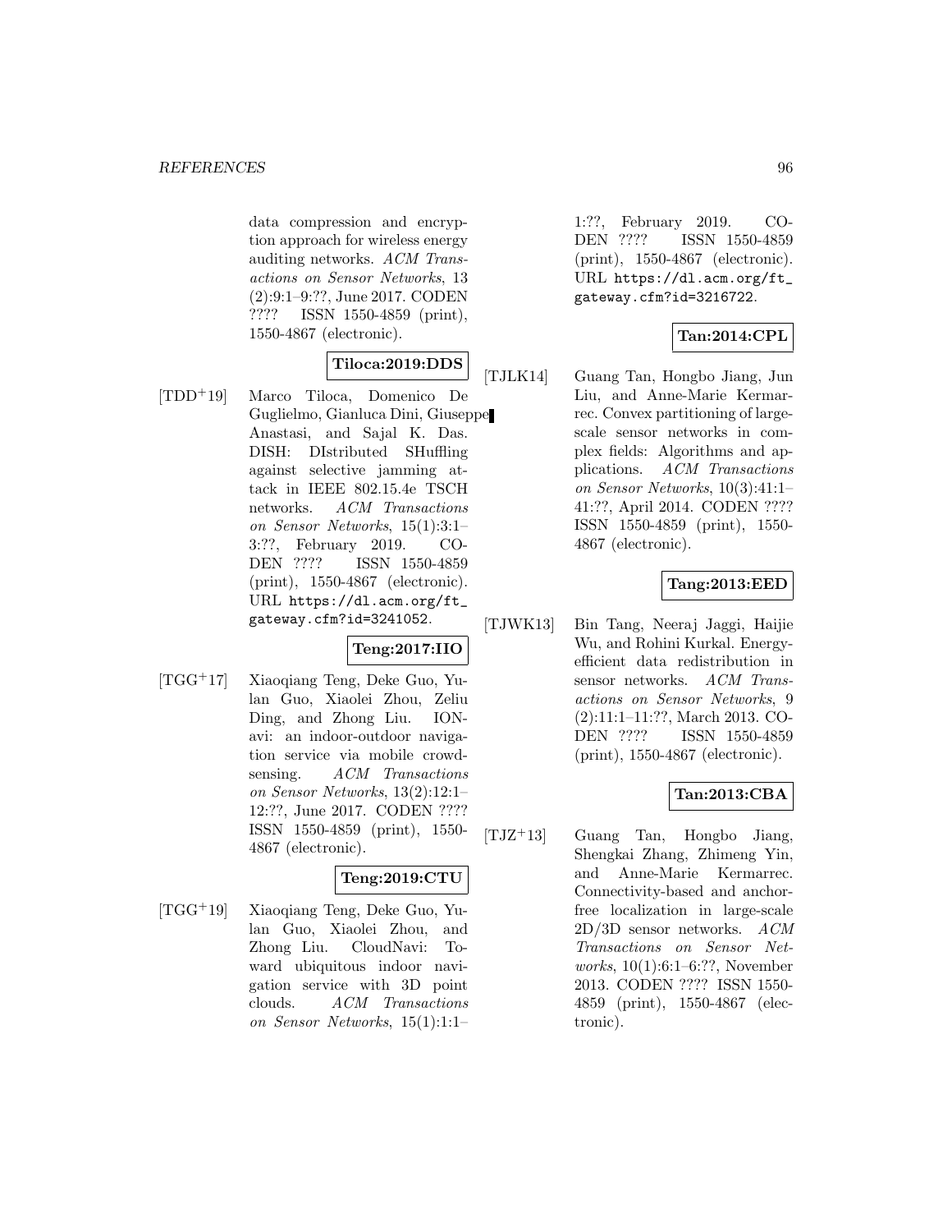data compression and encryption approach for wireless energy auditing networks. *ACM Transactions on Sensor Networks*, 13 (2):9:1–9:??, June 2017. CODEN ???? ISSN 1550-4859 (print), 1550-4867 (electronic).

**Tiloca:2019:DDS**

[TDD+19] Marco Tiloca, Domenico De Guglielmo, Gianluca Dini, Giuseppe Anastasi, and Sajal K. Das. DISH: DIstributed SHuffling against selective jamming attack in IEEE 802.15.4e TSCH networks. *ACM Transactions on Sensor Networks*, 15(1):3:1–3:??, February 2019. CODEN ???? ISSN 1550-4859 (print), 1550-4867 (electronic). URL `https://dl.acm.org/ft_gateway.cfm?id=3241052`.

**Teng:2017:IIO**

[TGG+17] Xiaoqiang Teng, Deke Guo, Yulan Guo, Xiaolei Zhou, Zeliu Ding, and Zhong Liu. IONavi: an indoor-outdoor navigation service via mobile crowdsensing. *ACM Transactions on Sensor Networks*, 13(2):12:1–12:??, June 2017. CODEN ???? ISSN 1550-4859 (print), 1550-4867 (electronic).

**Teng:2019:CTU**

[TGG+19] Xiaoqiang Teng, Deke Guo, Yulan Guo, Xiaolei Zhou, and Zhong Liu. CloudNavi: Toward ubiquitous indoor navigation service with 3D point clouds. *ACM Transactions on Sensor Networks*, 15(1):1:1–1:??, February 2019. CODEN ???? ISSN 1550-4859 (print), 1550-4867 (electronic). URL `https://dl.acm.org/ft_gateway.cfm?id=3216722`.

**Tan:2014:CPL**

[TJLK14] Guang Tan, Hongbo Jiang, Jun Liu, and Anne-Marie Kermarrec. Convex partitioning of large-scale sensor networks in complex fields: Algorithms and applications. *ACM Transactions on Sensor Networks*, 10(3):41:1–41:??, April 2014. CODEN ???? ISSN 1550-4859 (print), 1550-4867 (electronic).

**Tang:2013:EED**

[TJWK13] Bin Tang, Neeraj Jaggi, Haijie Wu, and Rohini Kurkal. Energy-efficient data redistribution in sensor networks. *ACM Transactions on Sensor Networks*, 9 (2):11:1–11:??, March 2013. CODEN ???? ISSN 1550-4859 (print), 1550-4867 (electronic).

**Tan:2013:CBA**

[TJZ+13] Guang Tan, Hongbo Jiang, Shengkai Zhang, Zhimeng Yin, and Anne-Marie Kermarrec. Connectivity-based and anchor-free localization in large-scale 2D/3D sensor networks. *ACM Transactions on Sensor Networks*, 10(1):6:1–6:??, November 2013. CODEN ???? ISSN 1550-4859 (print), 1550-4867 (electronic).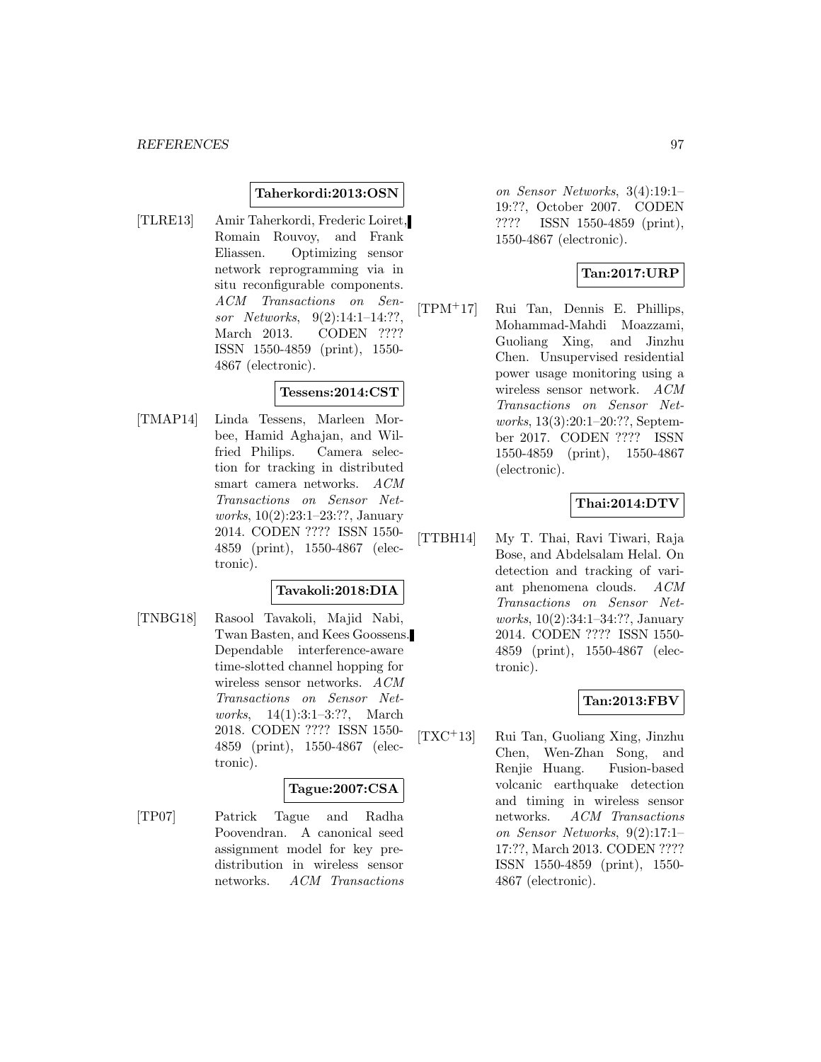**Taherkordi:2013:OSN**

[TLRE13] Amir Taherkordi, Frederic Loiret, Romain Rouvoy, and Frank Eliassen. Optimizing sensor network reprogramming via in situ reconfigurable components. *ACM Transactions on Sensor Networks*, 9(2):14:1–14:??, March 2013. CODEN ???? ISSN 1550-4859 (print), 1550-4867 (electronic).

**Tessens:2014:CST**

[TMAP14] Linda Tessens, Marleen Morbee, Hamid Aghajan, and Wilfried Philips. Camera selection for tracking in distributed smart camera networks. *ACM Transactions on Sensor Networks*, 10(2):23:1–23:??, January 2014. CODEN ???? ISSN 1550-4859 (print), 1550-4867 (electronic).

**Tavakoli:2018:DIA**

[TNBG18] Rasool Tavakoli, Majid Nabi, Twan Basten, and Kees Goossens. Dependable interference-aware time-slotted channel hopping for wireless sensor networks. *ACM Transactions on Sensor Networks*, 14(1):3:1–3:??, March 2018. CODEN ???? ISSN 1550-4859 (print), 1550-4867 (electronic).

**Tague:2007:CSA**

[TP07] Patrick Tague and Radha Poovendran. A canonical seed assignment model for key predistribution in wireless sensor networks. *ACM Transactions on Sensor Networks*, 3(4):19:1–19:??, October 2007. CODEN ???? ISSN 1550-4859 (print), 1550-4867 (electronic).

**Tan:2017:URP**

[TPM+17] Rui Tan, Dennis E. Phillips, Mohammad-Mahdi Moazzami, Guoliang Xing, and Jinzhu Chen. Unsupervised residential power usage monitoring using a wireless sensor network. *ACM Transactions on Sensor Networks*, 13(3):20:1–20:??, September 2017. CODEN ???? ISSN 1550-4859 (print), 1550-4867 (electronic).

**Thai:2014:DTV**

[TTBH14] My T. Thai, Ravi Tiwari, Raja Bose, and Abdelsalam Helal. On detection and tracking of variant phenomena clouds. *ACM Transactions on Sensor Networks*, 10(2):34:1–34:??, January 2014. CODEN ???? ISSN 1550-4859 (print), 1550-4867 (electronic).

**Tan:2013:FBV**

[TXC+13] Rui Tan, Guoliang Xing, Jinzhu Chen, Wen-Zhan Song, and Renjie Huang. Fusion-based volcanic earthquake detection and timing in wireless sensor networks. *ACM Transactions on Sensor Networks*, 9(2):17:1–17:??, March 2013. CODEN ???? ISSN 1550-4859 (print), 1550-4867 (electronic).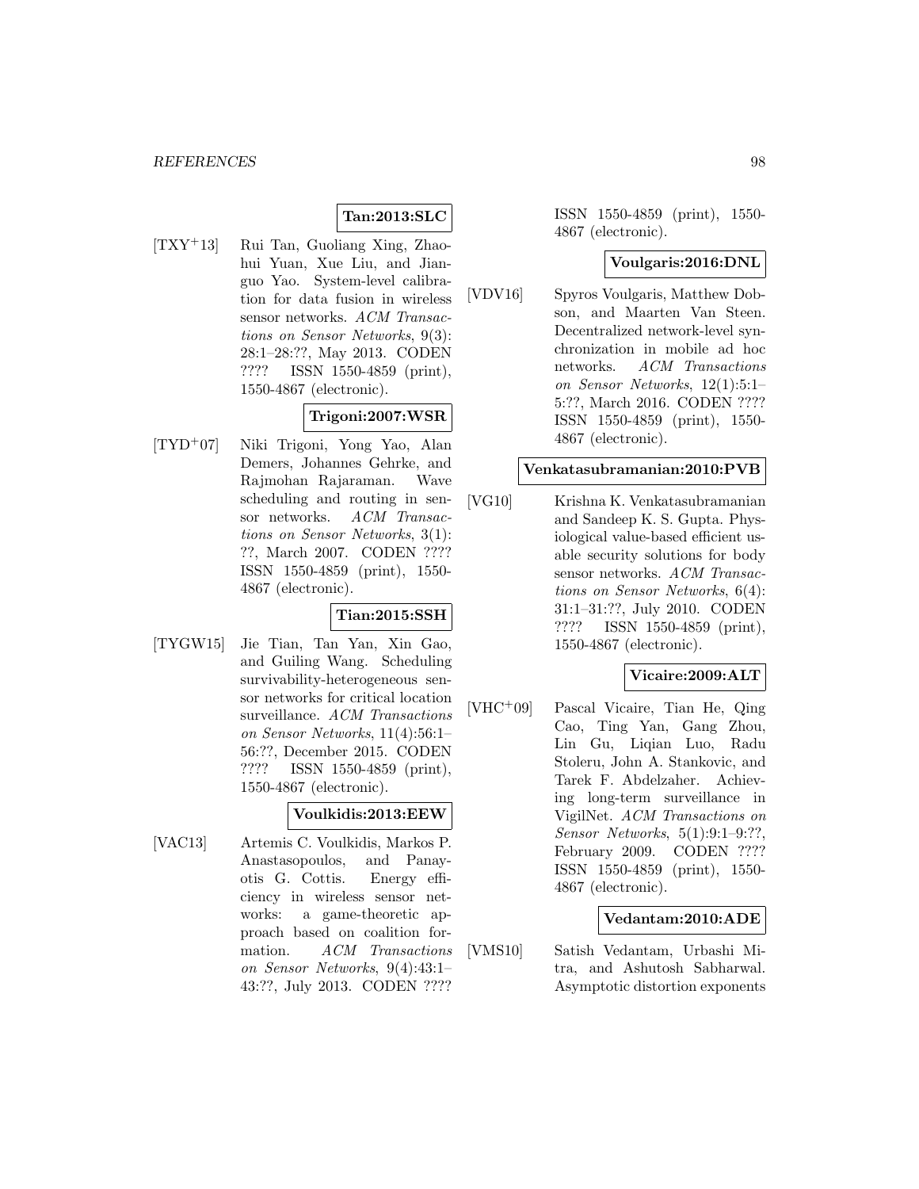**Tan:2013:SLC**

[TXY+13] Rui Tan, Guoliang Xing, Zhaohui Yuan, Xue Liu, and Jianguo Yao. System-level calibration for data fusion in wireless sensor networks. *ACM Transactions on Sensor Networks*, 9(3): 28:1–28:??, May 2013. CODEN ???? ISSN 1550-4859 (print), 1550-4867 (electronic).

**Trigoni:2007:WSR**

[TYD+07] Niki Trigoni, Yong Yao, Alan Demers, Johannes Gehrke, and Rajmohan Rajaraman. Wave scheduling and routing in sensor networks. *ACM Transactions on Sensor Networks*, 3(1): ??, March 2007. CODEN ???? ISSN 1550-4859 (print), 1550-4867 (electronic).

**Tian:2015:SSH**

[TYGW15] Jie Tian, Tan Yan, Xin Gao, and Guiling Wang. Scheduling survivability-heterogeneous sensor networks for critical location surveillance. *ACM Transactions on Sensor Networks*, 11(4):56:1–56:??, December 2015. CODEN ???? ISSN 1550-4859 (print), 1550-4867 (electronic).

**Voulkidis:2013:EEW**

[VAC13] Artemis C. Voulkidis, Markos P. Anastasopoulos, and Panayotis G. Cottis. Energy efficiency in wireless sensor networks: a game-theoretic approach based on coalition formation. *ACM Transactions on Sensor Networks*, 9(4):43:1–43:??, July 2013. CODEN ???? ISSN 1550-4859 (print), 1550-4867 (electronic).

**Voulgaris:2016:DNL**

[VDV16] Spyros Voulgaris, Matthew Dobson, and Maarten Van Steen. Decentralized network-level synchronization in mobile ad hoc networks. *ACM Transactions on Sensor Networks*, 12(1):5:1–5:??, March 2016. CODEN ???? ISSN 1550-4859 (print), 1550-4867 (electronic).

**Venkatasubramanian:2010:PVB**

[VG10] Krishna K. Venkatasubramanian and Sandeep K. S. Gupta. Physiological value-based efficient usable security solutions for body sensor networks. *ACM Transactions on Sensor Networks*, 6(4): 31:1–31:??, July 2010. CODEN ???? ISSN 1550-4859 (print), 1550-4867 (electronic).

**Vicaire:2009:ALT**

[VHC+09] Pascal Vicaire, Tian He, Qing Cao, Ting Yan, Gang Zhou, Lin Gu, Liqian Luo, Radu Stoleru, John A. Stankovic, and Tarek F. Abdelzaher. Achieving long-term surveillance in VigilNet. *ACM Transactions on Sensor Networks*, 5(1):9:1–9:??, February 2009. CODEN ???? ISSN 1550-4859 (print), 1550-4867 (electronic).

**Vedantam:2010:ADE**

[VMS10] Satish Vedantam, Urbashi Mitra, and Ashutosh Sabharwal. Asymptotic distortion exponents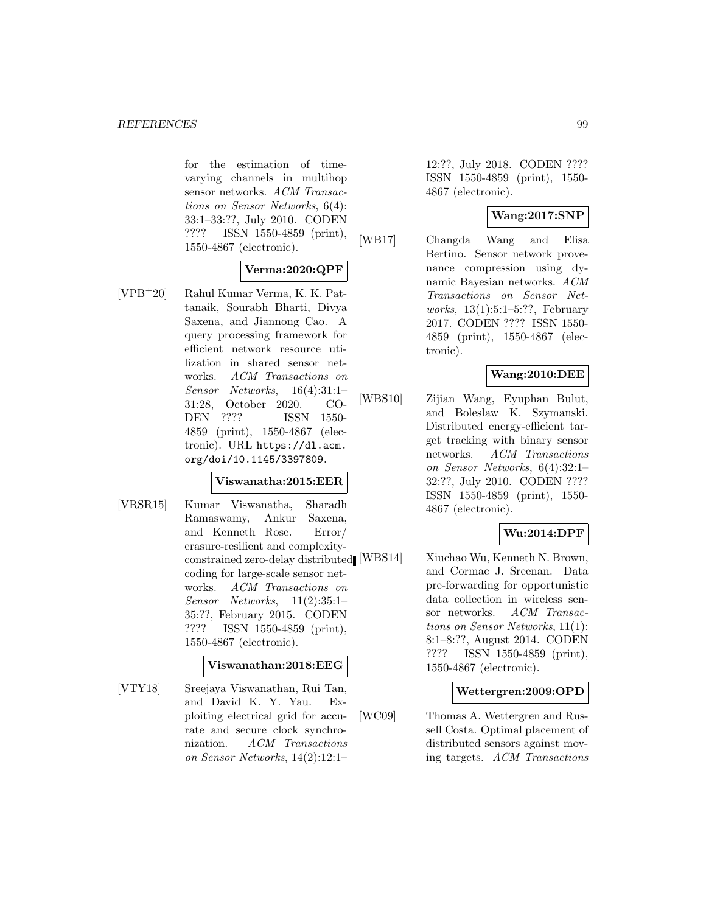for the estimation of time-varying channels in multihop sensor networks. *ACM Transactions on Sensor Networks*, 6(4): 33:1–33:??, July 2010. CODEN ???? ISSN 1550-4859 (print), 1550-4867 (electronic).

**Verma:2020:QPF**

[VPB+20] Rahul Kumar Verma, K. K. Pattanaik, Sourabh Bharti, Divya Saxena, and Jiannong Cao. A query processing framework for efficient network resource utilization in shared sensor networks. *ACM Transactions on Sensor Networks*, 16(4):31:1–31:28, October 2020. CODEN ???? ISSN 1550-4859 (print), 1550-4867 (electronic). URL https://dl.acm.org/doi/10.1145/3397809.

**Viswanatha:2015:EER**

[VRSR15] Kumar Viswanatha, Sharadh Ramaswamy, Ankur Saxena, and Kenneth Rose. Error/erasure-resilient and complexity-constrained zero-delay distributed coding for large-scale sensor networks. *ACM Transactions on Sensor Networks*, 11(2):35:1–35:??, February 2015. CODEN ???? ISSN 1550-4859 (print), 1550-4867 (electronic).

**Viswanathan:2018:EEG**

[VTY18] Sreejaya Viswanathan, Rui Tan, and David K. Y. Yau. Exploiting electrical grid for accurate and secure clock synchronization. *ACM Transactions on Sensor Networks*, 14(2):12:1–12:??, July 2018. CODEN ???? ISSN 1550-4859 (print), 1550-4867 (electronic).

**Wang:2017:SNP**

[WB17] Changda Wang and Elisa Bertino. Sensor network provenance compression using dynamic Bayesian networks. *ACM Transactions on Sensor Networks*, 13(1):5:1–5:??, February 2017. CODEN ???? ISSN 1550-4859 (print), 1550-4867 (electronic).

**Wang:2010:DEE**

[WBS10] Zijian Wang, Eyuphan Bulut, and Boleslaw K. Szymanski. Distributed energy-efficient target tracking with binary sensor networks. *ACM Transactions on Sensor Networks*, 6(4):32:1–32:??, July 2010. CODEN ???? ISSN 1550-4859 (print), 1550-4867 (electronic).

**Wu:2014:DPF**

[WBS14] Xiuchao Wu, Kenneth N. Brown, and Cormac J. Sreenan. Data pre-forwarding for opportunistic data collection in wireless sensor networks. *ACM Transactions on Sensor Networks*, 11(1): 8:1–8:??, August 2014. CODEN ???? ISSN 1550-4859 (print), 1550-4867 (electronic).

**Wettergren:2009:OPD**

[WC09] Thomas A. Wettergren and Russell Costa. Optimal placement of distributed sensors against moving targets. *ACM Transactions*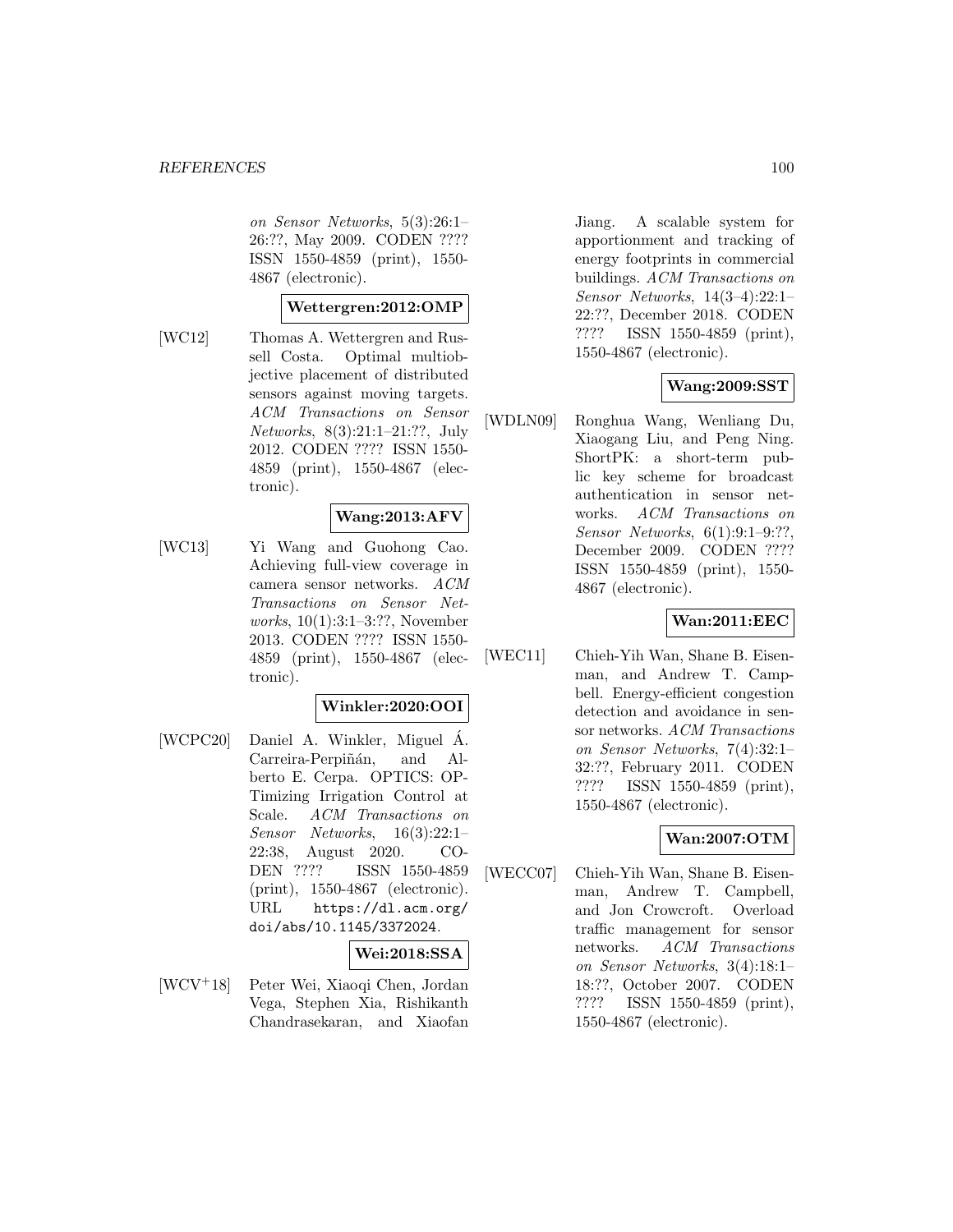*on Sensor Networks*, 5(3):26:1–26:??, May 2009. CODEN ???? ISSN 1550-4859 (print), 1550-4867 (electronic).

**Wettergren:2012:OMP**

[WC12] Thomas A. Wettergren and Russell Costa. Optimal multiobjective placement of distributed sensors against moving targets. *ACM Transactions on Sensor Networks*, 8(3):21:1–21:??, July 2012. CODEN ???? ISSN 1550-4859 (print), 1550-4867 (electronic).

**Wang:2013:AFV**

[WC13] Yi Wang and Guohong Cao. Achieving full-view coverage in camera sensor networks. *ACM Transactions on Sensor Networks*, 10(1):3:1–3:??, November 2013. CODEN ???? ISSN 1550-4859 (print), 1550-4867 (electronic).

**Winkler:2020:OOI**

[WCPC20] Daniel A. Winkler, Miguel Á. Carreira-Perpiñán, and Alberto E. Cerpa. OPTICS: OPTimizing Irrigation Control at Scale. *ACM Transactions on Sensor Networks*, 16(3):22:1–22:38, August 2020. CODEN ???? ISSN 1550-4859 (print), 1550-4867 (electronic). URL `https://dl.acm.org/doi/abs/10.1145/3372024`.

**Wei:2018:SSA**

[WCV+18] Peter Wei, Xiaoqi Chen, Jordan Vega, Stephen Xia, Rishikanth Chandrasekaran, and Xiaofan Jiang. A scalable system for apportionment and tracking of energy footprints in commercial buildings. *ACM Transactions on Sensor Networks*, 14(3–4):22:1–22:??, December 2018. CODEN ???? ISSN 1550-4859 (print), 1550-4867 (electronic).

**Wang:2009:SST**

[WDLN09] Ronghua Wang, Wenliang Du, Xiaogang Liu, and Peng Ning. ShortPK: a short-term public key scheme for broadcast authentication in sensor networks. *ACM Transactions on Sensor Networks*, 6(1):9:1–9:??, December 2009. CODEN ???? ISSN 1550-4859 (print), 1550-4867 (electronic).

**Wan:2011:EEC**

[WEC11] Chieh-Yih Wan, Shane B. Eisenman, and Andrew T. Campbell. Energy-efficient congestion detection and avoidance in sensor networks. *ACM Transactions on Sensor Networks*, 7(4):32:1–32:??, February 2011. CODEN ???? ISSN 1550-4859 (print), 1550-4867 (electronic).

**Wan:2007:OTM**

[WECC07] Chieh-Yih Wan, Shane B. Eisenman, Andrew T. Campbell, and Jon Crowcroft. Overload traffic management for sensor networks. *ACM Transactions on Sensor Networks*, 3(4):18:1–18:??, October 2007. CODEN ???? ISSN 1550-4859 (print), 1550-4867 (electronic).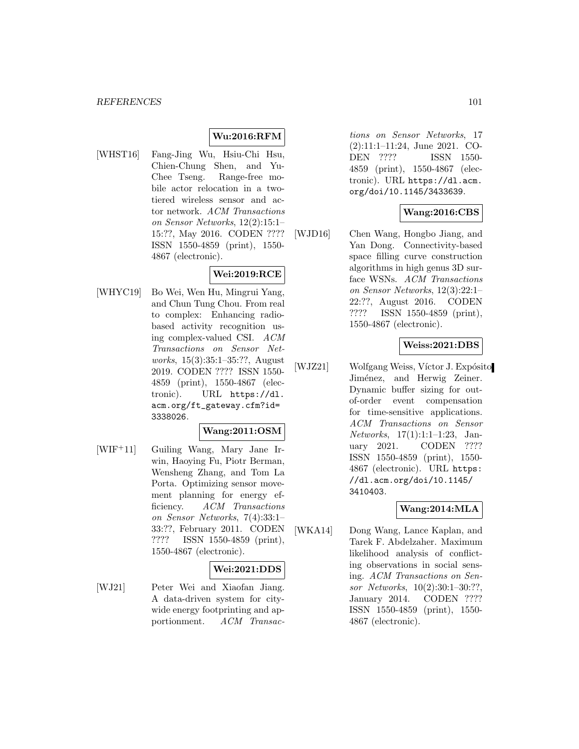**Wu:2016:RFM**

[WHST16] Fang-Jing Wu, Hsiu-Chi Hsu, Chien-Chung Shen, and Yu-Chee Tseng. Range-free mobile actor relocation in a two-tiered wireless sensor and actor network. *ACM Transactions on Sensor Networks*, 12(2):15:1–15:??, May 2016. CODEN ???? ISSN 1550-4859 (print), 1550-4867 (electronic).

**Wei:2019:RCE**

[WHYC19] Bo Wei, Wen Hu, Mingrui Yang, and Chun Tung Chou. From real to complex: Enhancing radio-based activity recognition using complex-valued CSI. *ACM Transactions on Sensor Networks*, 15(3):35:1–35:??, August 2019. CODEN ???? ISSN 1550-4859 (print), 1550-4867 (electronic). URL `https://dl.acm.org/ft_gateway.cfm?id=3338026`.

**Wang:2011:OSM**

[WIF+11] Guiling Wang, Mary Jane Irwin, Haoying Fu, Piotr Berman, Wensheng Zhang, and Tom La Porta. Optimizing sensor movement planning for energy efficiency. *ACM Transactions on Sensor Networks*, 7(4):33:1–33:??, February 2011. CODEN ???? ISSN 1550-4859 (print), 1550-4867 (electronic).

**Wei:2021:DDS**

[WJ21] Peter Wei and Xiaofan Jiang. A data-driven system for city-wide energy footprinting and apportionment. *ACM Transactions on Sensor Networks*, 17 (2):11:1–11:24, June 2021. CODEN ???? ISSN 1550-4859 (print), 1550-4867 (electronic). URL `https://dl.acm.org/doi/10.1145/3433639`.

**Wang:2016:CBS**

[WJD16] Chen Wang, Hongbo Jiang, and Yan Dong. Connectivity-based space filling curve construction algorithms in high genus 3D surface WSNs. *ACM Transactions on Sensor Networks*, 12(3):22:1–22:??, August 2016. CODEN ???? ISSN 1550-4859 (print), 1550-4867 (electronic).

**Weiss:2021:DBS**

[WJZ21] Wolfgang Weiss, Víctor J. Expósito Jiménez, and Herwig Zeiner. Dynamic buffer sizing for out-of-order event compensation for time-sensitive applications. *ACM Transactions on Sensor Networks*, 17(1):1:1–1:23, January 2021. CODEN ???? ISSN 1550-4859 (print), 1550-4867 (electronic). URL `https://dl.acm.org/doi/10.1145/3410403`.

**Wang:2014:MLA**

[WKA14] Dong Wang, Lance Kaplan, and Tarek F. Abdelzaher. Maximum likelihood analysis of conflicting observations in social sensing. *ACM Transactions on Sensor Networks*, 10(2):30:1–30:??, January 2014. CODEN ???? ISSN 1550-4859 (print), 1550-4867 (electronic).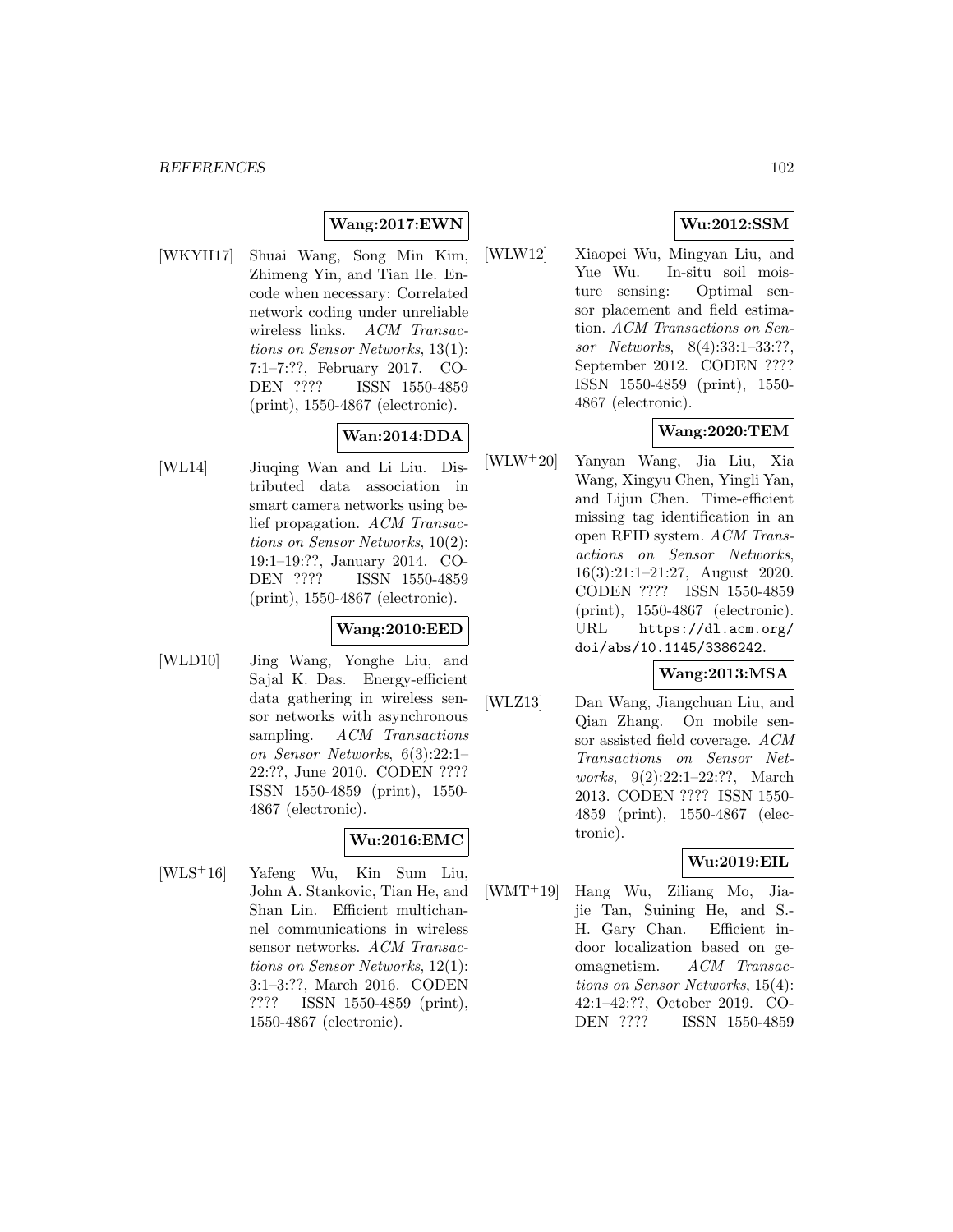**Wang:2017:EWN**

[WKYH17] Shuai Wang, Song Min Kim, Zhimeng Yin, and Tian He. Encode when necessary: Correlated network coding under unreliable wireless links. *ACM Transactions on Sensor Networks*, 13(1): 7:1–7:??, February 2017. CODEN ???? ISSN 1550-4859 (print), 1550-4867 (electronic).

**Wan:2014:DDA**

[WL14] Jiuqing Wan and Li Liu. Distributed data association in smart camera networks using belief propagation. *ACM Transactions on Sensor Networks*, 10(2): 19:1–19:??, January 2014. CODEN ???? ISSN 1550-4859 (print), 1550-4867 (electronic).

**Wang:2010:EED**

[WLD10] Jing Wang, Yonghe Liu, and Sajal K. Das. Energy-efficient data gathering in wireless sensor networks with asynchronous sampling. *ACM Transactions on Sensor Networks*, 6(3):22:1–22:??, June 2010. CODEN ???? ISSN 1550-4859 (print), 1550-4867 (electronic).

**Wu:2016:EMC**

[WLS+16] Yafeng Wu, Kin Sum Liu, John A. Stankovic, Tian He, and Shan Lin. Efficient multichannel communications in wireless sensor networks. *ACM Transactions on Sensor Networks*, 12(1): 3:1–3:??, March 2016. CODEN ???? ISSN 1550-4859 (print), 1550-4867 (electronic).

**Wu:2012:SSM**

[WLW12] Xiaopei Wu, Mingyan Liu, and Yue Wu. In-situ soil moisture sensing: Optimal sensor placement and field estimation. *ACM Transactions on Sensor Networks*, 8(4):33:1–33:??, September 2012. CODEN ???? ISSN 1550-4859 (print), 1550-4867 (electronic).

**Wang:2020:TEM**

[WLW+20] Yanyan Wang, Jia Liu, Xia Wang, Xingyu Chen, Yingli Yan, and Lijun Chen. Time-efficient missing tag identification in an open RFID system. *ACM Transactions on Sensor Networks*, 16(3):21:1–21:27, August 2020. CODEN ???? ISSN 1550-4859 (print), 1550-4867 (electronic). URL https://dl.acm.org/doi/abs/10.1145/3386242.

**Wang:2013:MSA**

[WLZ13] Dan Wang, Jiangchuan Liu, and Qian Zhang. On mobile sensor assisted field coverage. *ACM Transactions on Sensor Networks*, 9(2):22:1–22:??, March 2013. CODEN ???? ISSN 1550-4859 (print), 1550-4867 (electronic).

**Wu:2019:EIL**

[WMT+19] Hang Wu, Ziliang Mo, Jiajie Tan, Suining He, and S.-H. Gary Chan. Efficient indoor localization based on geomagnetism. *ACM Transactions on Sensor Networks*, 15(4): 42:1–42:??, October 2019. CODEN ???? ISSN 1550-4859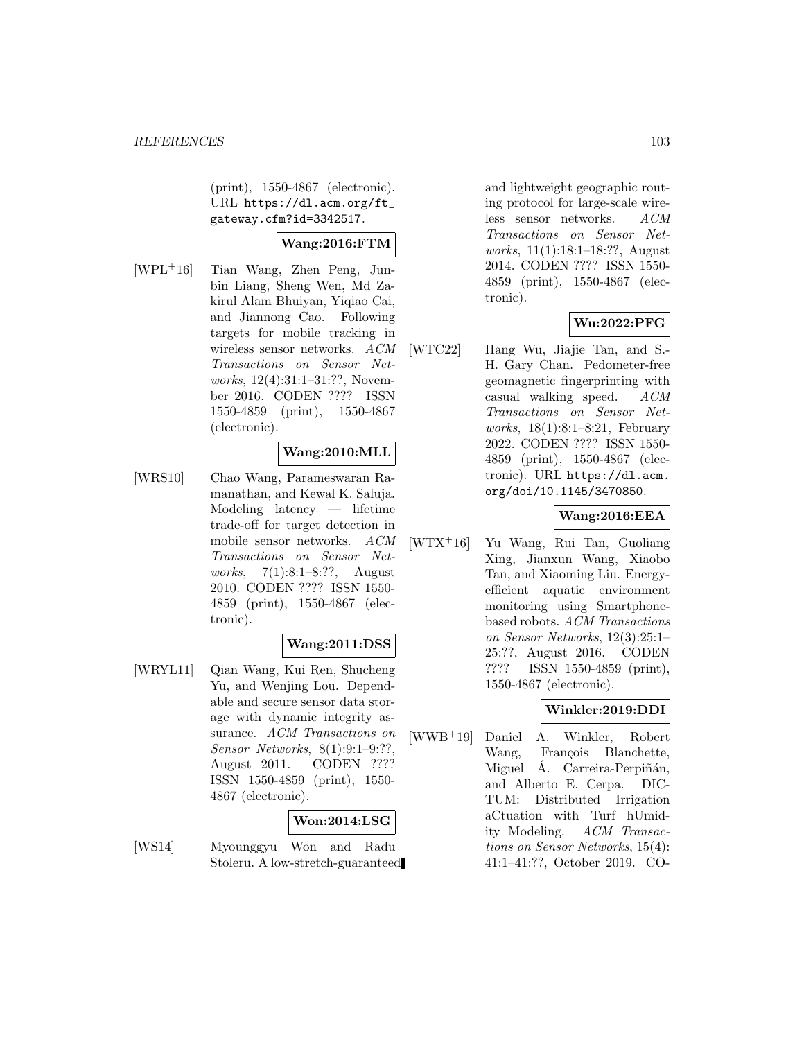(print), 1550-4867 (electronic). URL https://dl.acm.org/ft_gateway.cfm?id=3342517.

**Wang:2016:FTM**

[WPL+16] Tian Wang, Zhen Peng, Junbin Liang, Sheng Wen, Md Zakirul Alam Bhuiyan, Yiqiao Cai, and Jiannong Cao. Following targets for mobile tracking in wireless sensor networks. *ACM Transactions on Sensor Networks*, 12(4):31:1–31:??, November 2016. CODEN ???? ISSN 1550-4859 (print), 1550-4867 (electronic).

**Wang:2010:MLL**

[WRS10] Chao Wang, Parameswaran Ramanathan, and Kewal K. Saluja. Modeling latency — lifetime trade-off for target detection in mobile sensor networks. *ACM Transactions on Sensor Networks*, 7(1):8:1–8:??, August 2010. CODEN ???? ISSN 1550-4859 (print), 1550-4867 (electronic).

**Wang:2011:DSS**

[WRYL11] Qian Wang, Kui Ren, Shucheng Yu, and Wenjing Lou. Dependable and secure sensor data storage with dynamic integrity assurance. *ACM Transactions on Sensor Networks*, 8(1):9:1–9:??, August 2011. CODEN ???? ISSN 1550-4859 (print), 1550-4867 (electronic).

**Won:2014:LSG**

[WS14] Myounggyu Won and Radu Stoleru. A low-stretch-guaranteed and lightweight geographic routing protocol for large-scale wireless sensor networks. *ACM Transactions on Sensor Networks*, 11(1):18:1–18:??, August 2014. CODEN ???? ISSN 1550-4859 (print), 1550-4867 (electronic).

**Wu:2022:PFG**

[WTC22] Hang Wu, Jiajie Tan, and S.-H. Gary Chan. Pedometer-free geomagnetic fingerprinting with casual walking speed. *ACM Transactions on Sensor Networks*, 18(1):8:1–8:21, February 2022. CODEN ???? ISSN 1550-4859 (print), 1550-4867 (electronic). URL https://dl.acm.org/doi/10.1145/3470850.

**Wang:2016:EEA**

[WTX+16] Yu Wang, Rui Tan, Guoliang Xing, Jianxun Wang, Xiaobo Tan, and Xiaoming Liu. Energy-efficient aquatic environment monitoring using Smartphone-based robots. *ACM Transactions on Sensor Networks*, 12(3):25:1–25:??, August 2016. CODEN ???? ISSN 1550-4859 (print), 1550-4867 (electronic).

**Winkler:2019:DDI**

[WWB+19] Daniel A. Winkler, Robert Wang, François Blanchette, Miguel Á. Carreira-Perpiñán, and Alberto E. Cerpa. DICTUM: Distributed Irrigation aCtuation with Turf hUmidity Modeling. *ACM Transactions on Sensor Networks*, 15(4):41:1–41:??, October 2019. CO-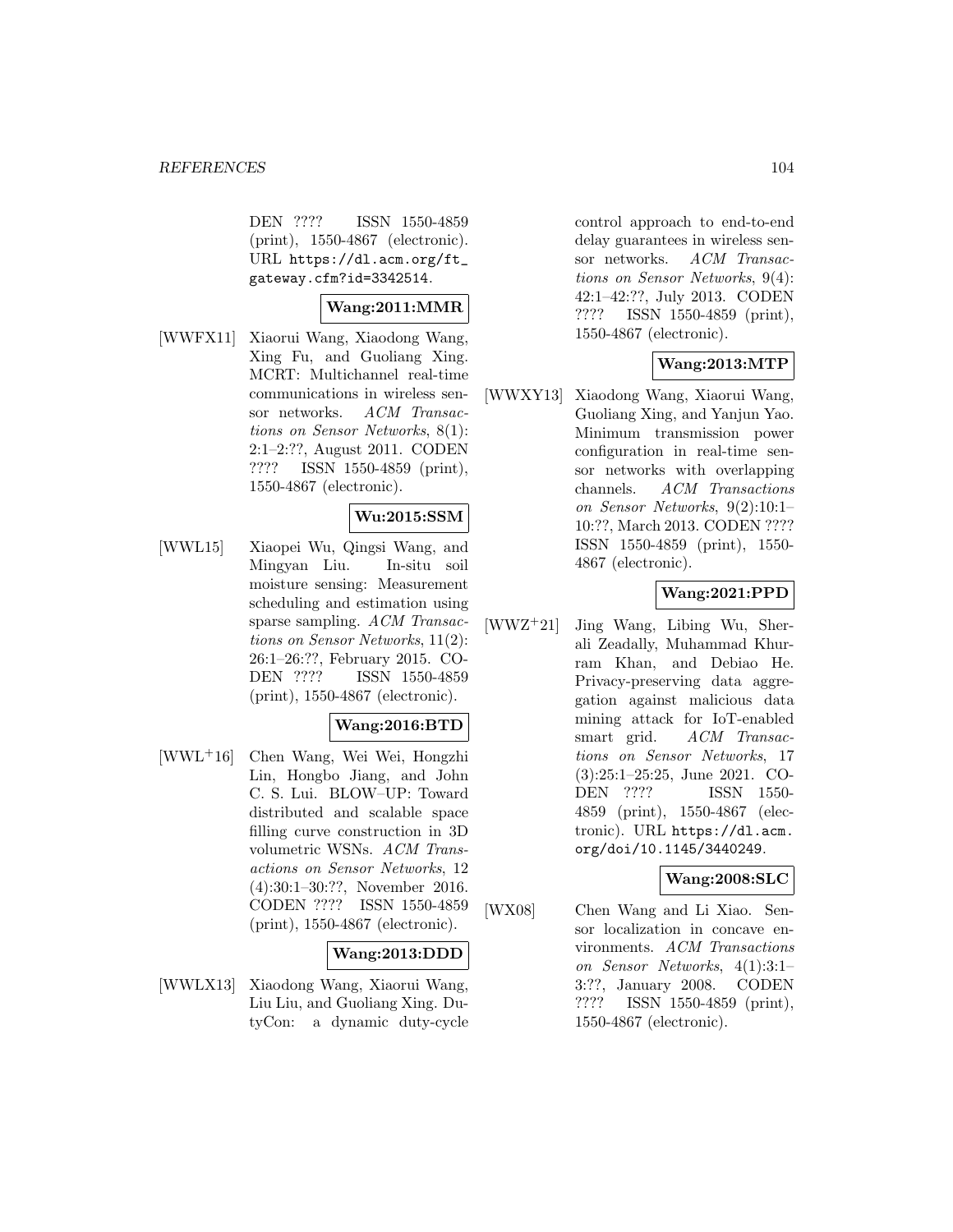DEN ???? ISSN 1550-4859 (print), 1550-4867 (electronic). URL https://dl.acm.org/ft_gateway.cfm?id=3342514.

**Wang:2011:MMR**

[WWFX11] Xiaorui Wang, Xiaodong Wang, Xing Fu, and Guoliang Xing. MCRT: Multichannel real-time communications in wireless sensor networks. *ACM Transactions on Sensor Networks*, 8(1): 2:1–2:??, August 2011. CODEN ???? ISSN 1550-4859 (print), 1550-4867 (electronic).

**Wu:2015:SSM**

[WWL15] Xiaopei Wu, Qingsi Wang, and Mingyan Liu. In-situ soil moisture sensing: Measurement scheduling and estimation using sparse sampling. *ACM Transactions on Sensor Networks*, 11(2): 26:1–26:??, February 2015. CODEN ???? ISSN 1550-4859 (print), 1550-4867 (electronic).

**Wang:2016:BTD**

[WWL+16] Chen Wang, Wei Wei, Hongzhi Lin, Hongbo Jiang, and John C. S. Lui. BLOW–UP: Toward distributed and scalable space filling curve construction in 3D volumetric WSNs. *ACM Transactions on Sensor Networks*, 12 (4):30:1–30:??, November 2016. CODEN ???? ISSN 1550-4859 (print), 1550-4867 (electronic).

**Wang:2013:DDD**

[WWLX13] Xiaodong Wang, Xiaorui Wang, Liu Liu, and Guoliang Xing. DutyCon: a dynamic duty-cycle control approach to end-to-end delay guarantees in wireless sensor networks. *ACM Transactions on Sensor Networks*, 9(4): 42:1–42:??, July 2013. CODEN ???? ISSN 1550-4859 (print), 1550-4867 (electronic).

**Wang:2013:MTP**

[WWXY13] Xiaodong Wang, Xiaorui Wang, Guoliang Xing, and Yanjun Yao. Minimum transmission power configuration in real-time sensor networks with overlapping channels. *ACM Transactions on Sensor Networks*, 9(2):10:1–10:??, March 2013. CODEN ???? ISSN 1550-4859 (print), 1550-4867 (electronic).

**Wang:2021:PPD**

[WWZ+21] Jing Wang, Libing Wu, Sherali Zeadally, Muhammad Khurram Khan, and Debiao He. Privacy-preserving data aggregation against malicious data mining attack for IoT-enabled smart grid. *ACM Transactions on Sensor Networks*, 17 (3):25:1–25:25, June 2021. CODEN ???? ISSN 1550-4859 (print), 1550-4867 (electronic). URL https://dl.acm.org/doi/10.1145/3440249.

**Wang:2008:SLC**

[WX08] Chen Wang and Li Xiao. Sensor localization in concave environments. *ACM Transactions on Sensor Networks*, 4(1):3:1–3:??, January 2008. CODEN ???? ISSN 1550-4859 (print), 1550-4867 (electronic).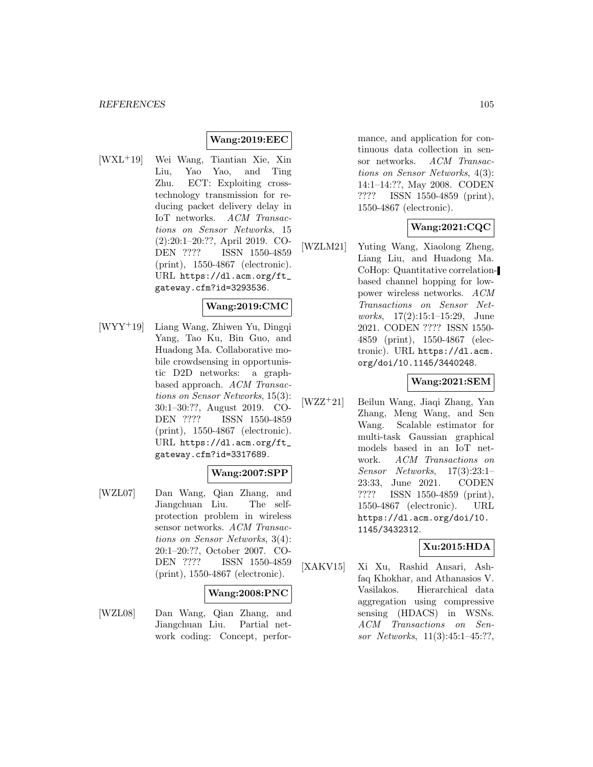**Wang:2019:EEC**

[WXL+19] Wei Wang, Tiantian Xie, Xin Liu, Yao Yao, and Ting Zhu. ECT: Exploiting cross-technology transmission for reducing packet delivery delay in IoT networks. *ACM Transactions on Sensor Networks*, 15 (2):20:1–20:??, April 2019. CODEN ???? ISSN 1550-4859 (print), 1550-4867 (electronic). URL https://dl.acm.org/ft_gateway.cfm?id=3293536.

**Wang:2019:CMC**

[WYY+19] Liang Wang, Zhiwen Yu, Dingqi Yang, Tao Ku, Bin Guo, and Huadong Ma. Collaborative mobile crowdsensing in opportunistic D2D networks: a graph-based approach. *ACM Transactions on Sensor Networks*, 15(3): 30:1–30:??, August 2019. CODEN ???? ISSN 1550-4859 (print), 1550-4867 (electronic). URL https://dl.acm.org/ft_gateway.cfm?id=3317689.

**Wang:2007:SPP**

[WZL07] Dan Wang, Qian Zhang, and Jiangchuan Liu. The self-protection problem in wireless sensor networks. *ACM Transactions on Sensor Networks*, 3(4): 20:1–20:??, October 2007. CODEN ???? ISSN 1550-4859 (print), 1550-4867 (electronic).

**Wang:2008:PNC**

[WZL08] Dan Wang, Qian Zhang, and Jiangchuan Liu. Partial network coding: Concept, performance, and application for continuous data collection in sensor networks. *ACM Transactions on Sensor Networks*, 4(3): 14:1–14:??, May 2008. CODEN ???? ISSN 1550-4859 (print), 1550-4867 (electronic).

**Wang:2021:CQC**

[WZLM21] Yuting Wang, Xiaolong Zheng, Liang Liu, and Huadong Ma. CoHop: Quantitative correlation-based channel hopping for low-power wireless networks. *ACM Transactions on Sensor Networks*, 17(2):15:1–15:29, June 2021. CODEN ???? ISSN 1550-4859 (print), 1550-4867 (electronic). URL https://dl.acm.org/doi/10.1145/3440248.

**Wang:2021:SEM**

[WZZ+21] Beilun Wang, Jiaqi Zhang, Yan Zhang, Meng Wang, and Sen Wang. Scalable estimator for multi-task Gaussian graphical models based in an IoT network. *ACM Transactions on Sensor Networks*, 17(3):23:1–23:33, June 2021. CODEN ???? ISSN 1550-4859 (print), 1550-4867 (electronic). URL https://dl.acm.org/doi/10.1145/3432312.

**Xu:2015:HDA**

[XAKV15] Xi Xu, Rashid Ansari, Ashfaq Khokhar, and Athanasios V. Vasilakos. Hierarchical data aggregation using compressive sensing (HDACS) in WSNs. *ACM Transactions on Sensor Networks*, 11(3):45:1–45:??,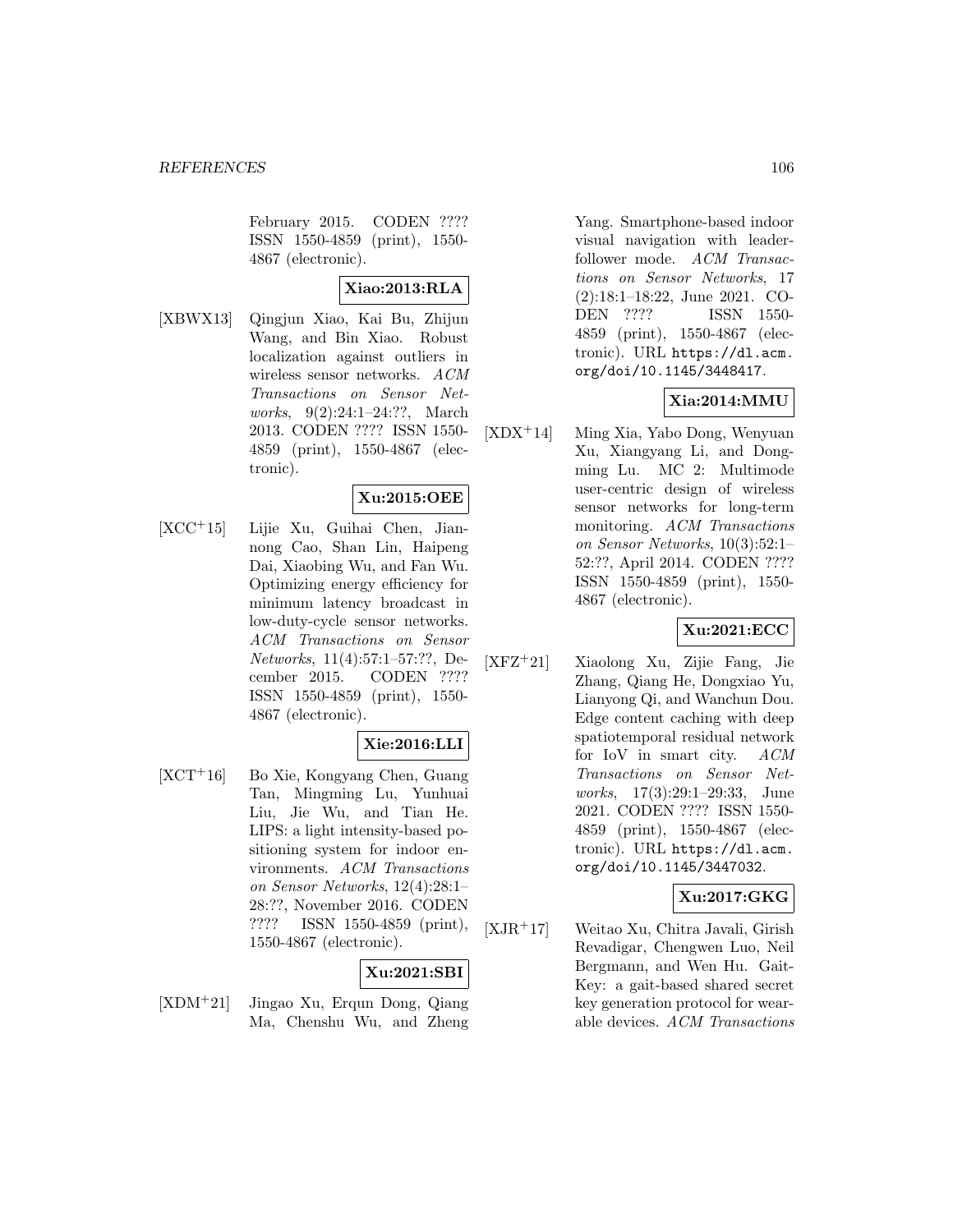February 2015. CODEN ???? ISSN 1550-4859 (print), 1550-4867 (electronic).

**Xiao:2013:RLA**

[XBWX13] Qingjun Xiao, Kai Bu, Zhijun Wang, and Bin Xiao. Robust localization against outliers in wireless sensor networks. *ACM Transactions on Sensor Networks*, 9(2):24:1–24:??, March 2013. CODEN ???? ISSN 1550-4859 (print), 1550-4867 (electronic).

**Xu:2015:OEE**

[XCC+15] Lijie Xu, Guihai Chen, Jiannong Cao, Shan Lin, Haipeng Dai, Xiaobing Wu, and Fan Wu. Optimizing energy efficiency for minimum latency broadcast in low-duty-cycle sensor networks. *ACM Transactions on Sensor Networks*, 11(4):57:1–57:??, December 2015. CODEN ???? ISSN 1550-4859 (print), 1550-4867 (electronic).

**Xie:2016:LLI**

[XCT+16] Bo Xie, Kongyang Chen, Guang Tan, Mingming Lu, Yunhuai Liu, Jie Wu, and Tian He. LIPS: a light intensity-based positioning system for indoor environments. *ACM Transactions on Sensor Networks*, 12(4):28:1–28:??, November 2016. CODEN ???? ISSN 1550-4859 (print), 1550-4867 (electronic).

**Xu:2021:SBI**

[XDM+21] Jingao Xu, Erqun Dong, Qiang Ma, Chenshu Wu, and Zheng Yang. Smartphone-based indoor visual navigation with leader-follower mode. *ACM Transactions on Sensor Networks*, 17 (2):18:1–18:22, June 2021. CODEN ???? ISSN 1550-4859 (print), 1550-4867 (electronic). URL https://dl.acm.org/doi/10.1145/3448417.

**Xia:2014:MMU**

[XDX+14] Ming Xia, Yabo Dong, Wenyuan Xu, Xiangyang Li, and Dongming Lu. MC 2: Multimode user-centric design of wireless sensor networks for long-term monitoring. *ACM Transactions on Sensor Networks*, 10(3):52:1–52:??, April 2014. CODEN ???? ISSN 1550-4859 (print), 1550-4867 (electronic).

**Xu:2021:ECC**

[XFZ+21] Xiaolong Xu, Zijie Fang, Jie Zhang, Qiang He, Dongxiao Yu, Lianyong Qi, and Wanchun Dou. Edge content caching with deep spatiotemporal residual network for IoV in smart city. *ACM Transactions on Sensor Networks*, 17(3):29:1–29:33, June 2021. CODEN ???? ISSN 1550-4859 (print), 1550-4867 (electronic). URL https://dl.acm.org/doi/10.1145/3447032.

**Xu:2017:GKG**

[XJR+17] Weitao Xu, Chitra Javali, Girish Revadigar, Chengwen Luo, Neil Bergmann, and Wen Hu. Gait-Key: a gait-based shared secret key generation protocol for wearable devices. *ACM Transactions*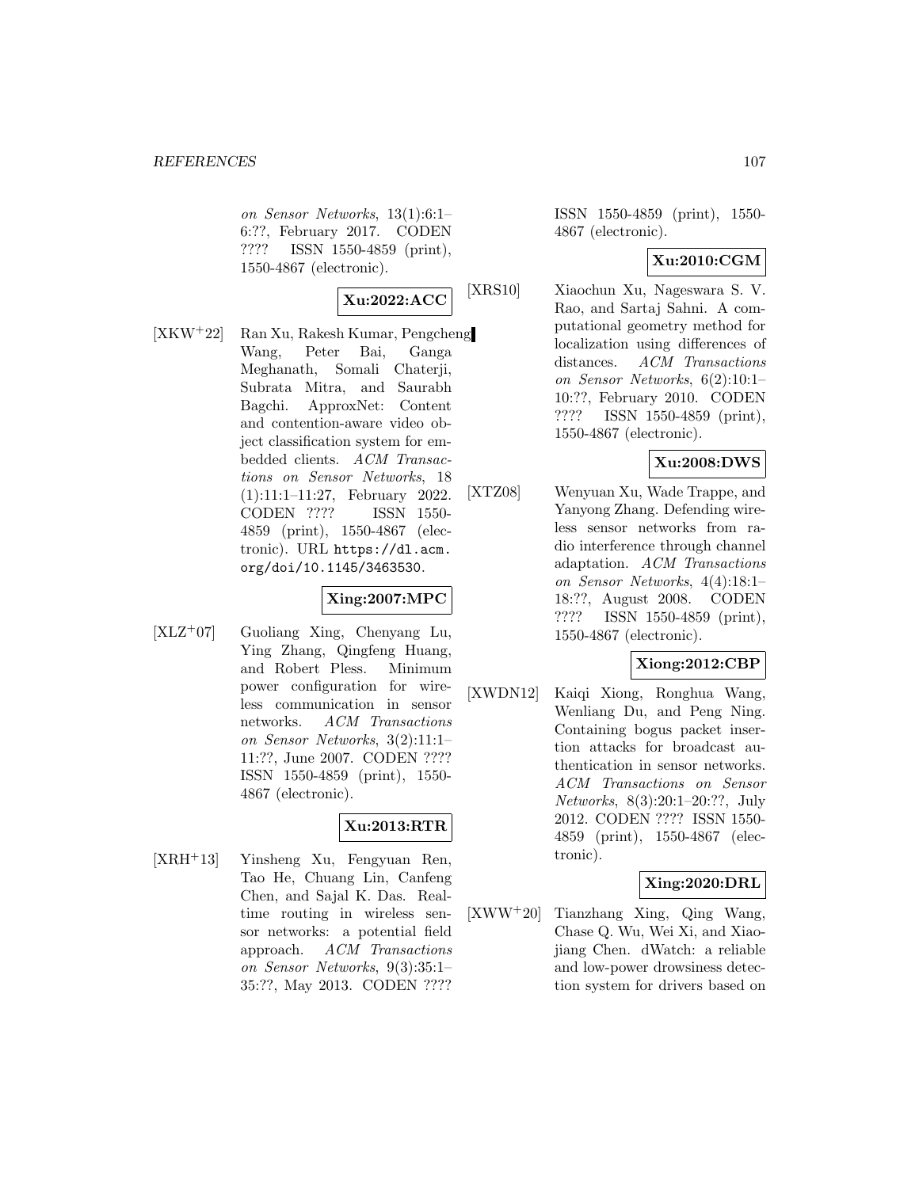*on Sensor Networks*, 13(1):6:1–6:??, February 2017. CODEN ???? ISSN 1550-4859 (print), 1550-4867 (electronic).

**Xu:2022:ACC**

[XKW+22] Ran Xu, Rakesh Kumar, Pengcheng Wang, Peter Bai, Ganga Meghanath, Somali Chaterji, Subrata Mitra, and Saurabh Bagchi. ApproxNet: Content and contention-aware video object classification system for embedded clients. *ACM Transactions on Sensor Networks*, 18 (1):11:1–11:27, February 2022. CODEN ???? ISSN 1550-4859 (print), 1550-4867 (electronic). URL https://dl.acm.org/doi/10.1145/3463530.

**Xing:2007:MPC**

[XLZ+07] Guoliang Xing, Chenyang Lu, Ying Zhang, Qingfeng Huang, and Robert Pless. Minimum power configuration for wireless communication in sensor networks. *ACM Transactions on Sensor Networks*, 3(2):11:1–11:??, June 2007. CODEN ???? ISSN 1550-4859 (print), 1550-4867 (electronic).

**Xu:2013:RTR**

[XRH+13] Yinsheng Xu, Fengyuan Ren, Tao He, Chuang Lin, Canfeng Chen, and Sajal K. Das. Real-time routing in wireless sensor networks: a potential field approach. *ACM Transactions on Sensor Networks*, 9(3):35:1–35:??, May 2013. CODEN ???? ISSN 1550-4859 (print), 1550-4867 (electronic).

**Xu:2010:CGM**

[XRS10] Xiaochun Xu, Nageswara S. V. Rao, and Sartaj Sahni. A computational geometry method for localization using differences of distances. *ACM Transactions on Sensor Networks*, 6(2):10:1–10:??, February 2010. CODEN ???? ISSN 1550-4859 (print), 1550-4867 (electronic).

**Xu:2008:DWS**

[XTZ08] Wenyuan Xu, Wade Trappe, and Yanyong Zhang. Defending wireless sensor networks from radio interference through channel adaptation. *ACM Transactions on Sensor Networks*, 4(4):18:1–18:??, August 2008. CODEN ???? ISSN 1550-4859 (print), 1550-4867 (electronic).

**Xiong:2012:CBP**

[XWDN12] Kaiqi Xiong, Ronghua Wang, Wenliang Du, and Peng Ning. Containing bogus packet insertion attacks for broadcast authentication in sensor networks. *ACM Transactions on Sensor Networks*, 8(3):20:1–20:??, July 2012. CODEN ???? ISSN 1550-4859 (print), 1550-4867 (electronic).

**Xing:2020:DRL**

[XWW+20] Tianzhang Xing, Qing Wang, Chase Q. Wu, Wei Xi, and Xiaojiang Chen. dWatch: a reliable and low-power drowsiness detection system for drivers based on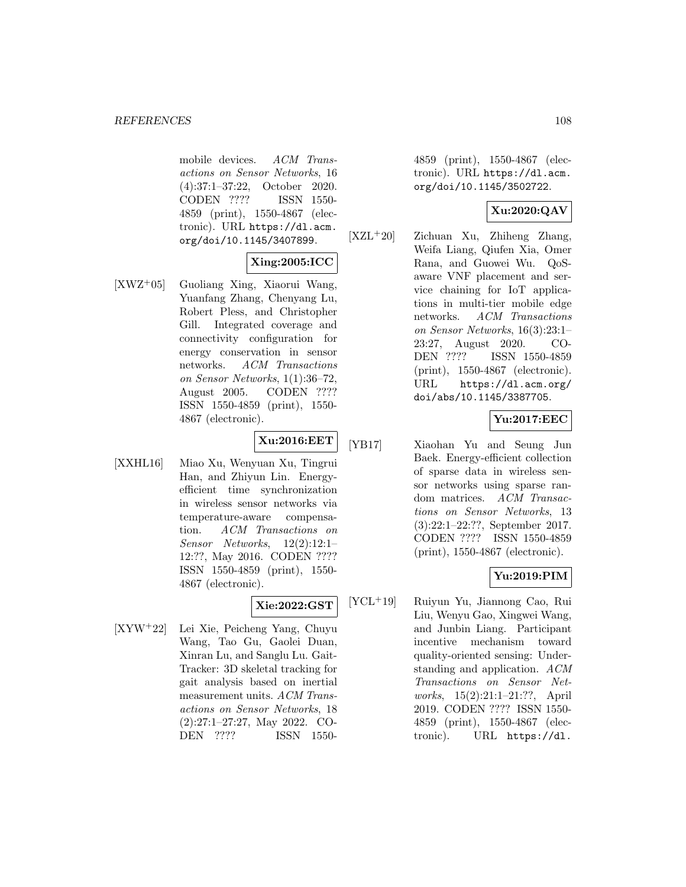mobile devices. *ACM Transactions on Sensor Networks*, 16 (4):37:1–37:22, October 2020. CODEN ???? ISSN 1550-4859 (print), 1550-4867 (electronic). URL https://dl.acm.org/doi/10.1145/3407899.

**Xing:2005:ICC**

[XWZ+05] Guoliang Xing, Xiaorui Wang, Yuanfang Zhang, Chenyang Lu, Robert Pless, and Christopher Gill. Integrated coverage and connectivity configuration for energy conservation in sensor networks. *ACM Transactions on Sensor Networks*, 1(1):36–72, August 2005. CODEN ???? ISSN 1550-4859 (print), 1550-4867 (electronic).

**Xu:2016:EET**

[XXHL16] Miao Xu, Wenyuan Xu, Tingrui Han, and Zhiyun Lin. Energy-efficient time synchronization in wireless sensor networks via temperature-aware compensation. *ACM Transactions on Sensor Networks*, 12(2):12:1–12:??, May 2016. CODEN ???? ISSN 1550-4859 (print), 1550-4867 (electronic).

**Xie:2022:GST**

[XYW+22] Lei Xie, Peicheng Yang, Chuyu Wang, Tao Gu, Gaolei Duan, Xinran Lu, and Sanglu Lu. Gait-Tracker: 3D skeletal tracking for gait analysis based on inertial measurement units. *ACM Transactions on Sensor Networks*, 18 (2):27:1–27:27, May 2022. CODEN ???? ISSN 1550-4859 (print), 1550-4867 (electronic). URL https://dl.acm.org/doi/10.1145/3502722.

**Xu:2020:QAV**

[XZL+20] Zichuan Xu, Zhiheng Zhang, Weifa Liang, Qiufen Xia, Omer Rana, and Guowei Wu. QoS-aware VNF placement and service chaining for IoT applications in multi-tier mobile edge networks. *ACM Transactions on Sensor Networks*, 16(3):23:1–23:27, August 2020. CODEN ???? ISSN 1550-4859 (print), 1550-4867 (electronic). URL https://dl.acm.org/doi/abs/10.1145/3387705.

**Yu:2017:EEC**

[YB17] Xiaohan Yu and Seung Jun Baek. Energy-efficient collection of sparse data in wireless sensor networks using sparse random matrices. *ACM Transactions on Sensor Networks*, 13 (3):22:1–22:??, September 2017. CODEN ???? ISSN 1550-4859 (print), 1550-4867 (electronic).

**Yu:2019:PIM**

[YCL+19] Ruiyun Yu, Jiannong Cao, Rui Liu, Wenyu Gao, Xingwei Wang, and Junbin Liang. Participant incentive mechanism toward quality-oriented sensing: Understanding and application. *ACM Transactions on Sensor Networks*, 15(2):21:1–21:??, April 2019. CODEN ???? ISSN 1550-4859 (print), 1550-4867 (electronic). URL https://dl.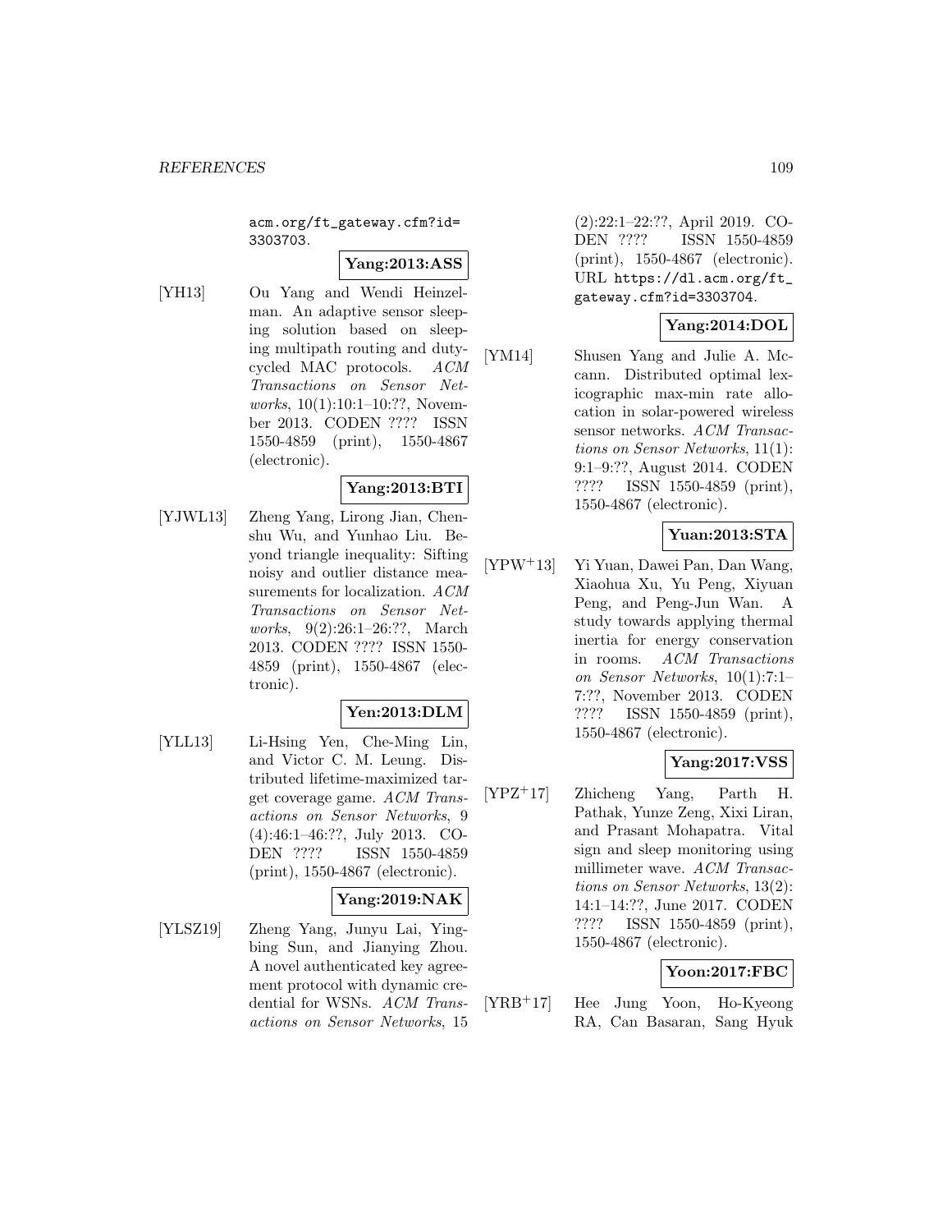acm.org/ft_gateway.cfm?id=3303703.

**Yang:2013:ASS**

[YH13] Ou Yang and Wendi Heinzelman. An adaptive sensor sleeping solution based on sleeping multipath routing and duty-cycled MAC protocols. *ACM Transactions on Sensor Networks*, 10(1):10:1–10:??, November 2013. CODEN ???? ISSN 1550-4859 (print), 1550-4867 (electronic).

**Yang:2013:BTI**

[YJWL13] Zheng Yang, Lirong Jian, Chenshu Wu, and Yunhao Liu. Beyond triangle inequality: Sifting noisy and outlier distance measurements for localization. *ACM Transactions on Sensor Networks*, 9(2):26:1–26:??, March 2013. CODEN ???? ISSN 1550-4859 (print), 1550-4867 (electronic).

**Yen:2013:DLM**

[YLL13] Li-Hsing Yen, Che-Ming Lin, and Victor C. M. Leung. Distributed lifetime-maximized target coverage game. *ACM Transactions on Sensor Networks*, 9 (4):46:1–46:??, July 2013. CODEN ???? ISSN 1550-4859 (print), 1550-4867 (electronic).

**Yang:2019:NAK**

[YLSZ19] Zheng Yang, Junyu Lai, Yingbing Sun, and Jianying Zhou. A novel authenticated key agreement protocol with dynamic credential for WSNs. *ACM Transactions on Sensor Networks*, 15 (2):22:1–22:??, April 2019. CODEN ???? ISSN 1550-4859 (print), 1550-4867 (electronic). URL https://dl.acm.org/ft_gateway.cfm?id=3303704.

**Yang:2014:DOL**

[YM14] Shusen Yang and Julie A. Mccann. Distributed optimal lexicographic max-min rate allocation in solar-powered wireless sensor networks. *ACM Transactions on Sensor Networks*, 11(1): 9:1–9:??, August 2014. CODEN ???? ISSN 1550-4859 (print), 1550-4867 (electronic).

**Yuan:2013:STA**

[YPW+13] Yi Yuan, Dawei Pan, Dan Wang, Xiaohua Xu, Yu Peng, Xiyuan Peng, and Peng-Jun Wan. A study towards applying thermal inertia for energy conservation in rooms. *ACM Transactions on Sensor Networks*, 10(1):7:1–7:??, November 2013. CODEN ???? ISSN 1550-4859 (print), 1550-4867 (electronic).

**Yang:2017:VSS**

[YPZ+17] Zhicheng Yang, Parth H. Pathak, Yunze Zeng, Xixi Liran, and Prasant Mohapatra. Vital sign and sleep monitoring using millimeter wave. *ACM Transactions on Sensor Networks*, 13(2): 14:1–14:??, June 2017. CODEN ???? ISSN 1550-4859 (print), 1550-4867 (electronic).

**Yoon:2017:FBC**

[YRB+17] Hee Jung Yoon, Ho-Kyeong RA, Can Basaran, Sang Hyuk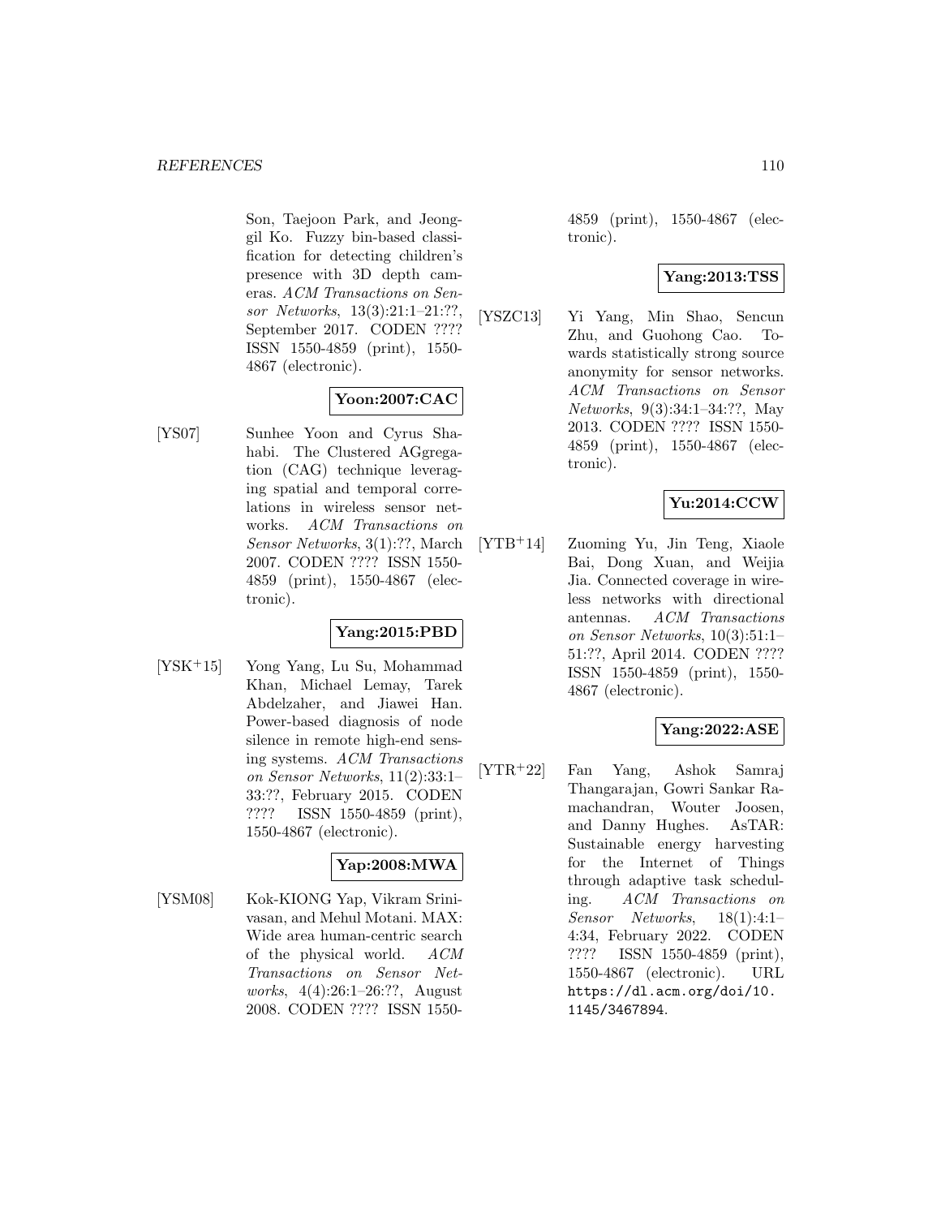Son, Taejoon Park, and Jeonggil Ko. Fuzzy bin-based classification for detecting children's presence with 3D depth cameras. *ACM Transactions on Sensor Networks*, 13(3):21:1–21:??, September 2017. CODEN ???? ISSN 1550-4859 (print), 1550-4867 (electronic).

**Yoon:2007:CAC**

[YS07] Sunhee Yoon and Cyrus Shahabi. The Clustered AGgregation (CAG) technique leveraging spatial and temporal correlations in wireless sensor networks. *ACM Transactions on Sensor Networks*, 3(1):??, March 2007. CODEN ???? ISSN 1550-4859 (print), 1550-4867 (electronic).

**Yang:2015:PBD**

[YSK+15] Yong Yang, Lu Su, Mohammad Khan, Michael Lemay, Tarek Abdelzaher, and Jiawei Han. Power-based diagnosis of node silence in remote high-end sensing systems. *ACM Transactions on Sensor Networks*, 11(2):33:1–33:??, February 2015. CODEN ???? ISSN 1550-4859 (print), 1550-4867 (electronic).

**Yap:2008:MWA**

[YSM08] Kok-KIONG Yap, Vikram Srinivasan, and Mehul Motani. MAX: Wide area human-centric search of the physical world. *ACM Transactions on Sensor Networks*, 4(4):26:1–26:??, August 2008. CODEN ???? ISSN 1550-4859 (print), 1550-4867 (electronic).

**Yang:2013:TSS**

[YSZC13] Yi Yang, Min Shao, Sencun Zhu, and Guohong Cao. Towards statistically strong source anonymity for sensor networks. *ACM Transactions on Sensor Networks*, 9(3):34:1–34:??, May 2013. CODEN ???? ISSN 1550-4859 (print), 1550-4867 (electronic).

**Yu:2014:CCW**

[YTB+14] Zuoming Yu, Jin Teng, Xiaole Bai, Dong Xuan, and Weijia Jia. Connected coverage in wireless networks with directional antennas. *ACM Transactions on Sensor Networks*, 10(3):51:1–51:??, April 2014. CODEN ???? ISSN 1550-4859 (print), 1550-4867 (electronic).

**Yang:2022:ASE**

[YTR+22] Fan Yang, Ashok Samraj Thangarajan, Gowri Sankar Ramachandran, Wouter Joosen, and Danny Hughes. AsTAR: Sustainable energy harvesting for the Internet of Things through adaptive task scheduling. *ACM Transactions on Sensor Networks*, 18(1):4:1–4:34, February 2022. CODEN ???? ISSN 1550-4859 (print), 1550-4867 (electronic). URL https://dl.acm.org/doi/10.1145/3467894.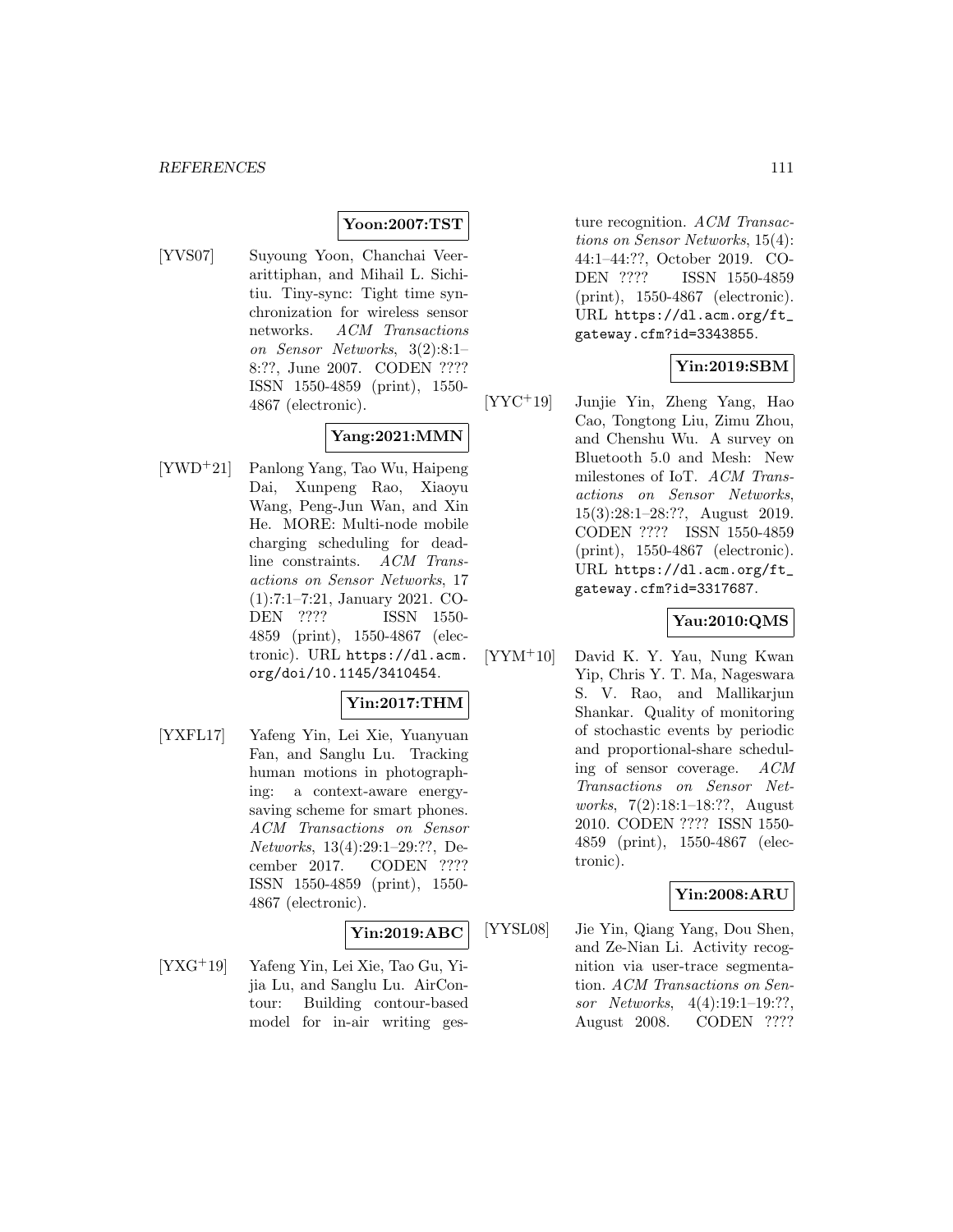**Yoon:2007:TST**

[YVS07] Suyoung Yoon, Chanchai Veerarittiphan, and Mihail L. Sichitiu. Tiny-sync: Tight time synchronization for wireless sensor networks. *ACM Transactions on Sensor Networks*, 3(2):8:1–8:??, June 2007. CODEN ???? ISSN 1550-4859 (print), 1550-4867 (electronic).

**Yang:2021:MMN**

[YWD+21] Panlong Yang, Tao Wu, Haipeng Dai, Xunpeng Rao, Xiaoyu Wang, Peng-Jun Wan, and Xin He. MORE: Multi-node mobile charging scheduling for deadline constraints. *ACM Transactions on Sensor Networks*, 17 (1):7:1–7:21, January 2021. CODEN ???? ISSN 1550-4859 (print), 1550-4867 (electronic). URL https://dl.acm.org/doi/10.1145/3410454.

**Yin:2017:THM**

[YXFL17] Yafeng Yin, Lei Xie, Yuanyuan Fan, and Sanglu Lu. Tracking human motions in photographing: a context-aware energy-saving scheme for smart phones. *ACM Transactions on Sensor Networks*, 13(4):29:1–29:??, December 2017. CODEN ???? ISSN 1550-4859 (print), 1550-4867 (electronic).

**Yin:2019:ABC**

[YXG+19] Yafeng Yin, Lei Xie, Tao Gu, Yijia Lu, and Sanglu Lu. AirContour: Building contour-based model for in-air writing gesture recognition. *ACM Transactions on Sensor Networks*, 15(4): 44:1–44:??, October 2019. CODEN ???? ISSN 1550-4859 (print), 1550-4867 (electronic). URL https://dl.acm.org/ft_gateway.cfm?id=3343855.

**Yin:2019:SBM**

[YYC+19] Junjie Yin, Zheng Yang, Hao Cao, Tongtong Liu, Zimu Zhou, and Chenshu Wu. A survey on Bluetooth 5.0 and Mesh: New milestones of IoT. *ACM Transactions on Sensor Networks*, 15(3):28:1–28:??, August 2019. CODEN ???? ISSN 1550-4859 (print), 1550-4867 (electronic). URL https://dl.acm.org/ft_gateway.cfm?id=3317687.

**Yau:2010:QMS**

[YYM+10] David K. Y. Yau, Nung Kwan Yip, Chris Y. T. Ma, Nageswara S. V. Rao, and Mallikarjun Shankar. Quality of monitoring of stochastic events by periodic and proportional-share scheduling of sensor coverage. *ACM Transactions on Sensor Networks*, 7(2):18:1–18:??, August 2010. CODEN ???? ISSN 1550-4859 (print), 1550-4867 (electronic).

**Yin:2008:ARU**

[YYSL08] Jie Yin, Qiang Yang, Dou Shen, and Ze-Nian Li. Activity recognition via user-trace segmentation. *ACM Transactions on Sensor Networks*, 4(4):19:1–19:??, August 2008. CODEN ????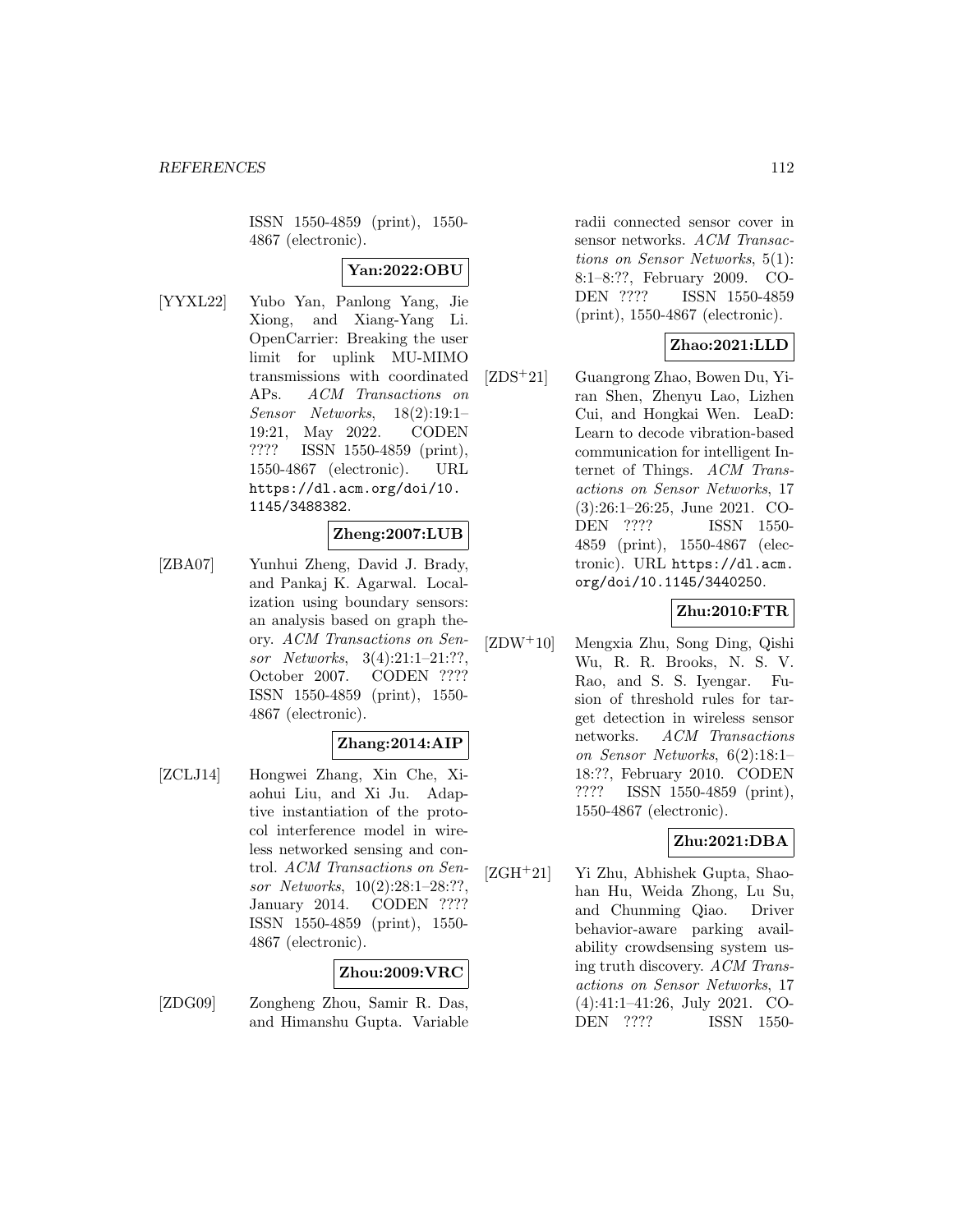ISSN 1550-4859 (print), 1550-4867 (electronic).

**Yan:2022:OBU**

[YYXL22] Yubo Yan, Panlong Yang, Jie Xiong, and Xiang-Yang Li. OpenCarrier: Breaking the user limit for uplink MU-MIMO transmissions with coordinated APs. *ACM Transactions on Sensor Networks*, 18(2):19:1–19:21, May 2022. CODEN ???? ISSN 1550-4859 (print), 1550-4867 (electronic). URL `https://dl.acm.org/doi/10.1145/3488382`.

**Zheng:2007:LUB**

[ZBA07] Yunhui Zheng, David J. Brady, and Pankaj K. Agarwal. Localization using boundary sensors: an analysis based on graph theory. *ACM Transactions on Sensor Networks*, 3(4):21:1–21:??, October 2007. CODEN ???? ISSN 1550-4859 (print), 1550-4867 (electronic).

**Zhang:2014:AIP**

[ZCLJ14] Hongwei Zhang, Xin Che, Xiaohui Liu, and Xi Ju. Adaptive instantiation of the protocol interference model in wireless networked sensing and control. *ACM Transactions on Sensor Networks*, 10(2):28:1–28:??, January 2014. CODEN ???? ISSN 1550-4859 (print), 1550-4867 (electronic).

**Zhou:2009:VRC**

[ZDG09] Zongheng Zhou, Samir R. Das, and Himanshu Gupta. Variable radii connected sensor cover in sensor networks. *ACM Transactions on Sensor Networks*, 5(1):8:1–8:??, February 2009. CODEN ???? ISSN 1550-4859 (print), 1550-4867 (electronic).

**Zhao:2021:LLD**

[ZDS+21] Guangrong Zhao, Bowen Du, Yiran Shen, Zhenyu Lao, Lizhen Cui, and Hongkai Wen. LeaD: Learn to decode vibration-based communication for intelligent Internet of Things. *ACM Transactions on Sensor Networks*, 17 (3):26:1–26:25, June 2021. CODEN ???? ISSN 1550-4859 (print), 1550-4867 (electronic). URL `https://dl.acm.org/doi/10.1145/3440250`.

**Zhu:2010:FTR**

[ZDW+10] Mengxia Zhu, Song Ding, Qishi Wu, R. R. Brooks, N. S. V. Rao, and S. S. Iyengar. Fusion of threshold rules for target detection in wireless sensor networks. *ACM Transactions on Sensor Networks*, 6(2):18:1–18:??, February 2010. CODEN ???? ISSN 1550-4859 (print), 1550-4867 (electronic).

**Zhu:2021:DBA**

[ZGH+21] Yi Zhu, Abhishek Gupta, Shaohan Hu, Weida Zhong, Lu Su, and Chunming Qiao. Driver behavior-aware parking availability crowdsensing system using truth discovery. *ACM Transactions on Sensor Networks*, 17 (4):41:1–41:26, July 2021. CODEN ???? ISSN 1550-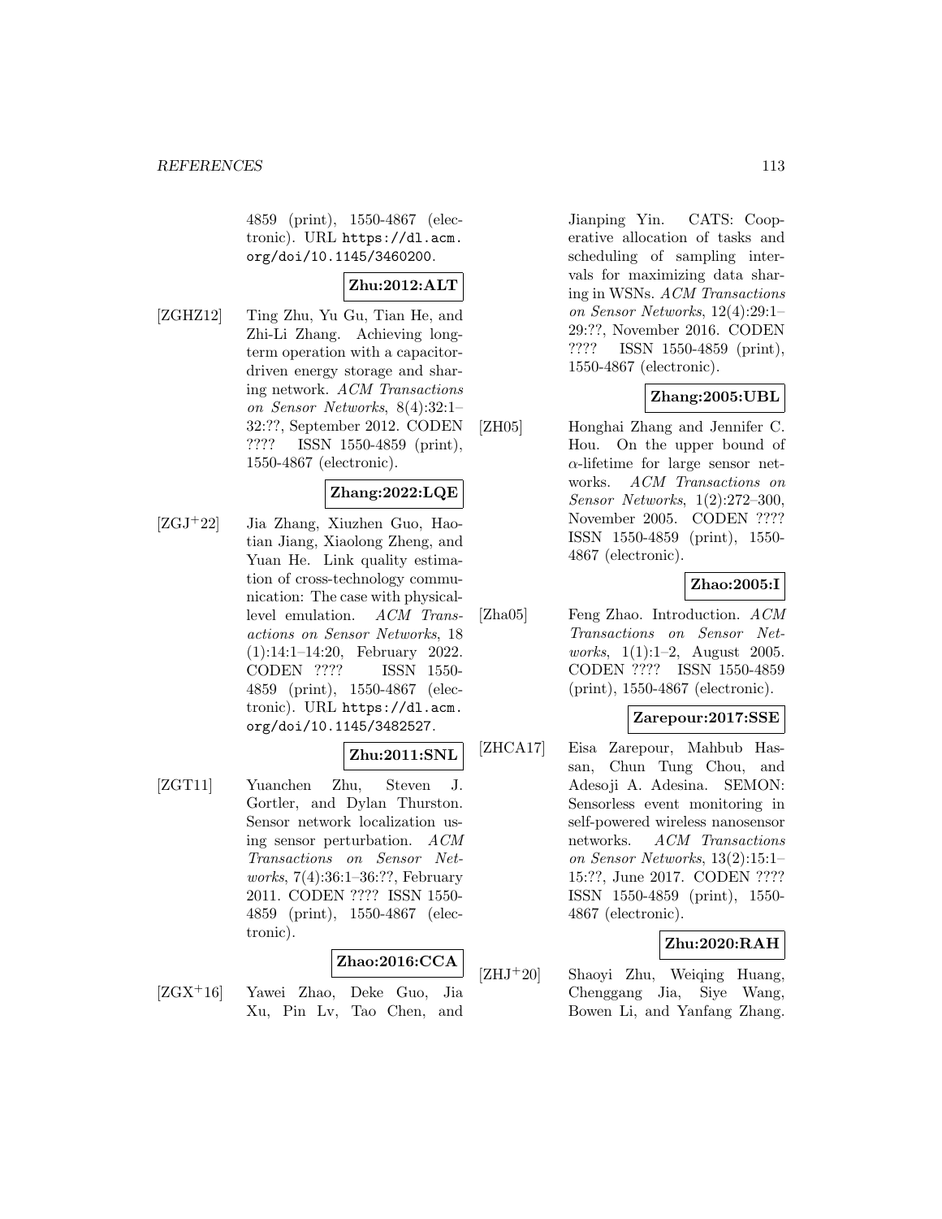4859 (print), 1550-4867 (electronic). URL https://dl.acm.org/doi/10.1145/3460200.

**Zhu:2012:ALT**

[ZGHZ12] Ting Zhu, Yu Gu, Tian He, and Zhi-Li Zhang. Achieving long-term operation with a capacitor-driven energy storage and sharing network. *ACM Transactions on Sensor Networks*, 8(4):32:1–32:??, September 2012. CODEN ???? ISSN 1550-4859 (print), 1550-4867 (electronic).

**Zhang:2022:LQE**

[ZGJ+22] Jia Zhang, Xiuzhen Guo, Haotian Jiang, Xiaolong Zheng, and Yuan He. Link quality estimation of cross-technology communication: The case with physical-level emulation. *ACM Transactions on Sensor Networks*, 18 (1):14:1–14:20, February 2022. CODEN ???? ISSN 1550-4859 (print), 1550-4867 (electronic). URL https://dl.acm.org/doi/10.1145/3482527.

**Zhu:2011:SNL**

[ZGT11] Yuanchen Zhu, Steven J. Gortler, and Dylan Thurston. Sensor network localization using sensor perturbation. *ACM Transactions on Sensor Networks*, 7(4):36:1–36:??, February 2011. CODEN ???? ISSN 1550-4859 (print), 1550-4867 (electronic).

**Zhao:2016:CCA**

[ZGX+16] Yawei Zhao, Deke Guo, Jia Xu, Pin Lv, Tao Chen, and Jianping Yin. CATS: Cooperative allocation of tasks and scheduling of sampling intervals for maximizing data sharing in WSNs. *ACM Transactions on Sensor Networks*, 12(4):29:1–29:??, November 2016. CODEN ???? ISSN 1550-4859 (print), 1550-4867 (electronic).

**Zhang:2005:UBL**

[ZH05] Honghai Zhang and Jennifer C. Hou. On the upper bound of $\alpha$-lifetime for large sensor networks. *ACM Transactions on Sensor Networks*, 1(2):272–300, November 2005. CODEN ???? ISSN 1550-4859 (print), 1550-4867 (electronic).

**Zhao:2005:I**

[Zha05] Feng Zhao. Introduction. *ACM Transactions on Sensor Networks*, 1(1):1–2, August 2005. CODEN ???? ISSN 1550-4859 (print), 1550-4867 (electronic).

**Zarepour:2017:SSE**

[ZHCA17] Eisa Zarepour, Mahbub Hassan, Chun Tung Chou, and Adesoji A. Adesina. SEMON: Sensorless event monitoring in self-powered wireless nanosensor networks. *ACM Transactions on Sensor Networks*, 13(2):15:1–15:??, June 2017. CODEN ???? ISSN 1550-4859 (print), 1550-4867 (electronic).

**Zhu:2020:RAH**

[ZHJ+20] Shaoyi Zhu, Weiqing Huang, Chenggang Jia, Siye Wang, Bowen Li, and Yanfang Zhang.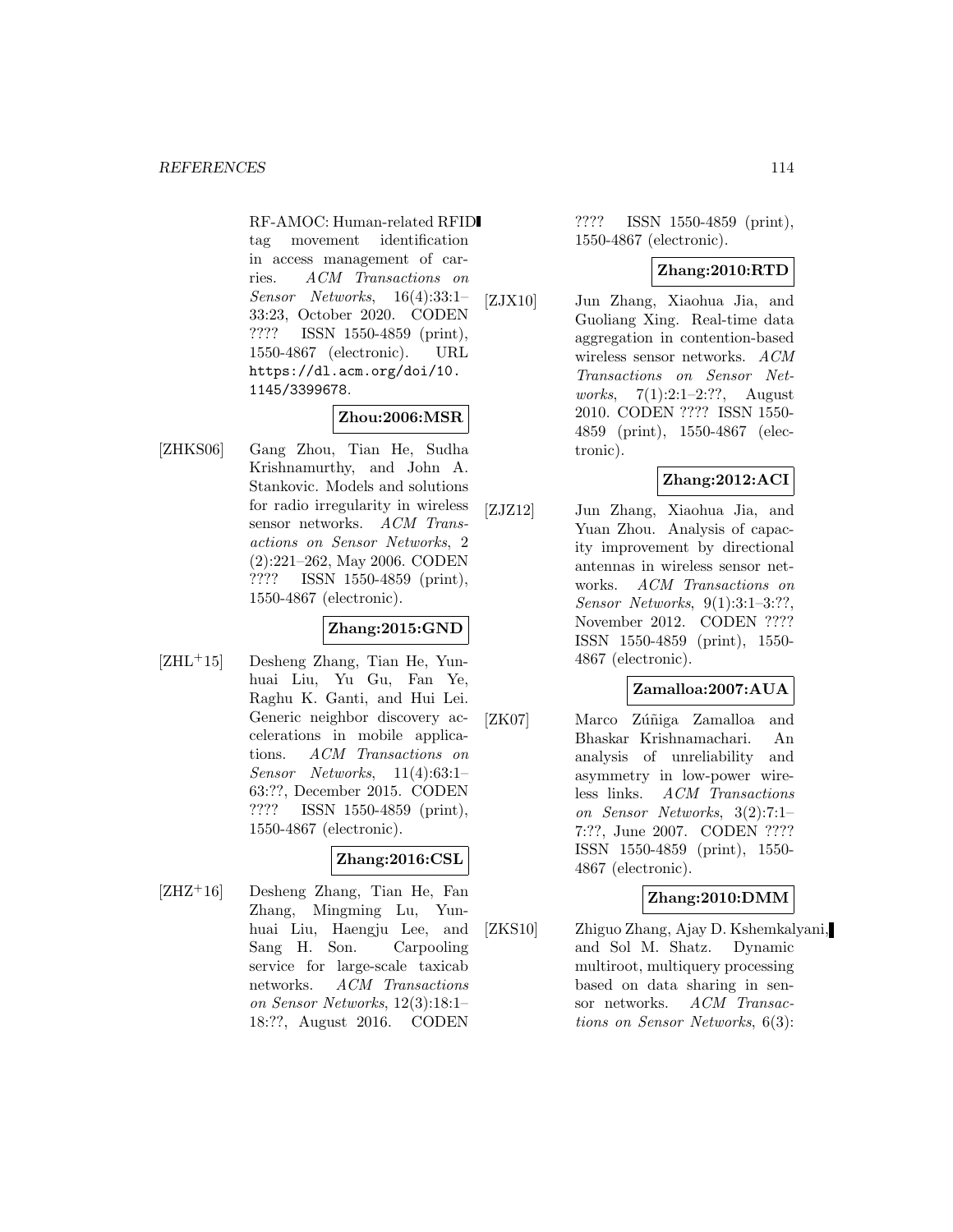RF-AMOC: Human-related RFID tag movement identification in access management of carries. *ACM Transactions on Sensor Networks*, 16(4):33:1–33:23, October 2020. CODEN ???? ISSN 1550-4859 (print), 1550-4867 (electronic). URL https://dl.acm.org/doi/10.1145/3399678.

**Zhou:2006:MSR**

[ZHKS06] Gang Zhou, Tian He, Sudha Krishnamurthy, and John A. Stankovic. Models and solutions for radio irregularity in wireless sensor networks. *ACM Transactions on Sensor Networks*, 2 (2):221–262, May 2006. CODEN ???? ISSN 1550-4859 (print), 1550-4867 (electronic).

**Zhang:2015:GND**

[ZHL+15] Desheng Zhang, Tian He, Yunhuai Liu, Yu Gu, Fan Ye, Raghu K. Ganti, and Hui Lei. Generic neighbor discovery accelerations in mobile applications. *ACM Transactions on Sensor Networks*, 11(4):63:1–63:??, December 2015. CODEN ???? ISSN 1550-4859 (print), 1550-4867 (electronic).

**Zhang:2016:CSL**

[ZHZ+16] Desheng Zhang, Tian He, Fan Zhang, Mingming Lu, Yunhuai Liu, Haengju Lee, and Sang H. Son. Carpooling service for large-scale taxicab networks. *ACM Transactions on Sensor Networks*, 12(3):18:1–18:??, August 2016. CODEN ???? ISSN 1550-4859 (print), 1550-4867 (electronic).

**Zhang:2010:RTD**

[ZJX10] Jun Zhang, Xiaohua Jia, and Guoliang Xing. Real-time data aggregation in contention-based wireless sensor networks. *ACM Transactions on Sensor Networks*, 7(1):2:1–2:??, August 2010. CODEN ???? ISSN 1550-4859 (print), 1550-4867 (electronic).

**Zhang:2012:ACI**

[ZJZ12] Jun Zhang, Xiaohua Jia, and Yuan Zhou. Analysis of capacity improvement by directional antennas in wireless sensor networks. *ACM Transactions on Sensor Networks*, 9(1):3:1–3:??, November 2012. CODEN ???? ISSN 1550-4859 (print), 1550-4867 (electronic).

**Zamalloa:2007:AUA**

[ZK07] Marco Zúñiga Zamalloa and Bhaskar Krishnamachari. An analysis of unreliability and asymmetry in low-power wireless links. *ACM Transactions on Sensor Networks*, 3(2):7:1–7:??, June 2007. CODEN ???? ISSN 1550-4859 (print), 1550-4867 (electronic).

**Zhang:2010:DMM**

[ZKS10] Zhiguo Zhang, Ajay D. Kshemkalyani, and Sol M. Shatz. Dynamic multiroot, multiquery processing based on data sharing in sensor networks. *ACM Transactions on Sensor Networks*, 6(3):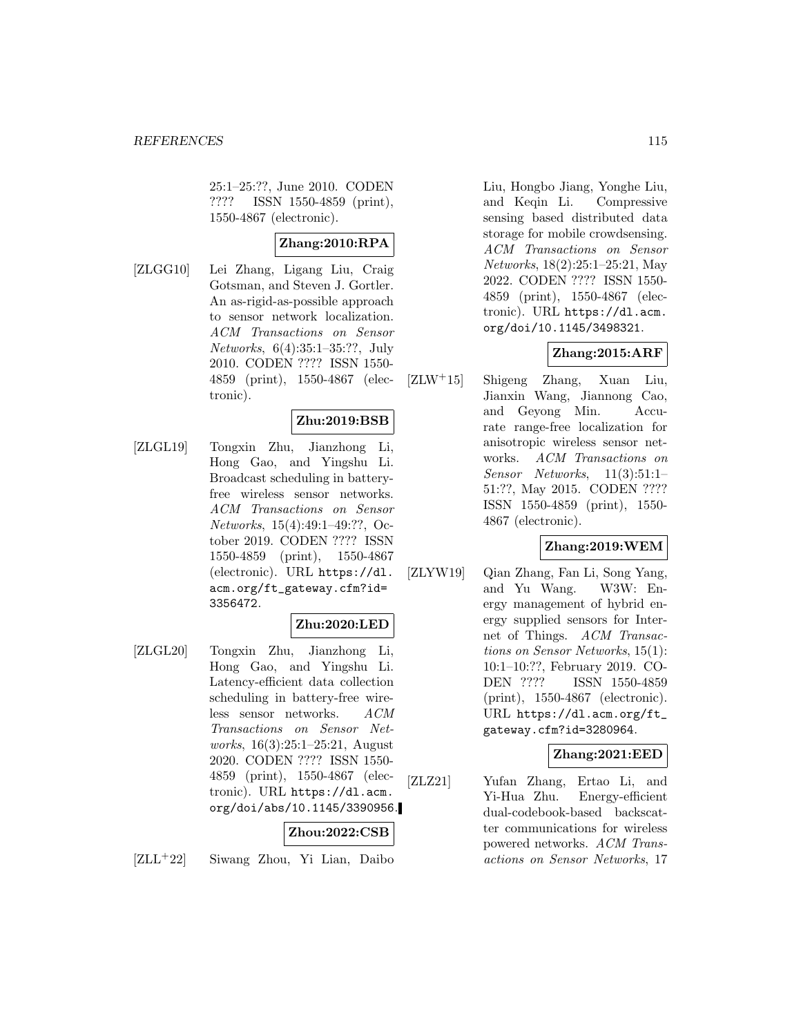25:1–25:??, June 2010. CODEN ???? ISSN 1550-4859 (print), 1550-4867 (electronic).

**Zhang:2010:RPA**

[ZLGG10] Lei Zhang, Ligang Liu, Craig Gotsman, and Steven J. Gortler. An as-rigid-as-possible approach to sensor network localization. *ACM Transactions on Sensor Networks*, 6(4):35:1–35:??, July 2010. CODEN ???? ISSN 1550-4859 (print), 1550-4867 (electronic).

**Zhu:2019:BSB**

[ZLGL19] Tongxin Zhu, Jianzhong Li, Hong Gao, and Yingshu Li. Broadcast scheduling in battery-free wireless sensor networks. *ACM Transactions on Sensor Networks*, 15(4):49:1–49:??, October 2019. CODEN ???? ISSN 1550-4859 (print), 1550-4867 (electronic). URL `https://dl.acm.org/ft_gateway.cfm?id=3356472`.

**Zhu:2020:LED**

[ZLGL20] Tongxin Zhu, Jianzhong Li, Hong Gao, and Yingshu Li. Latency-efficient data collection scheduling in battery-free wireless sensor networks. *ACM Transactions on Sensor Networks*, 16(3):25:1–25:21, August 2020. CODEN ???? ISSN 1550-4859 (print), 1550-4867 (electronic). URL `https://dl.acm.org/doi/abs/10.1145/3390956`.

**Zhou:2022:CSB**

[ZLL+22] Siwang Zhou, Yi Lian, Daibo Liu, Hongbo Jiang, Yonghe Liu, and Keqin Li. Compressive sensing based distributed data storage for mobile crowdsensing. *ACM Transactions on Sensor Networks*, 18(2):25:1–25:21, May 2022. CODEN ???? ISSN 1550-4859 (print), 1550-4867 (electronic). URL `https://dl.acm.org/doi/10.1145/3498321`.

**Zhang:2015:ARF**

[ZLW+15] Shigeng Zhang, Xuan Liu, Jianxin Wang, Jiannong Cao, and Geyong Min. Accurate range-free localization for anisotropic wireless sensor networks. *ACM Transactions on Sensor Networks*, 11(3):51:1–51:??, May 2015. CODEN ???? ISSN 1550-4859 (print), 1550-4867 (electronic).

**Zhang:2019:WEM**

[ZLYW19] Qian Zhang, Fan Li, Song Yang, and Yu Wang. W3W: Energy management of hybrid energy supplied sensors for Internet of Things. *ACM Transactions on Sensor Networks*, 15(1):10:1–10:??, February 2019. CODEN ???? ISSN 1550-4859 (print), 1550-4867 (electronic). URL `https://dl.acm.org/ft_gateway.cfm?id=3280964`.

**Zhang:2021:EED**

[ZLZ21] Yufan Zhang, Ertao Li, and Yi-Hua Zhu. Energy-efficient dual-codebook-based backscatter communications for wireless powered networks. *ACM Transactions on Sensor Networks*, 17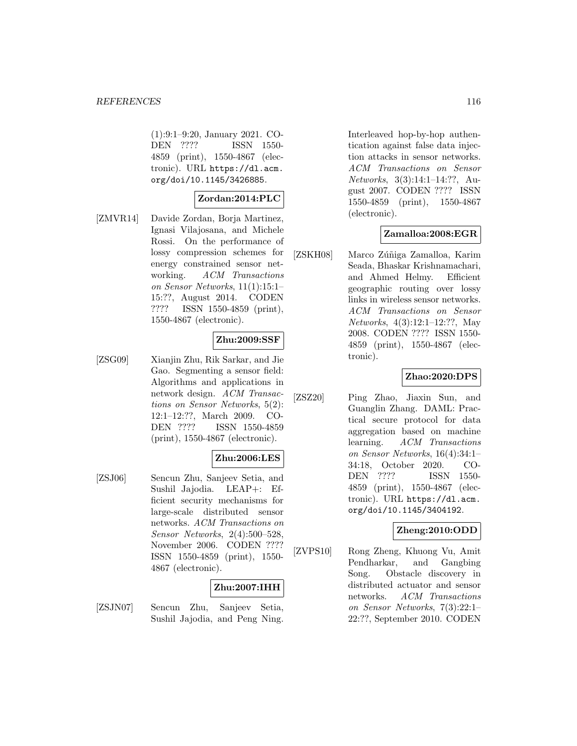(1):9:1–9:20, January 2021. CODEN ???? ISSN 1550-4859 (print), 1550-4867 (electronic). URL https://dl.acm.org/doi/10.1145/3426885.

**Zordan:2014:PLC**

[ZMVR14] Davide Zordan, Borja Martinez, Ignasi Vilajosana, and Michele Rossi. On the performance of lossy compression schemes for energy constrained sensor networking. *ACM Transactions on Sensor Networks*, 11(1):15:1–15:??, August 2014. CODEN ???? ISSN 1550-4859 (print), 1550-4867 (electronic).

**Zhu:2009:SSF**

[ZSG09] Xianjin Zhu, Rik Sarkar, and Jie Gao. Segmenting a sensor field: Algorithms and applications in network design. *ACM Transactions on Sensor Networks*, 5(2):12:1–12:??, March 2009. CODEN ???? ISSN 1550-4859 (print), 1550-4867 (electronic).

**Zhu:2006:LES**

[ZSJ06] Sencun Zhu, Sanjeev Setia, and Sushil Jajodia. LEAP+: Efficient security mechanisms for large-scale distributed sensor networks. *ACM Transactions on Sensor Networks*, 2(4):500–528, November 2006. CODEN ???? ISSN 1550-4859 (print), 1550-4867 (electronic).

**Zhu:2007:IHH**

[ZSJN07] Sencun Zhu, Sanjeev Setia, Sushil Jajodia, and Peng Ning. Interleaved hop-by-hop authentication against false data injection attacks in sensor networks. *ACM Transactions on Sensor Networks*, 3(3):14:1–14:??, August 2007. CODEN ???? ISSN 1550-4859 (print), 1550-4867 (electronic).

**Zamalloa:2008:EGR**

[ZSKH08] Marco Zúñiga Zamalloa, Karim Seada, Bhaskar Krishnamachari, and Ahmed Helmy. Efficient geographic routing over lossy links in wireless sensor networks. *ACM Transactions on Sensor Networks*, 4(3):12:1–12:??, May 2008. CODEN ???? ISSN 1550-4859 (print), 1550-4867 (electronic).

**Zhao:2020:DPS**

[ZSZ20] Ping Zhao, Jiaxin Sun, and Guanglin Zhang. DAML: Practical secure protocol for data aggregation based on machine learning. *ACM Transactions on Sensor Networks*, 16(4):34:1–34:18, October 2020. CODEN ???? ISSN 1550-4859 (print), 1550-4867 (electronic). URL https://dl.acm.org/doi/10.1145/3404192.

**Zheng:2010:ODD**

[ZVPS10] Rong Zheng, Khuong Vu, Amit Pendharkar, and Gangbing Song. Obstacle discovery in distributed actuator and sensor networks. *ACM Transactions on Sensor Networks*, 7(3):22:1–22:??, September 2010. CODEN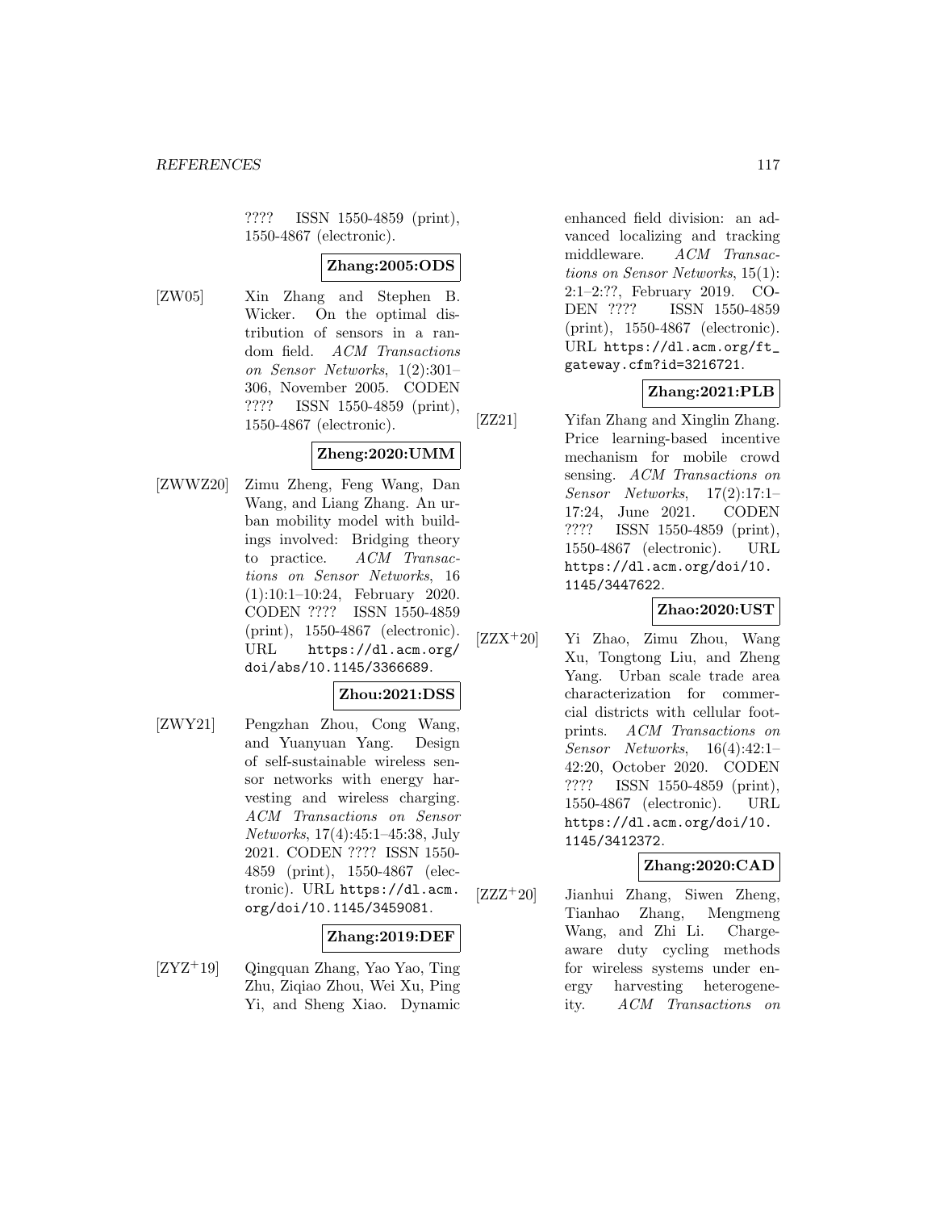???? ISSN 1550-4859 (print), 1550-4867 (electronic).

**Zhang:2005:ODS**

[ZW05] Xin Zhang and Stephen B. Wicker. On the optimal distribution of sensors in a random field. *ACM Transactions on Sensor Networks*, 1(2):301–306, November 2005. CODEN ???? ISSN 1550-4859 (print), 1550-4867 (electronic).

**Zheng:2020:UMM**

[ZWWZ20] Zimu Zheng, Feng Wang, Dan Wang, and Liang Zhang. An urban mobility model with buildings involved: Bridging theory to practice. *ACM Transactions on Sensor Networks*, 16 (1):10:1–10:24, February 2020. CODEN ???? ISSN 1550-4859 (print), 1550-4867 (electronic). URL https://dl.acm.org/doi/abs/10.1145/3366689.

**Zhou:2021:DSS**

[ZWY21] Pengzhan Zhou, Cong Wang, and Yuanyuan Yang. Design of self-sustainable wireless sensor networks with energy harvesting and wireless charging. *ACM Transactions on Sensor Networks*, 17(4):45:1–45:38, July 2021. CODEN ???? ISSN 1550-4859 (print), 1550-4867 (electronic). URL https://dl.acm.org/doi/10.1145/3459081.

**Zhang:2019:DEF**

[ZYZ+19] Qingquan Zhang, Yao Yao, Ting Zhu, Ziqiao Zhou, Wei Xu, Ping Yi, and Sheng Xiao. Dynamic enhanced field division: an advanced localizing and tracking middleware. *ACM Transactions on Sensor Networks*, 15(1): 2:1–2:??, February 2019. CODEN ???? ISSN 1550-4859 (print), 1550-4867 (electronic). URL https://dl.acm.org/ft_gateway.cfm?id=3216721.

**Zhang:2021:PLB**

[ZZ21] Yifan Zhang and Xinglin Zhang. Price learning-based incentive mechanism for mobile crowd sensing. *ACM Transactions on Sensor Networks*, 17(2):17:1–17:24, June 2021. CODEN ???? ISSN 1550-4859 (print), 1550-4867 (electronic). URL https://dl.acm.org/doi/10.1145/3447622.

**Zhao:2020:UST**

[ZZX+20] Yi Zhao, Zimu Zhou, Wang Xu, Tongtong Liu, and Zheng Yang. Urban scale trade area characterization for commercial districts with cellular footprints. *ACM Transactions on Sensor Networks*, 16(4):42:1–42:20, October 2020. CODEN ???? ISSN 1550-4859 (print), 1550-4867 (electronic). URL https://dl.acm.org/doi/10.1145/3412372.

**Zhang:2020:CAD**

[ZZZ+20] Jianhui Zhang, Siwen Zheng, Tianhao Zhang, Mengmeng Wang, and Zhi Li. Charge-aware duty cycling methods for wireless systems under energy harvesting heterogeneity. *ACM Transactions on*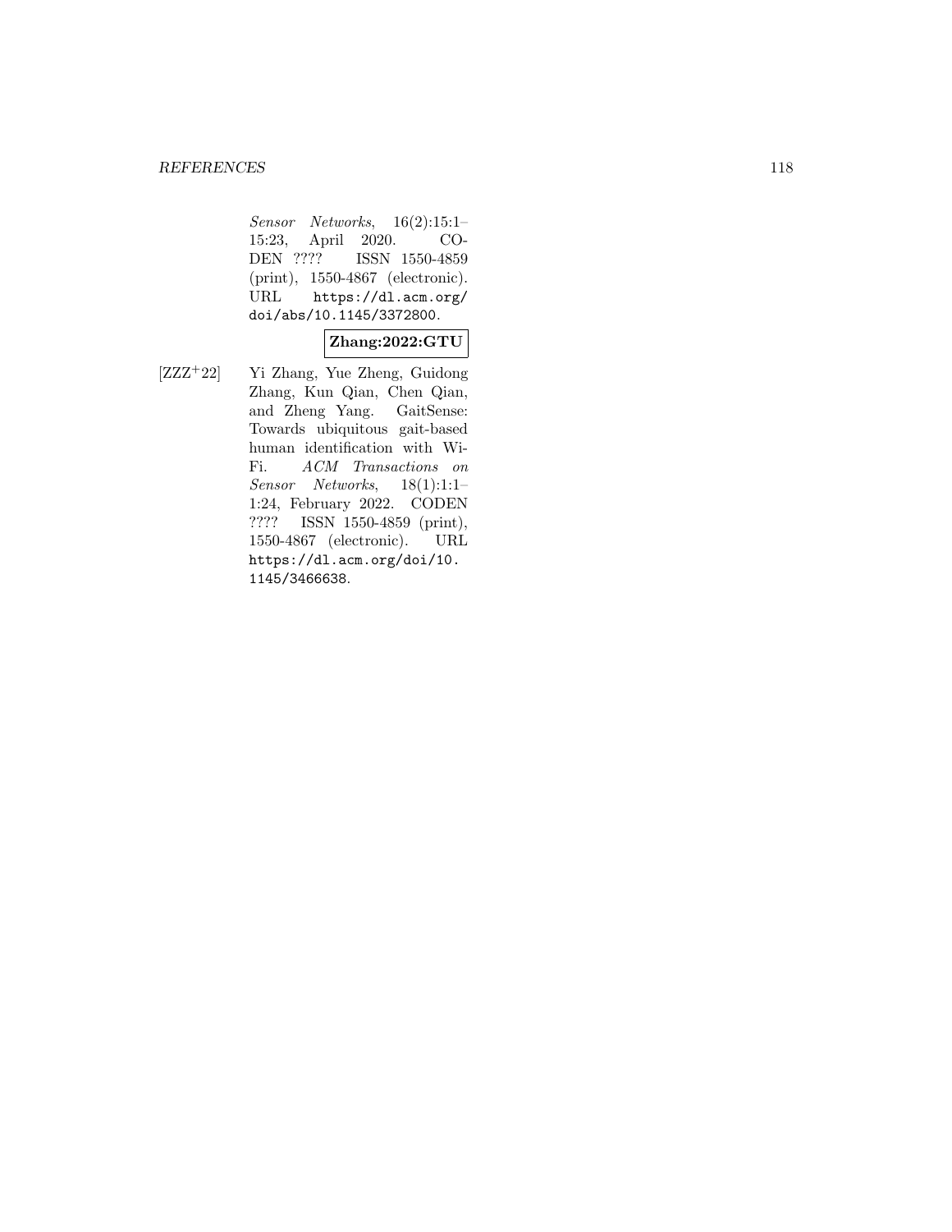*Sensor Networks*, 16(2):15:1–15:23, April 2020. CODEN ???? ISSN 1550-4859 (print), 1550-4867 (electronic). URL https://dl.acm.org/doi/abs/10.1145/3372800.

**Zhang:2022:GTU**

[ZZZ+22] Yi Zhang, Yue Zheng, Guidong Zhang, Kun Qian, Chen Qian, and Zheng Yang. GaitSense: Towards ubiquitous gait-based human identification with Wi-Fi. *ACM Transactions on Sensor Networks*, 18(1):1:1–1:24, February 2022. CODEN ???? ISSN 1550-4859 (print), 1550-4867 (electronic). URL https://dl.acm.org/doi/10.1145/3466638.